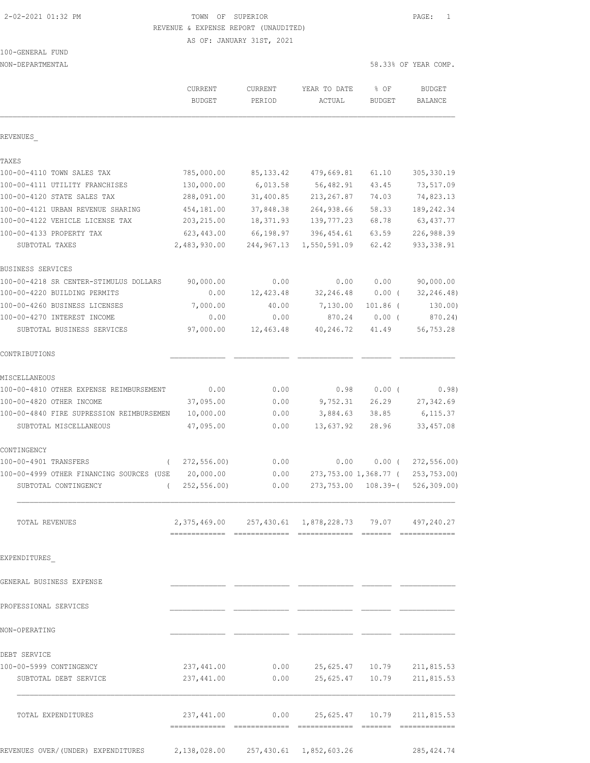# TOWN OF SUPERIOR

## REVENUE & EXPENSE REPORT (UNAUDITED)

AS OF: JANUARY 31ST, 2021

2-02-2021 01:32 PM

100-GENERAL FUND

NON-DEPARTMENTAL

58.33% OF YEAR COMP.

| | CURRENT BUDGET | CURRENT PERIOD | YEAR TO DATE ACTUAL | % OF BUDGET | BUDGET BALANCE |
|---|---|---|---|---|---|
| **REVENUES_** | | | | | |
| **TAXES** | | | | | |
| 100-00-4110 TOWN SALES TAX | 785,000.00 | 85,133.42 | 479,669.81 | 61.10 | 305,330.19 |
| 100-00-4111 UTILITY FRANCHISES | 130,000.00 | 6,013.58 | 56,482.91 | 43.45 | 73,517.09 |
| 100-00-4120 STATE SALES TAX | 288,091.00 | 31,400.85 | 213,267.87 | 74.03 | 74,823.13 |
| 100-00-4121 URBAN REVENUE SHARING | 454,181.00 | 37,848.38 | 264,938.66 | 58.33 | 189,242.34 |
| 100-00-4122 VEHICLE LICENSE TAX | 203,215.00 | 18,371.93 | 139,777.23 | 68.78 | 63,437.77 |
| 100-00-4133 PROPERTY TAX | 623,443.00 | 66,198.97 | 396,454.61 | 63.59 | 226,988.39 |
| SUBTOTAL TAXES | 2,483,930.00 | 244,967.13 | 1,550,591.09 | 62.42 | 933,338.91 |
| **BUSINESS SERVICES** | | | | | |
| 100-00-4218 SR CENTER-STIMULUS DOLLARS | 90,000.00 | 0.00 | 0.00 | 0.00 | 90,000.00 |
| 100-00-4220 BUILDING PERMITS | 0.00 | 12,423.48 | 32,246.48 | 0.00 | ( 32,246.48) |
| 100-00-4260 BUSINESS LICENSES | 7,000.00 | 40.00 | 7,130.00 | 101.86 | ( 130.00) |
| 100-00-4270 INTEREST INCOME | 0.00 | 0.00 | 870.24 | 0.00 | ( 870.24) |
| SUBTOTAL BUSINESS SERVICES | 97,000.00 | 12,463.48 | 40,246.72 | 41.49 | 56,753.28 |
| **CONTRIBUTIONS** | | | | | |
| **MISCELLANEOUS** | | | | | |
| 100-00-4810 OTHER EXPENSE REIMBURSEMENT | 0.00 | 0.00 | 0.98 | 0.00 | ( 0.98) |
| 100-00-4820 OTHER INCOME | 37,095.00 | 0.00 | 9,752.31 | 26.29 | 27,342.69 |
| 100-00-4840 FIRE SUPRESSION REIMBURSEMEN | 10,000.00 | 0.00 | 3,884.63 | 38.85 | 6,115.37 |
| SUBTOTAL MISCELLANEOUS | 47,095.00 | 0.00 | 13,637.92 | 28.96 | 33,457.08 |
| **CONTINGENCY** | | | | | |
| 100-00-4901 TRANSFERS | ( 272,556.00) | 0.00 | 0.00 | 0.00 | ( 272,556.00) |
| 100-00-4999 OTHER FINANCING SOURCES (USE | 20,000.00 | 0.00 | 273,753.00 | 1,368.77 | ( 253,753.00) |
| SUBTOTAL CONTINGENCY | ( 252,556.00) | 0.00 | 273,753.00 | 108.39- | ( 526,309.00) |
| TOTAL REVENUES | 2,375,469.00 | 257,430.61 | 1,878,228.73 | 79.07 | 497,240.27 |
| **EXPENDITURES_** | | | | | |
| **GENERAL BUSINESS EXPENSE** | | | | | |
| **PROFESSIONAL SERVICES** | | | | | |
| **NON-OPERATING** | | | | | |
| **DEBT SERVICE** | | | | | |
| 100-00-5999 CONTINGENCY | 237,441.00 | 0.00 | 25,625.47 | 10.79 | 211,815.53 |
| SUBTOTAL DEBT SERVICE | 237,441.00 | 0.00 | 25,625.47 | 10.79 | 211,815.53 |
| TOTAL EXPENDITURES | 237,441.00 | 0.00 | 25,625.47 | 10.79 | 211,815.53 |
| REVENUES OVER/(UNDER) EXPENDITURES | 2,138,028.00 | 257,430.61 | 1,852,603.26 | | 285,424.74 |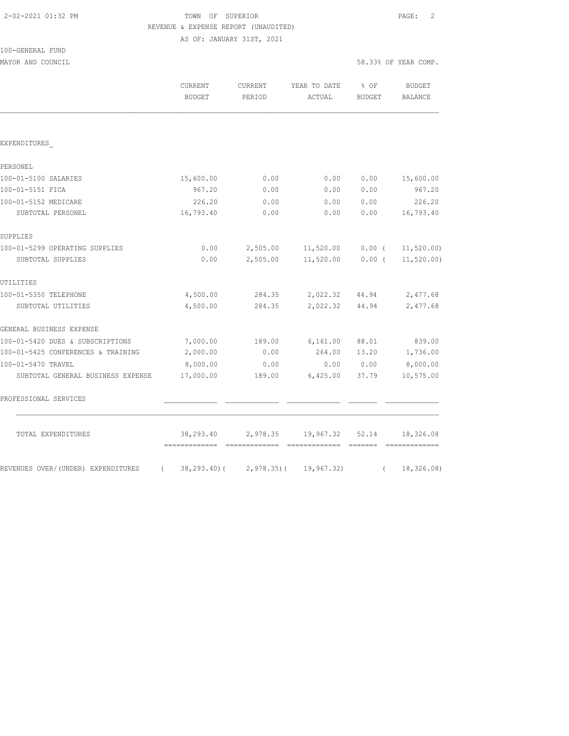TOWN OF SUPERIOR
REVENUE & EXPENSE REPORT (UNAUDITED)
AS OF: JANUARY 31ST, 2021

100-GENERAL FUND
MAYOR AND COUNCIL

58.33% OF YEAR COMP.

| | CURRENT BUDGET | CURRENT PERIOD | YEAR TO DATE ACTUAL | % OF BUDGET | BUDGET BALANCE |
|---|---|---|---|---|---|
| **EXPENDITURES_** | | | | | |
| **PERSONEL** | | | | | |
| 100-01-5100 SALARIES | 15,600.00 | 0.00 | 0.00 | 0.00 | 15,600.00 |
| 100-01-5151 FICA | 967.20 | 0.00 | 0.00 | 0.00 | 967.20 |
| 100-01-5152 MEDICARE | 226.20 | 0.00 | 0.00 | 0.00 | 226.20 |
| SUBTOTAL PERSONEL | 16,793.40 | 0.00 | 0.00 | 0.00 | 16,793.40 |
| **SUPPLIES** | | | | | |
| 100-01-5299 OPERATING SUPPLIES | 0.00 | 2,505.00 | 11,520.00 | 0.00 | ( 11,520.00) |
| SUBTOTAL SUPPLIES | 0.00 | 2,505.00 | 11,520.00 | 0.00 | ( 11,520.00) |
| **UTILITIES** | | | | | |
| 100-01-5350 TELEPHONE | 4,500.00 | 284.35 | 2,022.32 | 44.94 | 2,477.68 |
| SUBTOTAL UTILITIES | 4,500.00 | 284.35 | 2,022.32 | 44.94 | 2,477.68 |
| **GENERAL BUSINESS EXPENSE** | | | | | |
| 100-01-5420 DUES & SUBSCRIPTIONS | 7,000.00 | 189.00 | 6,161.00 | 88.01 | 839.00 |
| 100-01-5425 CONFERENCES & TRAINING | 2,000.00 | 0.00 | 264.00 | 13.20 | 1,736.00 |
| 100-01-5470 TRAVEL | 8,000.00 | 0.00 | 0.00 | 0.00 | 8,000.00 |
| SUBTOTAL GENERAL BUSINESS EXPENSE | 17,000.00 | 189.00 | 6,425.00 | 37.79 | 10,575.00 |
| **PROFESSIONAL SERVICES** | | | | | |
| TOTAL EXPENDITURES | 38,293.40 | 2,978.35 | 19,967.32 | 52.14 | 18,326.08 |
| REVENUES OVER/(UNDER) EXPENDITURES | ( 38,293.40) | ( 2,978.35) | ( 19,967.32) | | ( 18,326.08) |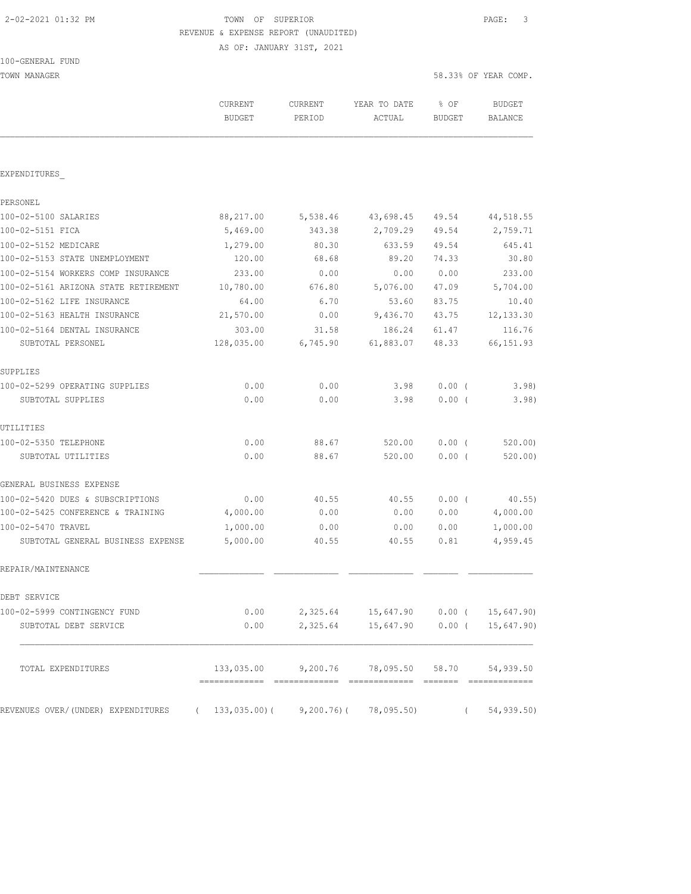2-02-2021 01:32 PM TOWN OF SUPERIOR

REVENUE & EXPENSE REPORT (UNAUDITED)

AS OF: JANUARY 31ST, 2021

100-GENERAL FUND

TOWN MANAGER 58.33% OF YEAR COMP.

| | CURRENT BUDGET | CURRENT PERIOD | YEAR TO DATE ACTUAL | % OF BUDGET | BUDGET BALANCE |
|---|---|---|---|---|---|
| EXPENDITURES_ | | | | | |
| PERSONEL | | | | | |
| 100-02-5100 SALARIES | 88,217.00 | 5,538.46 | 43,698.45 | 49.54 | 44,518.55 |
| 100-02-5151 FICA | 5,469.00 | 343.38 | 2,709.29 | 49.54 | 2,759.71 |
| 100-02-5152 MEDICARE | 1,279.00 | 80.30 | 633.59 | 49.54 | 645.41 |
| 100-02-5153 STATE UNEMPLOYMENT | 120.00 | 68.68 | 89.20 | 74.33 | 30.80 |
| 100-02-5154 WORKERS COMP INSURANCE | 233.00 | 0.00 | 0.00 | 0.00 | 233.00 |
| 100-02-5161 ARIZONA STATE RETIREMENT | 10,780.00 | 676.80 | 5,076.00 | 47.09 | 5,704.00 |
| 100-02-5162 LIFE INSURANCE | 64.00 | 6.70 | 53.60 | 83.75 | 10.40 |
| 100-02-5163 HEALTH INSURANCE | 21,570.00 | 0.00 | 9,436.70 | 43.75 | 12,133.30 |
| 100-02-5164 DENTAL INSURANCE | 303.00 | 31.58 | 186.24 | 61.47 | 116.76 |
| SUBTOTAL PERSONEL | 128,035.00 | 6,745.90 | 61,883.07 | 48.33 | 66,151.93 |
| SUPPLIES | | | | | |
| 100-02-5299 OPERATING SUPPLIES | 0.00 | 0.00 | 3.98 | 0.00 ( | 3.98) |
| SUBTOTAL SUPPLIES | 0.00 | 0.00 | 3.98 | 0.00 ( | 3.98) |
| UTILITIES | | | | | |
| 100-02-5350 TELEPHONE | 0.00 | 88.67 | 520.00 | 0.00 ( | 520.00) |
| SUBTOTAL UTILITIES | 0.00 | 88.67 | 520.00 | 0.00 ( | 520.00) |
| GENERAL BUSINESS EXPENSE | | | | | |
| 100-02-5420 DUES & SUBSCRIPTIONS | 0.00 | 40.55 | 40.55 | 0.00 ( | 40.55) |
| 100-02-5425 CONFERENCE & TRAINING | 4,000.00 | 0.00 | 0.00 | 0.00 | 4,000.00 |
| 100-02-5470 TRAVEL | 1,000.00 | 0.00 | 0.00 | 0.00 | 1,000.00 |
| SUBTOTAL GENERAL BUSINESS EXPENSE | 5,000.00 | 40.55 | 40.55 | 0.81 | 4,959.45 |
| REPAIR/MAINTENANCE | | | | | |
| DEBT SERVICE | | | | | |
| 100-02-5999 CONTINGENCY FUND | 0.00 | 2,325.64 | 15,647.90 | 0.00 ( | 15,647.90) |
| SUBTOTAL DEBT SERVICE | 0.00 | 2,325.64 | 15,647.90 | 0.00 ( | 15,647.90) |
| TOTAL EXPENDITURES | 133,035.00 | 9,200.76 | 78,095.50 | 58.70 | 54,939.50 |
| REVENUES OVER/(UNDER) EXPENDITURES | ( 133,035.00)( | 9,200.76)( | 78,095.50) | ( | 54,939.50) |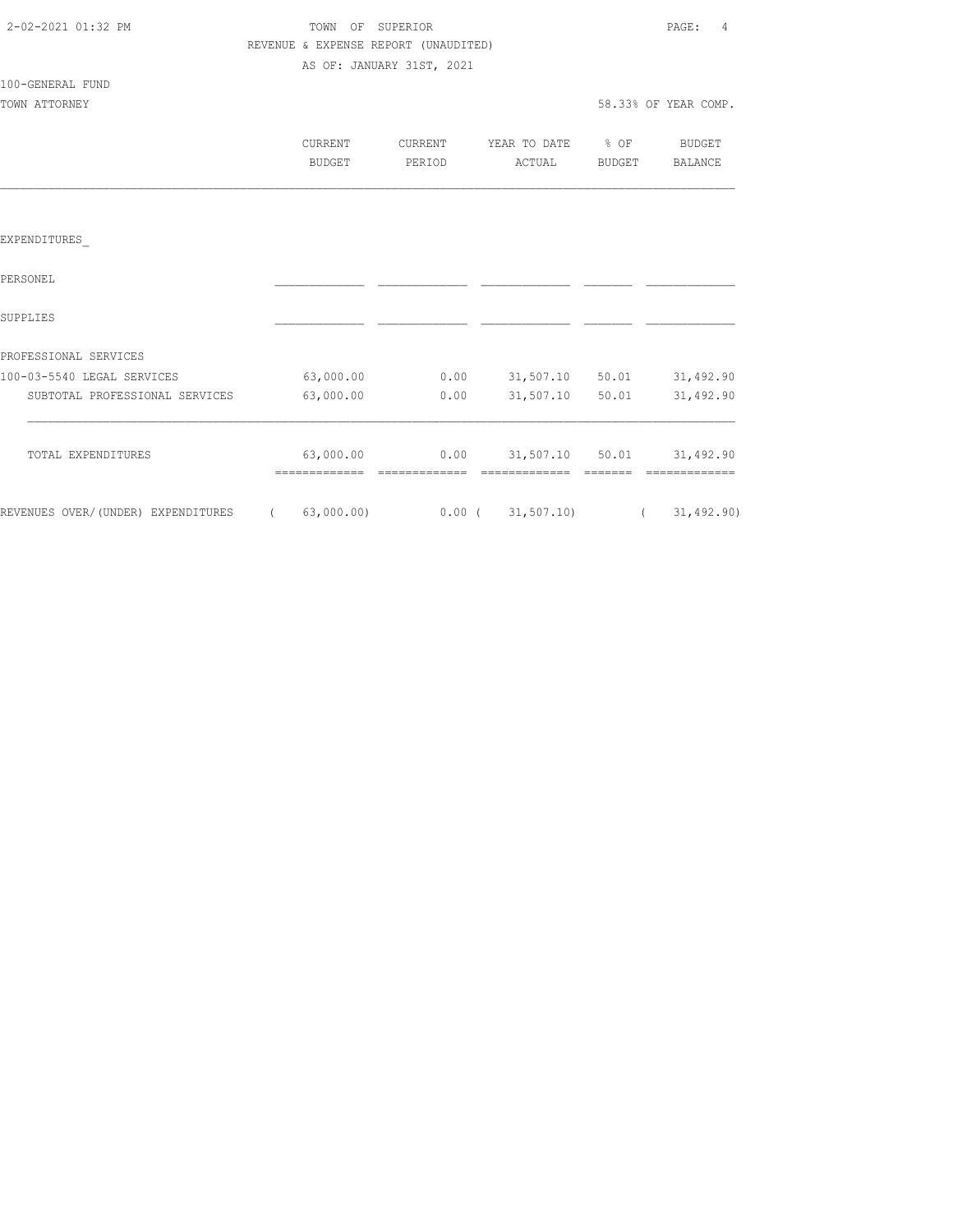TOWN OF SUPERIOR

REVENUE & EXPENSE REPORT (UNAUDITED)

AS OF: JANUARY 31ST, 2021

100-GENERAL FUND

TOWN ATTORNEY

58.33% OF YEAR COMP.

| | CURRENT BUDGET | CURRENT PERIOD | YEAR TO DATE ACTUAL | % OF BUDGET | BUDGET BALANCE |
|---|---|---|---|---|---|
| EXPENDITURES_ | | | | | |
| PERSONEL | | | | | |
| SUPPLIES | | | | | |
| PROFESSIONAL SERVICES | | | | | |
| 100-03-5540 LEGAL SERVICES | 63,000.00 | 0.00 | 31,507.10 | 50.01 | 31,492.90 |
| SUBTOTAL PROFESSIONAL SERVICES | 63,000.00 | 0.00 | 31,507.10 | 50.01 | 31,492.90 |
| TOTAL EXPENDITURES | 63,000.00 | 0.00 | 31,507.10 | 50.01 | 31,492.90 |
| REVENUES OVER/(UNDER) EXPENDITURES | ( 63,000.00) | 0.00 | ( 31,507.10) | | ( 31,492.90) |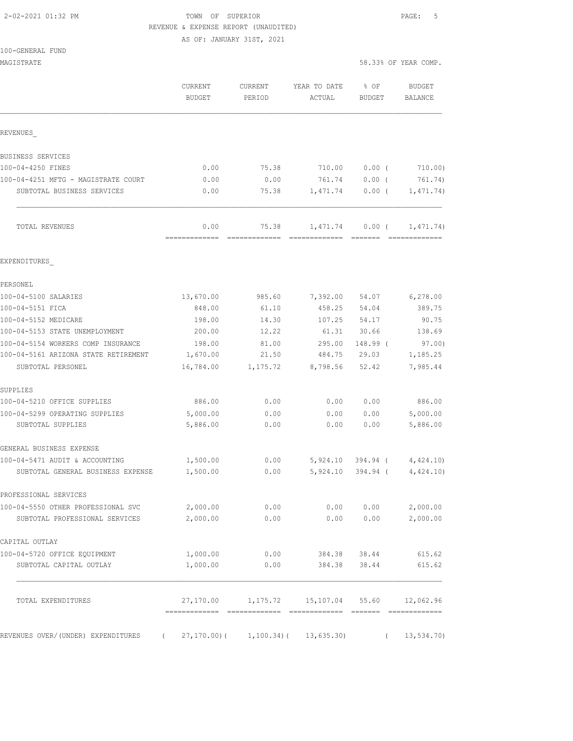2-02-2021 01:32 PM

TOWN OF SUPERIOR

REVENUE & EXPENSE REPORT (UNAUDITED)

AS OF: JANUARY 31ST, 2021

100-GENERAL FUND

MAGISTRATE

58.33% OF YEAR COMP.

| | CURRENT BUDGET | CURRENT PERIOD | YEAR TO DATE ACTUAL | % OF BUDGET | BUDGET BALANCE |
|---|---|---|---|---|---|
| REVENUES_ | | | | | |
| BUSINESS SERVICES | | | | | |
| 100-04-4250 FINES | 0.00 | 75.38 | 710.00 | 0.00 ( | 710.00) |
| 100-04-4251 MFTG - MAGISTRATE COURT | 0.00 | 0.00 | 761.74 | 0.00 ( | 761.74) |
| SUBTOTAL BUSINESS SERVICES | 0.00 | 75.38 | 1,471.74 | 0.00 ( | 1,471.74) |
| TOTAL REVENUES | 0.00 | 75.38 | 1,471.74 | 0.00 ( | 1,471.74) |
| EXPENDITURES_ | | | | | |
| PERSONEL | | | | | |
| 100-04-5100 SALARIES | 13,670.00 | 985.60 | 7,392.00 | 54.07 | 6,278.00 |
| 100-04-5151 FICA | 848.00 | 61.10 | 458.25 | 54.04 | 389.75 |
| 100-04-5152 MEDICARE | 198.00 | 14.30 | 107.25 | 54.17 | 90.75 |
| 100-04-5153 STATE UNEMPLOYMENT | 200.00 | 12.22 | 61.31 | 30.66 | 138.69 |
| 100-04-5154 WORKERS COMP INSURANCE | 198.00 | 81.00 | 295.00 | 148.99 ( | 97.00) |
| 100-04-5161 ARIZONA STATE RETIREMENT | 1,670.00 | 21.50 | 484.75 | 29.03 | 1,185.25 |
| SUBTOTAL PERSONEL | 16,784.00 | 1,175.72 | 8,798.56 | 52.42 | 7,985.44 |
| SUPPLIES | | | | | |
| 100-04-5210 OFFICE SUPPLIES | 886.00 | 0.00 | 0.00 | 0.00 | 886.00 |
| 100-04-5299 OPERATING SUPPLIES | 5,000.00 | 0.00 | 0.00 | 0.00 | 5,000.00 |
| SUBTOTAL SUPPLIES | 5,886.00 | 0.00 | 0.00 | 0.00 | 5,886.00 |
| GENERAL BUSINESS EXPENSE | | | | | |
| 100-04-5471 AUDIT & ACCOUNTING | 1,500.00 | 0.00 | 5,924.10 | 394.94 ( | 4,424.10) |
| SUBTOTAL GENERAL BUSINESS EXPENSE | 1,500.00 | 0.00 | 5,924.10 | 394.94 ( | 4,424.10) |
| PROFESSIONAL SERVICES | | | | | |
| 100-04-5550 OTHER PROFESSIONAL SVC | 2,000.00 | 0.00 | 0.00 | 0.00 | 2,000.00 |
| SUBTOTAL PROFESSIONAL SERVICES | 2,000.00 | 0.00 | 0.00 | 0.00 | 2,000.00 |
| CAPITAL OUTLAY | | | | | |
| 100-04-5720 OFFICE EQUIPMENT | 1,000.00 | 0.00 | 384.38 | 38.44 | 615.62 |
| SUBTOTAL CAPITAL OUTLAY | 1,000.00 | 0.00 | 384.38 | 38.44 | 615.62 |
| TOTAL EXPENDITURES | 27,170.00 | 1,175.72 | 15,107.04 | 55.60 | 12,062.96 |
| REVENUES OVER/(UNDER) EXPENDITURES | ( 27,170.00)( | 1,100.34)( | 13,635.30) | ( | 13,534.70) |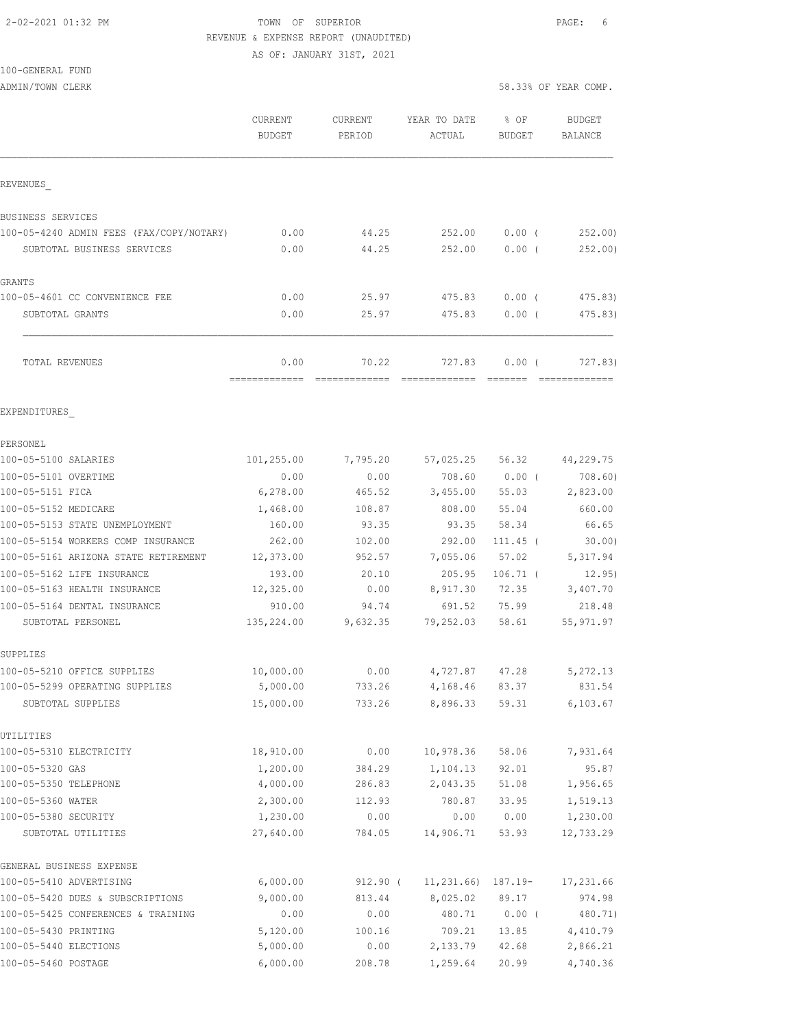TOWN OF SUPERIOR
REVENUE & EXPENSE REPORT (UNAUDITED)
AS OF: JANUARY 31ST, 2021

100-GENERAL FUND
ADMIN/TOWN CLERK

58.33% OF YEAR COMP.

| | CURRENT BUDGET | CURRENT PERIOD | YEAR TO DATE ACTUAL | % OF BUDGET | BUDGET BALANCE |
|---|---|---|---|---|---|
| **REVENUES_** | | | | | |
| BUSINESS SERVICES | | | | | |
| 100-05-4240 ADMIN FEES (FAX/COPY/NOTARY) | 0.00 | 44.25 | 252.00 | 0.00 ( | 252.00) |
| SUBTOTAL BUSINESS SERVICES | 0.00 | 44.25 | 252.00 | 0.00 ( | 252.00) |
| GRANTS | | | | | |
| 100-05-4601 CC CONVENIENCE FEE | 0.00 | 25.97 | 475.83 | 0.00 ( | 475.83) |
| SUBTOTAL GRANTS | 0.00 | 25.97 | 475.83 | 0.00 ( | 475.83) |
| TOTAL REVENUES | 0.00 | 70.22 | 727.83 | 0.00 ( | 727.83) |
| **EXPENDITURES_** | | | | | |
| PERSONEL | | | | | |
| 100-05-5100 SALARIES | 101,255.00 | 7,795.20 | 57,025.25 | 56.32 | 44,229.75 |
| 100-05-5101 OVERTIME | 0.00 | 0.00 | 708.60 | 0.00 ( | 708.60) |
| 100-05-5151 FICA | 6,278.00 | 465.52 | 3,455.00 | 55.03 | 2,823.00 |
| 100-05-5152 MEDICARE | 1,468.00 | 108.87 | 808.00 | 55.04 | 660.00 |
| 100-05-5153 STATE UNEMPLOYMENT | 160.00 | 93.35 | 93.35 | 58.34 | 66.65 |
| 100-05-5154 WORKERS COMP INSURANCE | 262.00 | 102.00 | 292.00 | 111.45 ( | 30.00) |
| 100-05-5161 ARIZONA STATE RETIREMENT | 12,373.00 | 952.57 | 7,055.06 | 57.02 | 5,317.94 |
| 100-05-5162 LIFE INSURANCE | 193.00 | 20.10 | 205.95 | 106.71 ( | 12.95) |
| 100-05-5163 HEALTH INSURANCE | 12,325.00 | 0.00 | 8,917.30 | 72.35 | 3,407.70 |
| 100-05-5164 DENTAL INSURANCE | 910.00 | 94.74 | 691.52 | 75.99 | 218.48 |
| SUBTOTAL PERSONEL | 135,224.00 | 9,632.35 | 79,252.03 | 58.61 | 55,971.97 |
| SUPPLIES | | | | | |
| 100-05-5210 OFFICE SUPPLIES | 10,000.00 | 0.00 | 4,727.87 | 47.28 | 5,272.13 |
| 100-05-5299 OPERATING SUPPLIES | 5,000.00 | 733.26 | 4,168.46 | 83.37 | 831.54 |
| SUBTOTAL SUPPLIES | 15,000.00 | 733.26 | 8,896.33 | 59.31 | 6,103.67 |
| UTILITIES | | | | | |
| 100-05-5310 ELECTRICITY | 18,910.00 | 0.00 | 10,978.36 | 58.06 | 7,931.64 |
| 100-05-5320 GAS | 1,200.00 | 384.29 | 1,104.13 | 92.01 | 95.87 |
| 100-05-5350 TELEPHONE | 4,000.00 | 286.83 | 2,043.35 | 51.08 | 1,956.65 |
| 100-05-5360 WATER | 2,300.00 | 112.93 | 780.87 | 33.95 | 1,519.13 |
| 100-05-5380 SECURITY | 1,230.00 | 0.00 | 0.00 | 0.00 | 1,230.00 |
| SUBTOTAL UTILITIES | 27,640.00 | 784.05 | 14,906.71 | 53.93 | 12,733.29 |
| GENERAL BUSINESS EXPENSE | | | | | |
| 100-05-5410 ADVERTISING | 6,000.00 | 912.90 ( | 11,231.66) | 187.19- | 17,231.66 |
| 100-05-5420 DUES & SUBSCRIPTIONS | 9,000.00 | 813.44 | 8,025.02 | 89.17 | 974.98 |
| 100-05-5425 CONFERENCES & TRAINING | 0.00 | 0.00 | 480.71 | 0.00 ( | 480.71) |
| 100-05-5430 PRINTING | 5,120.00 | 100.16 | 709.21 | 13.85 | 4,410.79 |
| 100-05-5440 ELECTIONS | 5,000.00 | 0.00 | 2,133.79 | 42.68 | 2,866.21 |
| 100-05-5460 POSTAGE | 6,000.00 | 208.78 | 1,259.64 | 20.99 | 4,740.36 |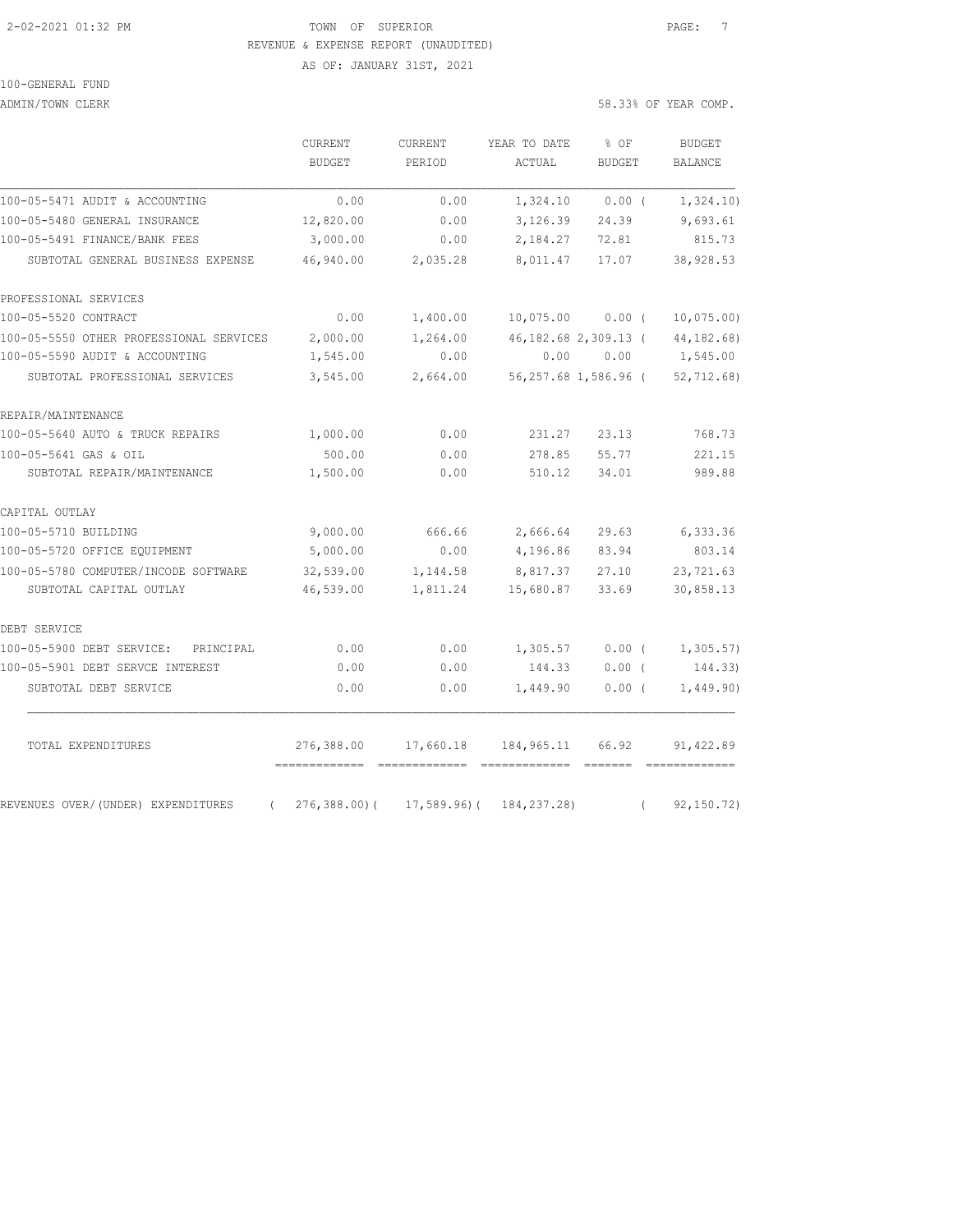2-02-2021 01:32 PM TOWN OF SUPERIOR

REVENUE & EXPENSE REPORT (UNAUDITED)

AS OF: JANUARY 31ST, 2021

100-GENERAL FUND

ADMIN/TOWN CLERK 58.33% OF YEAR COMP.

| | CURRENT BUDGET | CURRENT PERIOD | YEAR TO DATE ACTUAL | % OF BUDGET | BUDGET BALANCE |
|---|---|---|---|---|---|
| 100-05-5471 AUDIT & ACCOUNTING | 0.00 | 0.00 | 1,324.10 | 0.00 ( | 1,324.10) |
| 100-05-5480 GENERAL INSURANCE | 12,820.00 | 0.00 | 3,126.39 | 24.39 | 9,693.61 |
| 100-05-5491 FINANCE/BANK FEES | 3,000.00 | 0.00 | 2,184.27 | 72.81 | 815.73 |
| SUBTOTAL GENERAL BUSINESS EXPENSE | 46,940.00 | 2,035.28 | 8,011.47 | 17.07 | 38,928.53 |
| PROFESSIONAL SERVICES | | | | | |
| 100-05-5520 CONTRACT | 0.00 | 1,400.00 | 10,075.00 | 0.00 ( | 10,075.00) |
| 100-05-5550 OTHER PROFESSIONAL SERVICES | 2,000.00 | 1,264.00 | 46,182.68 | 2,309.13 ( | 44,182.68) |
| 100-05-5590 AUDIT & ACCOUNTING | 1,545.00 | 0.00 | 0.00 | 0.00 | 1,545.00 |
| SUBTOTAL PROFESSIONAL SERVICES | 3,545.00 | 2,664.00 | 56,257.68 | 1,586.96 ( | 52,712.68) |
| REPAIR/MAINTENANCE | | | | | |
| 100-05-5640 AUTO & TRUCK REPAIRS | 1,000.00 | 0.00 | 231.27 | 23.13 | 768.73 |
| 100-05-5641 GAS & OIL | 500.00 | 0.00 | 278.85 | 55.77 | 221.15 |
| SUBTOTAL REPAIR/MAINTENANCE | 1,500.00 | 0.00 | 510.12 | 34.01 | 989.88 |
| CAPITAL OUTLAY | | | | | |
| 100-05-5710 BUILDING | 9,000.00 | 666.66 | 2,666.64 | 29.63 | 6,333.36 |
| 100-05-5720 OFFICE EQUIPMENT | 5,000.00 | 0.00 | 4,196.86 | 83.94 | 803.14 |
| 100-05-5780 COMPUTER/INCODE SOFTWARE | 32,539.00 | 1,144.58 | 8,817.37 | 27.10 | 23,721.63 |
| SUBTOTAL CAPITAL OUTLAY | 46,539.00 | 1,811.24 | 15,680.87 | 33.69 | 30,858.13 |
| DEBT SERVICE | | | | | |
| 100-05-5900 DEBT SERVICE: PRINCIPAL | 0.00 | 0.00 | 1,305.57 | 0.00 ( | 1,305.57) |
| 100-05-5901 DEBT SERVCE INTEREST | 0.00 | 0.00 | 144.33 | 0.00 ( | 144.33) |
| SUBTOTAL DEBT SERVICE | 0.00 | 0.00 | 1,449.90 | 0.00 ( | 1,449.90) |
| TOTAL EXPENDITURES | 276,388.00 | 17,660.18 | 184,965.11 | 66.92 | 91,422.89 |
| REVENUES OVER/(UNDER) EXPENDITURES | ( 276,388.00)( | 17,589.96)( | 184,237.28) | ( | 92,150.72) |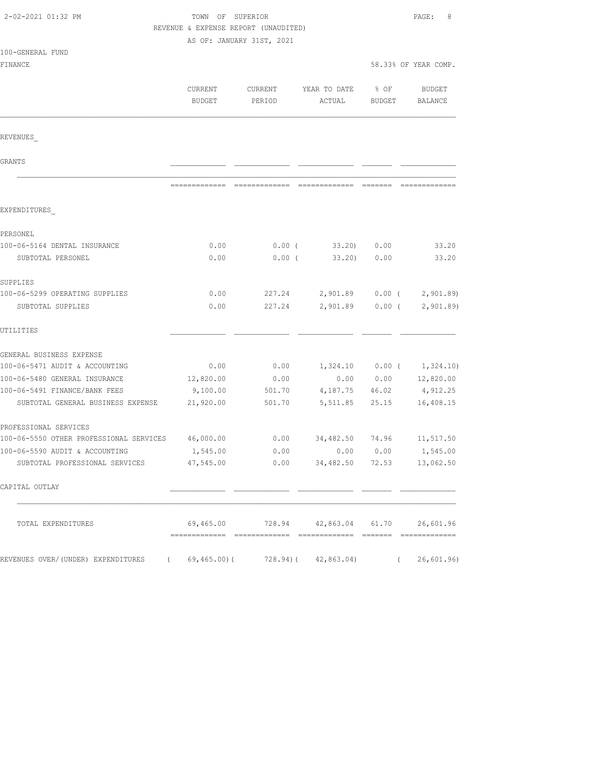2-02-2021 01:32 PM TOWN OF SUPERIOR

REVENUE & EXPENSE REPORT (UNAUDITED)

AS OF: JANUARY 31ST, 2021

100-GENERAL FUND

FINANCE 58.33% OF YEAR COMP.

| | CURRENT BUDGET | CURRENT PERIOD | YEAR TO DATE ACTUAL | % OF BUDGET | BUDGET BALANCE |
|---|---|---|---|---|---|
| REVENUES_ | | | | | |
| GRANTS | | | | | |
| EXPENDITURES_ | | | | | |
| PERSONEL | | | | | |
| 100-06-5164 DENTAL INSURANCE | 0.00 | 0.00 | ( 33.20) | 0.00 | 33.20 |
| SUBTOTAL PERSONEL | 0.00 | 0.00 | ( 33.20) | 0.00 | 33.20 |
| SUPPLIES | | | | | |
| 100-06-5299 OPERATING SUPPLIES | 0.00 | 227.24 | 2,901.89 | 0.00 | ( 2,901.89) |
| SUBTOTAL SUPPLIES | 0.00 | 227.24 | 2,901.89 | 0.00 | ( 2,901.89) |
| UTILITIES | | | | | |
| GENERAL BUSINESS EXPENSE | | | | | |
| 100-06-5471 AUDIT & ACCOUNTING | 0.00 | 0.00 | 1,324.10 | 0.00 | ( 1,324.10) |
| 100-06-5480 GENERAL INSURANCE | 12,820.00 | 0.00 | 0.00 | 0.00 | 12,820.00 |
| 100-06-5491 FINANCE/BANK FEES | 9,100.00 | 501.70 | 4,187.75 | 46.02 | 4,912.25 |
| SUBTOTAL GENERAL BUSINESS EXPENSE | 21,920.00 | 501.70 | 5,511.85 | 25.15 | 16,408.15 |
| PROFESSIONAL SERVICES | | | | | |
| 100-06-5550 OTHER PROFESSIONAL SERVICES | 46,000.00 | 0.00 | 34,482.50 | 74.96 | 11,517.50 |
| 100-06-5590 AUDIT & ACCOUNTING | 1,545.00 | 0.00 | 0.00 | 0.00 | 1,545.00 |
| SUBTOTAL PROFESSIONAL SERVICES | 47,545.00 | 0.00 | 34,482.50 | 72.53 | 13,062.50 |
| CAPITAL OUTLAY | | | | | |
| TOTAL EXPENDITURES | 69,465.00 | 728.94 | 42,863.04 | 61.70 | 26,601.96 |
| REVENUES OVER/(UNDER) EXPENDITURES | ( 69,465.00) | ( 728.94) | ( 42,863.04) | | ( 26,601.96) |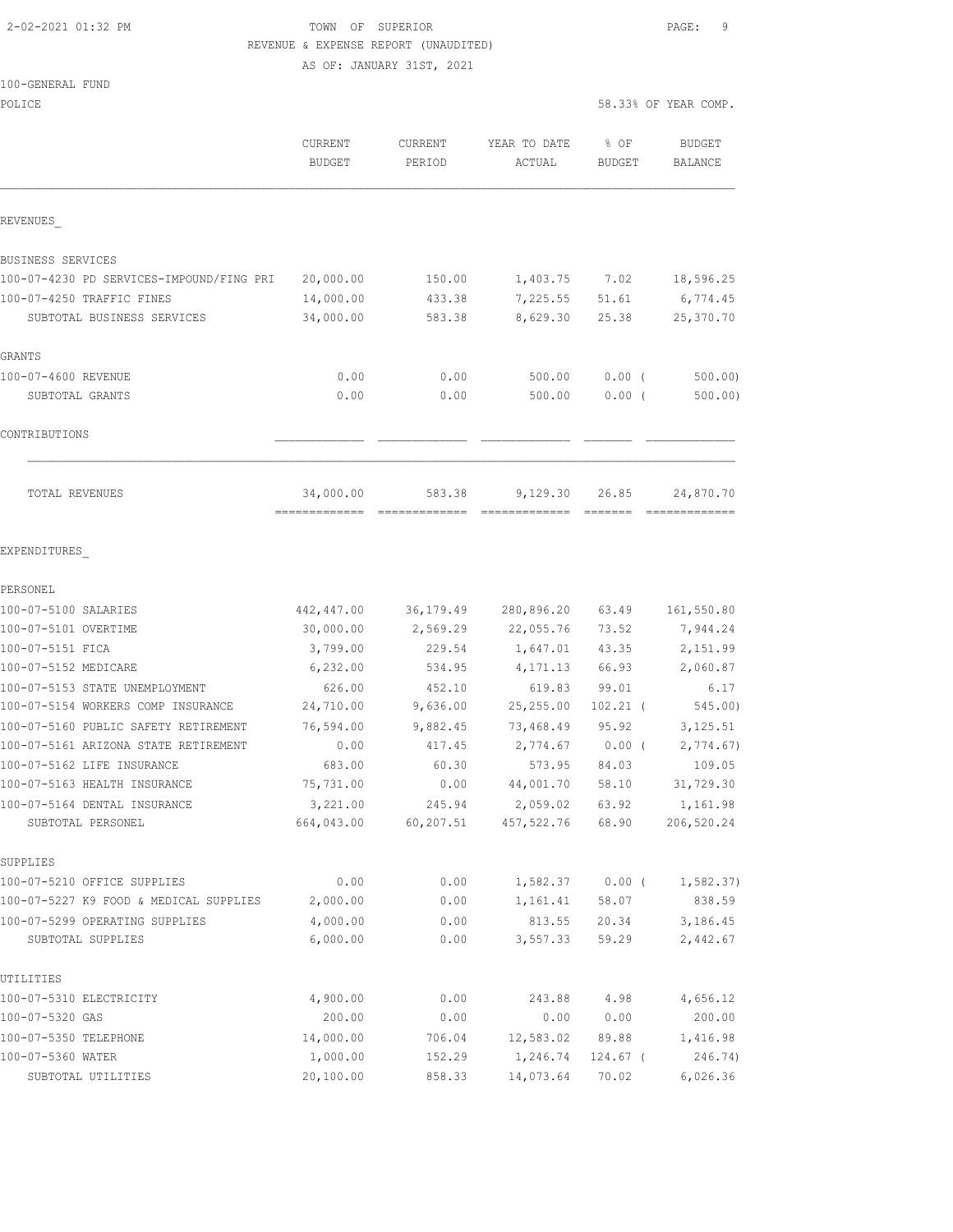TOWN OF SUPERIOR
REVENUE & EXPENSE REPORT (UNAUDITED)
AS OF: JANUARY 31ST, 2021

2-02-2021 01:32 PM

100-GENERAL FUND

POLICE — 58.33% OF YEAR COMP.

| | CURRENT BUDGET | CURRENT PERIOD | YEAR TO DATE ACTUAL | % OF BUDGET | BUDGET BALANCE |
|---|---|---|---|---|---|
| **REVENUES** | | | | | |
| BUSINESS SERVICES | | | | | |
| 100-07-4230 PD SERVICES-IMPOUND/FING PRI | 20,000.00 | 150.00 | 1,403.75 | 7.02 | 18,596.25 |
| 100-07-4250 TRAFFIC FINES | 14,000.00 | 433.38 | 7,225.55 | 51.61 | 6,774.45 |
| SUBTOTAL BUSINESS SERVICES | 34,000.00 | 583.38 | 8,629.30 | 25.38 | 25,370.70 |
| GRANTS | | | | | |
| 100-07-4600 REVENUE | 0.00 | 0.00 | 500.00 | 0.00 ( | 500.00) |
| SUBTOTAL GRANTS | 0.00 | 0.00 | 500.00 | 0.00 ( | 500.00) |
| CONTRIBUTIONS | | | | | |
| TOTAL REVENUES | 34,000.00 | 583.38 | 9,129.30 | 26.85 | 24,870.70 |
| **EXPENDITURES** | | | | | |
| PERSONEL | | | | | |
| 100-07-5100 SALARIES | 442,447.00 | 36,179.49 | 280,896.20 | 63.49 | 161,550.80 |
| 100-07-5101 OVERTIME | 30,000.00 | 2,569.29 | 22,055.76 | 73.52 | 7,944.24 |
| 100-07-5151 FICA | 3,799.00 | 229.54 | 1,647.01 | 43.35 | 2,151.99 |
| 100-07-5152 MEDICARE | 6,232.00 | 534.95 | 4,171.13 | 66.93 | 2,060.87 |
| 100-07-5153 STATE UNEMPLOYMENT | 626.00 | 452.10 | 619.83 | 99.01 | 6.17 |
| 100-07-5154 WORKERS COMP INSURANCE | 24,710.00 | 9,636.00 | 25,255.00 | 102.21 ( | 545.00) |
| 100-07-5160 PUBLIC SAFETY RETIREMENT | 76,594.00 | 9,882.45 | 73,468.49 | 95.92 | 3,125.51 |
| 100-07-5161 ARIZONA STATE RETIREMENT | 0.00 | 417.45 | 2,774.67 | 0.00 ( | 2,774.67) |
| 100-07-5162 LIFE INSURANCE | 683.00 | 60.30 | 573.95 | 84.03 | 109.05 |
| 100-07-5163 HEALTH INSURANCE | 75,731.00 | 0.00 | 44,001.70 | 58.10 | 31,729.30 |
| 100-07-5164 DENTAL INSURANCE | 3,221.00 | 245.94 | 2,059.02 | 63.92 | 1,161.98 |
| SUBTOTAL PERSONEL | 664,043.00 | 60,207.51 | 457,522.76 | 68.90 | 206,520.24 |
| SUPPLIES | | | | | |
| 100-07-5210 OFFICE SUPPLIES | 0.00 | 0.00 | 1,582.37 | 0.00 ( | 1,582.37) |
| 100-07-5227 K9 FOOD & MEDICAL SUPPLIES | 2,000.00 | 0.00 | 1,161.41 | 58.07 | 838.59 |
| 100-07-5299 OPERATING SUPPLIES | 4,000.00 | 0.00 | 813.55 | 20.34 | 3,186.45 |
| SUBTOTAL SUPPLIES | 6,000.00 | 0.00 | 3,557.33 | 59.29 | 2,442.67 |
| UTILITIES | | | | | |
| 100-07-5310 ELECTRICITY | 4,900.00 | 0.00 | 243.88 | 4.98 | 4,656.12 |
| 100-07-5320 GAS | 200.00 | 0.00 | 0.00 | 0.00 | 200.00 |
| 100-07-5350 TELEPHONE | 14,000.00 | 706.04 | 12,583.02 | 89.88 | 1,416.98 |
| 100-07-5360 WATER | 1,000.00 | 152.29 | 1,246.74 | 124.67 ( | 246.74) |
| SUBTOTAL UTILITIES | 20,100.00 | 858.33 | 14,073.64 | 70.02 | 6,026.36 |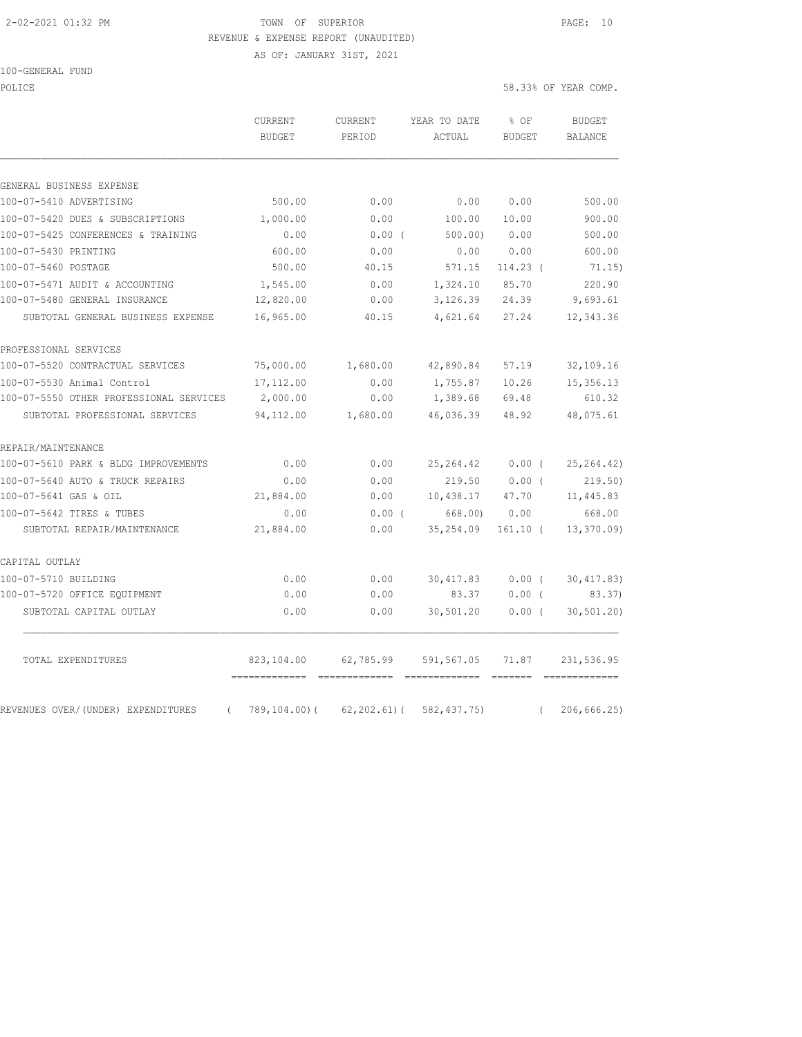2-02-2021 01:32 PM TOWN OF SUPERIOR

REVENUE & EXPENSE REPORT (UNAUDITED)

AS OF: JANUARY 31ST, 2021

100-GENERAL FUND

POLICE 58.33% OF YEAR COMP.

| | CURRENT BUDGET | CURRENT PERIOD | YEAR TO DATE ACTUAL | % OF BUDGET | BUDGET BALANCE |
|---|---|---|---|---|---|
| GENERAL BUSINESS EXPENSE | | | | | |
| 100-07-5410 ADVERTISING | 500.00 | 0.00 | 0.00 | 0.00 | 500.00 |
| 100-07-5420 DUES & SUBSCRIPTIONS | 1,000.00 | 0.00 | 100.00 | 10.00 | 900.00 |
| 100-07-5425 CONFERENCES & TRAINING | 0.00 | 0.00 ( | 500.00) | 0.00 | 500.00 |
| 100-07-5430 PRINTING | 600.00 | 0.00 | 0.00 | 0.00 | 600.00 |
| 100-07-5460 POSTAGE | 500.00 | 40.15 | 571.15 | 114.23 ( | 71.15) |
| 100-07-5471 AUDIT & ACCOUNTING | 1,545.00 | 0.00 | 1,324.10 | 85.70 | 220.90 |
| 100-07-5480 GENERAL INSURANCE | 12,820.00 | 0.00 | 3,126.39 | 24.39 | 9,693.61 |
| SUBTOTAL GENERAL BUSINESS EXPENSE | 16,965.00 | 40.15 | 4,621.64 | 27.24 | 12,343.36 |
| PROFESSIONAL SERVICES | | | | | |
| 100-07-5520 CONTRACTUAL SERVICES | 75,000.00 | 1,680.00 | 42,890.84 | 57.19 | 32,109.16 |
| 100-07-5530 Animal Control | 17,112.00 | 0.00 | 1,755.87 | 10.26 | 15,356.13 |
| 100-07-5550 OTHER PROFESSIONAL SERVICES | 2,000.00 | 0.00 | 1,389.68 | 69.48 | 610.32 |
| SUBTOTAL PROFESSIONAL SERVICES | 94,112.00 | 1,680.00 | 46,036.39 | 48.92 | 48,075.61 |
| REPAIR/MAINTENANCE | | | | | |
| 100-07-5610 PARK & BLDG IMPROVEMENTS | 0.00 | 0.00 | 25,264.42 | 0.00 ( | 25,264.42) |
| 100-07-5640 AUTO & TRUCK REPAIRS | 0.00 | 0.00 | 219.50 | 0.00 ( | 219.50) |
| 100-07-5641 GAS & OIL | 21,884.00 | 0.00 | 10,438.17 | 47.70 | 11,445.83 |
| 100-07-5642 TIRES & TUBES | 0.00 | 0.00 ( | 668.00) | 0.00 | 668.00 |
| SUBTOTAL REPAIR/MAINTENANCE | 21,884.00 | 0.00 | 35,254.09 | 161.10 ( | 13,370.09) |
| CAPITAL OUTLAY | | | | | |
| 100-07-5710 BUILDING | 0.00 | 0.00 | 30,417.83 | 0.00 ( | 30,417.83) |
| 100-07-5720 OFFICE EQUIPMENT | 0.00 | 0.00 | 83.37 | 0.00 ( | 83.37) |
| SUBTOTAL CAPITAL OUTLAY | 0.00 | 0.00 | 30,501.20 | 0.00 ( | 30,501.20) |
| TOTAL EXPENDITURES | 823,104.00 | 62,785.99 | 591,567.05 | 71.87 | 231,536.95 |
| REVENUES OVER/(UNDER) EXPENDITURES | ( 789,104.00)( | 62,202.61)( | 582,437.75) | ( | 206,666.25) |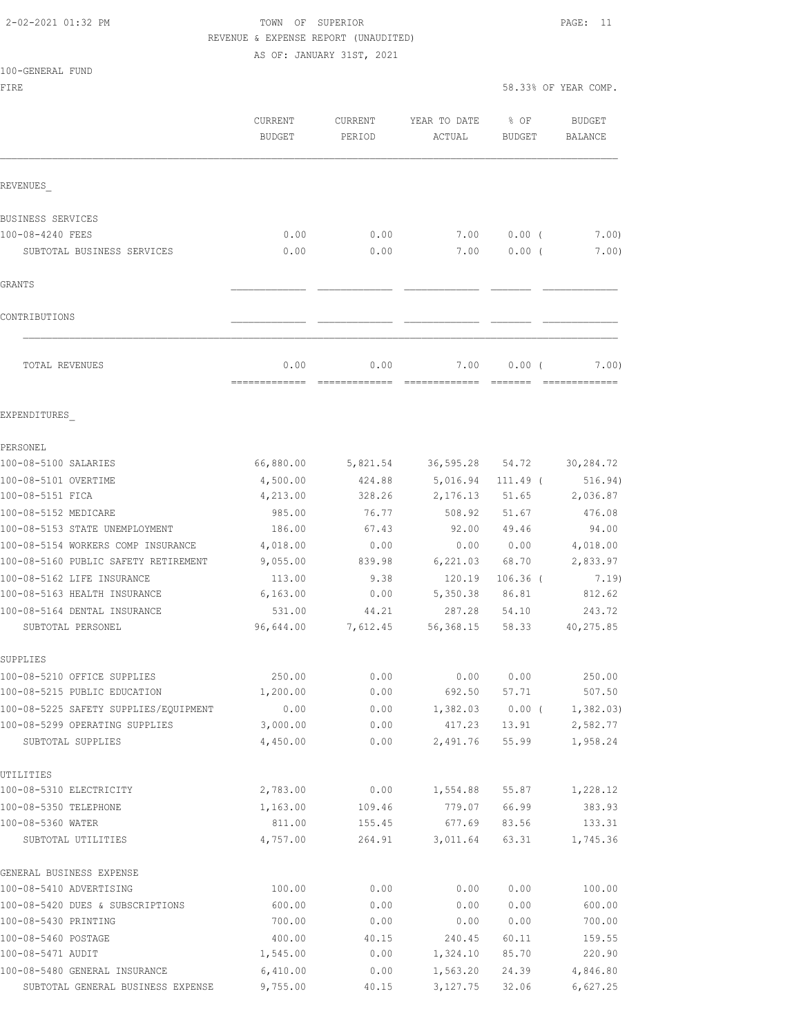2-02-2021 01:32 PM

TOWN OF SUPERIOR

REVENUE & EXPENSE REPORT (UNAUDITED)

AS OF: JANUARY 31ST, 2021

100-GENERAL FUND

FIRE — 58.33% OF YEAR COMP.

| | CURRENT BUDGET | CURRENT PERIOD | YEAR TO DATE ACTUAL | % OF BUDGET | BUDGET BALANCE |
|---|---|---|---|---|---|
| **REVENUES** | | | | | |
| BUSINESS SERVICES | | | | | |
| 100-08-4240 FEES | 0.00 | 0.00 | 7.00 | 0.00 ( | 7.00) |
| SUBTOTAL BUSINESS SERVICES | 0.00 | 0.00 | 7.00 | 0.00 ( | 7.00) |
| GRANTS | | | | | |
| CONTRIBUTIONS | | | | | |
| TOTAL REVENUES | 0.00 | 0.00 | 7.00 | 0.00 ( | 7.00) |
| **EXPENDITURES** | | | | | |
| PERSONEL | | | | | |
| 100-08-5100 SALARIES | 66,880.00 | 5,821.54 | 36,595.28 | 54.72 | 30,284.72 |
| 100-08-5101 OVERTIME | 4,500.00 | 424.88 | 5,016.94 | 111.49 ( | 516.94) |
| 100-08-5151 FICA | 4,213.00 | 328.26 | 2,176.13 | 51.65 | 2,036.87 |
| 100-08-5152 MEDICARE | 985.00 | 76.77 | 508.92 | 51.67 | 476.08 |
| 100-08-5153 STATE UNEMPLOYMENT | 186.00 | 67.43 | 92.00 | 49.46 | 94.00 |
| 100-08-5154 WORKERS COMP INSURANCE | 4,018.00 | 0.00 | 0.00 | 0.00 | 4,018.00 |
| 100-08-5160 PUBLIC SAFETY RETIREMENT | 9,055.00 | 839.98 | 6,221.03 | 68.70 | 2,833.97 |
| 100-08-5162 LIFE INSURANCE | 113.00 | 9.38 | 120.19 | 106.36 ( | 7.19) |
| 100-08-5163 HEALTH INSURANCE | 6,163.00 | 0.00 | 5,350.38 | 86.81 | 812.62 |
| 100-08-5164 DENTAL INSURANCE | 531.00 | 44.21 | 287.28 | 54.10 | 243.72 |
| SUBTOTAL PERSONEL | 96,644.00 | 7,612.45 | 56,368.15 | 58.33 | 40,275.85 |
| SUPPLIES | | | | | |
| 100-08-5210 OFFICE SUPPLIES | 250.00 | 0.00 | 0.00 | 0.00 | 250.00 |
| 100-08-5215 PUBLIC EDUCATION | 1,200.00 | 0.00 | 692.50 | 57.71 | 507.50 |
| 100-08-5225 SAFETY SUPPLIES/EQUIPMENT | 0.00 | 0.00 | 1,382.03 | 0.00 ( | 1,382.03) |
| 100-08-5299 OPERATING SUPPLIES | 3,000.00 | 0.00 | 417.23 | 13.91 | 2,582.77 |
| SUBTOTAL SUPPLIES | 4,450.00 | 0.00 | 2,491.76 | 55.99 | 1,958.24 |
| UTILITIES | | | | | |
| 100-08-5310 ELECTRICITY | 2,783.00 | 0.00 | 1,554.88 | 55.87 | 1,228.12 |
| 100-08-5350 TELEPHONE | 1,163.00 | 109.46 | 779.07 | 66.99 | 383.93 |
| 100-08-5360 WATER | 811.00 | 155.45 | 677.69 | 83.56 | 133.31 |
| SUBTOTAL UTILITIES | 4,757.00 | 264.91 | 3,011.64 | 63.31 | 1,745.36 |
| GENERAL BUSINESS EXPENSE | | | | | |
| 100-08-5410 ADVERTISING | 100.00 | 0.00 | 0.00 | 0.00 | 100.00 |
| 100-08-5420 DUES & SUBSCRIPTIONS | 600.00 | 0.00 | 0.00 | 0.00 | 600.00 |
| 100-08-5430 PRINTING | 700.00 | 0.00 | 0.00 | 0.00 | 700.00 |
| 100-08-5460 POSTAGE | 400.00 | 40.15 | 240.45 | 60.11 | 159.55 |
| 100-08-5471 AUDIT | 1,545.00 | 0.00 | 1,324.10 | 85.70 | 220.90 |
| 100-08-5480 GENERAL INSURANCE | 6,410.00 | 0.00 | 1,563.20 | 24.39 | 4,846.80 |
| SUBTOTAL GENERAL BUSINESS EXPENSE | 9,755.00 | 40.15 | 3,127.75 | 32.06 | 6,627.25 |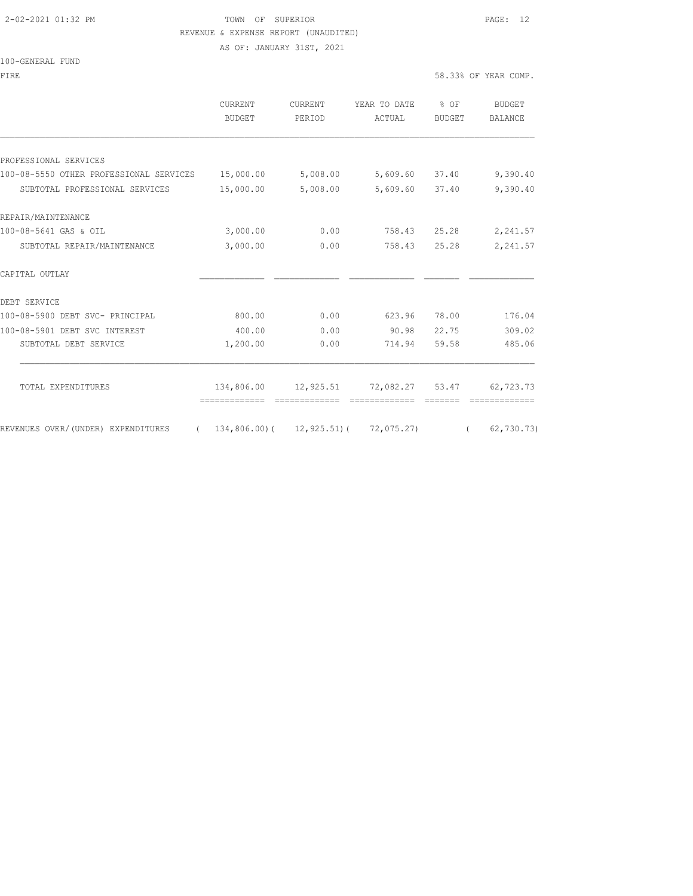TOWN OF SUPERIOR
REVENUE & EXPENSE REPORT (UNAUDITED)
AS OF: JANUARY 31ST, 2021

100-GENERAL FUND

FIRE — 58.33% OF YEAR COMP.

| | CURRENT BUDGET | CURRENT PERIOD | YEAR TO DATE ACTUAL | % OF BUDGET | BUDGET BALANCE |
|---|---|---|---|---|---|
| PROFESSIONAL SERVICES | | | | | |
| 100-08-5550 OTHER PROFESSIONAL SERVICES | 15,000.00 | 5,008.00 | 5,609.60 | 37.40 | 9,390.40 |
| SUBTOTAL PROFESSIONAL SERVICES | 15,000.00 | 5,008.00 | 5,609.60 | 37.40 | 9,390.40 |
| REPAIR/MAINTENANCE | | | | | |
| 100-08-5641 GAS & OIL | 3,000.00 | 0.00 | 758.43 | 25.28 | 2,241.57 |
| SUBTOTAL REPAIR/MAINTENANCE | 3,000.00 | 0.00 | 758.43 | 25.28 | 2,241.57 |
| CAPITAL OUTLAY | | | | | |
| DEBT SERVICE | | | | | |
| 100-08-5900 DEBT SVC- PRINCIPAL | 800.00 | 0.00 | 623.96 | 78.00 | 176.04 |
| 100-08-5901 DEBT SVC INTEREST | 400.00 | 0.00 | 90.98 | 22.75 | 309.02 |
| SUBTOTAL DEBT SERVICE | 1,200.00 | 0.00 | 714.94 | 59.58 | 485.06 |
| TOTAL EXPENDITURES | 134,806.00 | 12,925.51 | 72,082.27 | 53.47 | 62,723.73 |
| REVENUES OVER/(UNDER) EXPENDITURES | ( 134,806.00) | ( 12,925.51) | ( 72,075.27) | | ( 62,730.73) |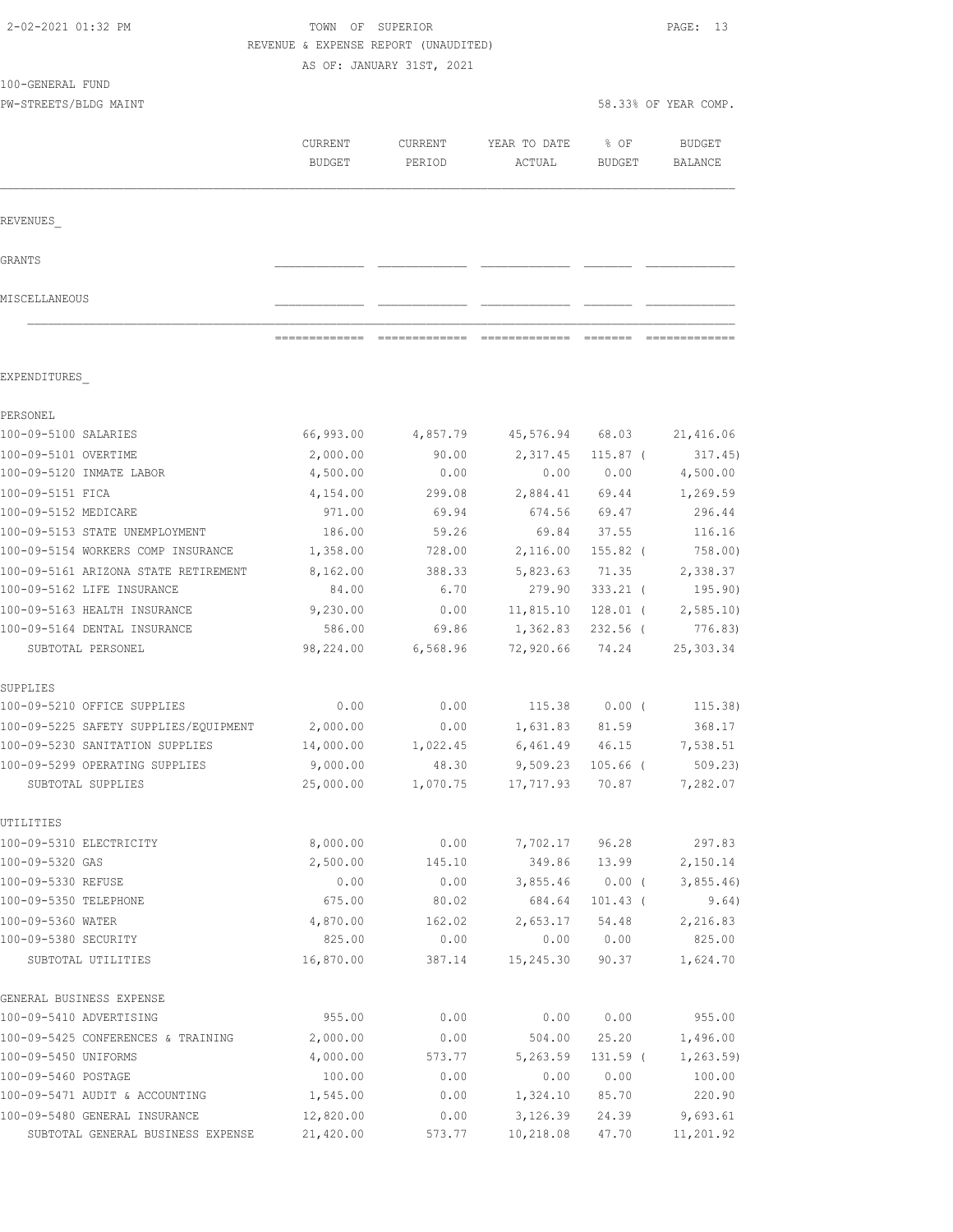2-02-2021 01:32 PM

TOWN OF SUPERIOR
REVENUE & EXPENSE REPORT (UNAUDITED)
AS OF: JANUARY 31ST, 2021

100-GENERAL FUND
PW-STREETS/BLDG MAINT

58.33% OF YEAR COMP.

| | CURRENT BUDGET | CURRENT PERIOD | YEAR TO DATE ACTUAL | % OF BUDGET | BUDGET BALANCE |
|---|---|---|---|---|---|
| **REVENUES** | | | | | |
| GRANTS | | | | | |
| MISCELLANEOUS | | | | | |
| **EXPENDITURES** | | | | | |
| PERSONEL | | | | | |
| 100-09-5100 SALARIES | 66,993.00 | 4,857.79 | 45,576.94 | 68.03 | 21,416.06 |
| 100-09-5101 OVERTIME | 2,000.00 | 90.00 | 2,317.45 | 115.87 ( | 317.45) |
| 100-09-5120 INMATE LABOR | 4,500.00 | 0.00 | 0.00 | 0.00 | 4,500.00 |
| 100-09-5151 FICA | 4,154.00 | 299.08 | 2,884.41 | 69.44 | 1,269.59 |
| 100-09-5152 MEDICARE | 971.00 | 69.94 | 674.56 | 69.47 | 296.44 |
| 100-09-5153 STATE UNEMPLOYMENT | 186.00 | 59.26 | 69.84 | 37.55 | 116.16 |
| 100-09-5154 WORKERS COMP INSURANCE | 1,358.00 | 728.00 | 2,116.00 | 155.82 ( | 758.00) |
| 100-09-5161 ARIZONA STATE RETIREMENT | 8,162.00 | 388.33 | 5,823.63 | 71.35 | 2,338.37 |
| 100-09-5162 LIFE INSURANCE | 84.00 | 6.70 | 279.90 | 333.21 ( | 195.90) |
| 100-09-5163 HEALTH INSURANCE | 9,230.00 | 0.00 | 11,815.10 | 128.01 ( | 2,585.10) |
| 100-09-5164 DENTAL INSURANCE | 586.00 | 69.86 | 1,362.83 | 232.56 ( | 776.83) |
| SUBTOTAL PERSONEL | 98,224.00 | 6,568.96 | 72,920.66 | 74.24 | 25,303.34 |
| SUPPLIES | | | | | |
| 100-09-5210 OFFICE SUPPLIES | 0.00 | 0.00 | 115.38 | 0.00 ( | 115.38) |
| 100-09-5225 SAFETY SUPPLIES/EQUIPMENT | 2,000.00 | 0.00 | 1,631.83 | 81.59 | 368.17 |
| 100-09-5230 SANITATION SUPPLIES | 14,000.00 | 1,022.45 | 6,461.49 | 46.15 | 7,538.51 |
| 100-09-5299 OPERATING SUPPLIES | 9,000.00 | 48.30 | 9,509.23 | 105.66 ( | 509.23) |
| SUBTOTAL SUPPLIES | 25,000.00 | 1,070.75 | 17,717.93 | 70.87 | 7,282.07 |
| UTILITIES | | | | | |
| 100-09-5310 ELECTRICITY | 8,000.00 | 0.00 | 7,702.17 | 96.28 | 297.83 |
| 100-09-5320 GAS | 2,500.00 | 145.10 | 349.86 | 13.99 | 2,150.14 |
| 100-09-5330 REFUSE | 0.00 | 0.00 | 3,855.46 | 0.00 ( | 3,855.46) |
| 100-09-5350 TELEPHONE | 675.00 | 80.02 | 684.64 | 101.43 ( | 9.64) |
| 100-09-5360 WATER | 4,870.00 | 162.02 | 2,653.17 | 54.48 | 2,216.83 |
| 100-09-5380 SECURITY | 825.00 | 0.00 | 0.00 | 0.00 | 825.00 |
| SUBTOTAL UTILITIES | 16,870.00 | 387.14 | 15,245.30 | 90.37 | 1,624.70 |
| GENERAL BUSINESS EXPENSE | | | | | |
| 100-09-5410 ADVERTISING | 955.00 | 0.00 | 0.00 | 0.00 | 955.00 |
| 100-09-5425 CONFERENCES & TRAINING | 2,000.00 | 0.00 | 504.00 | 25.20 | 1,496.00 |
| 100-09-5450 UNIFORMS | 4,000.00 | 573.77 | 5,263.59 | 131.59 ( | 1,263.59) |
| 100-09-5460 POSTAGE | 100.00 | 0.00 | 0.00 | 0.00 | 100.00 |
| 100-09-5471 AUDIT & ACCOUNTING | 1,545.00 | 0.00 | 1,324.10 | 85.70 | 220.90 |
| 100-09-5480 GENERAL INSURANCE | 12,820.00 | 0.00 | 3,126.39 | 24.39 | 9,693.61 |
| SUBTOTAL GENERAL BUSINESS EXPENSE | 21,420.00 | 573.77 | 10,218.08 | 47.70 | 11,201.92 |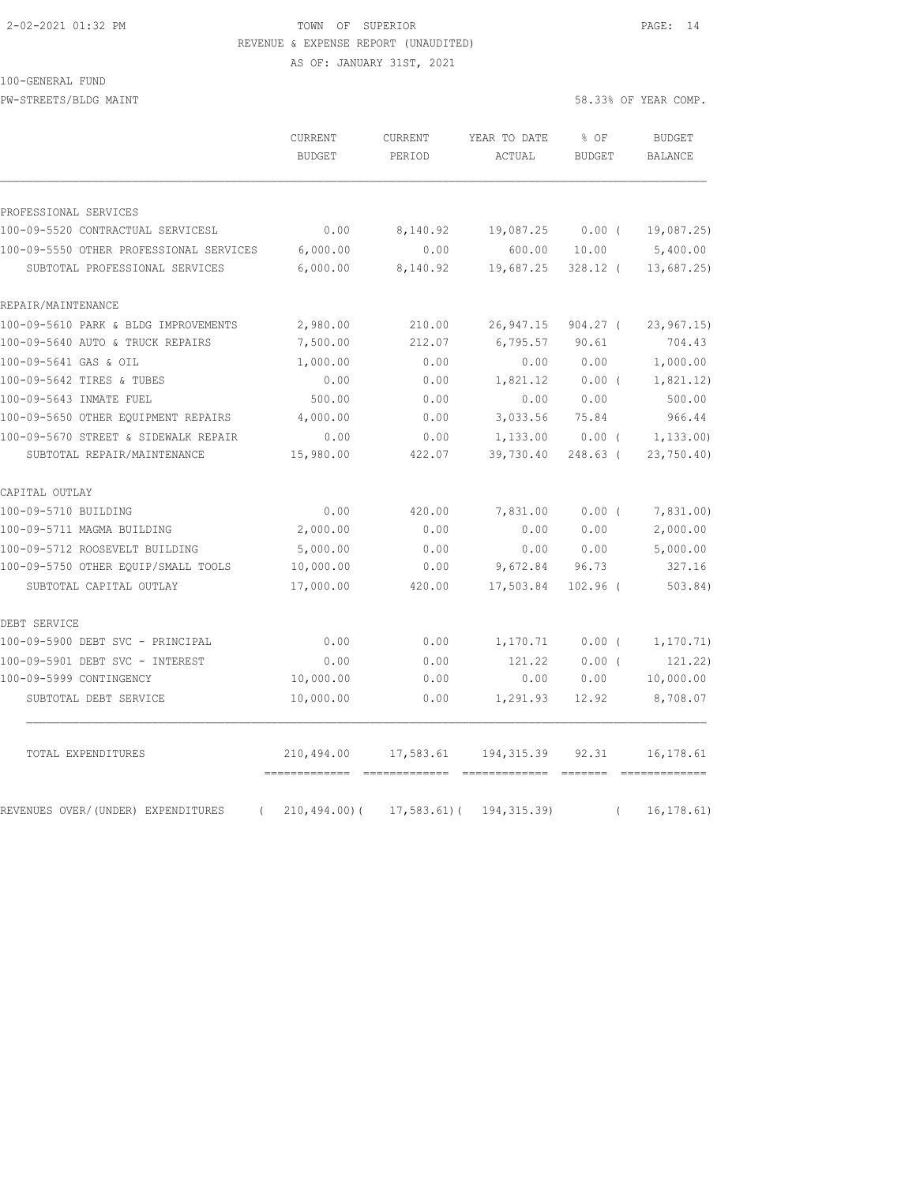2-02-2021 01:32 PM TOWN OF SUPERIOR

REVENUE & EXPENSE REPORT (UNAUDITED)

AS OF: JANUARY 31ST, 2021

100-GENERAL FUND

PW-STREETS/BLDG MAINT 58.33% OF YEAR COMP.

| | CURRENT BUDGET | CURRENT PERIOD | YEAR TO DATE ACTUAL | % OF BUDGET | BUDGET BALANCE |
|---|---|---|---|---|---|
| **PROFESSIONAL SERVICES** | | | | | |
| 100-09-5520 CONTRACTUAL SERVICESL | 0.00 | 8,140.92 | 19,087.25 | 0.00 ( | 19,087.25) |
| 100-09-5550 OTHER PROFESSIONAL SERVICES | 6,000.00 | 0.00 | 600.00 | 10.00 | 5,400.00 |
| SUBTOTAL PROFESSIONAL SERVICES | 6,000.00 | 8,140.92 | 19,687.25 | 328.12 ( | 13,687.25) |
| **REPAIR/MAINTENANCE** | | | | | |
| 100-09-5610 PARK & BLDG IMPROVEMENTS | 2,980.00 | 210.00 | 26,947.15 | 904.27 ( | 23,967.15) |
| 100-09-5640 AUTO & TRUCK REPAIRS | 7,500.00 | 212.07 | 6,795.57 | 90.61 | 704.43 |
| 100-09-5641 GAS & OIL | 1,000.00 | 0.00 | 0.00 | 0.00 | 1,000.00 |
| 100-09-5642 TIRES & TUBES | 0.00 | 0.00 | 1,821.12 | 0.00 ( | 1,821.12) |
| 100-09-5643 INMATE FUEL | 500.00 | 0.00 | 0.00 | 0.00 | 500.00 |
| 100-09-5650 OTHER EQUIPMENT REPAIRS | 4,000.00 | 0.00 | 3,033.56 | 75.84 | 966.44 |
| 100-09-5670 STREET & SIDEWALK REPAIR | 0.00 | 0.00 | 1,133.00 | 0.00 ( | 1,133.00) |
| SUBTOTAL REPAIR/MAINTENANCE | 15,980.00 | 422.07 | 39,730.40 | 248.63 ( | 23,750.40) |
| **CAPITAL OUTLAY** | | | | | |
| 100-09-5710 BUILDING | 0.00 | 420.00 | 7,831.00 | 0.00 ( | 7,831.00) |
| 100-09-5711 MAGMA BUILDING | 2,000.00 | 0.00 | 0.00 | 0.00 | 2,000.00 |
| 100-09-5712 ROOSEVELT BUILDING | 5,000.00 | 0.00 | 0.00 | 0.00 | 5,000.00 |
| 100-09-5750 OTHER EQUIP/SMALL TOOLS | 10,000.00 | 0.00 | 9,672.84 | 96.73 | 327.16 |
| SUBTOTAL CAPITAL OUTLAY | 17,000.00 | 420.00 | 17,503.84 | 102.96 ( | 503.84) |
| **DEBT SERVICE** | | | | | |
| 100-09-5900 DEBT SVC - PRINCIPAL | 0.00 | 0.00 | 1,170.71 | 0.00 ( | 1,170.71) |
| 100-09-5901 DEBT SVC - INTEREST | 0.00 | 0.00 | 121.22 | 0.00 ( | 121.22) |
| 100-09-5999 CONTINGENCY | 10,000.00 | 0.00 | 0.00 | 0.00 | 10,000.00 |
| SUBTOTAL DEBT SERVICE | 10,000.00 | 0.00 | 1,291.93 | 12.92 | 8,708.07 |
| TOTAL EXPENDITURES | 210,494.00 | 17,583.61 | 194,315.39 | 92.31 | 16,178.61 |
| REVENUES OVER/(UNDER) EXPENDITURES | ( 210,494.00)( | 17,583.61)( | 194,315.39) | ( | 16,178.61) |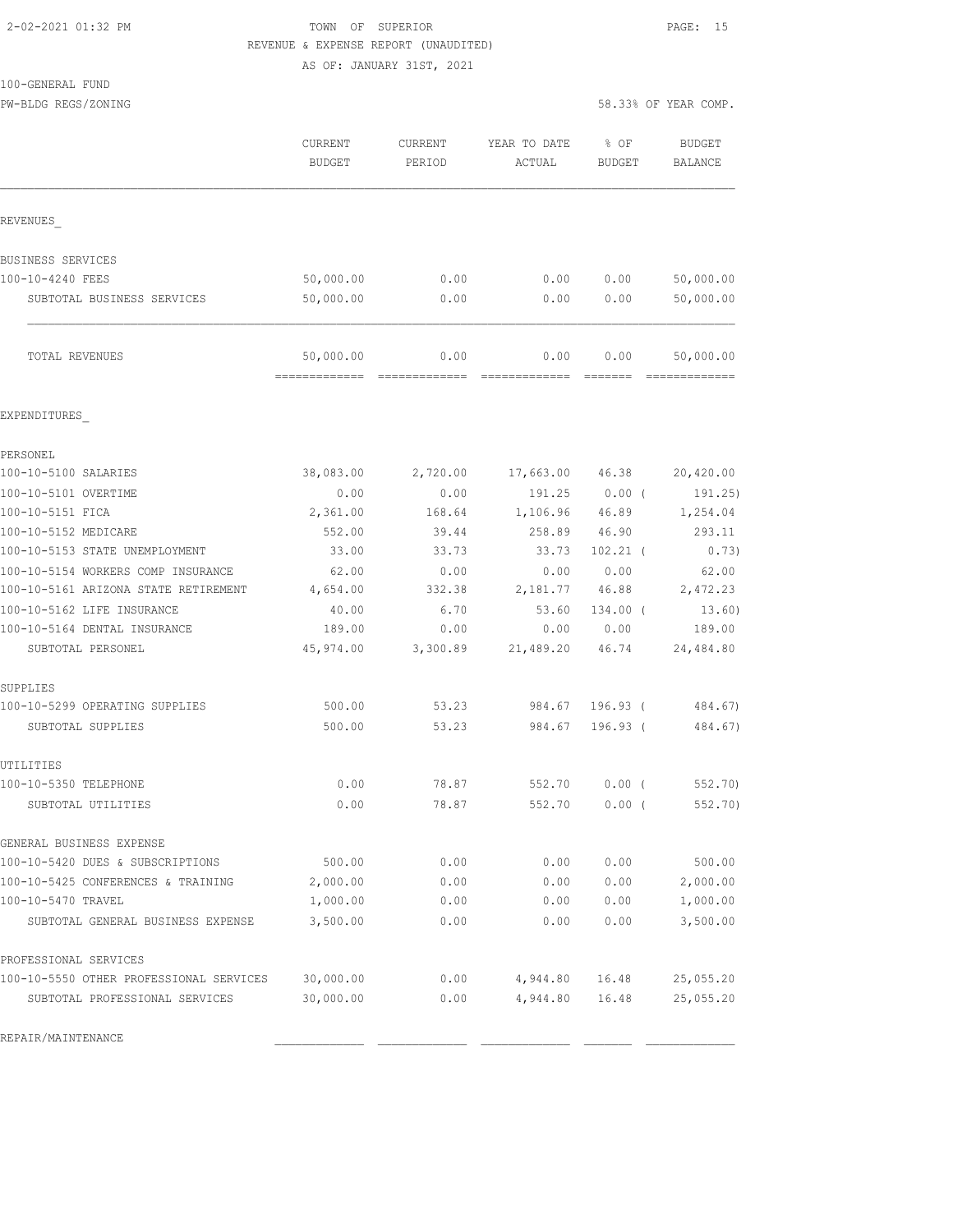2-02-2021 01:32 PM TOWN OF SUPERIOR

REVENUE & EXPENSE REPORT (UNAUDITED)

AS OF: JANUARY 31ST, 2021

100-GENERAL FUND

PW-BLDG REGS/ZONING 58.33% OF YEAR COMP.

| | CURRENT BUDGET | CURRENT PERIOD | YEAR TO DATE ACTUAL | % OF BUDGET | BUDGET BALANCE |
|---|---|---|---|---|---|
| REVENUES_ | | | | | |
| BUSINESS SERVICES | | | | | |
| 100-10-4240 FEES | 50,000.00 | 0.00 | 0.00 | 0.00 | 50,000.00 |
| SUBTOTAL BUSINESS SERVICES | 50,000.00 | 0.00 | 0.00 | 0.00 | 50,000.00 |
| TOTAL REVENUES | 50,000.00 | 0.00 | 0.00 | 0.00 | 50,000.00 |
| EXPENDITURES_ | | | | | |
| PERSONEL | | | | | |
| 100-10-5100 SALARIES | 38,083.00 | 2,720.00 | 17,663.00 | 46.38 | 20,420.00 |
| 100-10-5101 OVERTIME | 0.00 | 0.00 | 191.25 | 0.00 ( | 191.25) |
| 100-10-5151 FICA | 2,361.00 | 168.64 | 1,106.96 | 46.89 | 1,254.04 |
| 100-10-5152 MEDICARE | 552.00 | 39.44 | 258.89 | 46.90 | 293.11 |
| 100-10-5153 STATE UNEMPLOYMENT | 33.00 | 33.73 | 33.73 | 102.21 ( | 0.73) |
| 100-10-5154 WORKERS COMP INSURANCE | 62.00 | 0.00 | 0.00 | 0.00 | 62.00 |
| 100-10-5161 ARIZONA STATE RETIREMENT | 4,654.00 | 332.38 | 2,181.77 | 46.88 | 2,472.23 |
| 100-10-5162 LIFE INSURANCE | 40.00 | 6.70 | 53.60 | 134.00 ( | 13.60) |
| 100-10-5164 DENTAL INSURANCE | 189.00 | 0.00 | 0.00 | 0.00 | 189.00 |
| SUBTOTAL PERSONEL | 45,974.00 | 3,300.89 | 21,489.20 | 46.74 | 24,484.80 |
| SUPPLIES | | | | | |
| 100-10-5299 OPERATING SUPPLIES | 500.00 | 53.23 | 984.67 | 196.93 ( | 484.67) |
| SUBTOTAL SUPPLIES | 500.00 | 53.23 | 984.67 | 196.93 ( | 484.67) |
| UTILITIES | | | | | |
| 100-10-5350 TELEPHONE | 0.00 | 78.87 | 552.70 | 0.00 ( | 552.70) |
| SUBTOTAL UTILITIES | 0.00 | 78.87 | 552.70 | 0.00 ( | 552.70) |
| GENERAL BUSINESS EXPENSE | | | | | |
| 100-10-5420 DUES & SUBSCRIPTIONS | 500.00 | 0.00 | 0.00 | 0.00 | 500.00 |
| 100-10-5425 CONFERENCES & TRAINING | 2,000.00 | 0.00 | 0.00 | 0.00 | 2,000.00 |
| 100-10-5470 TRAVEL | 1,000.00 | 0.00 | 0.00 | 0.00 | 1,000.00 |
| SUBTOTAL GENERAL BUSINESS EXPENSE | 3,500.00 | 0.00 | 0.00 | 0.00 | 3,500.00 |
| PROFESSIONAL SERVICES | | | | | |
| 100-10-5550 OTHER PROFESSIONAL SERVICES | 30,000.00 | 0.00 | 4,944.80 | 16.48 | 25,055.20 |
| SUBTOTAL PROFESSIONAL SERVICES | 30,000.00 | 0.00 | 4,944.80 | 16.48 | 25,055.20 |
| REPAIR/MAINTENANCE | | | | | |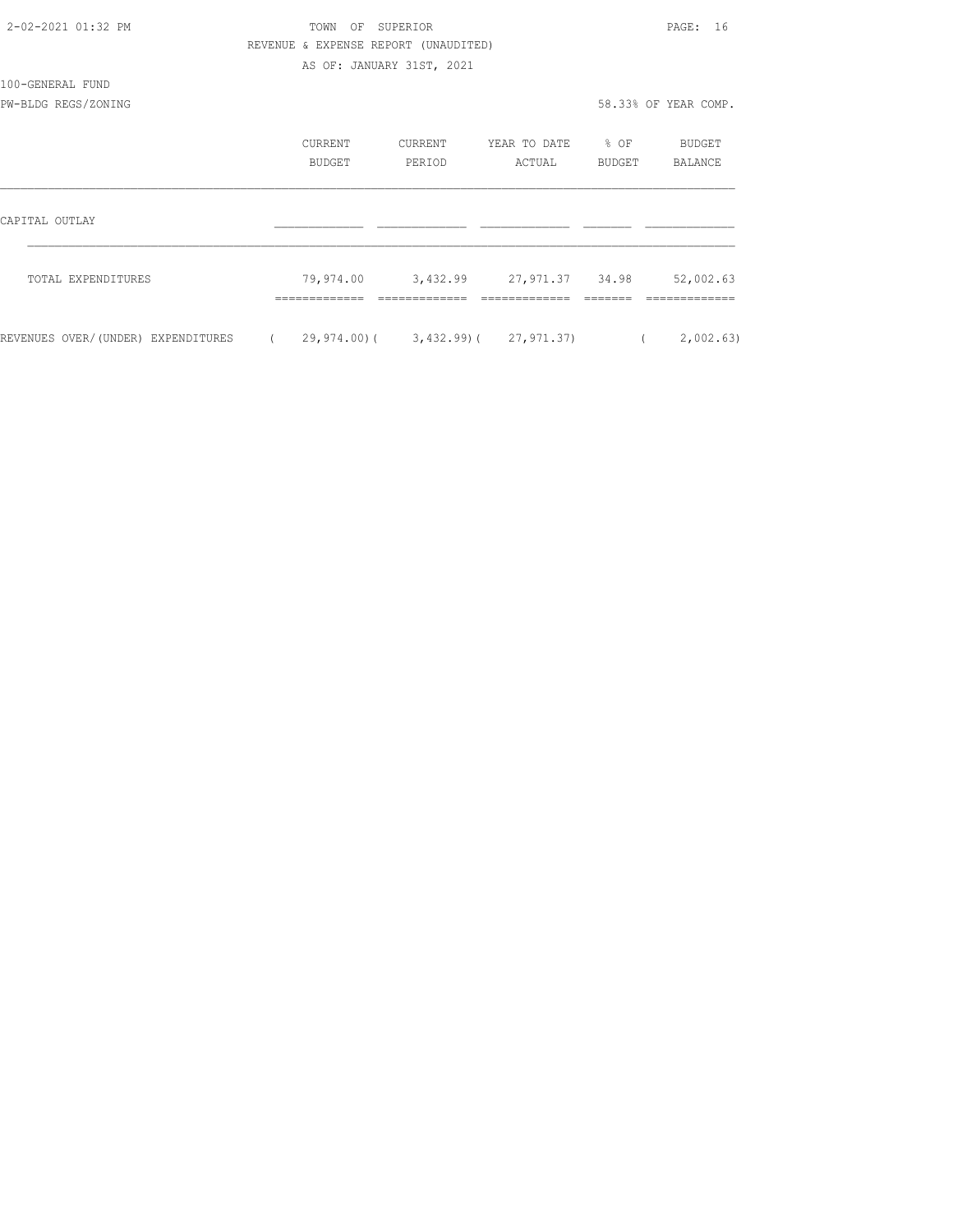TOWN OF SUPERIOR
REVENUE & EXPENSE REPORT (UNAUDITED)
AS OF: JANUARY 31ST, 2021

100-GENERAL FUND
PW-BLDG REGS/ZONING

58.33% OF YEAR COMP.

| | CURRENT BUDGET | CURRENT PERIOD | YEAR TO DATE ACTUAL | % OF BUDGET | BUDGET BALANCE |
|---|---|---|---|---|---|
| CAPITAL OUTLAY | | | | | |
| TOTAL EXPENDITURES | 79,974.00 | 3,432.99 | 27,971.37 | 34.98 | 52,002.63 |
| REVENUES OVER/(UNDER) EXPENDITURES | ( 29,974.00) | ( 3,432.99) | ( 27,971.37) | | ( 2,002.63) |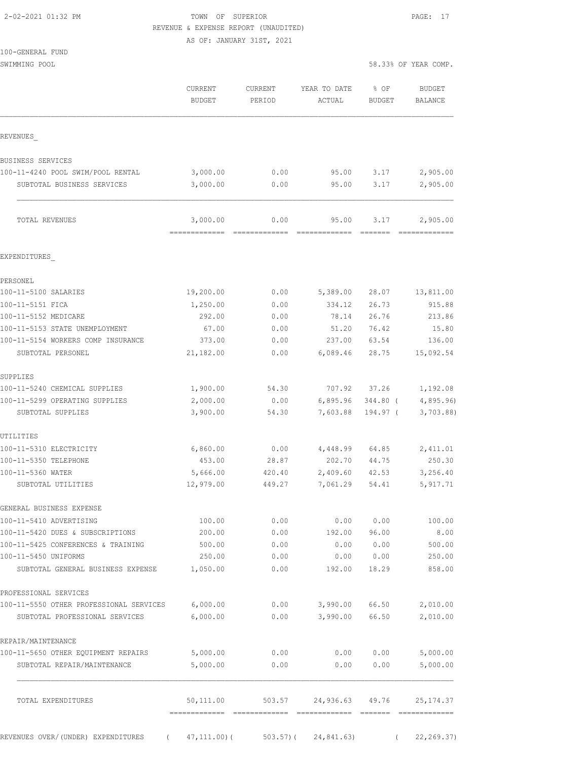2-02-2021 01:32 PM

TOWN OF SUPERIOR

REVENUE & EXPENSE REPORT (UNAUDITED)

AS OF: JANUARY 31ST, 2021

100-GENERAL FUND

SWIMMING POOL — 58.33% OF YEAR COMP.

| | CURRENT BUDGET | CURRENT PERIOD | YEAR TO DATE ACTUAL | % OF BUDGET | BUDGET BALANCE |
|---|---|---|---|---|---|
| **REVENUES** | | | | | |
| BUSINESS SERVICES | | | | | |
| 100-11-4240 POOL SWIM/POOL RENTAL | 3,000.00 | 0.00 | 95.00 | 3.17 | 2,905.00 |
| SUBTOTAL BUSINESS SERVICES | 3,000.00 | 0.00 | 95.00 | 3.17 | 2,905.00 |
| TOTAL REVENUES | 3,000.00 | 0.00 | 95.00 | 3.17 | 2,905.00 |
| **EXPENDITURES** | | | | | |
| PERSONEL | | | | | |
| 100-11-5100 SALARIES | 19,200.00 | 0.00 | 5,389.00 | 28.07 | 13,811.00 |
| 100-11-5151 FICA | 1,250.00 | 0.00 | 334.12 | 26.73 | 915.88 |
| 100-11-5152 MEDICARE | 292.00 | 0.00 | 78.14 | 26.76 | 213.86 |
| 100-11-5153 STATE UNEMPLOYMENT | 67.00 | 0.00 | 51.20 | 76.42 | 15.80 |
| 100-11-5154 WORKERS COMP INSURANCE | 373.00 | 0.00 | 237.00 | 63.54 | 136.00 |
| SUBTOTAL PERSONEL | 21,182.00 | 0.00 | 6,089.46 | 28.75 | 15,092.54 |
| SUPPLIES | | | | | |
| 100-11-5240 CHEMICAL SUPPLIES | 1,900.00 | 54.30 | 707.92 | 37.26 | 1,192.08 |
| 100-11-5299 OPERATING SUPPLIES | 2,000.00 | 0.00 | 6,895.96 | 344.80 | ( 4,895.96) |
| SUBTOTAL SUPPLIES | 3,900.00 | 54.30 | 7,603.88 | 194.97 | ( 3,703.88) |
| UTILITIES | | | | | |
| 100-11-5310 ELECTRICITY | 6,860.00 | 0.00 | 4,448.99 | 64.85 | 2,411.01 |
| 100-11-5350 TELEPHONE | 453.00 | 28.87 | 202.70 | 44.75 | 250.30 |
| 100-11-5360 WATER | 5,666.00 | 420.40 | 2,409.60 | 42.53 | 3,256.40 |
| SUBTOTAL UTILITIES | 12,979.00 | 449.27 | 7,061.29 | 54.41 | 5,917.71 |
| GENERAL BUSINESS EXPENSE | | | | | |
| 100-11-5410 ADVERTISING | 100.00 | 0.00 | 0.00 | 0.00 | 100.00 |
| 100-11-5420 DUES & SUBSCRIPTIONS | 200.00 | 0.00 | 192.00 | 96.00 | 8.00 |
| 100-11-5425 CONFERENCES & TRAINING | 500.00 | 0.00 | 0.00 | 0.00 | 500.00 |
| 100-11-5450 UNIFORMS | 250.00 | 0.00 | 0.00 | 0.00 | 250.00 |
| SUBTOTAL GENERAL BUSINESS EXPENSE | 1,050.00 | 0.00 | 192.00 | 18.29 | 858.00 |
| PROFESSIONAL SERVICES | | | | | |
| 100-11-5550 OTHER PROFESSIONAL SERVICES | 6,000.00 | 0.00 | 3,990.00 | 66.50 | 2,010.00 |
| SUBTOTAL PROFESSIONAL SERVICES | 6,000.00 | 0.00 | 3,990.00 | 66.50 | 2,010.00 |
| REPAIR/MAINTENANCE | | | | | |
| 100-11-5650 OTHER EQUIPMENT REPAIRS | 5,000.00 | 0.00 | 0.00 | 0.00 | 5,000.00 |
| SUBTOTAL REPAIR/MAINTENANCE | 5,000.00 | 0.00 | 0.00 | 0.00 | 5,000.00 |
| TOTAL EXPENDITURES | 50,111.00 | 503.57 | 24,936.63 | 49.76 | 25,174.37 |
| REVENUES OVER/(UNDER) EXPENDITURES | ( 47,111.00) | ( 503.57) | ( 24,841.63) | | ( 22,269.37) |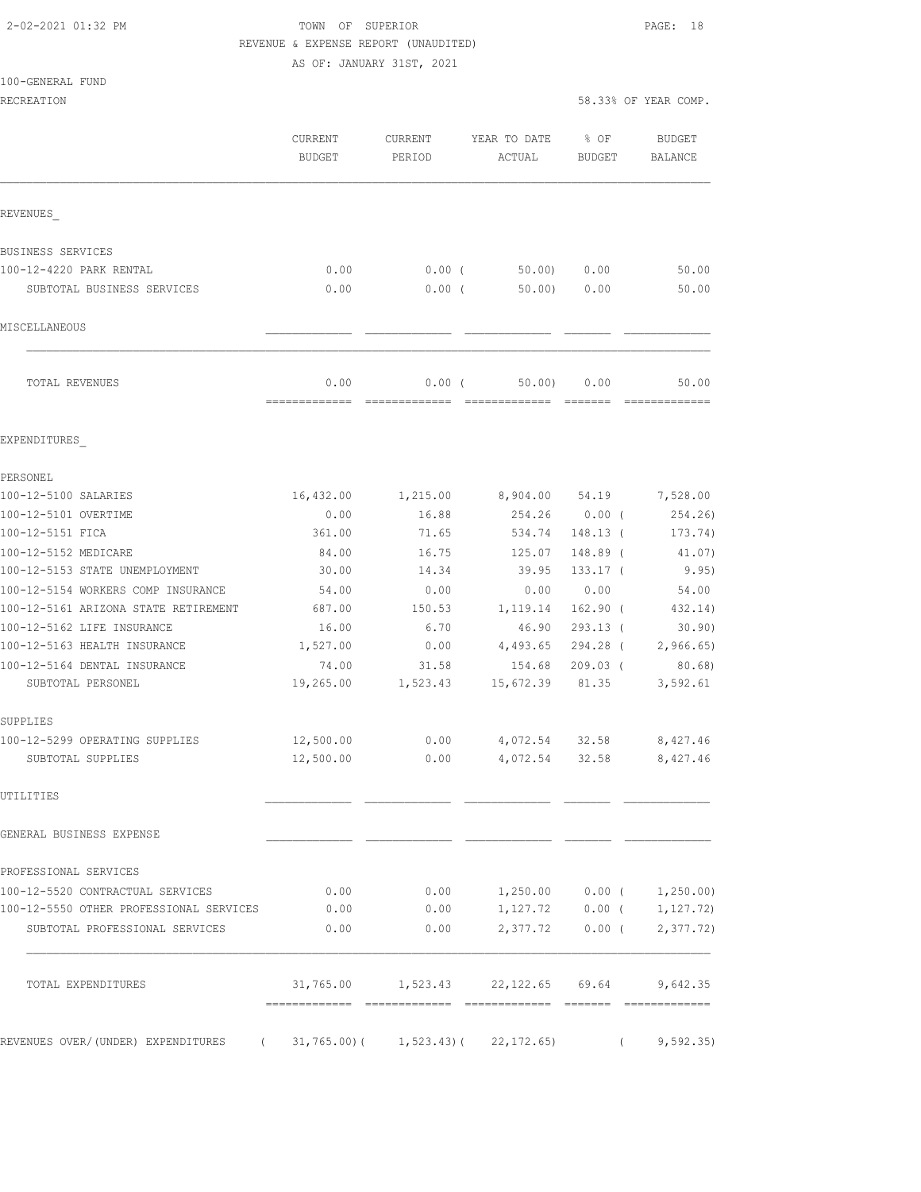TOWN OF SUPERIOR
REVENUE & EXPENSE REPORT (UNAUDITED)
AS OF: JANUARY 31ST, 2021

2-02-2021 01:32 PM

100-GENERAL FUND
RECREATION

58.33% OF YEAR COMP.

| | CURRENT BUDGET | CURRENT PERIOD | YEAR TO DATE ACTUAL | % OF BUDGET | BUDGET BALANCE |
|---|---|---|---|---|---|
| **REVENUES** | | | | | |
| BUSINESS SERVICES | | | | | |
| 100-12-4220 PARK RENTAL | 0.00 | 0.00 ( | 50.00) | 0.00 | 50.00 |
| SUBTOTAL BUSINESS SERVICES | 0.00 | 0.00 ( | 50.00) | 0.00 | 50.00 |
| MISCELLANEOUS | | | | | |
| TOTAL REVENUES | 0.00 | 0.00 ( | 50.00) | 0.00 | 50.00 |
| **EXPENDITURES** | | | | | |
| PERSONEL | | | | | |
| 100-12-5100 SALARIES | 16,432.00 | 1,215.00 | 8,904.00 | 54.19 | 7,528.00 |
| 100-12-5101 OVERTIME | 0.00 | 16.88 | 254.26 | 0.00 ( | 254.26) |
| 100-12-5151 FICA | 361.00 | 71.65 | 534.74 | 148.13 ( | 173.74) |
| 100-12-5152 MEDICARE | 84.00 | 16.75 | 125.07 | 148.89 ( | 41.07) |
| 100-12-5153 STATE UNEMPLOYMENT | 30.00 | 14.34 | 39.95 | 133.17 ( | 9.95) |
| 100-12-5154 WORKERS COMP INSURANCE | 54.00 | 0.00 | 0.00 | 0.00 | 54.00 |
| 100-12-5161 ARIZONA STATE RETIREMENT | 687.00 | 150.53 | 1,119.14 | 162.90 ( | 432.14) |
| 100-12-5162 LIFE INSURANCE | 16.00 | 6.70 | 46.90 | 293.13 ( | 30.90) |
| 100-12-5163 HEALTH INSURANCE | 1,527.00 | 0.00 | 4,493.65 | 294.28 ( | 2,966.65) |
| 100-12-5164 DENTAL INSURANCE | 74.00 | 31.58 | 154.68 | 209.03 ( | 80.68) |
| SUBTOTAL PERSONEL | 19,265.00 | 1,523.43 | 15,672.39 | 81.35 | 3,592.61 |
| SUPPLIES | | | | | |
| 100-12-5299 OPERATING SUPPLIES | 12,500.00 | 0.00 | 4,072.54 | 32.58 | 8,427.46 |
| SUBTOTAL SUPPLIES | 12,500.00 | 0.00 | 4,072.54 | 32.58 | 8,427.46 |
| UTILITIES | | | | | |
| GENERAL BUSINESS EXPENSE | | | | | |
| PROFESSIONAL SERVICES | | | | | |
| 100-12-5520 CONTRACTUAL SERVICES | 0.00 | 0.00 | 1,250.00 | 0.00 ( | 1,250.00) |
| 100-12-5550 OTHER PROFESSIONAL SERVICES | 0.00 | 0.00 | 1,127.72 | 0.00 ( | 1,127.72) |
| SUBTOTAL PROFESSIONAL SERVICES | 0.00 | 0.00 | 2,377.72 | 0.00 ( | 2,377.72) |
| TOTAL EXPENDITURES | 31,765.00 | 1,523.43 | 22,122.65 | 69.64 | 9,642.35 |
| REVENUES OVER/(UNDER) EXPENDITURES | ( 31,765.00)( | 1,523.43)( | 22,172.65) | ( | 9,592.35) |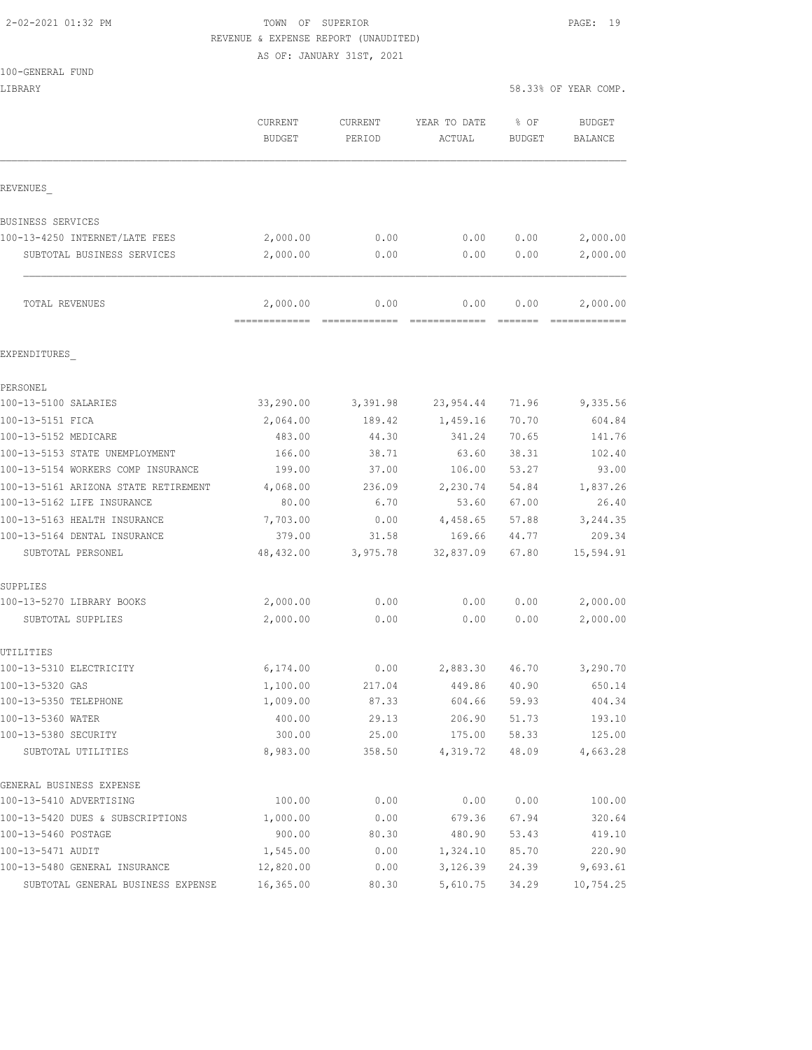2-02-2021 01:32 PM

TOWN OF SUPERIOR

REVENUE & EXPENSE REPORT (UNAUDITED)

AS OF: JANUARY 31ST, 2021

100-GENERAL FUND

LIBRARY

58.33% OF YEAR COMP.

| | CURRENT BUDGET | CURRENT PERIOD | YEAR TO DATE ACTUAL | % OF BUDGET | BUDGET BALANCE |
|---|---|---|---|---|---|
| REVENUES_ | | | | | |
| BUSINESS SERVICES | | | | | |
| 100-13-4250 INTERNET/LATE FEES | 2,000.00 | 0.00 | 0.00 | 0.00 | 2,000.00 |
| SUBTOTAL BUSINESS SERVICES | 2,000.00 | 0.00 | 0.00 | 0.00 | 2,000.00 |
| TOTAL REVENUES | 2,000.00 | 0.00 | 0.00 | 0.00 | 2,000.00 |
| EXPENDITURES_ | | | | | |
| PERSONEL | | | | | |
| 100-13-5100 SALARIES | 33,290.00 | 3,391.98 | 23,954.44 | 71.96 | 9,335.56 |
| 100-13-5151 FICA | 2,064.00 | 189.42 | 1,459.16 | 70.70 | 604.84 |
| 100-13-5152 MEDICARE | 483.00 | 44.30 | 341.24 | 70.65 | 141.76 |
| 100-13-5153 STATE UNEMPLOYMENT | 166.00 | 38.71 | 63.60 | 38.31 | 102.40 |
| 100-13-5154 WORKERS COMP INSURANCE | 199.00 | 37.00 | 106.00 | 53.27 | 93.00 |
| 100-13-5161 ARIZONA STATE RETIREMENT | 4,068.00 | 236.09 | 2,230.74 | 54.84 | 1,837.26 |
| 100-13-5162 LIFE INSURANCE | 80.00 | 6.70 | 53.60 | 67.00 | 26.40 |
| 100-13-5163 HEALTH INSURANCE | 7,703.00 | 0.00 | 4,458.65 | 57.88 | 3,244.35 |
| 100-13-5164 DENTAL INSURANCE | 379.00 | 31.58 | 169.66 | 44.77 | 209.34 |
| SUBTOTAL PERSONEL | 48,432.00 | 3,975.78 | 32,837.09 | 67.80 | 15,594.91 |
| SUPPLIES | | | | | |
| 100-13-5270 LIBRARY BOOKS | 2,000.00 | 0.00 | 0.00 | 0.00 | 2,000.00 |
| SUBTOTAL SUPPLIES | 2,000.00 | 0.00 | 0.00 | 0.00 | 2,000.00 |
| UTILITIES | | | | | |
| 100-13-5310 ELECTRICITY | 6,174.00 | 0.00 | 2,883.30 | 46.70 | 3,290.70 |
| 100-13-5320 GAS | 1,100.00 | 217.04 | 449.86 | 40.90 | 650.14 |
| 100-13-5350 TELEPHONE | 1,009.00 | 87.33 | 604.66 | 59.93 | 404.34 |
| 100-13-5360 WATER | 400.00 | 29.13 | 206.90 | 51.73 | 193.10 |
| 100-13-5380 SECURITY | 300.00 | 25.00 | 175.00 | 58.33 | 125.00 |
| SUBTOTAL UTILITIES | 8,983.00 | 358.50 | 4,319.72 | 48.09 | 4,663.28 |
| GENERAL BUSINESS EXPENSE | | | | | |
| 100-13-5410 ADVERTISING | 100.00 | 0.00 | 0.00 | 0.00 | 100.00 |
| 100-13-5420 DUES & SUBSCRIPTIONS | 1,000.00 | 0.00 | 679.36 | 67.94 | 320.64 |
| 100-13-5460 POSTAGE | 900.00 | 80.30 | 480.90 | 53.43 | 419.10 |
| 100-13-5471 AUDIT | 1,545.00 | 0.00 | 1,324.10 | 85.70 | 220.90 |
| 100-13-5480 GENERAL INSURANCE | 12,820.00 | 0.00 | 3,126.39 | 24.39 | 9,693.61 |
| SUBTOTAL GENERAL BUSINESS EXPENSE | 16,365.00 | 80.30 | 5,610.75 | 34.29 | 10,754.25 |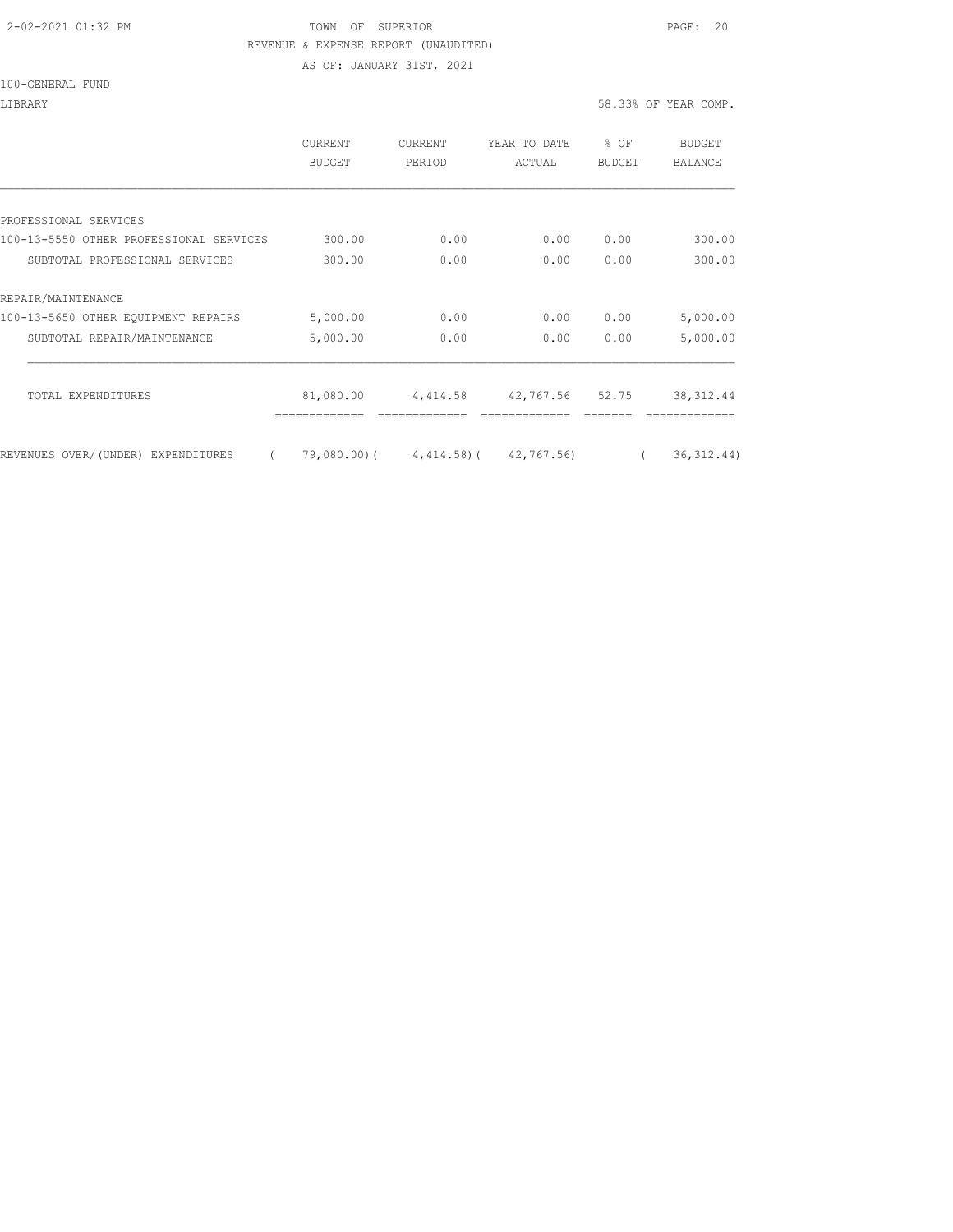TOWN OF SUPERIOR
REVENUE & EXPENSE REPORT (UNAUDITED)
AS OF: JANUARY 31ST, 2021

100-GENERAL FUND

LIBRARY — 58.33% OF YEAR COMP.

| | CURRENT BUDGET | CURRENT PERIOD | YEAR TO DATE ACTUAL | % OF BUDGET | BUDGET BALANCE |
|---|---|---|---|---|---|
| PROFESSIONAL SERVICES | | | | | |
| 100-13-5550 OTHER PROFESSIONAL SERVICES | 300.00 | 0.00 | 0.00 | 0.00 | 300.00 |
| SUBTOTAL PROFESSIONAL SERVICES | 300.00 | 0.00 | 0.00 | 0.00 | 300.00 |
| REPAIR/MAINTENANCE | | | | | |
| 100-13-5650 OTHER EQUIPMENT REPAIRS | 5,000.00 | 0.00 | 0.00 | 0.00 | 5,000.00 |
| SUBTOTAL REPAIR/MAINTENANCE | 5,000.00 | 0.00 | 0.00 | 0.00 | 5,000.00 |
| TOTAL EXPENDITURES | 81,080.00 | 4,414.58 | 42,767.56 | 52.75 | 38,312.44 |
| REVENUES OVER/(UNDER) EXPENDITURES | ( 79,080.00) | ( 4,414.58) | ( 42,767.56) | | ( 36,312.44) |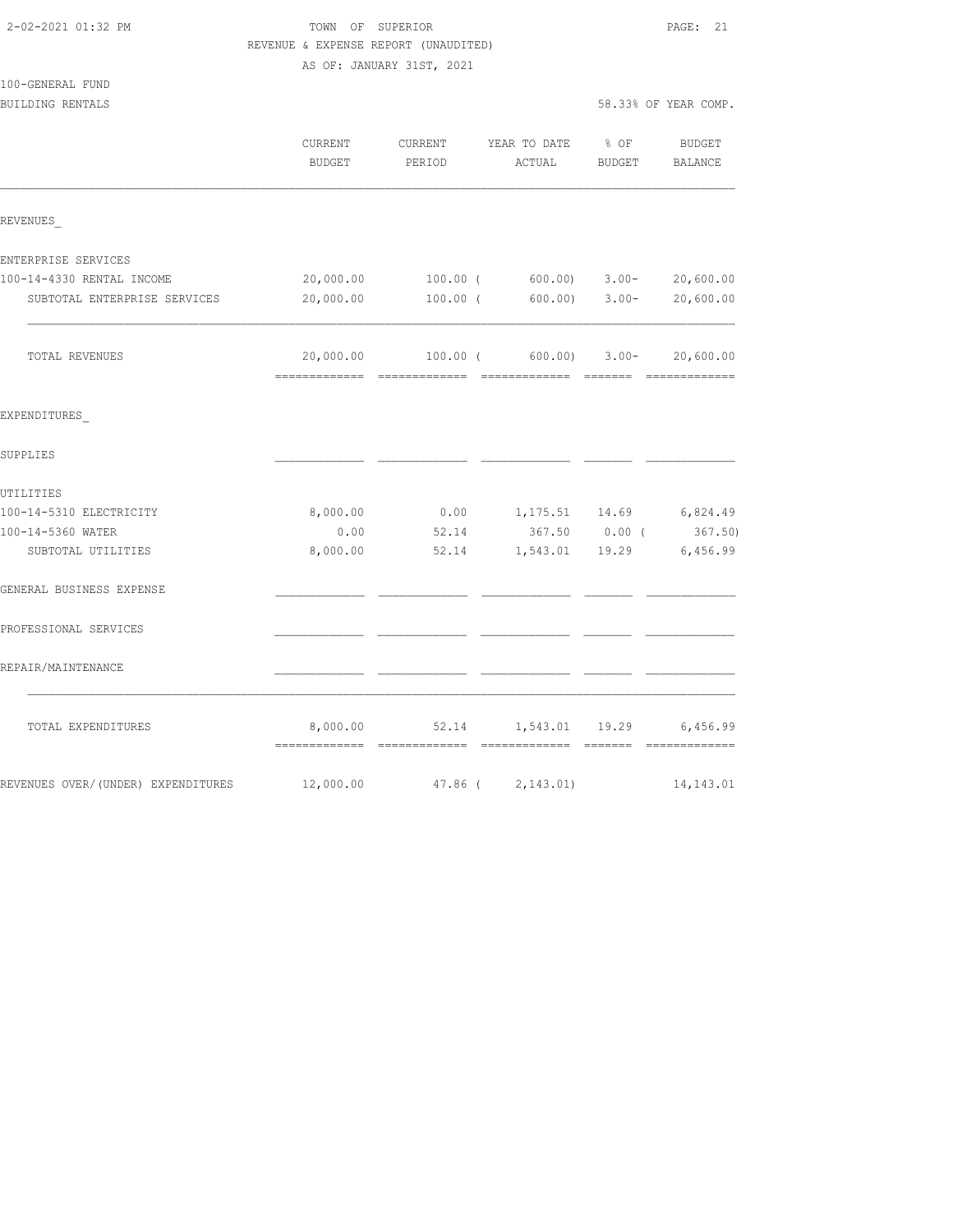TOWN OF SUPERIOR
REVENUE & EXPENSE REPORT (UNAUDITED)
AS OF: JANUARY 31ST, 2021

100-GENERAL FUND
BUILDING RENTALS — 58.33% OF YEAR COMP.

| | CURRENT BUDGET | CURRENT PERIOD | YEAR TO DATE ACTUAL | % OF BUDGET | BUDGET BALANCE |
|---|---|---|---|---|---|
| REVENUES_ | | | | | |
| ENTERPRISE SERVICES | | | | | |
| 100-14-4330 RENTAL INCOME | 20,000.00 | 100.00 | ( 600.00) | 3.00- | 20,600.00 |
| SUBTOTAL ENTERPRISE SERVICES | 20,000.00 | 100.00 | ( 600.00) | 3.00- | 20,600.00 |
| TOTAL REVENUES | 20,000.00 | 100.00 | ( 600.00) | 3.00- | 20,600.00 |
| EXPENDITURES_ | | | | | |
| SUPPLIES | | | | | |
| UTILITIES | | | | | |
| 100-14-5310 ELECTRICITY | 8,000.00 | 0.00 | 1,175.51 | 14.69 | 6,824.49 |
| 100-14-5360 WATER | 0.00 | 52.14 | 367.50 | 0.00 | ( 367.50) |
| SUBTOTAL UTILITIES | 8,000.00 | 52.14 | 1,543.01 | 19.29 | 6,456.99 |
| GENERAL BUSINESS EXPENSE | | | | | |
| PROFESSIONAL SERVICES | | | | | |
| REPAIR/MAINTENANCE | | | | | |
| TOTAL EXPENDITURES | 8,000.00 | 52.14 | 1,543.01 | 19.29 | 6,456.99 |
| REVENUES OVER/(UNDER) EXPENDITURES | 12,000.00 | 47.86 | ( 2,143.01) | | 14,143.01 |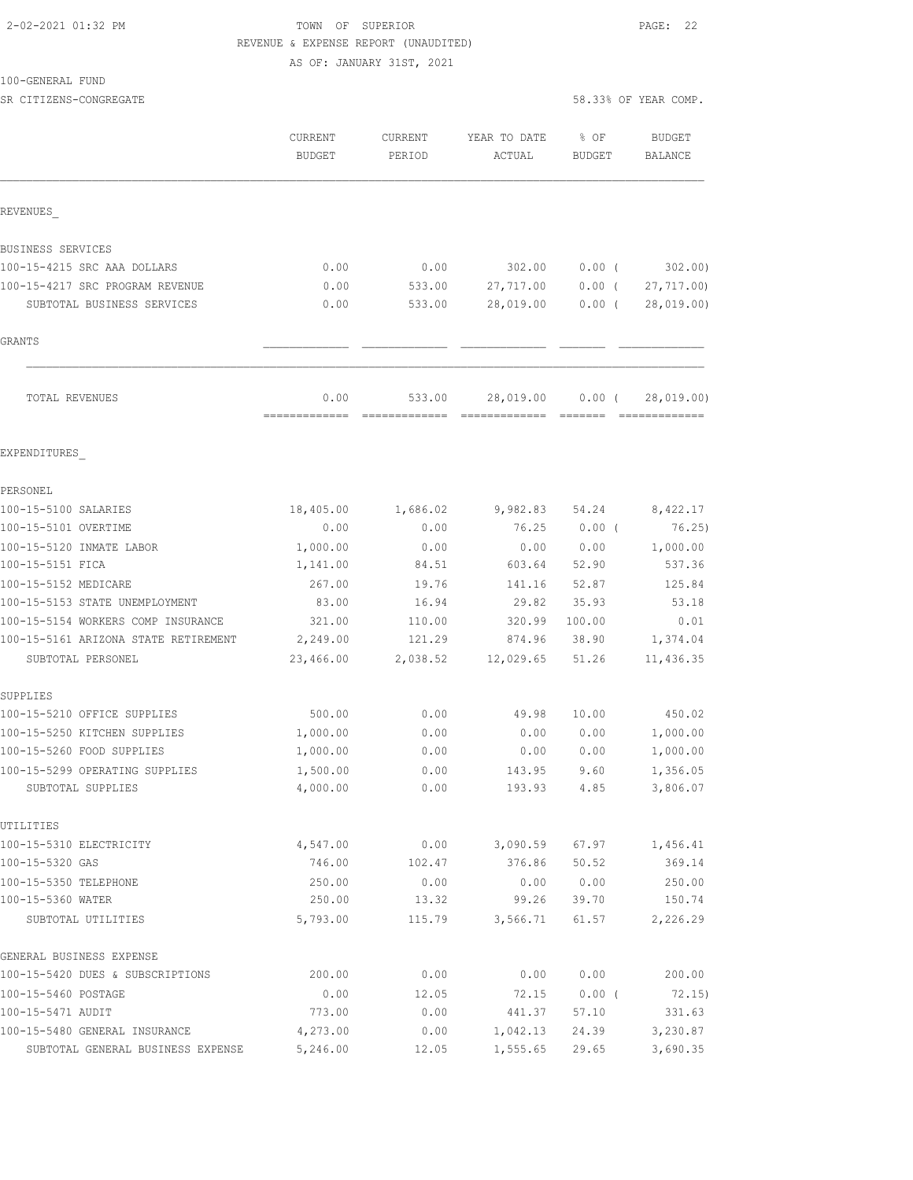2-02-2021 01:32 PM TOWN OF SUPERIOR

REVENUE & EXPENSE REPORT (UNAUDITED)

AS OF: JANUARY 31ST, 2021

100-GENERAL FUND

SR CITIZENS-CONGREGATE — 58.33% OF YEAR COMP.

| | CURRENT BUDGET | CURRENT PERIOD | YEAR TO DATE ACTUAL | % OF BUDGET | BUDGET BALANCE |
|---|---|---|---|---|---|
| REVENUES_ | | | | | |
| BUSINESS SERVICES | | | | | |
| 100-15-4215 SRC AAA DOLLARS | 0.00 | 0.00 | 302.00 | 0.00 ( | 302.00) |
| 100-15-4217 SRC PROGRAM REVENUE | 0.00 | 533.00 | 27,717.00 | 0.00 ( | 27,717.00) |
| SUBTOTAL BUSINESS SERVICES | 0.00 | 533.00 | 28,019.00 | 0.00 ( | 28,019.00) |
| GRANTS | | | | | |
| TOTAL REVENUES | 0.00 | 533.00 | 28,019.00 | 0.00 ( | 28,019.00) |
| EXPENDITURES_ | | | | | |
| PERSONEL | | | | | |
| 100-15-5100 SALARIES | 18,405.00 | 1,686.02 | 9,982.83 | 54.24 | 8,422.17 |
| 100-15-5101 OVERTIME | 0.00 | 0.00 | 76.25 | 0.00 ( | 76.25) |
| 100-15-5120 INMATE LABOR | 1,000.00 | 0.00 | 0.00 | 0.00 | 1,000.00 |
| 100-15-5151 FICA | 1,141.00 | 84.51 | 603.64 | 52.90 | 537.36 |
| 100-15-5152 MEDICARE | 267.00 | 19.76 | 141.16 | 52.87 | 125.84 |
| 100-15-5153 STATE UNEMPLOYMENT | 83.00 | 16.94 | 29.82 | 35.93 | 53.18 |
| 100-15-5154 WORKERS COMP INSURANCE | 321.00 | 110.00 | 320.99 | 100.00 | 0.01 |
| 100-15-5161 ARIZONA STATE RETIREMENT | 2,249.00 | 121.29 | 874.96 | 38.90 | 1,374.04 |
| SUBTOTAL PERSONEL | 23,466.00 | 2,038.52 | 12,029.65 | 51.26 | 11,436.35 |
| SUPPLIES | | | | | |
| 100-15-5210 OFFICE SUPPLIES | 500.00 | 0.00 | 49.98 | 10.00 | 450.02 |
| 100-15-5250 KITCHEN SUPPLIES | 1,000.00 | 0.00 | 0.00 | 0.00 | 1,000.00 |
| 100-15-5260 FOOD SUPPLIES | 1,000.00 | 0.00 | 0.00 | 0.00 | 1,000.00 |
| 100-15-5299 OPERATING SUPPLIES | 1,500.00 | 0.00 | 143.95 | 9.60 | 1,356.05 |
| SUBTOTAL SUPPLIES | 4,000.00 | 0.00 | 193.93 | 4.85 | 3,806.07 |
| UTILITIES | | | | | |
| 100-15-5310 ELECTRICITY | 4,547.00 | 0.00 | 3,090.59 | 67.97 | 1,456.41 |
| 100-15-5320 GAS | 746.00 | 102.47 | 376.86 | 50.52 | 369.14 |
| 100-15-5350 TELEPHONE | 250.00 | 0.00 | 0.00 | 0.00 | 250.00 |
| 100-15-5360 WATER | 250.00 | 13.32 | 99.26 | 39.70 | 150.74 |
| SUBTOTAL UTILITIES | 5,793.00 | 115.79 | 3,566.71 | 61.57 | 2,226.29 |
| GENERAL BUSINESS EXPENSE | | | | | |
| 100-15-5420 DUES & SUBSCRIPTIONS | 200.00 | 0.00 | 0.00 | 0.00 | 200.00 |
| 100-15-5460 POSTAGE | 0.00 | 12.05 | 72.15 | 0.00 ( | 72.15) |
| 100-15-5471 AUDIT | 773.00 | 0.00 | 441.37 | 57.10 | 331.63 |
| 100-15-5480 GENERAL INSURANCE | 4,273.00 | 0.00 | 1,042.13 | 24.39 | 3,230.87 |
| SUBTOTAL GENERAL BUSINESS EXPENSE | 5,246.00 | 12.05 | 1,555.65 | 29.65 | 3,690.35 |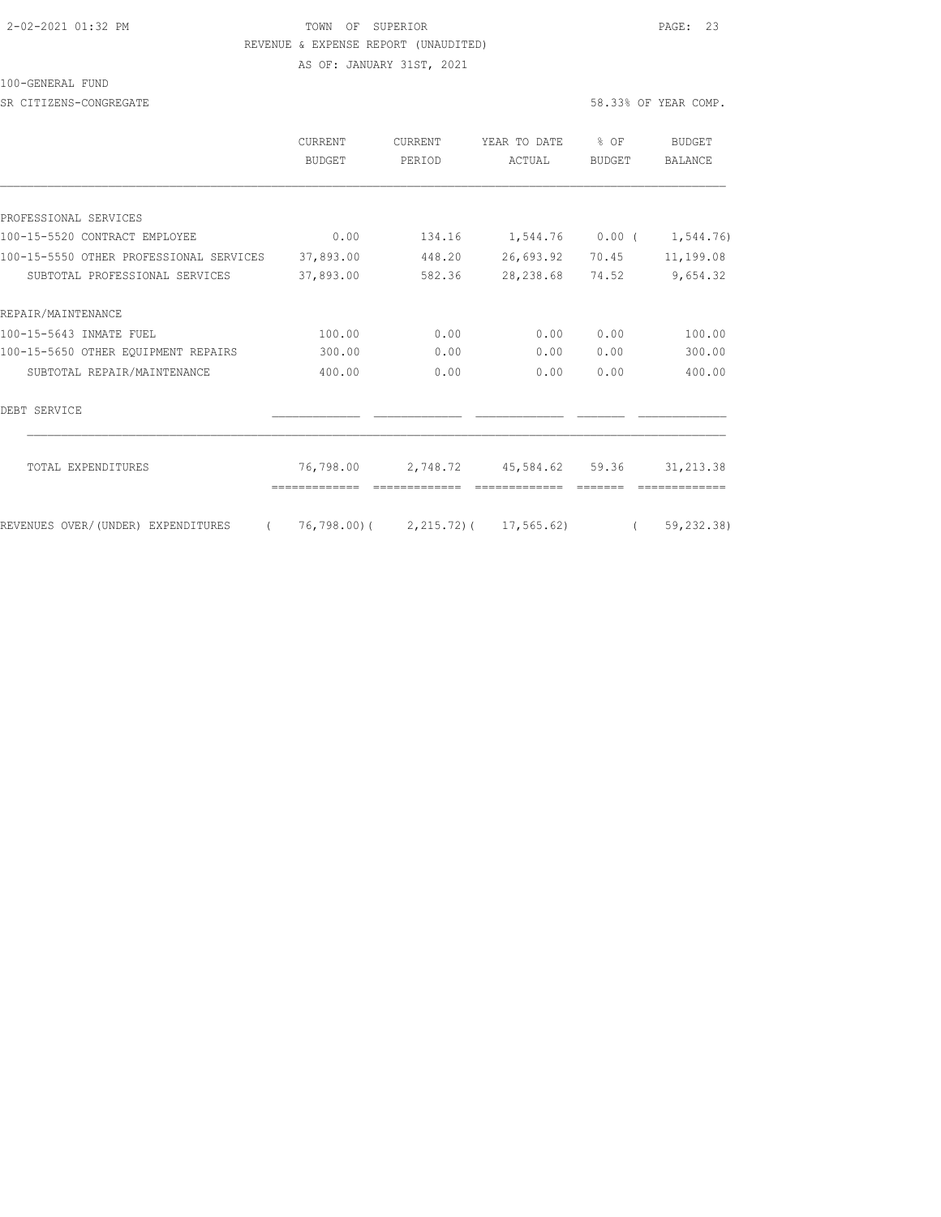TOWN OF SUPERIOR

REVENUE & EXPENSE REPORT (UNAUDITED)

AS OF: JANUARY 31ST, 2021

100-GENERAL FUND

SR CITIZENS-CONGREGATE — 58.33% OF YEAR COMP.

| | CURRENT BUDGET | CURRENT PERIOD | YEAR TO DATE ACTUAL | % OF BUDGET | BUDGET BALANCE |
|---|---|---|---|---|---|
| **PROFESSIONAL SERVICES** | | | | | |
| 100-15-5520 CONTRACT EMPLOYEE | 0.00 | 134.16 | 1,544.76 | 0.00 | ( 1,544.76) |
| 100-15-5550 OTHER PROFESSIONAL SERVICES | 37,893.00 | 448.20 | 26,693.92 | 70.45 | 11,199.08 |
| SUBTOTAL PROFESSIONAL SERVICES | 37,893.00 | 582.36 | 28,238.68 | 74.52 | 9,654.32 |
| **REPAIR/MAINTENANCE** | | | | | |
| 100-15-5643 INMATE FUEL | 100.00 | 0.00 | 0.00 | 0.00 | 100.00 |
| 100-15-5650 OTHER EQUIPMENT REPAIRS | 300.00 | 0.00 | 0.00 | 0.00 | 300.00 |
| SUBTOTAL REPAIR/MAINTENANCE | 400.00 | 0.00 | 0.00 | 0.00 | 400.00 |
| **DEBT SERVICE** | | | | | |
| TOTAL EXPENDITURES | 76,798.00 | 2,748.72 | 45,584.62 | 59.36 | 31,213.38 |
| REVENUES OVER/(UNDER) EXPENDITURES | ( 76,798.00) | ( 2,215.72) | ( 17,565.62) | | ( 59,232.38) |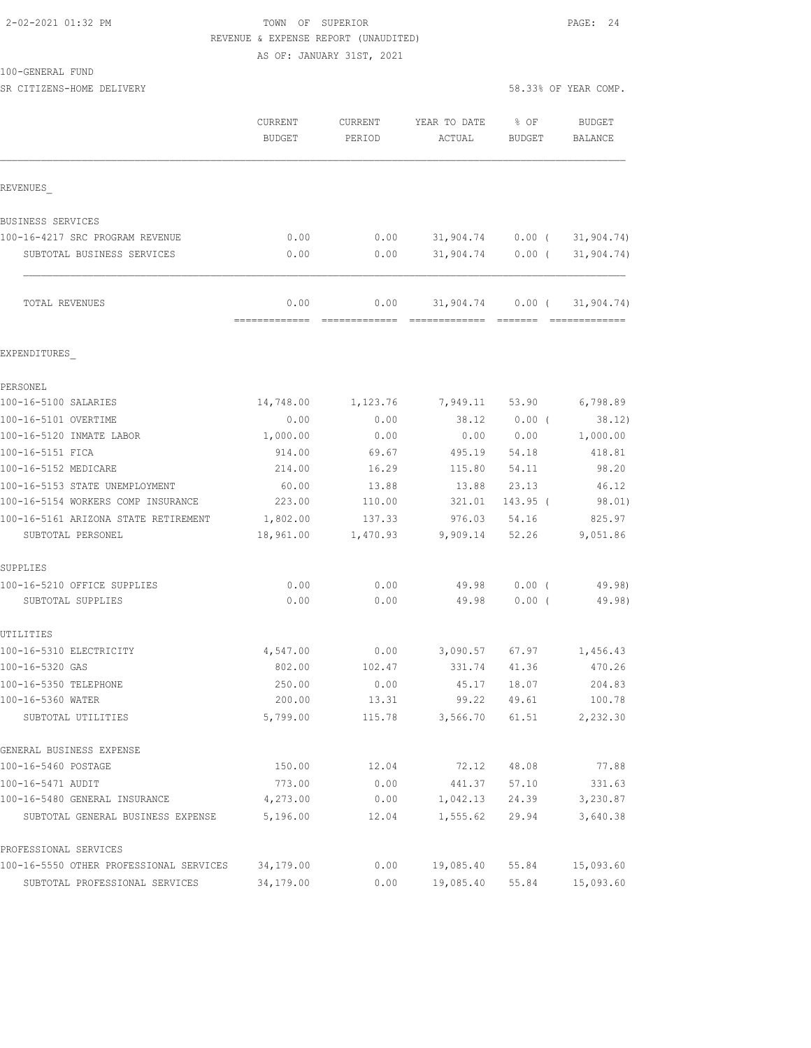TOWN OF SUPERIOR
REVENUE & EXPENSE REPORT (UNAUDITED)
AS OF: JANUARY 31ST, 2021

100-GENERAL FUND
SR CITIZENS-HOME DELIVERY — 58.33% OF YEAR COMP.

| | CURRENT BUDGET | CURRENT PERIOD | YEAR TO DATE ACTUAL | % OF BUDGET | BUDGET BALANCE |
|---|---|---|---|---|---|
| **REVENUES** | | | | | |
| BUSINESS SERVICES | | | | | |
| 100-16-4217 SRC PROGRAM REVENUE | 0.00 | 0.00 | 31,904.74 | 0.00 | ( 31,904.74) |
| SUBTOTAL BUSINESS SERVICES | 0.00 | 0.00 | 31,904.74 | 0.00 | ( 31,904.74) |
| TOTAL REVENUES | 0.00 | 0.00 | 31,904.74 | 0.00 | ( 31,904.74) |
| **EXPENDITURES** | | | | | |
| PERSONEL | | | | | |
| 100-16-5100 SALARIES | 14,748.00 | 1,123.76 | 7,949.11 | 53.90 | 6,798.89 |
| 100-16-5101 OVERTIME | 0.00 | 0.00 | 38.12 | 0.00 | ( 38.12) |
| 100-16-5120 INMATE LABOR | 1,000.00 | 0.00 | 0.00 | 0.00 | 1,000.00 |
| 100-16-5151 FICA | 914.00 | 69.67 | 495.19 | 54.18 | 418.81 |
| 100-16-5152 MEDICARE | 214.00 | 16.29 | 115.80 | 54.11 | 98.20 |
| 100-16-5153 STATE UNEMPLOYMENT | 60.00 | 13.88 | 13.88 | 23.13 | 46.12 |
| 100-16-5154 WORKERS COMP INSURANCE | 223.00 | 110.00 | 321.01 | 143.95 | ( 98.01) |
| 100-16-5161 ARIZONA STATE RETIREMENT | 1,802.00 | 137.33 | 976.03 | 54.16 | 825.97 |
| SUBTOTAL PERSONEL | 18,961.00 | 1,470.93 | 9,909.14 | 52.26 | 9,051.86 |
| SUPPLIES | | | | | |
| 100-16-5210 OFFICE SUPPLIES | 0.00 | 0.00 | 49.98 | 0.00 | ( 49.98) |
| SUBTOTAL SUPPLIES | 0.00 | 0.00 | 49.98 | 0.00 | ( 49.98) |
| UTILITIES | | | | | |
| 100-16-5310 ELECTRICITY | 4,547.00 | 0.00 | 3,090.57 | 67.97 | 1,456.43 |
| 100-16-5320 GAS | 802.00 | 102.47 | 331.74 | 41.36 | 470.26 |
| 100-16-5350 TELEPHONE | 250.00 | 0.00 | 45.17 | 18.07 | 204.83 |
| 100-16-5360 WATER | 200.00 | 13.31 | 99.22 | 49.61 | 100.78 |
| SUBTOTAL UTILITIES | 5,799.00 | 115.78 | 3,566.70 | 61.51 | 2,232.30 |
| GENERAL BUSINESS EXPENSE | | | | | |
| 100-16-5460 POSTAGE | 150.00 | 12.04 | 72.12 | 48.08 | 77.88 |
| 100-16-5471 AUDIT | 773.00 | 0.00 | 441.37 | 57.10 | 331.63 |
| 100-16-5480 GENERAL INSURANCE | 4,273.00 | 0.00 | 1,042.13 | 24.39 | 3,230.87 |
| SUBTOTAL GENERAL BUSINESS EXPENSE | 5,196.00 | 12.04 | 1,555.62 | 29.94 | 3,640.38 |
| PROFESSIONAL SERVICES | | | | | |
| 100-16-5550 OTHER PROFESSIONAL SERVICES | 34,179.00 | 0.00 | 19,085.40 | 55.84 | 15,093.60 |
| SUBTOTAL PROFESSIONAL SERVICES | 34,179.00 | 0.00 | 19,085.40 | 55.84 | 15,093.60 |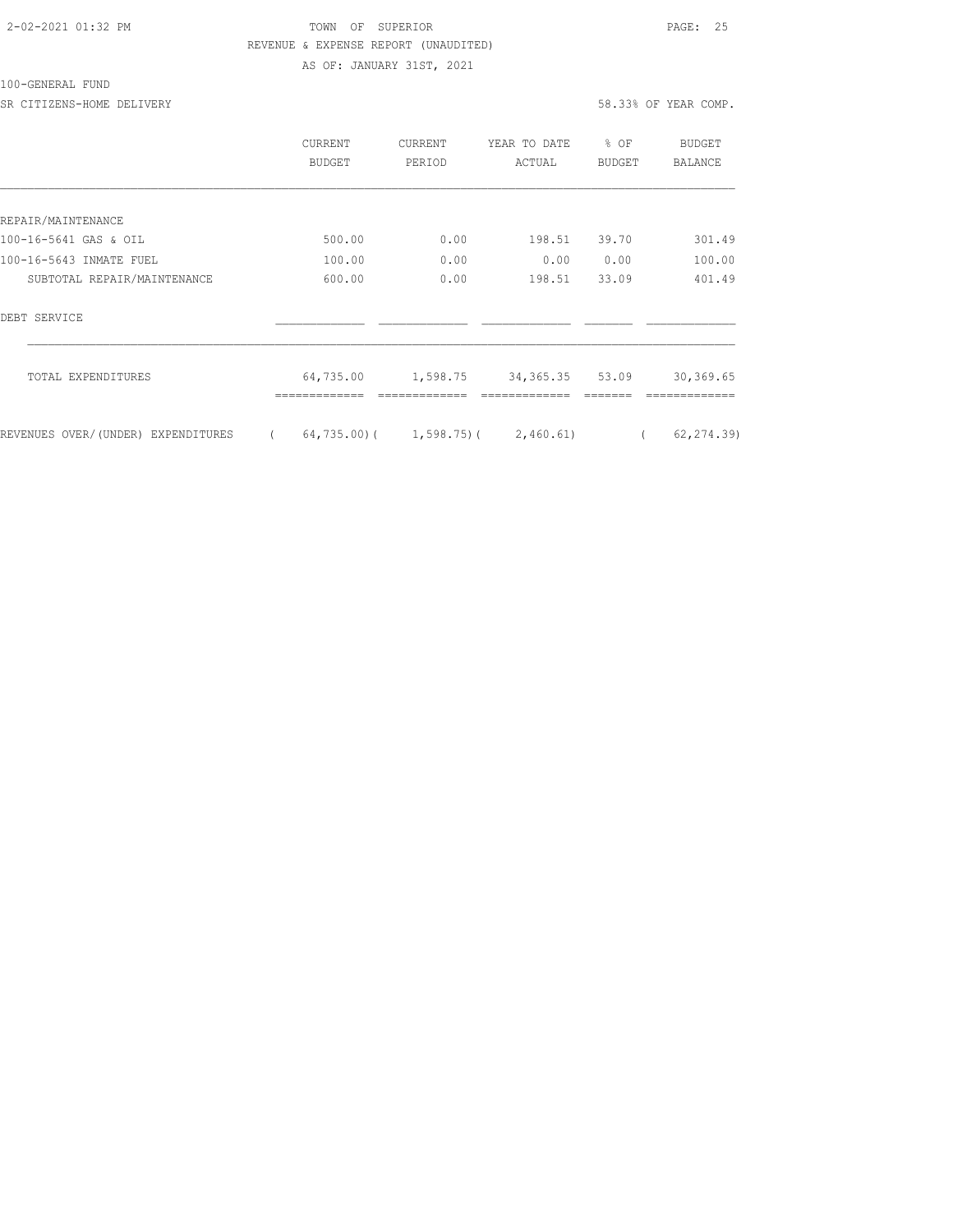TOWN OF SUPERIOR

REVENUE & EXPENSE REPORT (UNAUDITED)

AS OF: JANUARY 31ST, 2021

100-GENERAL FUND

SR CITIZENS-HOME DELIVERY — 58.33% OF YEAR COMP.

| | CURRENT BUDGET | CURRENT PERIOD | YEAR TO DATE ACTUAL | % OF BUDGET | BUDGET BALANCE |
|---|---|---|---|---|---|
| REPAIR/MAINTENANCE | | | | | |
| 100-16-5641 GAS & OIL | 500.00 | 0.00 | 198.51 | 39.70 | 301.49 |
| 100-16-5643 INMATE FUEL | 100.00 | 0.00 | 0.00 | 0.00 | 100.00 |
| SUBTOTAL REPAIR/MAINTENANCE | 600.00 | 0.00 | 198.51 | 33.09 | 401.49 |
| DEBT SERVICE | | | | | |
| TOTAL EXPENDITURES | 64,735.00 | 1,598.75 | 34,365.35 | 53.09 | 30,369.65 |
| REVENUES OVER/(UNDER) EXPENDITURES | ( 64,735.00) | ( 1,598.75) | ( 2,460.61) | | ( 62,274.39) |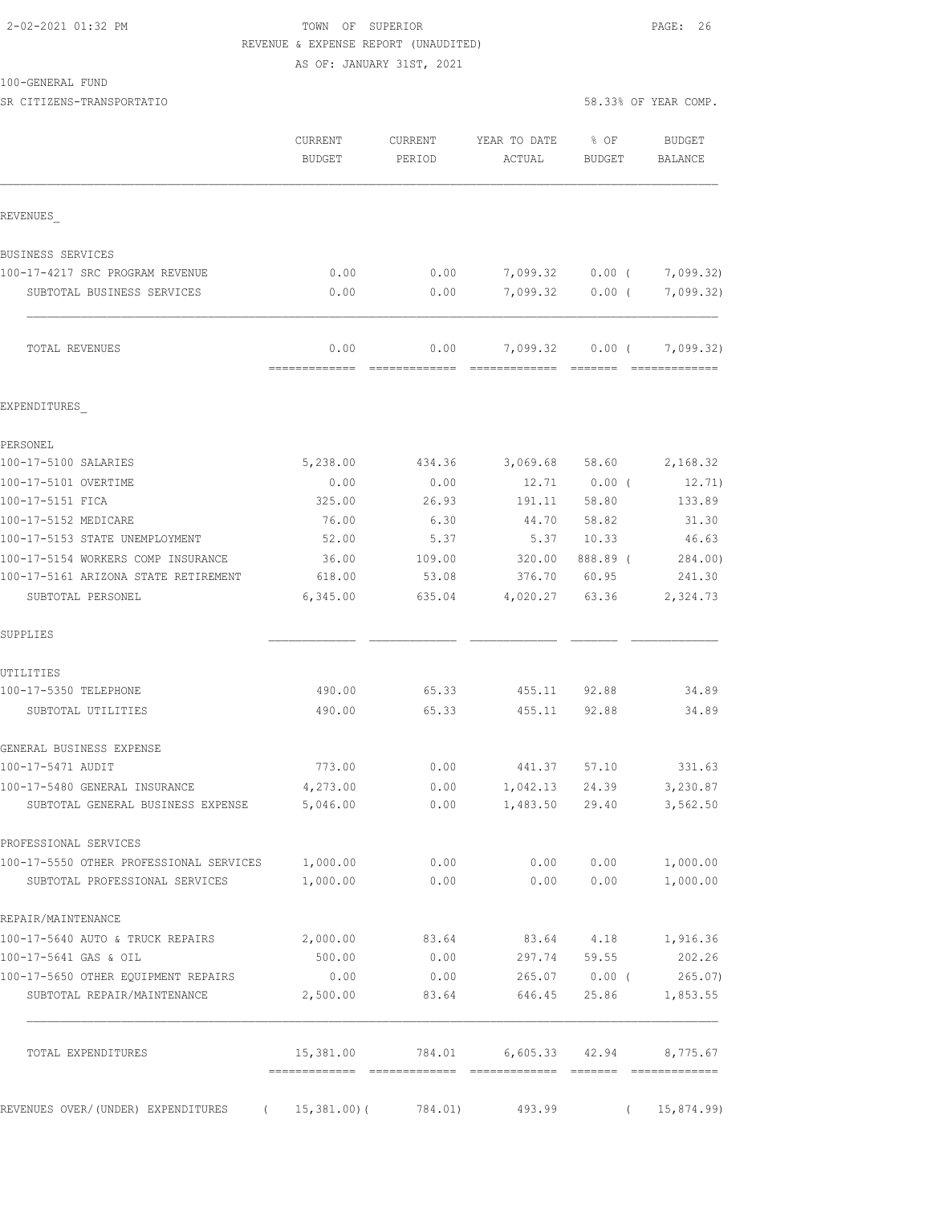TOWN OF SUPERIOR
REVENUE & EXPENSE REPORT (UNAUDITED)
AS OF: JANUARY 31ST, 2021

100-GENERAL FUND
SR CITIZENS-TRANSPORTATIO

58.33% OF YEAR COMP.

| | CURRENT BUDGET | CURRENT PERIOD | YEAR TO DATE ACTUAL | % OF BUDGET | BUDGET BALANCE |
|---|---|---|---|---|---|
| REVENUES_ | | | | | |
| BUSINESS SERVICES | | | | | |
| 100-17-4217 SRC PROGRAM REVENUE | 0.00 | 0.00 | 7,099.32 | 0.00 ( | 7,099.32) |
| SUBTOTAL BUSINESS SERVICES | 0.00 | 0.00 | 7,099.32 | 0.00 ( | 7,099.32) |
| TOTAL REVENUES | 0.00 | 0.00 | 7,099.32 | 0.00 ( | 7,099.32) |
| EXPENDITURES_ | | | | | |
| PERSONEL | | | | | |
| 100-17-5100 SALARIES | 5,238.00 | 434.36 | 3,069.68 | 58.60 | 2,168.32 |
| 100-17-5101 OVERTIME | 0.00 | 0.00 | 12.71 | 0.00 ( | 12.71) |
| 100-17-5151 FICA | 325.00 | 26.93 | 191.11 | 58.80 | 133.89 |
| 100-17-5152 MEDICARE | 76.00 | 6.30 | 44.70 | 58.82 | 31.30 |
| 100-17-5153 STATE UNEMPLOYMENT | 52.00 | 5.37 | 5.37 | 10.33 | 46.63 |
| 100-17-5154 WORKERS COMP INSURANCE | 36.00 | 109.00 | 320.00 | 888.89 ( | 284.00) |
| 100-17-5161 ARIZONA STATE RETIREMENT | 618.00 | 53.08 | 376.70 | 60.95 | 241.30 |
| SUBTOTAL PERSONEL | 6,345.00 | 635.04 | 4,020.27 | 63.36 | 2,324.73 |
| SUPPLIES | | | | | |
| UTILITIES | | | | | |
| 100-17-5350 TELEPHONE | 490.00 | 65.33 | 455.11 | 92.88 | 34.89 |
| SUBTOTAL UTILITIES | 490.00 | 65.33 | 455.11 | 92.88 | 34.89 |
| GENERAL BUSINESS EXPENSE | | | | | |
| 100-17-5471 AUDIT | 773.00 | 0.00 | 441.37 | 57.10 | 331.63 |
| 100-17-5480 GENERAL INSURANCE | 4,273.00 | 0.00 | 1,042.13 | 24.39 | 3,230.87 |
| SUBTOTAL GENERAL BUSINESS EXPENSE | 5,046.00 | 0.00 | 1,483.50 | 29.40 | 3,562.50 |
| PROFESSIONAL SERVICES | | | | | |
| 100-17-5550 OTHER PROFESSIONAL SERVICES | 1,000.00 | 0.00 | 0.00 | 0.00 | 1,000.00 |
| SUBTOTAL PROFESSIONAL SERVICES | 1,000.00 | 0.00 | 0.00 | 0.00 | 1,000.00 |
| REPAIR/MAINTENANCE | | | | | |
| 100-17-5640 AUTO & TRUCK REPAIRS | 2,000.00 | 83.64 | 83.64 | 4.18 | 1,916.36 |
| 100-17-5641 GAS & OIL | 500.00 | 0.00 | 297.74 | 59.55 | 202.26 |
| 100-17-5650 OTHER EQUIPMENT REPAIRS | 0.00 | 0.00 | 265.07 | 0.00 ( | 265.07) |
| SUBTOTAL REPAIR/MAINTENANCE | 2,500.00 | 83.64 | 646.45 | 25.86 | 1,853.55 |
| TOTAL EXPENDITURES | 15,381.00 | 784.01 | 6,605.33 | 42.94 | 8,775.67 |
| REVENUES OVER/(UNDER) EXPENDITURES | ( 15,381.00)( | 784.01) | 493.99 | ( | 15,874.99) |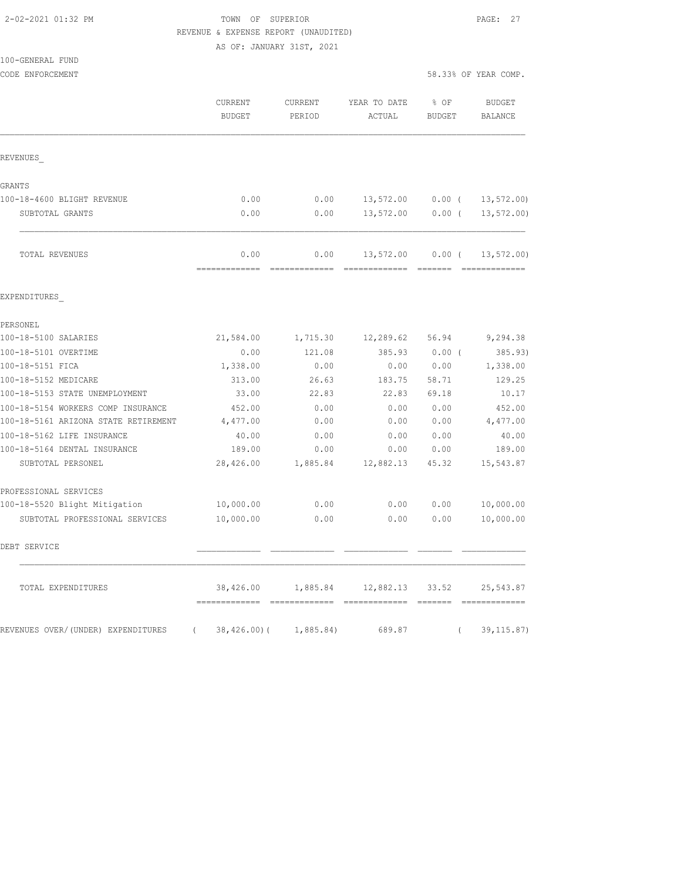TOWN OF SUPERIOR
REVENUE & EXPENSE REPORT (UNAUDITED)
AS OF: JANUARY 31ST, 2021

2-02-2021 01:32 PM

100-GENERAL FUND
CODE ENFORCEMENT

58.33% OF YEAR COMP.

| | CURRENT BUDGET | CURRENT PERIOD | YEAR TO DATE ACTUAL | % OF BUDGET | BUDGET BALANCE |
|---|---|---|---|---|---|
| REVENUES_ | | | | | |
| GRANTS | | | | | |
| 100-18-4600 BLIGHT REVENUE | 0.00 | 0.00 | 13,572.00 | 0.00 ( | 13,572.00) |
| SUBTOTAL GRANTS | 0.00 | 0.00 | 13,572.00 | 0.00 ( | 13,572.00) |
| TOTAL REVENUES | 0.00 | 0.00 | 13,572.00 | 0.00 ( | 13,572.00) |
| EXPENDITURES_ | | | | | |
| PERSONEL | | | | | |
| 100-18-5100 SALARIES | 21,584.00 | 1,715.30 | 12,289.62 | 56.94 | 9,294.38 |
| 100-18-5101 OVERTIME | 0.00 | 121.08 | 385.93 | 0.00 ( | 385.93) |
| 100-18-5151 FICA | 1,338.00 | 0.00 | 0.00 | 0.00 | 1,338.00 |
| 100-18-5152 MEDICARE | 313.00 | 26.63 | 183.75 | 58.71 | 129.25 |
| 100-18-5153 STATE UNEMPLOYMENT | 33.00 | 22.83 | 22.83 | 69.18 | 10.17 |
| 100-18-5154 WORKERS COMP INSURANCE | 452.00 | 0.00 | 0.00 | 0.00 | 452.00 |
| 100-18-5161 ARIZONA STATE RETIREMENT | 4,477.00 | 0.00 | 0.00 | 0.00 | 4,477.00 |
| 100-18-5162 LIFE INSURANCE | 40.00 | 0.00 | 0.00 | 0.00 | 40.00 |
| 100-18-5164 DENTAL INSURANCE | 189.00 | 0.00 | 0.00 | 0.00 | 189.00 |
| SUBTOTAL PERSONEL | 28,426.00 | 1,885.84 | 12,882.13 | 45.32 | 15,543.87 |
| PROFESSIONAL SERVICES | | | | | |
| 100-18-5520 Blight Mitigation | 10,000.00 | 0.00 | 0.00 | 0.00 | 10,000.00 |
| SUBTOTAL PROFESSIONAL SERVICES | 10,000.00 | 0.00 | 0.00 | 0.00 | 10,000.00 |
| DEBT SERVICE | | | | | |
| TOTAL EXPENDITURES | 38,426.00 | 1,885.84 | 12,882.13 | 33.52 | 25,543.87 |
| REVENUES OVER/(UNDER) EXPENDITURES | ( 38,426.00)( | 1,885.84) | 689.87 | ( | 39,115.87) |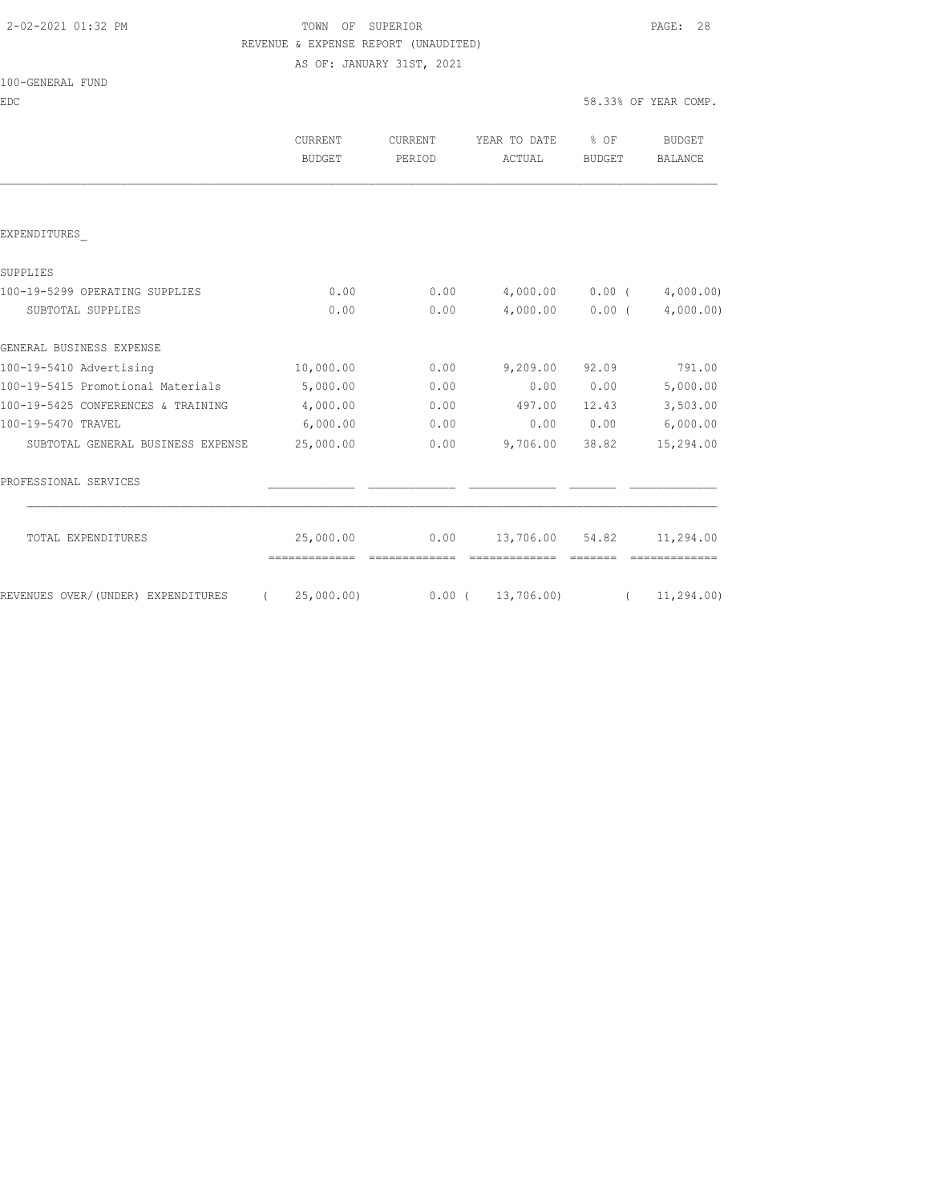TOWN OF SUPERIOR

REVENUE & EXPENSE REPORT (UNAUDITED)

AS OF: JANUARY 31ST, 2021

100-GENERAL FUND

EDC

58.33% OF YEAR COMP.

| | CURRENT BUDGET | CURRENT PERIOD | YEAR TO DATE ACTUAL | % OF BUDGET | BUDGET BALANCE |
|---|---|---|---|---|---|
| EXPENDITURES_ | | | | | |
| SUPPLIES | | | | | |
| 100-19-5299 OPERATING SUPPLIES | 0.00 | 0.00 | 4,000.00 | 0.00 | ( 4,000.00) |
| SUBTOTAL SUPPLIES | 0.00 | 0.00 | 4,000.00 | 0.00 | ( 4,000.00) |
| GENERAL BUSINESS EXPENSE | | | | | |
| 100-19-5410 Advertising | 10,000.00 | 0.00 | 9,209.00 | 92.09 | 791.00 |
| 100-19-5415 Promotional Materials | 5,000.00 | 0.00 | 0.00 | 0.00 | 5,000.00 |
| 100-19-5425 CONFERENCES & TRAINING | 4,000.00 | 0.00 | 497.00 | 12.43 | 3,503.00 |
| 100-19-5470 TRAVEL | 6,000.00 | 0.00 | 0.00 | 0.00 | 6,000.00 |
| SUBTOTAL GENERAL BUSINESS EXPENSE | 25,000.00 | 0.00 | 9,706.00 | 38.82 | 15,294.00 |
| PROFESSIONAL SERVICES | | | | | |
| TOTAL EXPENDITURES | 25,000.00 | 0.00 | 13,706.00 | 54.82 | 11,294.00 |
| REVENUES OVER/(UNDER) EXPENDITURES | ( 25,000.00) | 0.00 | ( 13,706.00) | | ( 11,294.00) |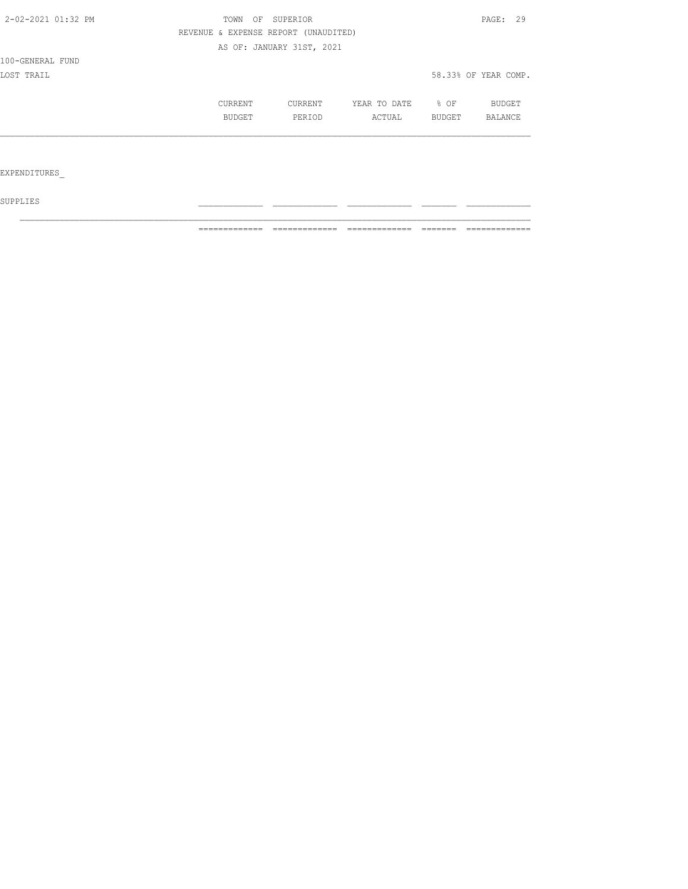TOWN OF SUPERIOR

REVENUE & EXPENSE REPORT (UNAUDITED)

AS OF: JANUARY 31ST, 2021

100-GENERAL FUND

LOST TRAIL

58.33% OF YEAR COMP.

| | CURRENT BUDGET | CURRENT PERIOD | YEAR TO DATE ACTUAL | % OF BUDGET | BUDGET BALANCE |
|---|---|---|---|---|---|
| EXPENDITURES_ | | | | | |
| SUPPLIES | | | | | |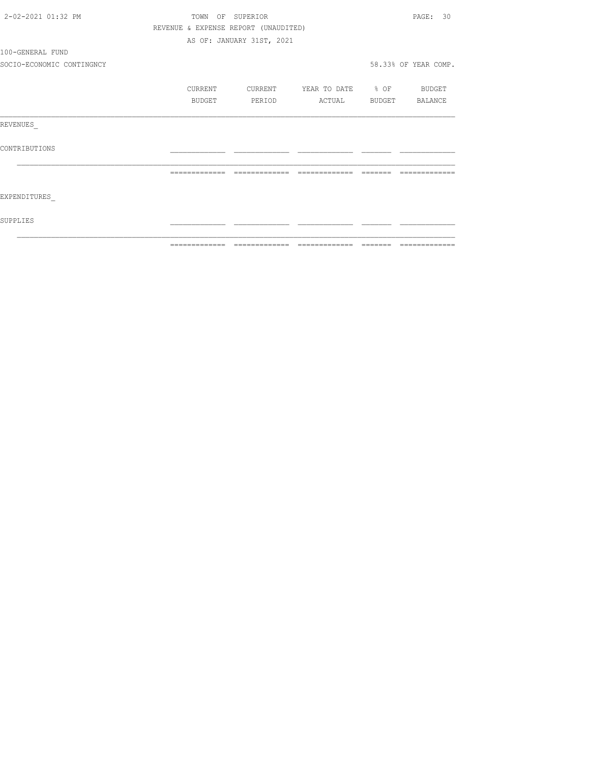TOWN OF SUPERIOR
REVENUE & EXPENSE REPORT (UNAUDITED)
AS OF: JANUARY 31ST, 2021

100-GENERAL FUND
SOCIO-ECONOMIC CONTINGNCY

58.33% OF YEAR COMP.

| | CURRENT BUDGET | CURRENT PERIOD | YEAR TO DATE ACTUAL | % OF BUDGET | BUDGET BALANCE |
|---|---|---|---|---|---|
| REVENUES_ | | | | | |
| CONTRIBUTIONS | | | | | |
| EXPENDITURES_ | | | | | |
| SUPPLIES | | | | | |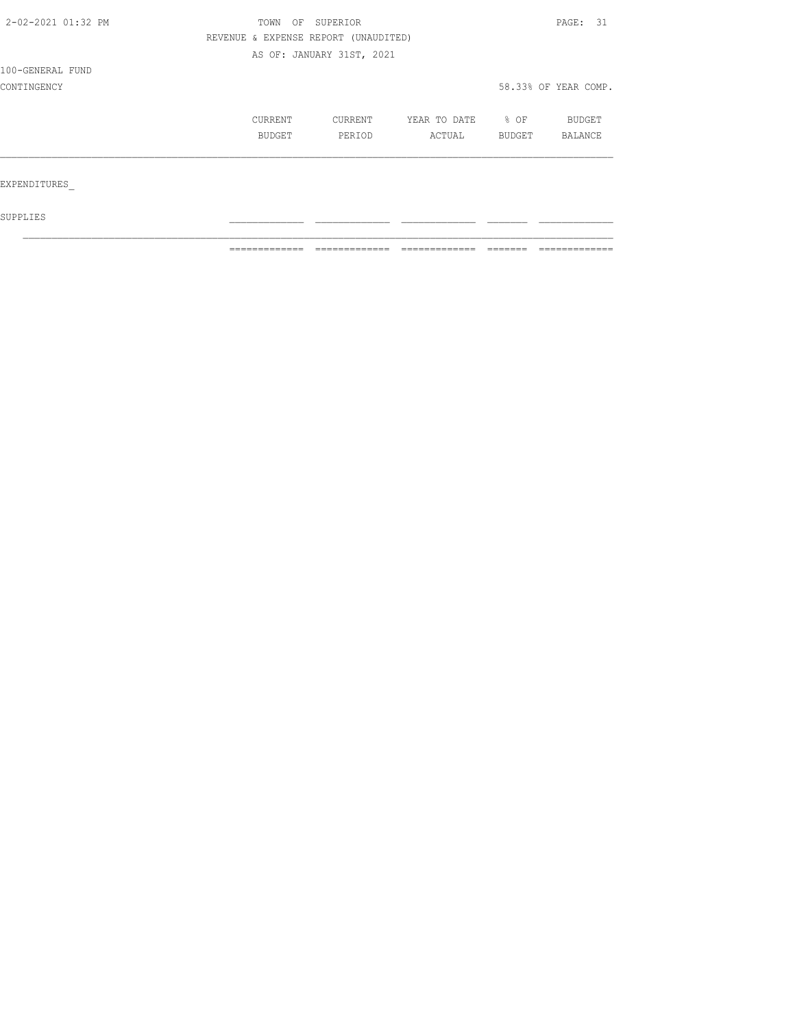TOWN OF SUPERIOR

REVENUE & EXPENSE REPORT (UNAUDITED)

AS OF: JANUARY 31ST, 2021

100-GENERAL FUND

CONTINGENCY

58.33% OF YEAR COMP.

| | CURRENT BUDGET | CURRENT PERIOD | YEAR TO DATE ACTUAL | % OF BUDGET | BUDGET BALANCE |
|---|---|---|---|---|---|
| EXPENDITURES_ | | | | | |
| SUPPLIES | | | | | |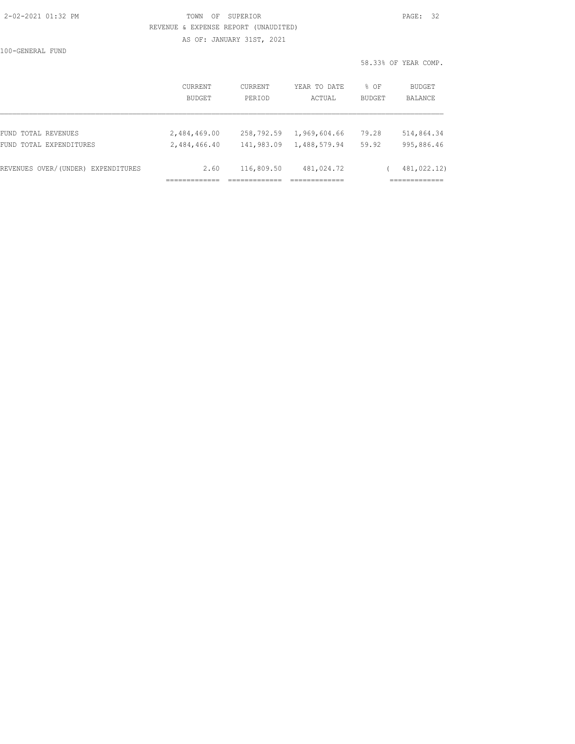TOWN OF SUPERIOR

REVENUE & EXPENSE REPORT (UNAUDITED)

AS OF: JANUARY 31ST, 2021

100-GENERAL FUND

58.33% OF YEAR COMP.

|  | CURRENT BUDGET | CURRENT PERIOD | YEAR TO DATE ACTUAL | % OF BUDGET | BUDGET BALANCE |
|---|---|---|---|---|---|
| FUND TOTAL REVENUES | 2,484,469.00 | 258,792.59 | 1,969,604.66 | 79.28 | 514,864.34 |
| FUND TOTAL EXPENDITURES | 2,484,466.40 | 141,983.09 | 1,488,579.94 | 59.92 | 995,886.46 |
| REVENUES OVER/(UNDER) EXPENDITURES | 2.60 | 116,809.50 | 481,024.72 |  | ( 481,022.12) |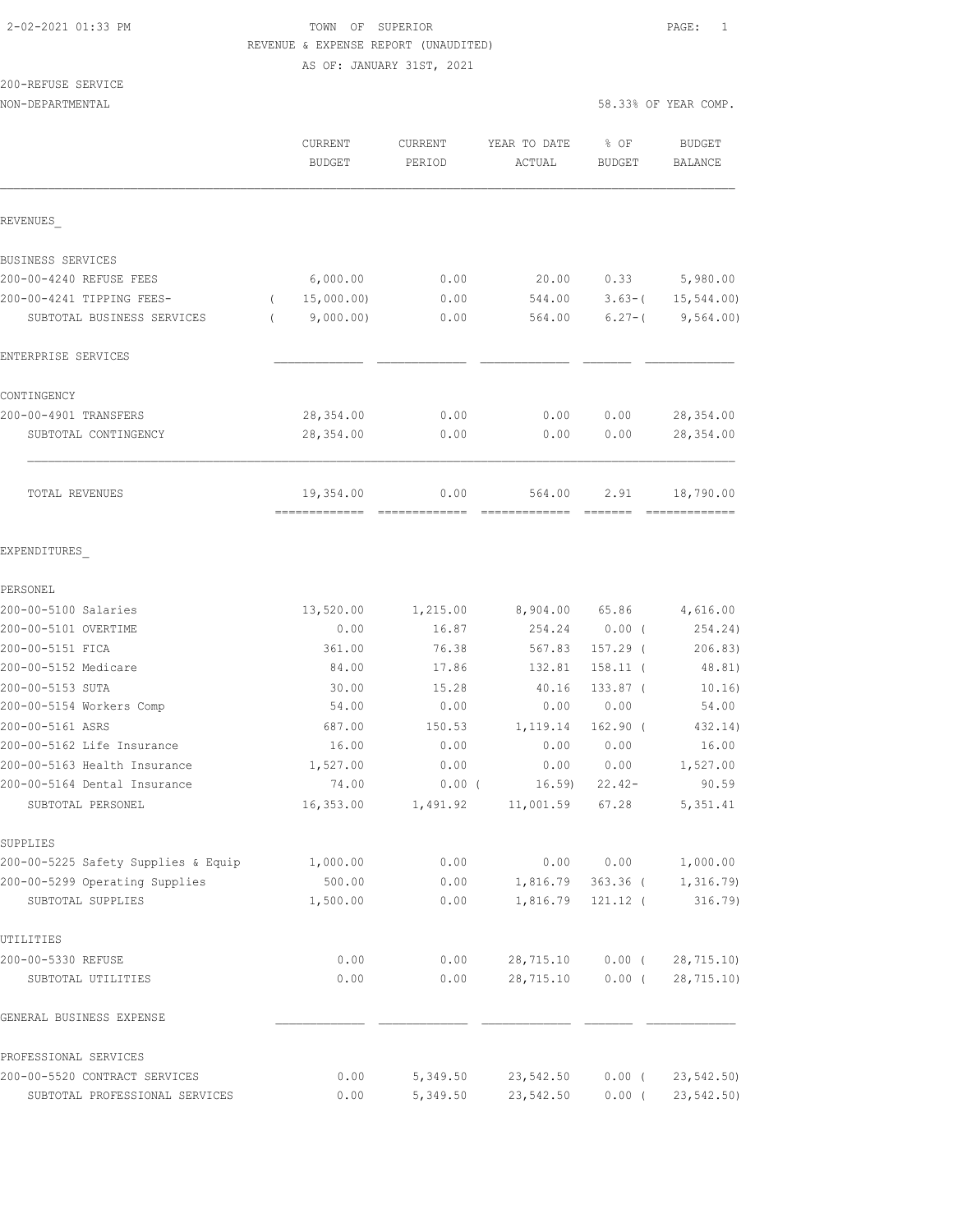TOWN OF SUPERIOR

REVENUE & EXPENSE REPORT (UNAUDITED)

AS OF: JANUARY 31ST, 2021

2-02-2021 01:33 PM

200-REFUSE SERVICE

NON-DEPARTMENTAL

58.33% OF YEAR COMP.

| | CURRENT BUDGET | CURRENT PERIOD | YEAR TO DATE ACTUAL | % OF BUDGET | BUDGET BALANCE |
|---|---|---|---|---|---|
| **REVENUES_** | | | | | |
| BUSINESS SERVICES | | | | | |
| 200-00-4240 REFUSE FEES | 6,000.00 | 0.00 | 20.00 | 0.33 | 5,980.00 |
| 200-00-4241 TIPPING FEES- | ( 15,000.00) | 0.00 | 544.00 | 3.63-( | 15,544.00) |
| SUBTOTAL BUSINESS SERVICES | ( 9,000.00) | 0.00 | 564.00 | 6.27-( | 9,564.00) |
| ENTERPRISE SERVICES | | | | | |
| CONTINGENCY | | | | | |
| 200-00-4901 TRANSFERS | 28,354.00 | 0.00 | 0.00 | 0.00 | 28,354.00 |
| SUBTOTAL CONTINGENCY | 28,354.00 | 0.00 | 0.00 | 0.00 | 28,354.00 |
| TOTAL REVENUES | 19,354.00 | 0.00 | 564.00 | 2.91 | 18,790.00 |
| **EXPENDITURES_** | | | | | |
| PERSONEL | | | | | |
| 200-00-5100 Salaries | 13,520.00 | 1,215.00 | 8,904.00 | 65.86 | 4,616.00 |
| 200-00-5101 OVERTIME | 0.00 | 16.87 | 254.24 | 0.00 ( | 254.24) |
| 200-00-5151 FICA | 361.00 | 76.38 | 567.83 | 157.29 ( | 206.83) |
| 200-00-5152 Medicare | 84.00 | 17.86 | 132.81 | 158.11 ( | 48.81) |
| 200-00-5153 SUTA | 30.00 | 15.28 | 40.16 | 133.87 ( | 10.16) |
| 200-00-5154 Workers Comp | 54.00 | 0.00 | 0.00 | 0.00 | 54.00 |
| 200-00-5161 ASRS | 687.00 | 150.53 | 1,119.14 | 162.90 ( | 432.14) |
| 200-00-5162 Life Insurance | 16.00 | 0.00 | 0.00 | 0.00 | 16.00 |
| 200-00-5163 Health Insurance | 1,527.00 | 0.00 | 0.00 | 0.00 | 1,527.00 |
| 200-00-5164 Dental Insurance | 74.00 | 0.00 ( | 16.59) | 22.42- | 90.59 |
| SUBTOTAL PERSONEL | 16,353.00 | 1,491.92 | 11,001.59 | 67.28 | 5,351.41 |
| SUPPLIES | | | | | |
| 200-00-5225 Safety Supplies & Equip | 1,000.00 | 0.00 | 0.00 | 0.00 | 1,000.00 |
| 200-00-5299 Operating Supplies | 500.00 | 0.00 | 1,816.79 | 363.36 ( | 1,316.79) |
| SUBTOTAL SUPPLIES | 1,500.00 | 0.00 | 1,816.79 | 121.12 ( | 316.79) |
| UTILITIES | | | | | |
| 200-00-5330 REFUSE | 0.00 | 0.00 | 28,715.10 | 0.00 ( | 28,715.10) |
| SUBTOTAL UTILITIES | 0.00 | 0.00 | 28,715.10 | 0.00 ( | 28,715.10) |
| GENERAL BUSINESS EXPENSE | | | | | |
| PROFESSIONAL SERVICES | | | | | |
| 200-00-5520 CONTRACT SERVICES | 0.00 | 5,349.50 | 23,542.50 | 0.00 ( | 23,542.50) |
| SUBTOTAL PROFESSIONAL SERVICES | 0.00 | 5,349.50 | 23,542.50 | 0.00 ( | 23,542.50) |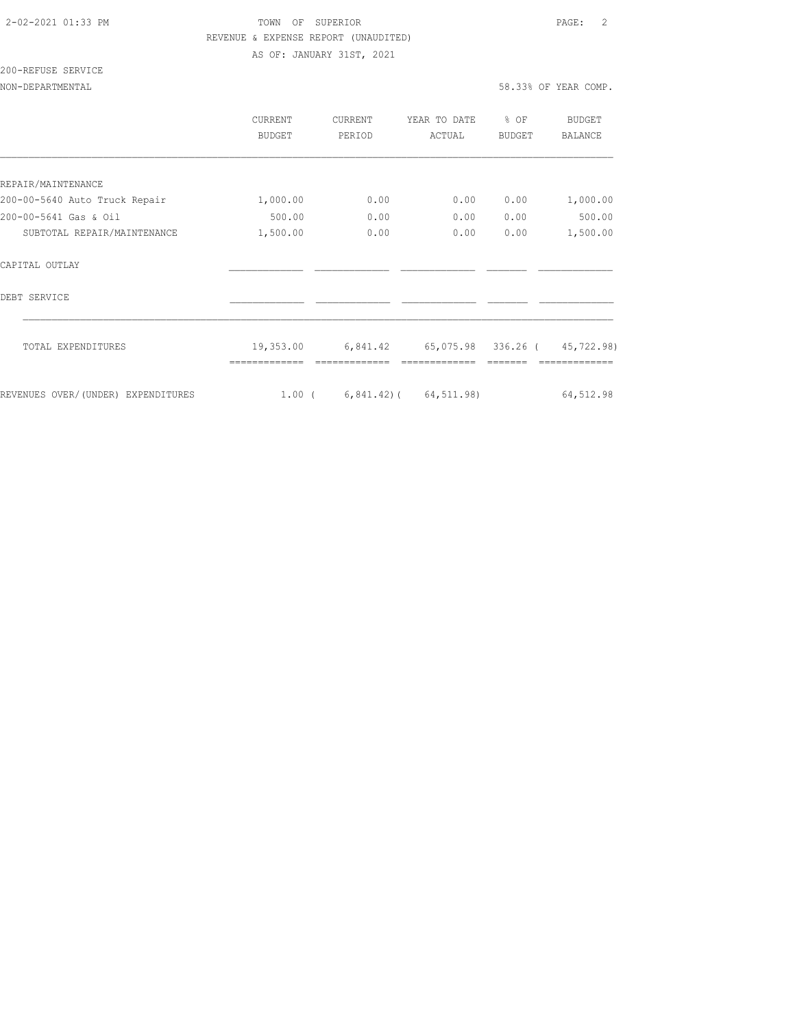TOWN OF SUPERIOR

REVENUE & EXPENSE REPORT (UNAUDITED)

AS OF: JANUARY 31ST, 2021

200-REFUSE SERVICE

NON-DEPARTMENTAL — 58.33% OF YEAR COMP.

| | CURRENT BUDGET | CURRENT PERIOD | YEAR TO DATE ACTUAL | % OF BUDGET | BUDGET BALANCE |
|---|---|---|---|---|---|
| REPAIR/MAINTENANCE | | | | | |
| 200-00-5640 Auto Truck Repair | 1,000.00 | 0.00 | 0.00 | 0.00 | 1,000.00 |
| 200-00-5641 Gas & Oil | 500.00 | 0.00 | 0.00 | 0.00 | 500.00 |
| SUBTOTAL REPAIR/MAINTENANCE | 1,500.00 | 0.00 | 0.00 | 0.00 | 1,500.00 |
| CAPITAL OUTLAY | | | | | |
| DEBT SERVICE | | | | | |
| TOTAL EXPENDITURES | 19,353.00 | 6,841.42 | 65,075.98 | 336.26 | ( 45,722.98) |
| REVENUES OVER/(UNDER) EXPENDITURES | 1.00 | ( 6,841.42) | ( 64,511.98) | | 64,512.98 |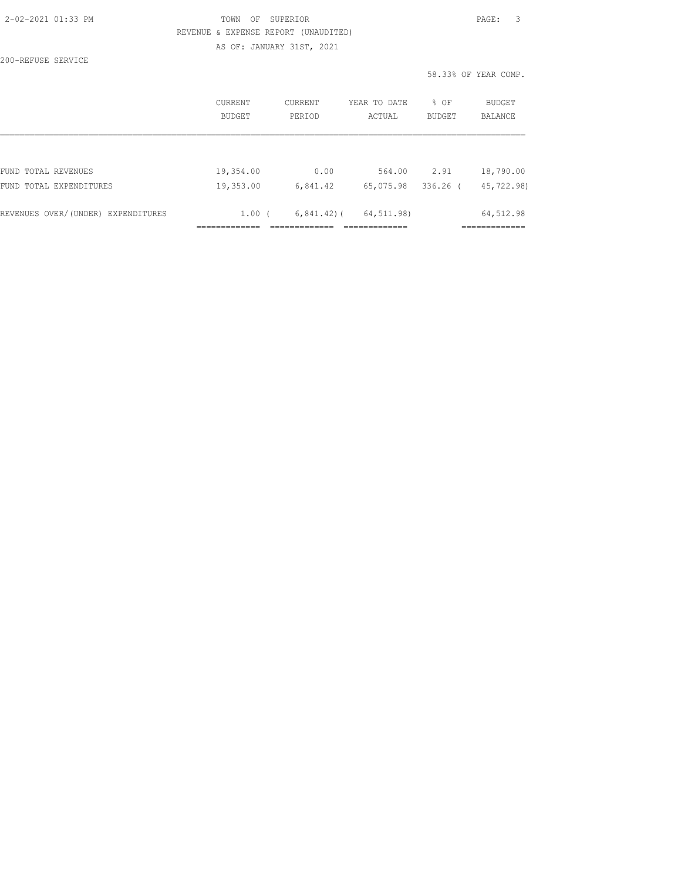TOWN OF SUPERIOR

REVENUE & EXPENSE REPORT (UNAUDITED)

AS OF: JANUARY 31ST, 2021

200-REFUSE SERVICE

58.33% OF YEAR COMP.

| | CURRENT BUDGET | CURRENT PERIOD | YEAR TO DATE ACTUAL | % OF BUDGET | BUDGET BALANCE |
|---|---|---|---|---|---|
| FUND TOTAL REVENUES | 19,354.00 | 0.00 | 564.00 | 2.91 | 18,790.00 |
| FUND TOTAL EXPENDITURES | 19,353.00 | 6,841.42 | 65,075.98 | 336.26 | ( 45,722.98) |
| REVENUES OVER/(UNDER) EXPENDITURES | 1.00 | ( 6,841.42) | ( 64,511.98) | | 64,512.98 |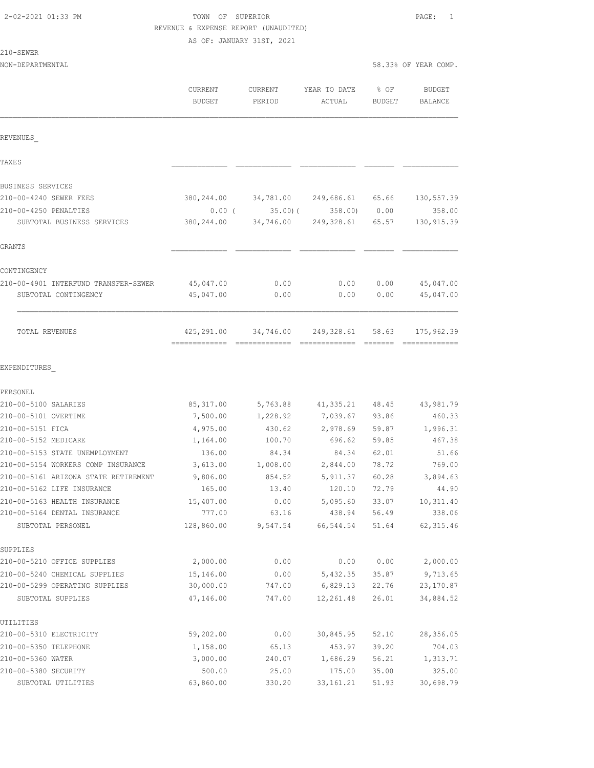TOWN OF SUPERIOR
REVENUE & EXPENSE REPORT (UNAUDITED)
AS OF: JANUARY 31ST, 2021

210-SEWER
NON-DEPARTMENTAL 58.33% OF YEAR COMP.

| | CURRENT BUDGET | CURRENT PERIOD | YEAR TO DATE ACTUAL | % OF BUDGET | BUDGET BALANCE |
|---|---|---|---|---|---|
| **REVENUES** | | | | | |
| TAXES | | | | | |
| BUSINESS SERVICES | | | | | |
| 210-00-4240 SEWER FEES | 380,244.00 | 34,781.00 | 249,686.61 | 65.66 | 130,557.39 |
| 210-00-4250 PENALTIES | 0.00 | ( 35.00) | ( 358.00) | 0.00 | 358.00 |
| SUBTOTAL BUSINESS SERVICES | 380,244.00 | 34,746.00 | 249,328.61 | 65.57 | 130,915.39 |
| GRANTS | | | | | |
| CONTINGENCY | | | | | |
| 210-00-4901 INTERFUND TRANSFER-SEWER | 45,047.00 | 0.00 | 0.00 | 0.00 | 45,047.00 |
| SUBTOTAL CONTINGENCY | 45,047.00 | 0.00 | 0.00 | 0.00 | 45,047.00 |
| TOTAL REVENUES | 425,291.00 | 34,746.00 | 249,328.61 | 58.63 | 175,962.39 |
| **EXPENDITURES** | | | | | |
| PERSONEL | | | | | |
| 210-00-5100 SALARIES | 85,317.00 | 5,763.88 | 41,335.21 | 48.45 | 43,981.79 |
| 210-00-5101 OVERTIME | 7,500.00 | 1,228.92 | 7,039.67 | 93.86 | 460.33 |
| 210-00-5151 FICA | 4,975.00 | 430.62 | 2,978.69 | 59.87 | 1,996.31 |
| 210-00-5152 MEDICARE | 1,164.00 | 100.70 | 696.62 | 59.85 | 467.38 |
| 210-00-5153 STATE UNEMPLOYMENT | 136.00 | 84.34 | 84.34 | 62.01 | 51.66 |
| 210-00-5154 WORKERS COMP INSURANCE | 3,613.00 | 1,008.00 | 2,844.00 | 78.72 | 769.00 |
| 210-00-5161 ARIZONA STATE RETIREMENT | 9,806.00 | 854.52 | 5,911.37 | 60.28 | 3,894.63 |
| 210-00-5162 LIFE INSURANCE | 165.00 | 13.40 | 120.10 | 72.79 | 44.90 |
| 210-00-5163 HEALTH INSURANCE | 15,407.00 | 0.00 | 5,095.60 | 33.07 | 10,311.40 |
| 210-00-5164 DENTAL INSURANCE | 777.00 | 63.16 | 438.94 | 56.49 | 338.06 |
| SUBTOTAL PERSONEL | 128,860.00 | 9,547.54 | 66,544.54 | 51.64 | 62,315.46 |
| SUPPLIES | | | | | |
| 210-00-5210 OFFICE SUPPLIES | 2,000.00 | 0.00 | 0.00 | 0.00 | 2,000.00 |
| 210-00-5240 CHEMICAL SUPPLIES | 15,146.00 | 0.00 | 5,432.35 | 35.87 | 9,713.65 |
| 210-00-5299 OPERATING SUPPLIES | 30,000.00 | 747.00 | 6,829.13 | 22.76 | 23,170.87 |
| SUBTOTAL SUPPLIES | 47,146.00 | 747.00 | 12,261.48 | 26.01 | 34,884.52 |
| UTILITIES | | | | | |
| 210-00-5310 ELECTRICITY | 59,202.00 | 0.00 | 30,845.95 | 52.10 | 28,356.05 |
| 210-00-5350 TELEPHONE | 1,158.00 | 65.13 | 453.97 | 39.20 | 704.03 |
| 210-00-5360 WATER | 3,000.00 | 240.07 | 1,686.29 | 56.21 | 1,313.71 |
| 210-00-5380 SECURITY | 500.00 | 25.00 | 175.00 | 35.00 | 325.00 |
| SUBTOTAL UTILITIES | 63,860.00 | 330.20 | 33,161.21 | 51.93 | 30,698.79 |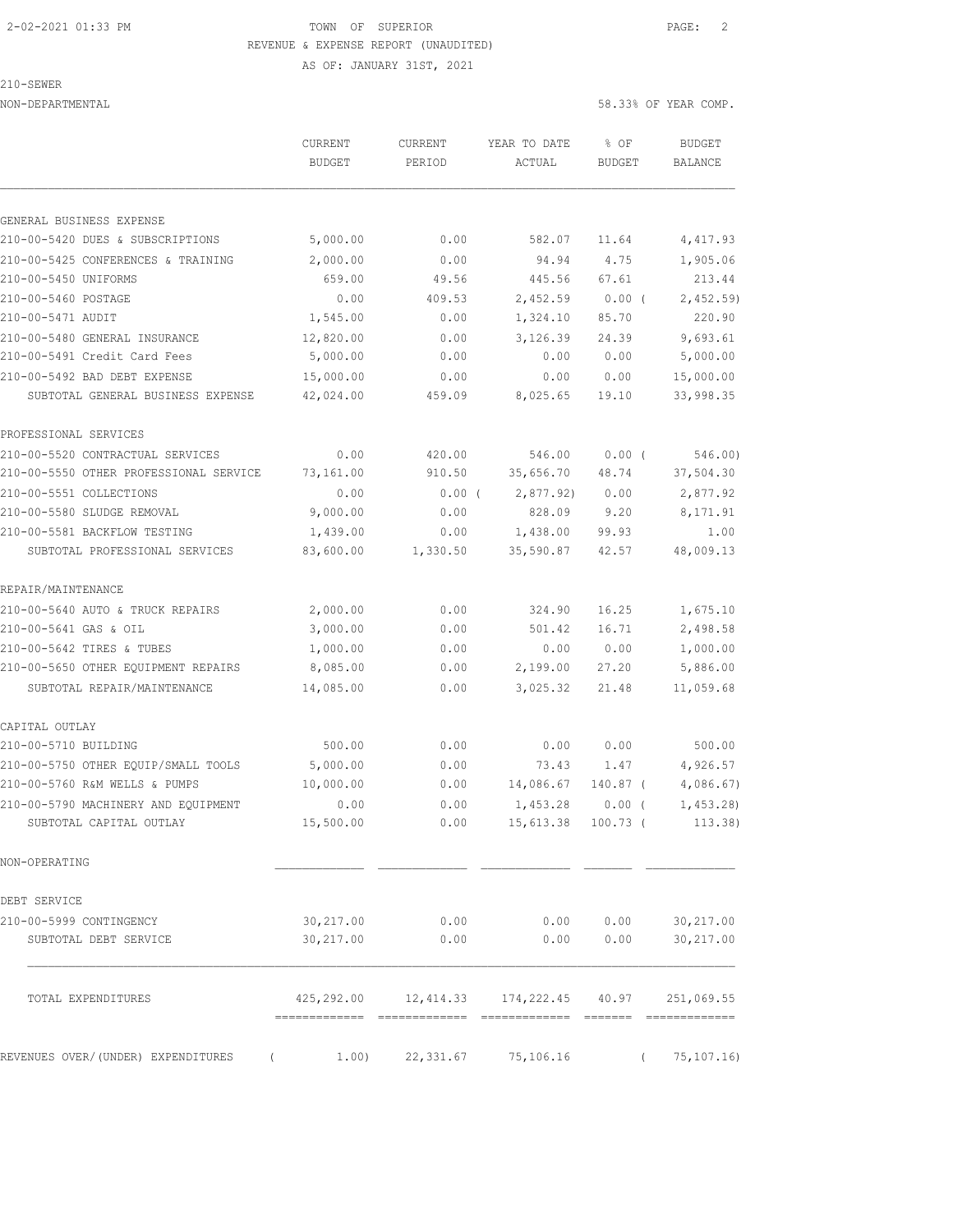TOWN OF SUPERIOR
REVENUE & EXPENSE REPORT (UNAUDITED)
AS OF: JANUARY 31ST, 2021

210-SEWER
NON-DEPARTMENTAL — 58.33% OF YEAR COMP.

| | CURRENT BUDGET | CURRENT PERIOD | YEAR TO DATE ACTUAL | % OF BUDGET | BUDGET BALANCE |
|---|---|---|---|---|---|
| **GENERAL BUSINESS EXPENSE** | | | | | |
| 210-00-5420 DUES & SUBSCRIPTIONS | 5,000.00 | 0.00 | 582.07 | 11.64 | 4,417.93 |
| 210-00-5425 CONFERENCES & TRAINING | 2,000.00 | 0.00 | 94.94 | 4.75 | 1,905.06 |
| 210-00-5450 UNIFORMS | 659.00 | 49.56 | 445.56 | 67.61 | 213.44 |
| 210-00-5460 POSTAGE | 0.00 | 409.53 | 2,452.59 | 0.00 | ( 2,452.59) |
| 210-00-5471 AUDIT | 1,545.00 | 0.00 | 1,324.10 | 85.70 | 220.90 |
| 210-00-5480 GENERAL INSURANCE | 12,820.00 | 0.00 | 3,126.39 | 24.39 | 9,693.61 |
| 210-00-5491 Credit Card Fees | 5,000.00 | 0.00 | 0.00 | 0.00 | 5,000.00 |
| 210-00-5492 BAD DEBT EXPENSE | 15,000.00 | 0.00 | 0.00 | 0.00 | 15,000.00 |
| SUBTOTAL GENERAL BUSINESS EXPENSE | 42,024.00 | 459.09 | 8,025.65 | 19.10 | 33,998.35 |
| **PROFESSIONAL SERVICES** | | | | | |
| 210-00-5520 CONTRACTUAL SERVICES | 0.00 | 420.00 | 546.00 | 0.00 | ( 546.00) |
| 210-00-5550 OTHER PROFESSIONAL SERVICE | 73,161.00 | 910.50 | 35,656.70 | 48.74 | 37,504.30 |
| 210-00-5551 COLLECTIONS | 0.00 | 0.00 | ( 2,877.92) | 0.00 | 2,877.92 |
| 210-00-5580 SLUDGE REMOVAL | 9,000.00 | 0.00 | 828.09 | 9.20 | 8,171.91 |
| 210-00-5581 BACKFLOW TESTING | 1,439.00 | 0.00 | 1,438.00 | 99.93 | 1.00 |
| SUBTOTAL PROFESSIONAL SERVICES | 83,600.00 | 1,330.50 | 35,590.87 | 42.57 | 48,009.13 |
| **REPAIR/MAINTENANCE** | | | | | |
| 210-00-5640 AUTO & TRUCK REPAIRS | 2,000.00 | 0.00 | 324.90 | 16.25 | 1,675.10 |
| 210-00-5641 GAS & OIL | 3,000.00 | 0.00 | 501.42 | 16.71 | 2,498.58 |
| 210-00-5642 TIRES & TUBES | 1,000.00 | 0.00 | 0.00 | 0.00 | 1,000.00 |
| 210-00-5650 OTHER EQUIPMENT REPAIRS | 8,085.00 | 0.00 | 2,199.00 | 27.20 | 5,886.00 |
| SUBTOTAL REPAIR/MAINTENANCE | 14,085.00 | 0.00 | 3,025.32 | 21.48 | 11,059.68 |
| **CAPITAL OUTLAY** | | | | | |
| 210-00-5710 BUILDING | 500.00 | 0.00 | 0.00 | 0.00 | 500.00 |
| 210-00-5750 OTHER EQUIP/SMALL TOOLS | 5,000.00 | 0.00 | 73.43 | 1.47 | 4,926.57 |
| 210-00-5760 R&M WELLS & PUMPS | 10,000.00 | 0.00 | 14,086.67 | 140.87 | ( 4,086.67) |
| 210-00-5790 MACHINERY AND EQUIPMENT | 0.00 | 0.00 | 1,453.28 | 0.00 | ( 1,453.28) |
| SUBTOTAL CAPITAL OUTLAY | 15,500.00 | 0.00 | 15,613.38 | 100.73 | ( 113.38) |
| **NON-OPERATING** | | | | | |
| **DEBT SERVICE** | | | | | |
| 210-00-5999 CONTINGENCY | 30,217.00 | 0.00 | 0.00 | 0.00 | 30,217.00 |
| SUBTOTAL DEBT SERVICE | 30,217.00 | 0.00 | 0.00 | 0.00 | 30,217.00 |
| TOTAL EXPENDITURES | 425,292.00 | 12,414.33 | 174,222.45 | 40.97 | 251,069.55 |
| REVENUES OVER/(UNDER) EXPENDITURES | ( 1.00) | 22,331.67 | 75,106.16 | | ( 75,107.16) |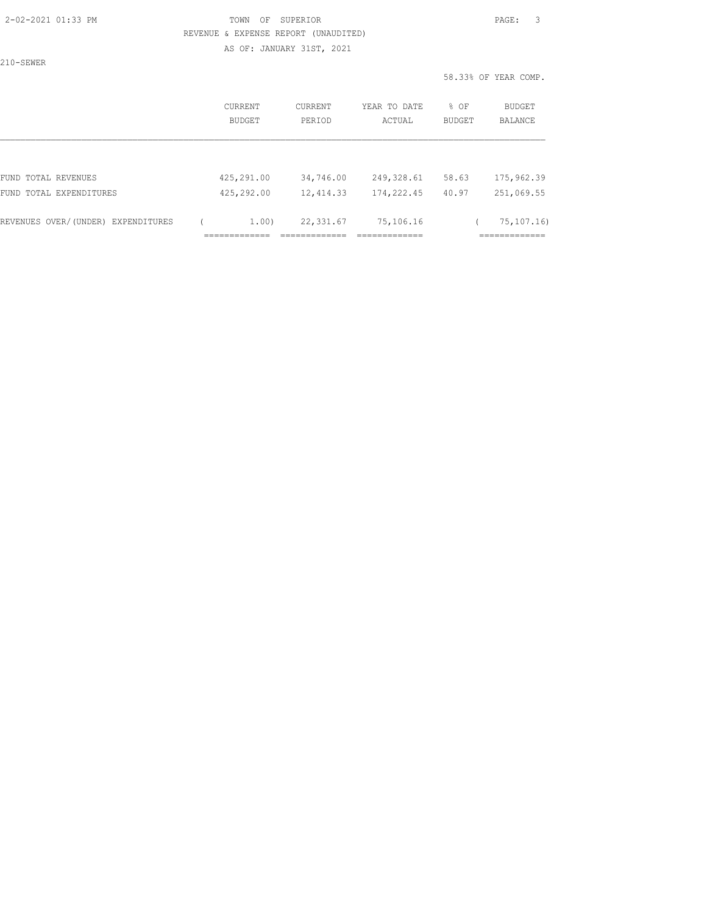TOWN OF SUPERIOR
REVENUE & EXPENSE REPORT (UNAUDITED)
AS OF: JANUARY 31ST, 2021

210-SEWER

58.33% OF YEAR COMP.

| | CURRENT BUDGET | CURRENT PERIOD | YEAR TO DATE ACTUAL | % OF BUDGET | BUDGET BALANCE |
|---|---|---|---|---|---|
| FUND TOTAL REVENUES | 425,291.00 | 34,746.00 | 249,328.61 | 58.63 | 175,962.39 |
| FUND TOTAL EXPENDITURES | 425,292.00 | 12,414.33 | 174,222.45 | 40.97 | 251,069.55 |
| REVENUES OVER/(UNDER) EXPENDITURES | ( 1.00) | 22,331.67 | 75,106.16 | | ( 75,107.16) |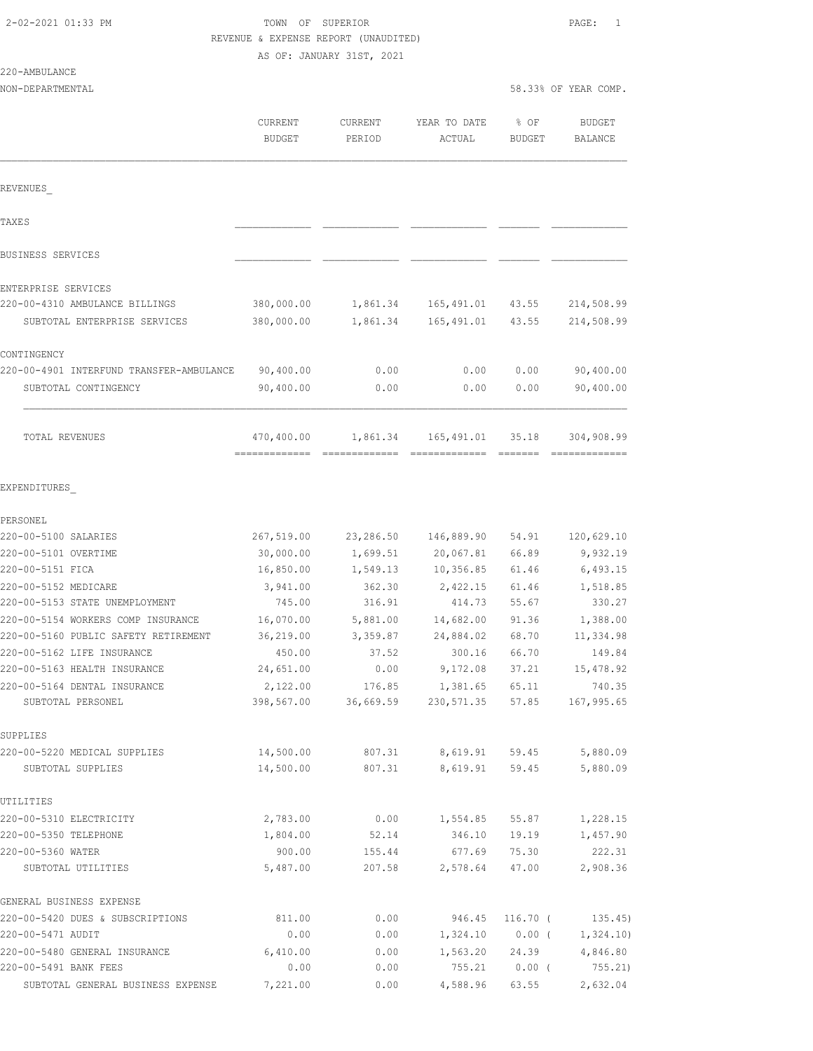2-02-2021 01:33 PM

TOWN OF SUPERIOR

REVENUE & EXPENSE REPORT (UNAUDITED)

AS OF: JANUARY 31ST, 2021

220-AMBULANCE

NON-DEPARTMENTAL

58.33% OF YEAR COMP.

| | CURRENT BUDGET | CURRENT PERIOD | YEAR TO DATE ACTUAL | % OF BUDGET | BUDGET BALANCE |
|---|---|---|---|---|---|
| **REVENUES** | | | | | |
| TAXES | | | | | |
| BUSINESS SERVICES | | | | | |
| ENTERPRISE SERVICES | | | | | |
| 220-00-4310 AMBULANCE BILLINGS | 380,000.00 | 1,861.34 | 165,491.01 | 43.55 | 214,508.99 |
| SUBTOTAL ENTERPRISE SERVICES | 380,000.00 | 1,861.34 | 165,491.01 | 43.55 | 214,508.99 |
| CONTINGENCY | | | | | |
| 220-00-4901 INTERFUND TRANSFER-AMBULANCE | 90,400.00 | 0.00 | 0.00 | 0.00 | 90,400.00 |
| SUBTOTAL CONTINGENCY | 90,400.00 | 0.00 | 0.00 | 0.00 | 90,400.00 |
| TOTAL REVENUES | 470,400.00 | 1,861.34 | 165,491.01 | 35.18 | 304,908.99 |
| **EXPENDITURES** | | | | | |
| PERSONEL | | | | | |
| 220-00-5100 SALARIES | 267,519.00 | 23,286.50 | 146,889.90 | 54.91 | 120,629.10 |
| 220-00-5101 OVERTIME | 30,000.00 | 1,699.51 | 20,067.81 | 66.89 | 9,932.19 |
| 220-00-5151 FICA | 16,850.00 | 1,549.13 | 10,356.85 | 61.46 | 6,493.15 |
| 220-00-5152 MEDICARE | 3,941.00 | 362.30 | 2,422.15 | 61.46 | 1,518.85 |
| 220-00-5153 STATE UNEMPLOYMENT | 745.00 | 316.91 | 414.73 | 55.67 | 330.27 |
| 220-00-5154 WORKERS COMP INSURANCE | 16,070.00 | 5,881.00 | 14,682.00 | 91.36 | 1,388.00 |
| 220-00-5160 PUBLIC SAFETY RETIREMENT | 36,219.00 | 3,359.87 | 24,884.02 | 68.70 | 11,334.98 |
| 220-00-5162 LIFE INSURANCE | 450.00 | 37.52 | 300.16 | 66.70 | 149.84 |
| 220-00-5163 HEALTH INSURANCE | 24,651.00 | 0.00 | 9,172.08 | 37.21 | 15,478.92 |
| 220-00-5164 DENTAL INSURANCE | 2,122.00 | 176.85 | 1,381.65 | 65.11 | 740.35 |
| SUBTOTAL PERSONEL | 398,567.00 | 36,669.59 | 230,571.35 | 57.85 | 167,995.65 |
| SUPPLIES | | | | | |
| 220-00-5220 MEDICAL SUPPLIES | 14,500.00 | 807.31 | 8,619.91 | 59.45 | 5,880.09 |
| SUBTOTAL SUPPLIES | 14,500.00 | 807.31 | 8,619.91 | 59.45 | 5,880.09 |
| UTILITIES | | | | | |
| 220-00-5310 ELECTRICITY | 2,783.00 | 0.00 | 1,554.85 | 55.87 | 1,228.15 |
| 220-00-5350 TELEPHONE | 1,804.00 | 52.14 | 346.10 | 19.19 | 1,457.90 |
| 220-00-5360 WATER | 900.00 | 155.44 | 677.69 | 75.30 | 222.31 |
| SUBTOTAL UTILITIES | 5,487.00 | 207.58 | 2,578.64 | 47.00 | 2,908.36 |
| GENERAL BUSINESS EXPENSE | | | | | |
| 220-00-5420 DUES & SUBSCRIPTIONS | 811.00 | 0.00 | 946.45 | 116.70 | ( 135.45) |
| 220-00-5471 AUDIT | 0.00 | 0.00 | 1,324.10 | 0.00 | ( 1,324.10) |
| 220-00-5480 GENERAL INSURANCE | 6,410.00 | 0.00 | 1,563.20 | 24.39 | 4,846.80 |
| 220-00-5491 BANK FEES | 0.00 | 0.00 | 755.21 | 0.00 | ( 755.21) |
| SUBTOTAL GENERAL BUSINESS EXPENSE | 7,221.00 | 0.00 | 4,588.96 | 63.55 | 2,632.04 |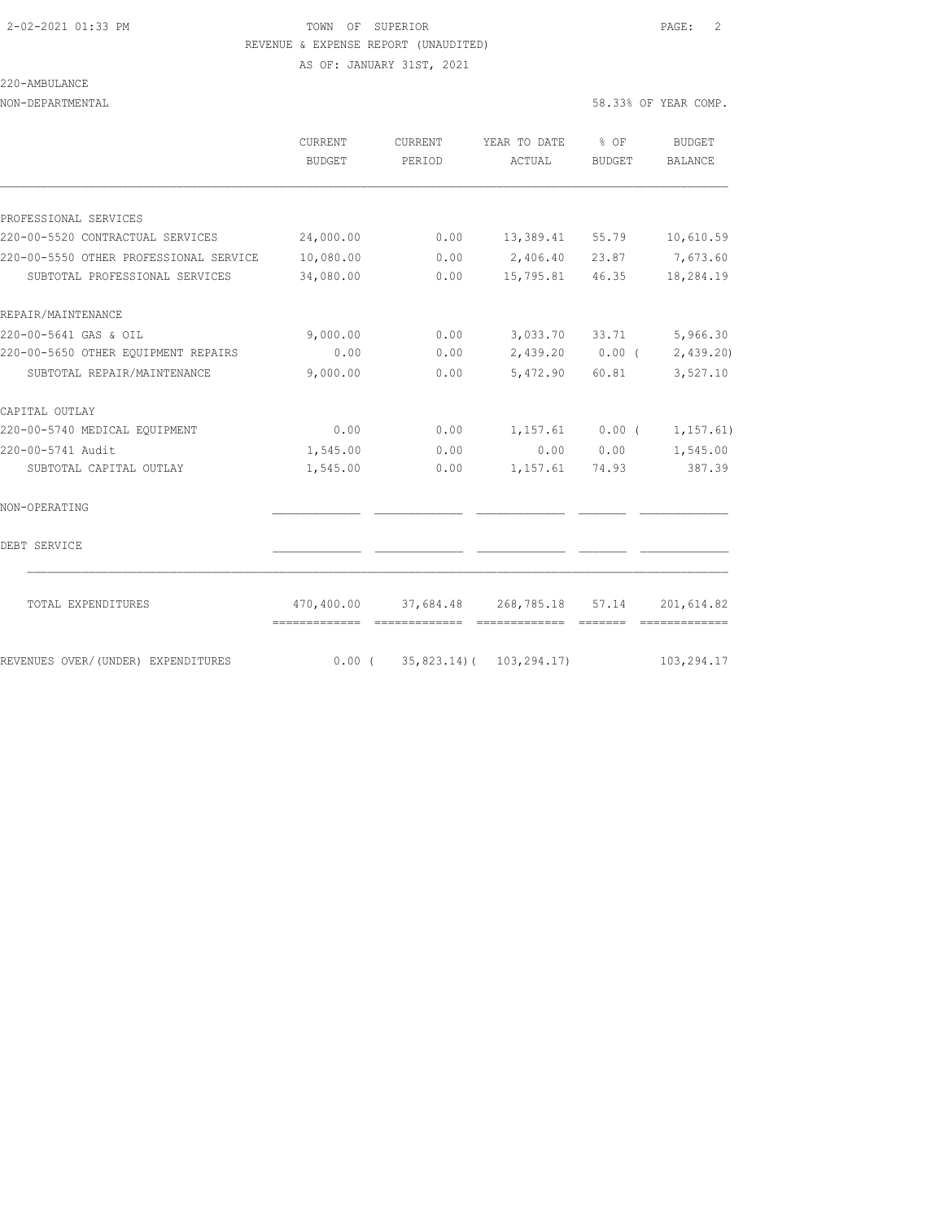TOWN OF SUPERIOR

REVENUE & EXPENSE REPORT (UNAUDITED)

AS OF: JANUARY 31ST, 2021

220-AMBULANCE

NON-DEPARTMENTAL

58.33% OF YEAR COMP.

| | CURRENT BUDGET | CURRENT PERIOD | YEAR TO DATE ACTUAL | % OF BUDGET | BUDGET BALANCE |
|---|---|---|---|---|---|
| PROFESSIONAL SERVICES | | | | | |
| 220-00-5520 CONTRACTUAL SERVICES | 24,000.00 | 0.00 | 13,389.41 | 55.79 | 10,610.59 |
| 220-00-5550 OTHER PROFESSIONAL SERVICE | 10,080.00 | 0.00 | 2,406.40 | 23.87 | 7,673.60 |
| SUBTOTAL PROFESSIONAL SERVICES | 34,080.00 | 0.00 | 15,795.81 | 46.35 | 18,284.19 |
| REPAIR/MAINTENANCE | | | | | |
| 220-00-5641 GAS & OIL | 9,000.00 | 0.00 | 3,033.70 | 33.71 | 5,966.30 |
| 220-00-5650 OTHER EQUIPMENT REPAIRS | 0.00 | 0.00 | 2,439.20 | 0.00 | ( 2,439.20) |
| SUBTOTAL REPAIR/MAINTENANCE | 9,000.00 | 0.00 | 5,472.90 | 60.81 | 3,527.10 |
| CAPITAL OUTLAY | | | | | |
| 220-00-5740 MEDICAL EQUIPMENT | 0.00 | 0.00 | 1,157.61 | 0.00 | ( 1,157.61) |
| 220-00-5741 Audit | 1,545.00 | 0.00 | 0.00 | 0.00 | 1,545.00 |
| SUBTOTAL CAPITAL OUTLAY | 1,545.00 | 0.00 | 1,157.61 | 74.93 | 387.39 |
| NON-OPERATING | | | | | |
| DEBT SERVICE | | | | | |
| TOTAL EXPENDITURES | 470,400.00 | 37,684.48 | 268,785.18 | 57.14 | 201,614.82 |
| REVENUES OVER/(UNDER) EXPENDITURES | 0.00 | ( 35,823.14) | ( 103,294.17) | | 103,294.17 |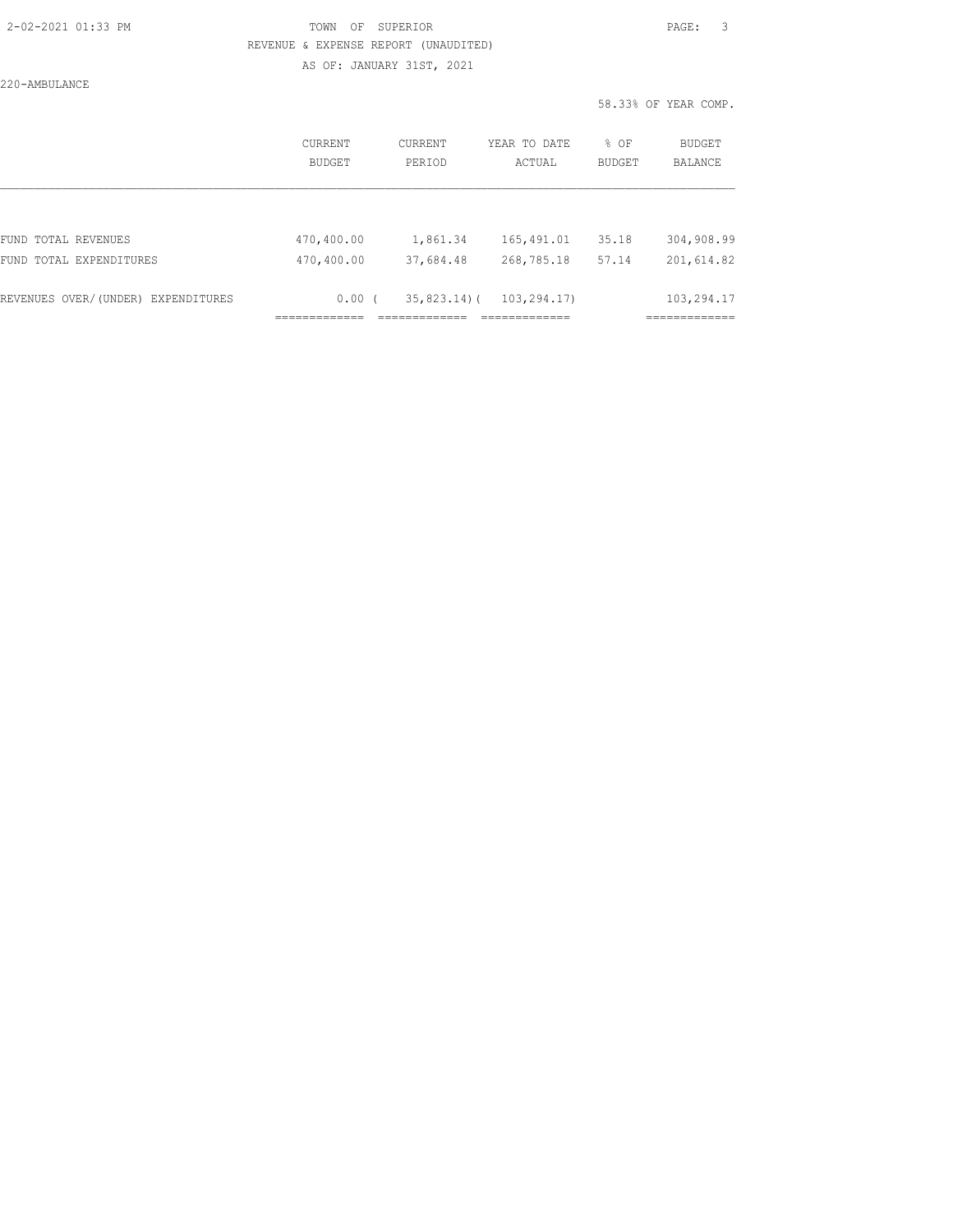TOWN OF SUPERIOR

REVENUE & EXPENSE REPORT (UNAUDITED)

AS OF: JANUARY 31ST, 2021

220-AMBULANCE

58.33% OF YEAR COMP.

| | CURRENT BUDGET | CURRENT PERIOD | YEAR TO DATE ACTUAL | % OF BUDGET | BUDGET BALANCE |
|---|---|---|---|---|---|
| FUND TOTAL REVENUES | 470,400.00 | 1,861.34 | 165,491.01 | 35.18 | 304,908.99 |
| FUND TOTAL EXPENDITURES | 470,400.00 | 37,684.48 | 268,785.18 | 57.14 | 201,614.82 |
| REVENUES OVER/(UNDER) EXPENDITURES | 0.00 | ( 35,823.14) | ( 103,294.17) | | 103,294.17 |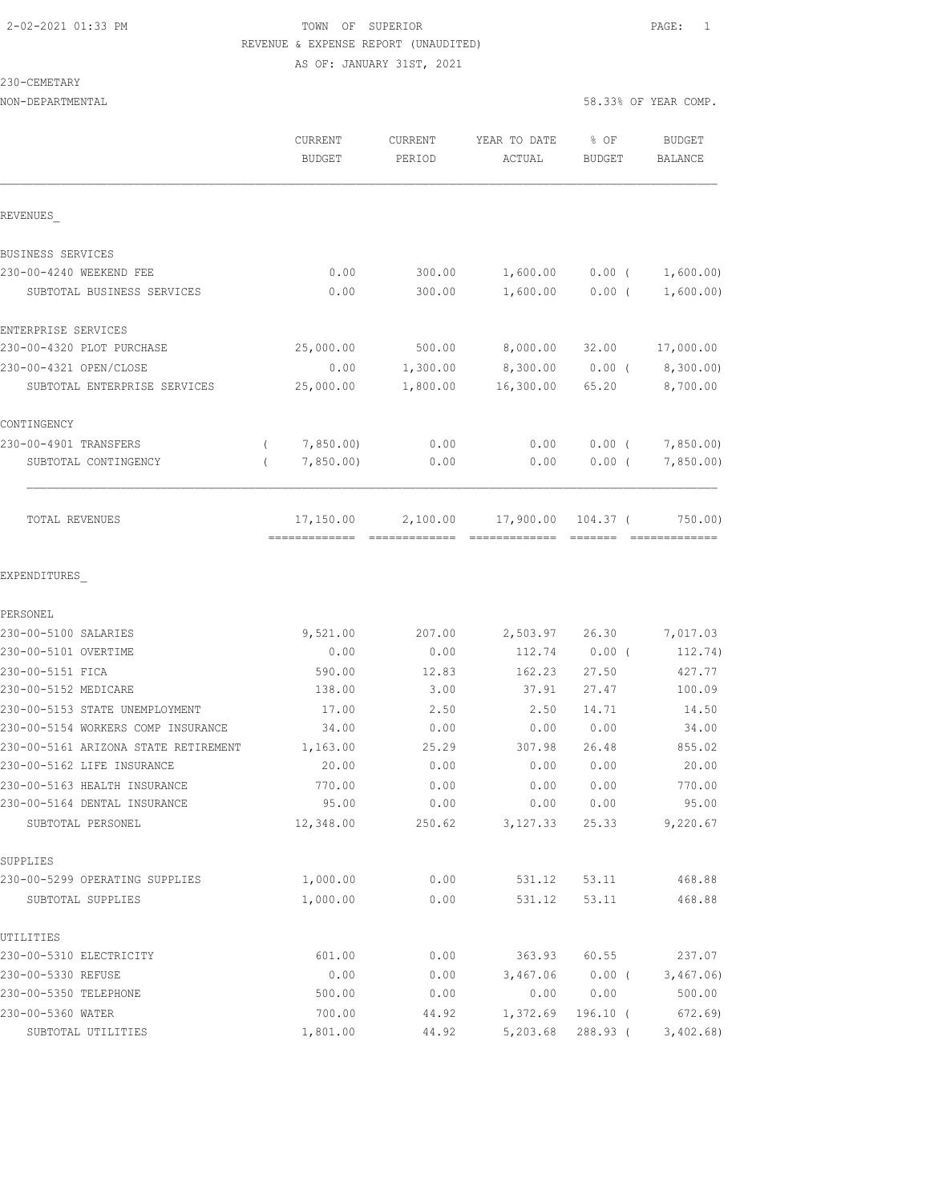2-02-2021 01:33 PM TOWN OF SUPERIOR

REVENUE & EXPENSE REPORT (UNAUDITED)

AS OF: JANUARY 31ST, 2021

230-CEMETARY

NON-DEPARTMENTAL 58.33% OF YEAR COMP.

| | CURRENT BUDGET | CURRENT PERIOD | YEAR TO DATE ACTUAL | % OF BUDGET | BUDGET BALANCE |
|---|---|---|---|---|---|
| REVENUES_ | | | | | |
| BUSINESS SERVICES | | | | | |
| 230-00-4240 WEEKEND FEE | 0.00 | 300.00 | 1,600.00 | 0.00 ( | 1,600.00) |
| SUBTOTAL BUSINESS SERVICES | 0.00 | 300.00 | 1,600.00 | 0.00 ( | 1,600.00) |
| ENTERPRISE SERVICES | | | | | |
| 230-00-4320 PLOT PURCHASE | 25,000.00 | 500.00 | 8,000.00 | 32.00 | 17,000.00 |
| 230-00-4321 OPEN/CLOSE | 0.00 | 1,300.00 | 8,300.00 | 0.00 ( | 8,300.00) |
| SUBTOTAL ENTERPRISE SERVICES | 25,000.00 | 1,800.00 | 16,300.00 | 65.20 | 8,700.00 |
| CONTINGENCY | | | | | |
| 230-00-4901 TRANSFERS | ( 7,850.00) | 0.00 | 0.00 | 0.00 ( | 7,850.00) |
| SUBTOTAL CONTINGENCY | ( 7,850.00) | 0.00 | 0.00 | 0.00 ( | 7,850.00) |
| TOTAL REVENUES | 17,150.00 | 2,100.00 | 17,900.00 | 104.37 ( | 750.00) |
| EXPENDITURES_ | | | | | |
| PERSONEL | | | | | |
| 230-00-5100 SALARIES | 9,521.00 | 207.00 | 2,503.97 | 26.30 | 7,017.03 |
| 230-00-5101 OVERTIME | 0.00 | 0.00 | 112.74 | 0.00 ( | 112.74) |
| 230-00-5151 FICA | 590.00 | 12.83 | 162.23 | 27.50 | 427.77 |
| 230-00-5152 MEDICARE | 138.00 | 3.00 | 37.91 | 27.47 | 100.09 |
| 230-00-5153 STATE UNEMPLOYMENT | 17.00 | 2.50 | 2.50 | 14.71 | 14.50 |
| 230-00-5154 WORKERS COMP INSURANCE | 34.00 | 0.00 | 0.00 | 0.00 | 34.00 |
| 230-00-5161 ARIZONA STATE RETIREMENT | 1,163.00 | 25.29 | 307.98 | 26.48 | 855.02 |
| 230-00-5162 LIFE INSURANCE | 20.00 | 0.00 | 0.00 | 0.00 | 20.00 |
| 230-00-5163 HEALTH INSURANCE | 770.00 | 0.00 | 0.00 | 0.00 | 770.00 |
| 230-00-5164 DENTAL INSURANCE | 95.00 | 0.00 | 0.00 | 0.00 | 95.00 |
| SUBTOTAL PERSONEL | 12,348.00 | 250.62 | 3,127.33 | 25.33 | 9,220.67 |
| SUPPLIES | | | | | |
| 230-00-5299 OPERATING SUPPLIES | 1,000.00 | 0.00 | 531.12 | 53.11 | 468.88 |
| SUBTOTAL SUPPLIES | 1,000.00 | 0.00 | 531.12 | 53.11 | 468.88 |
| UTILITIES | | | | | |
| 230-00-5310 ELECTRICITY | 601.00 | 0.00 | 363.93 | 60.55 | 237.07 |
| 230-00-5330 REFUSE | 0.00 | 0.00 | 3,467.06 | 0.00 ( | 3,467.06) |
| 230-00-5350 TELEPHONE | 500.00 | 0.00 | 0.00 | 0.00 | 500.00 |
| 230-00-5360 WATER | 700.00 | 44.92 | 1,372.69 | 196.10 ( | 672.69) |
| SUBTOTAL UTILITIES | 1,801.00 | 44.92 | 5,203.68 | 288.93 ( | 3,402.68) |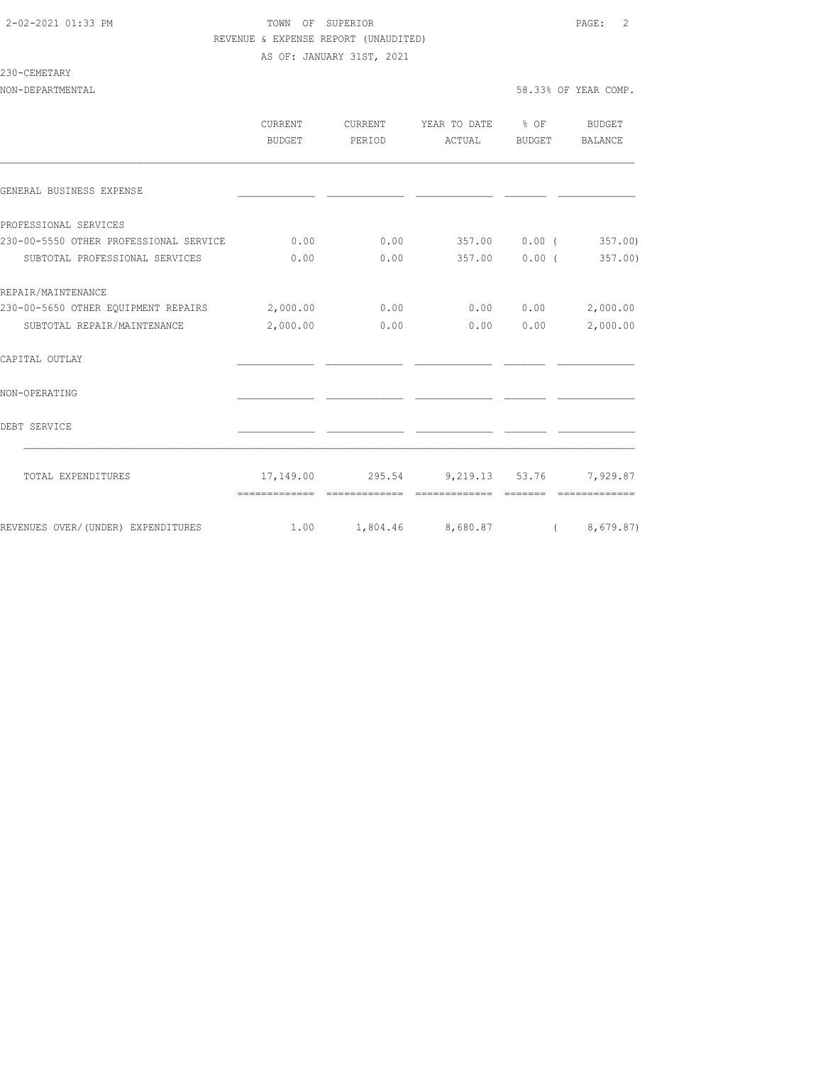TOWN OF SUPERIOR
REVENUE & EXPENSE REPORT (UNAUDITED)
AS OF: JANUARY 31ST, 2021

230-CEMETARY
NON-DEPARTMENTAL

58.33% OF YEAR COMP.

| | CURRENT BUDGET | CURRENT PERIOD | YEAR TO DATE ACTUAL | % OF BUDGET | BUDGET BALANCE |
|---|---|---|---|---|---|
| GENERAL BUSINESS EXPENSE | | | | | |
| PROFESSIONAL SERVICES | | | | | |
| 230-00-5550 OTHER PROFESSIONAL SERVICE | 0.00 | 0.00 | 357.00 | 0.00 | ( 357.00) |
| SUBTOTAL PROFESSIONAL SERVICES | 0.00 | 0.00 | 357.00 | 0.00 | ( 357.00) |
| REPAIR/MAINTENANCE | | | | | |
| 230-00-5650 OTHER EQUIPMENT REPAIRS | 2,000.00 | 0.00 | 0.00 | 0.00 | 2,000.00 |
| SUBTOTAL REPAIR/MAINTENANCE | 2,000.00 | 0.00 | 0.00 | 0.00 | 2,000.00 |
| CAPITAL OUTLAY | | | | | |
| NON-OPERATING | | | | | |
| DEBT SERVICE | | | | | |
| TOTAL EXPENDITURES | 17,149.00 | 295.54 | 9,219.13 | 53.76 | 7,929.87 |
| REVENUES OVER/(UNDER) EXPENDITURES | 1.00 | 1,804.46 | 8,680.87 | | ( 8,679.87) |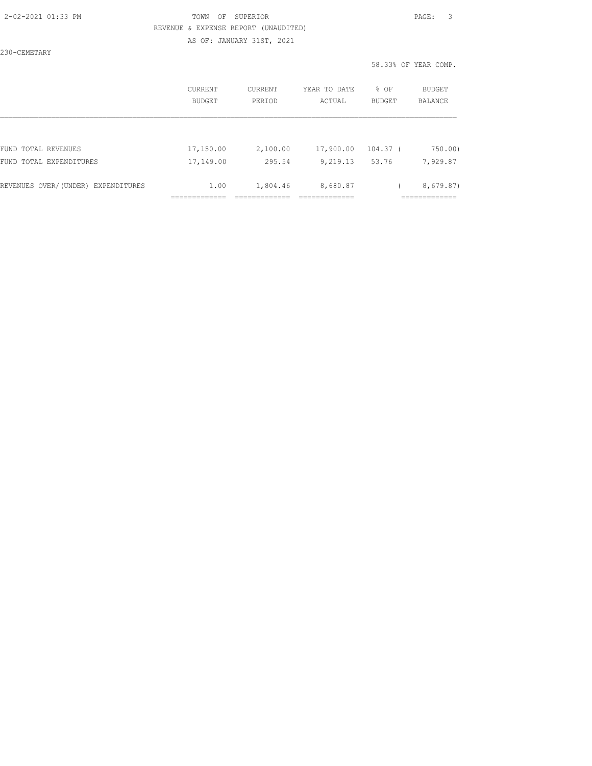230-CEMETARY

58.33% OF YEAR COMP.

| | CURRENT BUDGET | CURRENT PERIOD | YEAR TO DATE ACTUAL | % OF BUDGET | BUDGET BALANCE |
|---|---|---|---|---|---|
| FUND TOTAL REVENUES | 17,150.00 | 2,100.00 | 17,900.00 | 104.37 | ( 750.00) |
| FUND TOTAL EXPENDITURES | 17,149.00 | 295.54 | 9,219.13 | 53.76 | 7,929.87 |
| REVENUES OVER/(UNDER) EXPENDITURES | 1.00 | 1,804.46 | 8,680.87 | | ( 8,679.87) |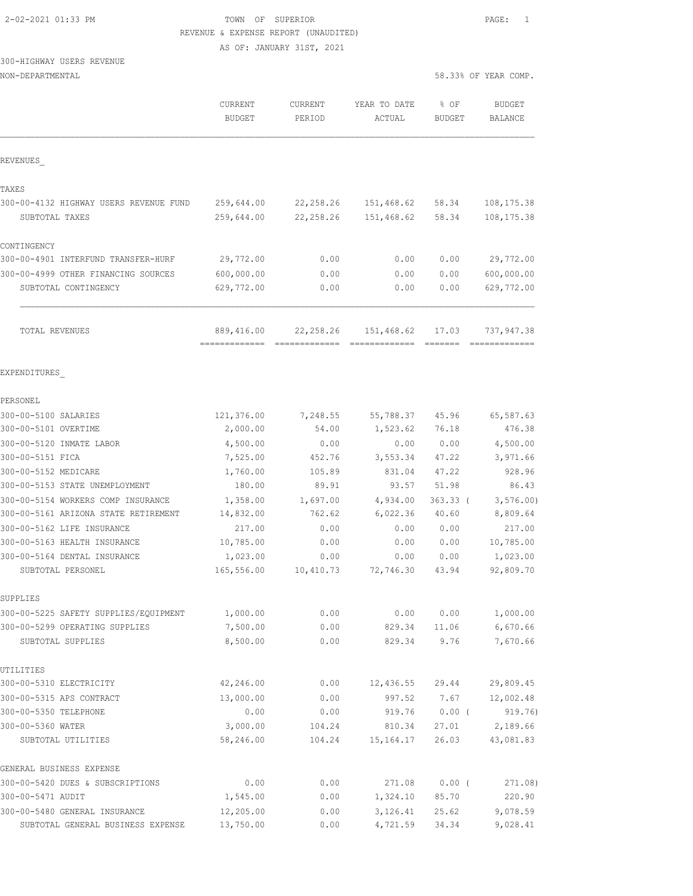2-02-2021 01:33 PM

TOWN OF SUPERIOR

REVENUE & EXPENSE REPORT (UNAUDITED)

AS OF: JANUARY 31ST, 2021

300-HIGHWAY USERS REVENUE

NON-DEPARTMENTAL

58.33% OF YEAR COMP.

| | CURRENT BUDGET | CURRENT PERIOD | YEAR TO DATE ACTUAL | % OF BUDGET | BUDGET BALANCE |
|---|---|---|---|---|---|
| **REVENUES** | | | | | |
| **TAXES** | | | | | |
| 300-00-4132 HIGHWAY USERS REVENUE FUND | 259,644.00 | 22,258.26 | 151,468.62 | 58.34 | 108,175.38 |
| SUBTOTAL TAXES | 259,644.00 | 22,258.26 | 151,468.62 | 58.34 | 108,175.38 |
| **CONTINGENCY** | | | | | |
| 300-00-4901 INTERFUND TRANSFER-HURF | 29,772.00 | 0.00 | 0.00 | 0.00 | 29,772.00 |
| 300-00-4999 OTHER FINANCING SOURCES | 600,000.00 | 0.00 | 0.00 | 0.00 | 600,000.00 |
| SUBTOTAL CONTINGENCY | 629,772.00 | 0.00 | 0.00 | 0.00 | 629,772.00 |
| TOTAL REVENUES | 889,416.00 | 22,258.26 | 151,468.62 | 17.03 | 737,947.38 |
| **EXPENDITURES** | | | | | |
| **PERSONEL** | | | | | |
| 300-00-5100 SALARIES | 121,376.00 | 7,248.55 | 55,788.37 | 45.96 | 65,587.63 |
| 300-00-5101 OVERTIME | 2,000.00 | 54.00 | 1,523.62 | 76.18 | 476.38 |
| 300-00-5120 INMATE LABOR | 4,500.00 | 0.00 | 0.00 | 0.00 | 4,500.00 |
| 300-00-5151 FICA | 7,525.00 | 452.76 | 3,553.34 | 47.22 | 3,971.66 |
| 300-00-5152 MEDICARE | 1,760.00 | 105.89 | 831.04 | 47.22 | 928.96 |
| 300-00-5153 STATE UNEMPLOYMENT | 180.00 | 89.91 | 93.57 | 51.98 | 86.43 |
| 300-00-5154 WORKERS COMP INSURANCE | 1,358.00 | 1,697.00 | 4,934.00 | 363.33 | ( 3,576.00) |
| 300-00-5161 ARIZONA STATE RETIREMENT | 14,832.00 | 762.62 | 6,022.36 | 40.60 | 8,809.64 |
| 300-00-5162 LIFE INSURANCE | 217.00 | 0.00 | 0.00 | 0.00 | 217.00 |
| 300-00-5163 HEALTH INSURANCE | 10,785.00 | 0.00 | 0.00 | 0.00 | 10,785.00 |
| 300-00-5164 DENTAL INSURANCE | 1,023.00 | 0.00 | 0.00 | 0.00 | 1,023.00 |
| SUBTOTAL PERSONEL | 165,556.00 | 10,410.73 | 72,746.30 | 43.94 | 92,809.70 |
| **SUPPLIES** | | | | | |
| 300-00-5225 SAFETY SUPPLIES/EQUIPMENT | 1,000.00 | 0.00 | 0.00 | 0.00 | 1,000.00 |
| 300-00-5299 OPERATING SUPPLIES | 7,500.00 | 0.00 | 829.34 | 11.06 | 6,670.66 |
| SUBTOTAL SUPPLIES | 8,500.00 | 0.00 | 829.34 | 9.76 | 7,670.66 |
| **UTILITIES** | | | | | |
| 300-00-5310 ELECTRICITY | 42,246.00 | 0.00 | 12,436.55 | 29.44 | 29,809.45 |
| 300-00-5315 APS CONTRACT | 13,000.00 | 0.00 | 997.52 | 7.67 | 12,002.48 |
| 300-00-5350 TELEPHONE | 0.00 | 0.00 | 919.76 | 0.00 | ( 919.76) |
| 300-00-5360 WATER | 3,000.00 | 104.24 | 810.34 | 27.01 | 2,189.66 |
| SUBTOTAL UTILITIES | 58,246.00 | 104.24 | 15,164.17 | 26.03 | 43,081.83 |
| **GENERAL BUSINESS EXPENSE** | | | | | |
| 300-00-5420 DUES & SUBSCRIPTIONS | 0.00 | 0.00 | 271.08 | 0.00 | ( 271.08) |
| 300-00-5471 AUDIT | 1,545.00 | 0.00 | 1,324.10 | 85.70 | 220.90 |
| 300-00-5480 GENERAL INSURANCE | 12,205.00 | 0.00 | 3,126.41 | 25.62 | 9,078.59 |
| SUBTOTAL GENERAL BUSINESS EXPENSE | 13,750.00 | 0.00 | 4,721.59 | 34.34 | 9,028.41 |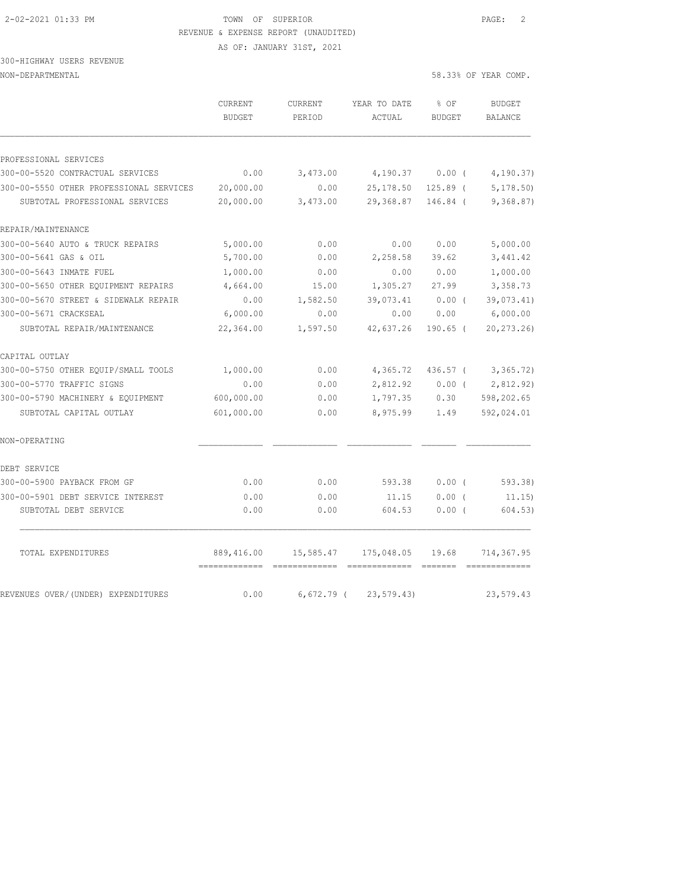TOWN OF SUPERIOR
REVENUE & EXPENSE REPORT (UNAUDITED)
AS OF: JANUARY 31ST, 2021

300-HIGHWAY USERS REVENUE
NON-DEPARTMENTAL

58.33% OF YEAR COMP.

| | CURRENT BUDGET | CURRENT PERIOD | YEAR TO DATE ACTUAL | % OF BUDGET | BUDGET BALANCE |
|---|---|---|---|---|---|
| PROFESSIONAL SERVICES | | | | | |
| 300-00-5520 CONTRACTUAL SERVICES | 0.00 | 3,473.00 | 4,190.37 | 0.00 ( | 4,190.37) |
| 300-00-5550 OTHER PROFESSIONAL SERVICES | 20,000.00 | 0.00 | 25,178.50 | 125.89 ( | 5,178.50) |
| SUBTOTAL PROFESSIONAL SERVICES | 20,000.00 | 3,473.00 | 29,368.87 | 146.84 ( | 9,368.87) |
| REPAIR/MAINTENANCE | | | | | |
| 300-00-5640 AUTO & TRUCK REPAIRS | 5,000.00 | 0.00 | 0.00 | 0.00 | 5,000.00 |
| 300-00-5641 GAS & OIL | 5,700.00 | 0.00 | 2,258.58 | 39.62 | 3,441.42 |
| 300-00-5643 INMATE FUEL | 1,000.00 | 0.00 | 0.00 | 0.00 | 1,000.00 |
| 300-00-5650 OTHER EQUIPMENT REPAIRS | 4,664.00 | 15.00 | 1,305.27 | 27.99 | 3,358.73 |
| 300-00-5670 STREET & SIDEWALK REPAIR | 0.00 | 1,582.50 | 39,073.41 | 0.00 ( | 39,073.41) |
| 300-00-5671 CRACKSEAL | 6,000.00 | 0.00 | 0.00 | 0.00 | 6,000.00 |
| SUBTOTAL REPAIR/MAINTENANCE | 22,364.00 | 1,597.50 | 42,637.26 | 190.65 ( | 20,273.26) |
| CAPITAL OUTLAY | | | | | |
| 300-00-5750 OTHER EQUIP/SMALL TOOLS | 1,000.00 | 0.00 | 4,365.72 | 436.57 ( | 3,365.72) |
| 300-00-5770 TRAFFIC SIGNS | 0.00 | 0.00 | 2,812.92 | 0.00 ( | 2,812.92) |
| 300-00-5790 MACHINERY & EQUIPMENT | 600,000.00 | 0.00 | 1,797.35 | 0.30 | 598,202.65 |
| SUBTOTAL CAPITAL OUTLAY | 601,000.00 | 0.00 | 8,975.99 | 1.49 | 592,024.01 |
| NON-OPERATING | | | | | |
| DEBT SERVICE | | | | | |
| 300-00-5900 PAYBACK FROM GF | 0.00 | 0.00 | 593.38 | 0.00 ( | 593.38) |
| 300-00-5901 DEBT SERVICE INTEREST | 0.00 | 0.00 | 11.15 | 0.00 ( | 11.15) |
| SUBTOTAL DEBT SERVICE | 0.00 | 0.00 | 604.53 | 0.00 ( | 604.53) |
| TOTAL EXPENDITURES | 889,416.00 | 15,585.47 | 175,048.05 | 19.68 | 714,367.95 |
| REVENUES OVER/(UNDER) EXPENDITURES | 0.00 | 6,672.79 ( | 23,579.43) | | 23,579.43 |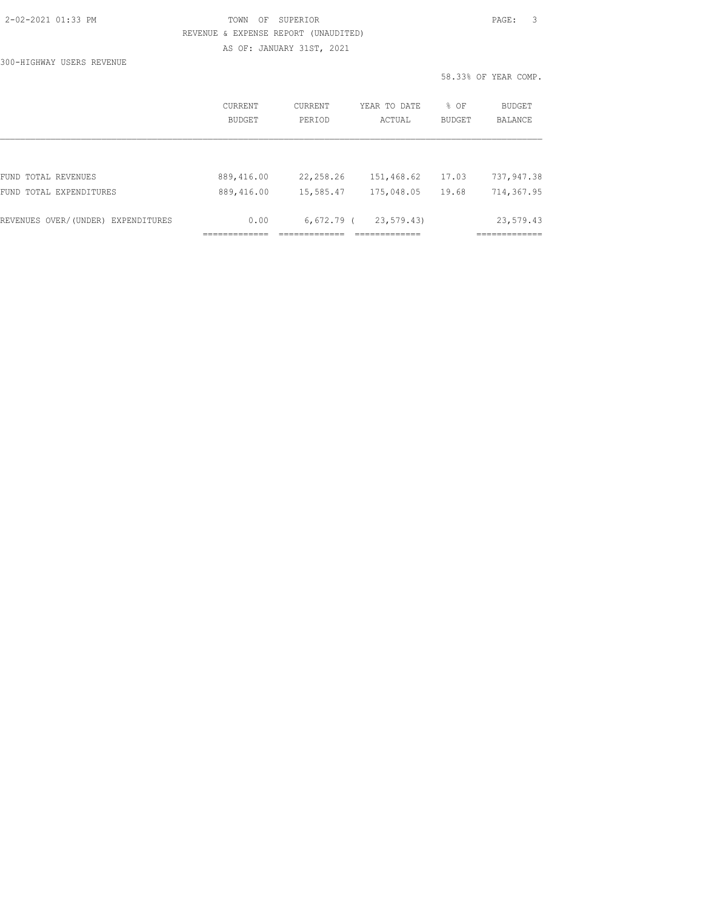TOWN OF SUPERIOR

REVENUE & EXPENSE REPORT (UNAUDITED)

AS OF: JANUARY 31ST, 2021

300-HIGHWAY USERS REVENUE

58.33% OF YEAR COMP.

| | CURRENT BUDGET | CURRENT PERIOD | YEAR TO DATE ACTUAL | % OF BUDGET | BUDGET BALANCE |
|---|---|---|---|---|---|
| FUND TOTAL REVENUES | 889,416.00 | 22,258.26 | 151,468.62 | 17.03 | 737,947.38 |
| FUND TOTAL EXPENDITURES | 889,416.00 | 15,585.47 | 175,048.05 | 19.68 | 714,367.95 |
| REVENUES OVER/(UNDER) EXPENDITURES | 0.00 | 6,672.79 | ( 23,579.43) | | 23,579.43 |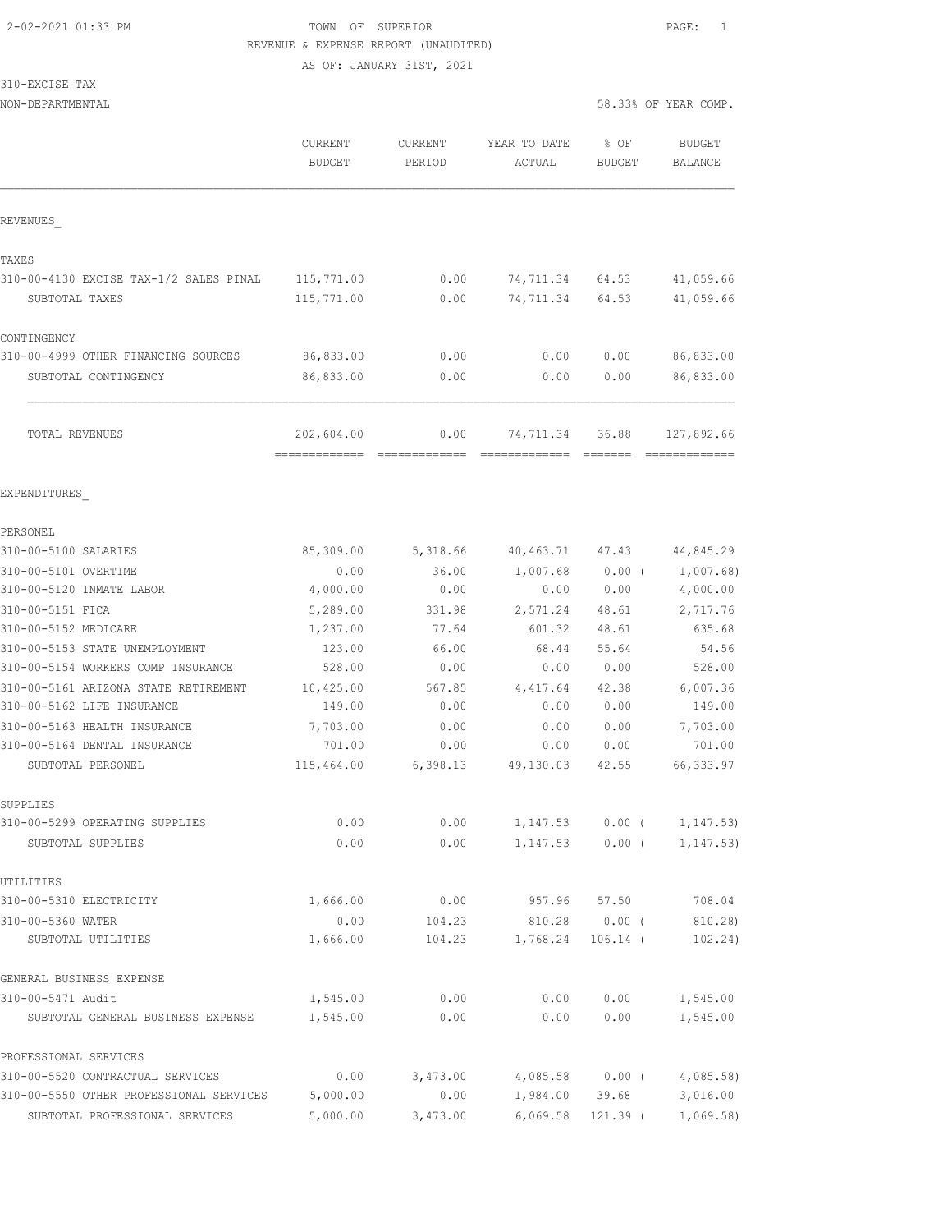2-02-2021 01:33 PM TOWN OF SUPERIOR

REVENUE & EXPENSE REPORT (UNAUDITED)

AS OF: JANUARY 31ST, 2021

310-EXCISE TAX

NON-DEPARTMENTAL 58.33% OF YEAR COMP.

| | CURRENT BUDGET | CURRENT PERIOD | YEAR TO DATE ACTUAL | % OF BUDGET | BUDGET BALANCE |
|---|---|---|---|---|---|
| **REVENUES_** | | | | | |
| **TAXES** | | | | | |
| 310-00-4130 EXCISE TAX-1/2 SALES PINAL | 115,771.00 | 0.00 | 74,711.34 | 64.53 | 41,059.66 |
| SUBTOTAL TAXES | 115,771.00 | 0.00 | 74,711.34 | 64.53 | 41,059.66 |
| **CONTINGENCY** | | | | | |
| 310-00-4999 OTHER FINANCING SOURCES | 86,833.00 | 0.00 | 0.00 | 0.00 | 86,833.00 |
| SUBTOTAL CONTINGENCY | 86,833.00 | 0.00 | 0.00 | 0.00 | 86,833.00 |
| TOTAL REVENUES | 202,604.00 | 0.00 | 74,711.34 | 36.88 | 127,892.66 |
| **EXPENDITURES_** | | | | | |
| **PERSONEL** | | | | | |
| 310-00-5100 SALARIES | 85,309.00 | 5,318.66 | 40,463.71 | 47.43 | 44,845.29 |
| 310-00-5101 OVERTIME | 0.00 | 36.00 | 1,007.68 | 0.00 ( | 1,007.68) |
| 310-00-5120 INMATE LABOR | 4,000.00 | 0.00 | 0.00 | 0.00 | 4,000.00 |
| 310-00-5151 FICA | 5,289.00 | 331.98 | 2,571.24 | 48.61 | 2,717.76 |
| 310-00-5152 MEDICARE | 1,237.00 | 77.64 | 601.32 | 48.61 | 635.68 |
| 310-00-5153 STATE UNEMPLOYMENT | 123.00 | 66.00 | 68.44 | 55.64 | 54.56 |
| 310-00-5154 WORKERS COMP INSURANCE | 528.00 | 0.00 | 0.00 | 0.00 | 528.00 |
| 310-00-5161 ARIZONA STATE RETIREMENT | 10,425.00 | 567.85 | 4,417.64 | 42.38 | 6,007.36 |
| 310-00-5162 LIFE INSURANCE | 149.00 | 0.00 | 0.00 | 0.00 | 149.00 |
| 310-00-5163 HEALTH INSURANCE | 7,703.00 | 0.00 | 0.00 | 0.00 | 7,703.00 |
| 310-00-5164 DENTAL INSURANCE | 701.00 | 0.00 | 0.00 | 0.00 | 701.00 |
| SUBTOTAL PERSONEL | 115,464.00 | 6,398.13 | 49,130.03 | 42.55 | 66,333.97 |
| **SUPPLIES** | | | | | |
| 310-00-5299 OPERATING SUPPLIES | 0.00 | 0.00 | 1,147.53 | 0.00 ( | 1,147.53) |
| SUBTOTAL SUPPLIES | 0.00 | 0.00 | 1,147.53 | 0.00 ( | 1,147.53) |
| **UTILITIES** | | | | | |
| 310-00-5310 ELECTRICITY | 1,666.00 | 0.00 | 957.96 | 57.50 | 708.04 |
| 310-00-5360 WATER | 0.00 | 104.23 | 810.28 | 0.00 ( | 810.28) |
| SUBTOTAL UTILITIES | 1,666.00 | 104.23 | 1,768.24 | 106.14 ( | 102.24) |
| **GENERAL BUSINESS EXPENSE** | | | | | |
| 310-00-5471 Audit | 1,545.00 | 0.00 | 0.00 | 0.00 | 1,545.00 |
| SUBTOTAL GENERAL BUSINESS EXPENSE | 1,545.00 | 0.00 | 0.00 | 0.00 | 1,545.00 |
| **PROFESSIONAL SERVICES** | | | | | |
| 310-00-5520 CONTRACTUAL SERVICES | 0.00 | 3,473.00 | 4,085.58 | 0.00 ( | 4,085.58) |
| 310-00-5550 OTHER PROFESSIONAL SERVICES | 5,000.00 | 0.00 | 1,984.00 | 39.68 | 3,016.00 |
| SUBTOTAL PROFESSIONAL SERVICES | 5,000.00 | 3,473.00 | 6,069.58 | 121.39 ( | 1,069.58) |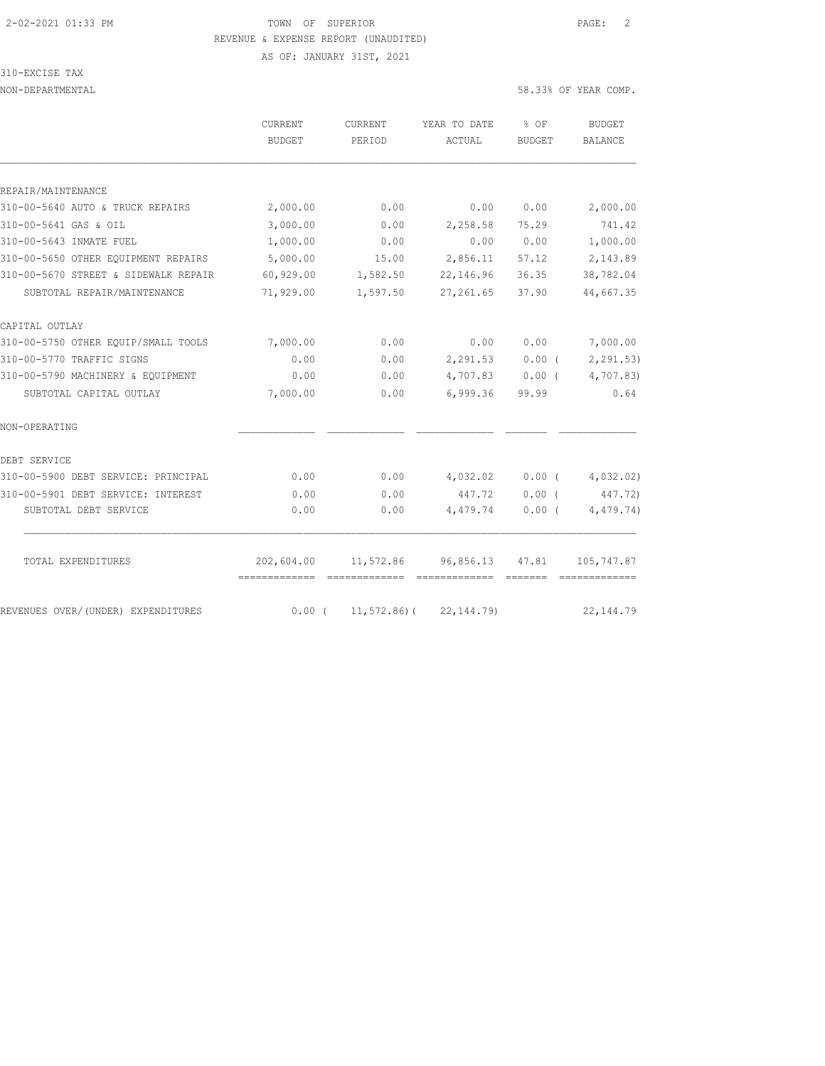TOWN OF SUPERIOR
REVENUE & EXPENSE REPORT (UNAUDITED)
AS OF: JANUARY 31ST, 2021

310-EXCISE TAX
NON-DEPARTMENTAL — 58.33% OF YEAR COMP.

| | CURRENT BUDGET | CURRENT PERIOD | YEAR TO DATE ACTUAL | % OF BUDGET | BUDGET BALANCE |
|---|---|---|---|---|---|
| **REPAIR/MAINTENANCE** | | | | | |
| 310-00-5640 AUTO & TRUCK REPAIRS | 2,000.00 | 0.00 | 0.00 | 0.00 | 2,000.00 |
| 310-00-5641 GAS & OIL | 3,000.00 | 0.00 | 2,258.58 | 75.29 | 741.42 |
| 310-00-5643 INMATE FUEL | 1,000.00 | 0.00 | 0.00 | 0.00 | 1,000.00 |
| 310-00-5650 OTHER EQUIPMENT REPAIRS | 5,000.00 | 15.00 | 2,856.11 | 57.12 | 2,143.89 |
| 310-00-5670 STREET & SIDEWALK REPAIR | 60,929.00 | 1,582.50 | 22,146.96 | 36.35 | 38,782.04 |
| SUBTOTAL REPAIR/MAINTENANCE | 71,929.00 | 1,597.50 | 27,261.65 | 37.90 | 44,667.35 |
| **CAPITAL OUTLAY** | | | | | |
| 310-00-5750 OTHER EQUIP/SMALL TOOLS | 7,000.00 | 0.00 | 0.00 | 0.00 | 7,000.00 |
| 310-00-5770 TRAFFIC SIGNS | 0.00 | 0.00 | 2,291.53 | 0.00 | ( 2,291.53) |
| 310-00-5790 MACHINERY & EQUIPMENT | 0.00 | 0.00 | 4,707.83 | 0.00 | ( 4,707.83) |
| SUBTOTAL CAPITAL OUTLAY | 7,000.00 | 0.00 | 6,999.36 | 99.99 | 0.64 |
| **NON-OPERATING** | | | | | |
| **DEBT SERVICE** | | | | | |
| 310-00-5900 DEBT SERVICE: PRINCIPAL | 0.00 | 0.00 | 4,032.02 | 0.00 | ( 4,032.02) |
| 310-00-5901 DEBT SERVICE: INTEREST | 0.00 | 0.00 | 447.72 | 0.00 | ( 447.72) |
| SUBTOTAL DEBT SERVICE | 0.00 | 0.00 | 4,479.74 | 0.00 | ( 4,479.74) |
| TOTAL EXPENDITURES | 202,604.00 | 11,572.86 | 96,856.13 | 47.81 | 105,747.87 |
| REVENUES OVER/(UNDER) EXPENDITURES | 0.00 | ( 11,572.86) | ( 22,144.79) | | 22,144.79 |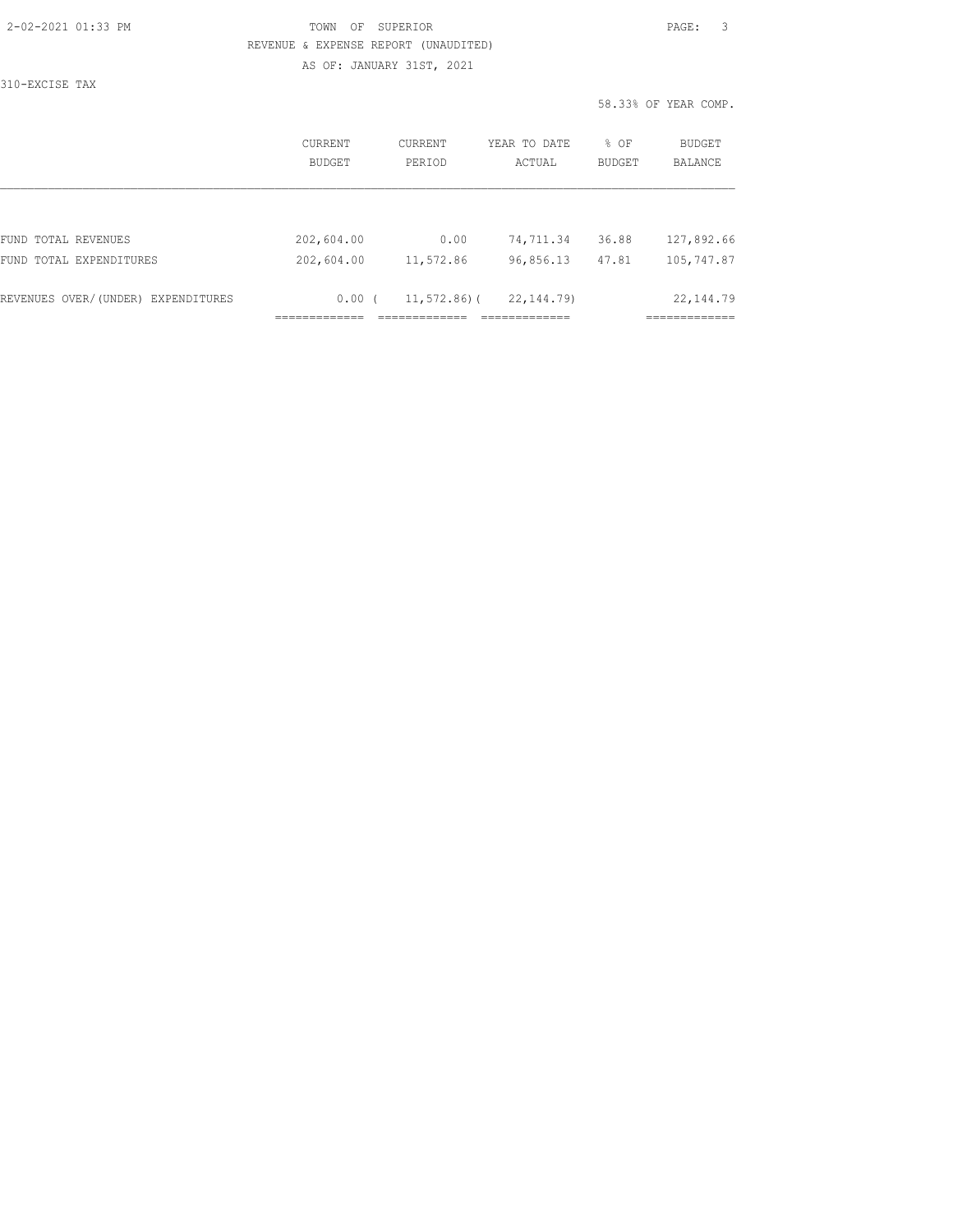TOWN OF SUPERIOR

REVENUE & EXPENSE REPORT (UNAUDITED)

AS OF: JANUARY 31ST, 2021

310-EXCISE TAX

58.33% OF YEAR COMP.

| | CURRENT BUDGET | CURRENT PERIOD | YEAR TO DATE ACTUAL | % OF BUDGET | BUDGET BALANCE |
|---|---|---|---|---|---|
| FUND TOTAL REVENUES | 202,604.00 | 0.00 | 74,711.34 | 36.88 | 127,892.66 |
| FUND TOTAL EXPENDITURES | 202,604.00 | 11,572.86 | 96,856.13 | 47.81 | 105,747.87 |
| REVENUES OVER/(UNDER) EXPENDITURES | 0.00 | ( 11,572.86) | ( 22,144.79) | | 22,144.79 |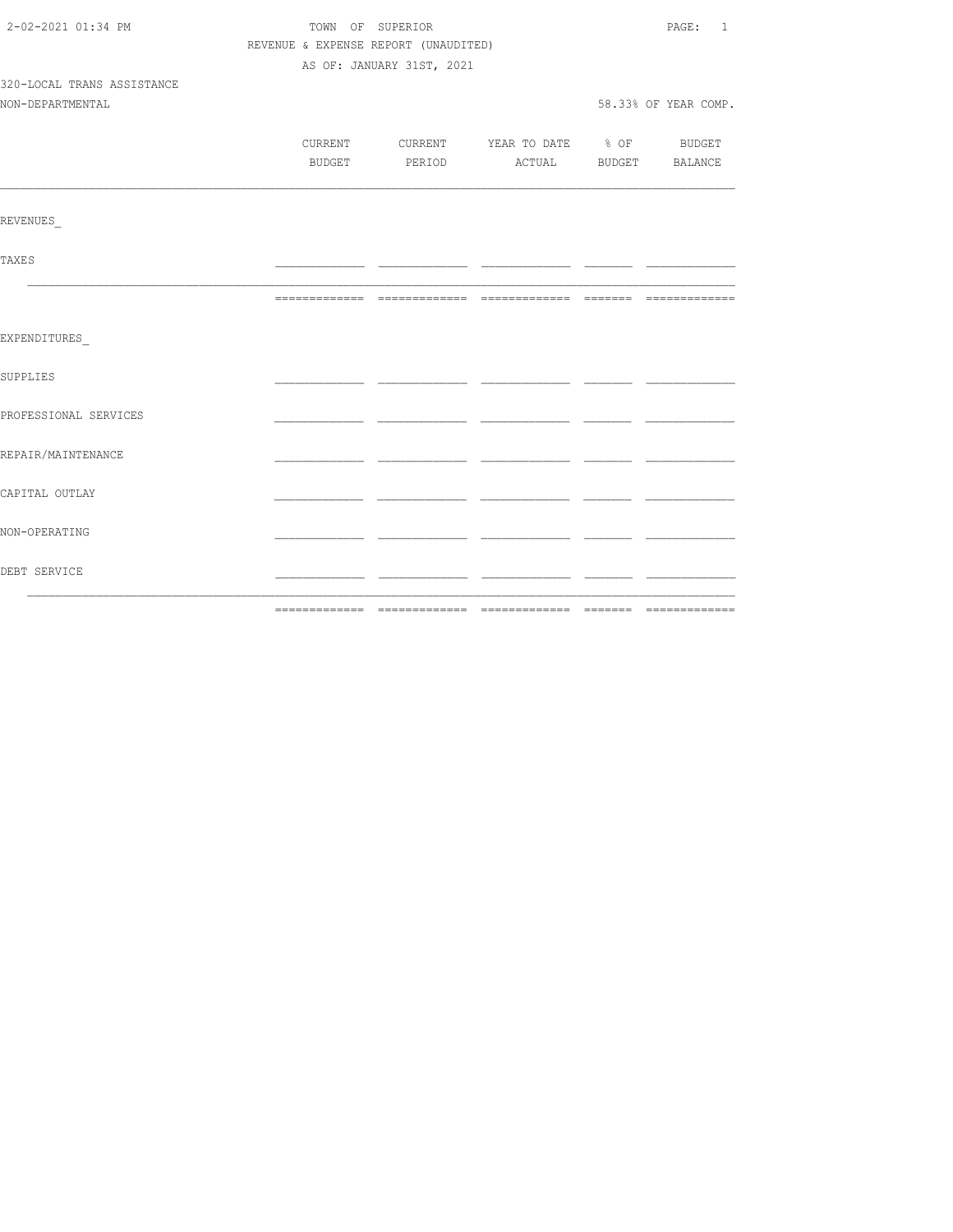TOWN OF SUPERIOR

REVENUE & EXPENSE REPORT (UNAUDITED)

AS OF: JANUARY 31ST, 2021

320-LOCAL TRANS ASSISTANCE

NON-DEPARTMENTAL

58.33% OF YEAR COMP.

| | CURRENT BUDGET | CURRENT PERIOD | YEAR TO DATE ACTUAL | % OF BUDGET | BUDGET BALANCE |
|---|---|---|---|---|---|
| REVENUES_ | | | | | |
| TAXES | | | | | |
| | | | | | |
| EXPENDITURES_ | | | | | |
| SUPPLIES | | | | | |
| PROFESSIONAL SERVICES | | | | | |
| REPAIR/MAINTENANCE | | | | | |
| CAPITAL OUTLAY | | | | | |
| NON-OPERATING | | | | | |
| DEBT SERVICE | | | | | |
| | | | | | |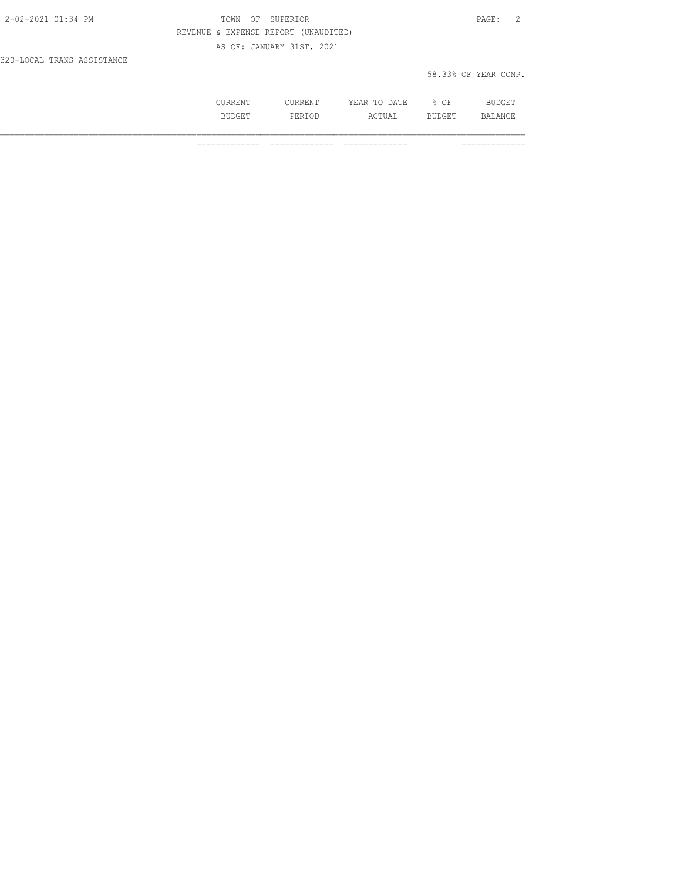REVENUE & EXPENSE REPORT (UNAUDITED)

AS OF: JANUARY 31ST, 2021

320-LOCAL TRANS ASSISTANCE

58.33% OF YEAR COMP.

| | CURRENT BUDGET | CURRENT PERIOD | YEAR TO DATE ACTUAL | % OF BUDGET | BUDGET BALANCE |
|---|---|---|---|---|---|
| | ============= | ============= | ============= | | ============= |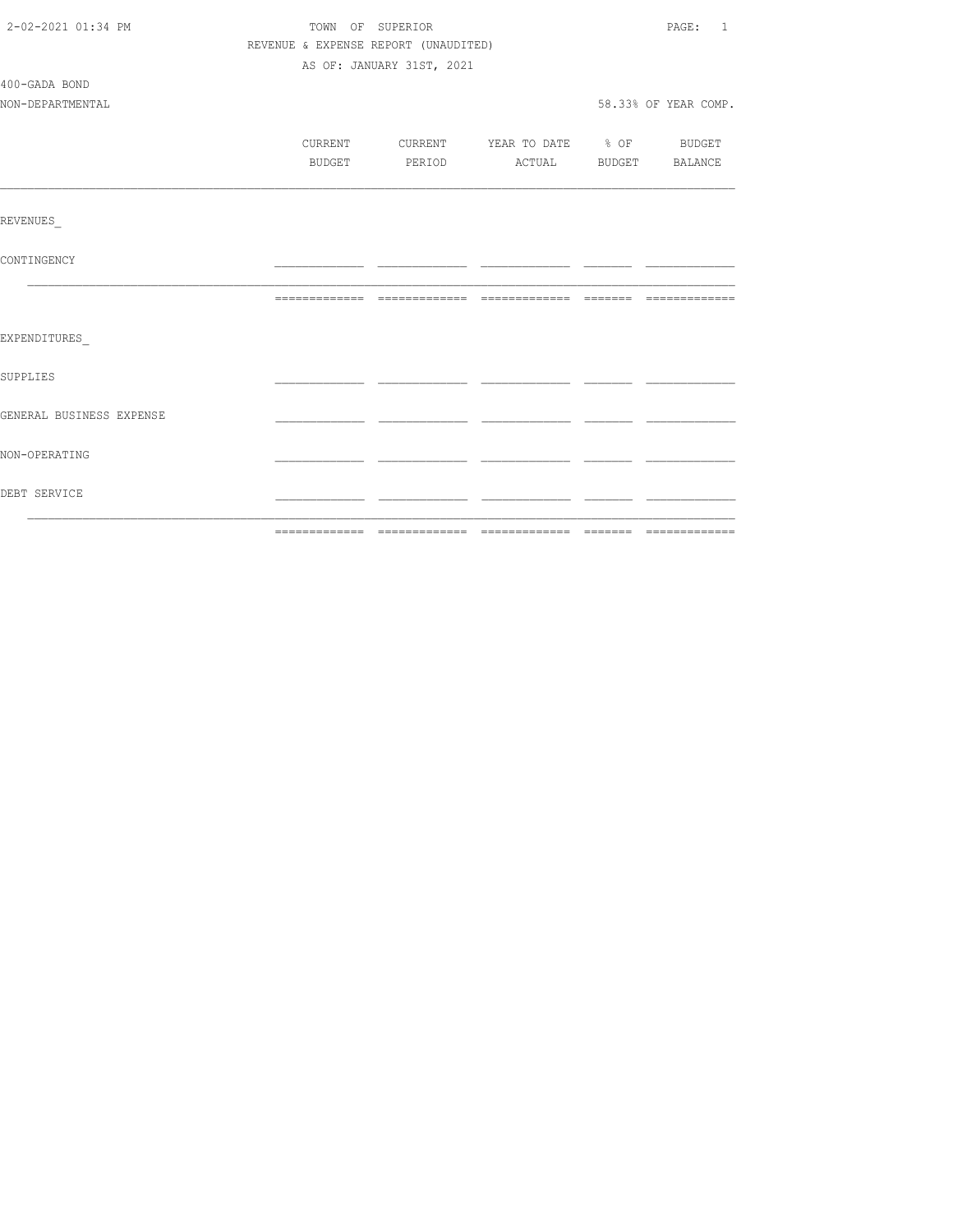TOWN OF SUPERIOR

REVENUE & EXPENSE REPORT (UNAUDITED)

AS OF: JANUARY 31ST, 2021

400-GADA BOND

NON-DEPARTMENTAL

58.33% OF YEAR COMP.

| | CURRENT BUDGET | CURRENT PERIOD | YEAR TO DATE ACTUAL | % OF BUDGET | BUDGET BALANCE |
|---|---|---|---|---|---|
| REVENUES_ | | | | | |
| CONTINGENCY | | | | | |
| EXPENDITURES_ | | | | | |
| SUPPLIES | | | | | |
| GENERAL BUSINESS EXPENSE | | | | | |
| NON-OPERATING | | | | | |
| DEBT SERVICE | | | | | |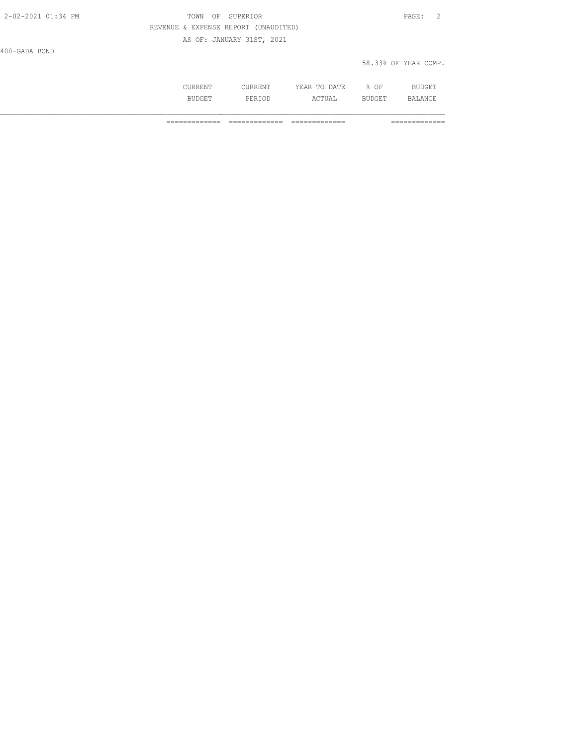TOWN OF SUPERIOR

REVENUE & EXPENSE REPORT (UNAUDITED)

AS OF: JANUARY 31ST, 2021

400-GADA BOND

58.33% OF YEAR COMP.

| | CURRENT BUDGET | CURRENT PERIOD | YEAR TO DATE ACTUAL | % OF BUDGET | BUDGET BALANCE |
|---|---|---|---|---|---|
| | ============= | ============= | ============= | | ============= |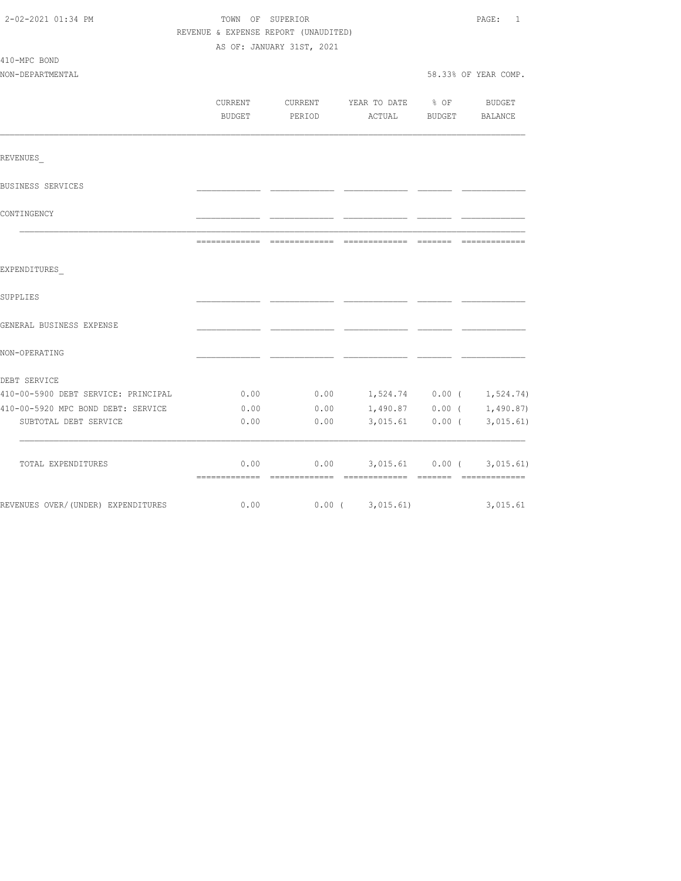TOWN OF SUPERIOR

REVENUE & EXPENSE REPORT (UNAUDITED)

AS OF: JANUARY 31ST, 2021

410-MPC BOND

NON-DEPARTMENTAL

58.33% OF YEAR COMP.

| | CURRENT BUDGET | CURRENT PERIOD | YEAR TO DATE ACTUAL | % OF BUDGET | BUDGET BALANCE |
|---|---|---|---|---|---|
| REVENUES_ | | | | | |
| BUSINESS SERVICES | | | | | |
| CONTINGENCY | | | | | |
| EXPENDITURES_ | | | | | |
| SUPPLIES | | | | | |
| GENERAL BUSINESS EXPENSE | | | | | |
| NON-OPERATING | | | | | |
| DEBT SERVICE | | | | | |
| 410-00-5900 DEBT SERVICE: PRINCIPAL | 0.00 | 0.00 | 1,524.74 | 0.00 | ( 1,524.74) |
| 410-00-5920 MPC BOND DEBT: SERVICE | 0.00 | 0.00 | 1,490.87 | 0.00 | ( 1,490.87) |
| SUBTOTAL DEBT SERVICE | 0.00 | 0.00 | 3,015.61 | 0.00 | ( 3,015.61) |
| TOTAL EXPENDITURES | 0.00 | 0.00 | 3,015.61 | 0.00 | ( 3,015.61) |
| REVENUES OVER/(UNDER) EXPENDITURES | 0.00 | 0.00 | ( 3,015.61) | | 3,015.61 |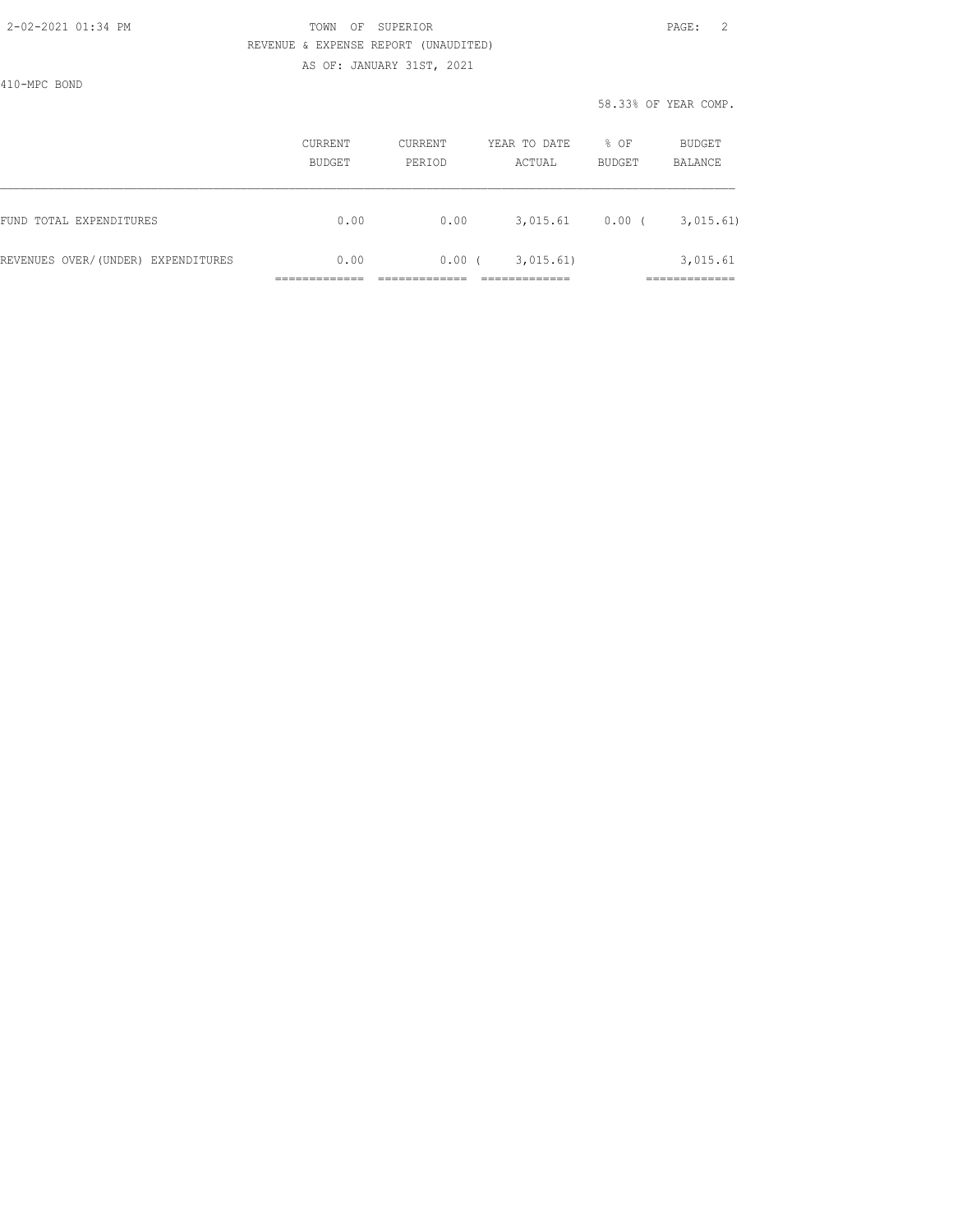TOWN OF SUPERIOR

REVENUE & EXPENSE REPORT (UNAUDITED)

AS OF: JANUARY 31ST, 2021

410-MPC BOND

58.33% OF YEAR COMP.

| | CURRENT BUDGET | CURRENT PERIOD | YEAR TO DATE ACTUAL | % OF BUDGET | BUDGET BALANCE |
|---|---|---|---|---|---|
| FUND TOTAL EXPENDITURES | 0.00 | 0.00 | 3,015.61 | 0.00 | ( 3,015.61) |
| REVENUES OVER/(UNDER) EXPENDITURES | 0.00 | 0.00 | ( 3,015.61) | | 3,015.61 |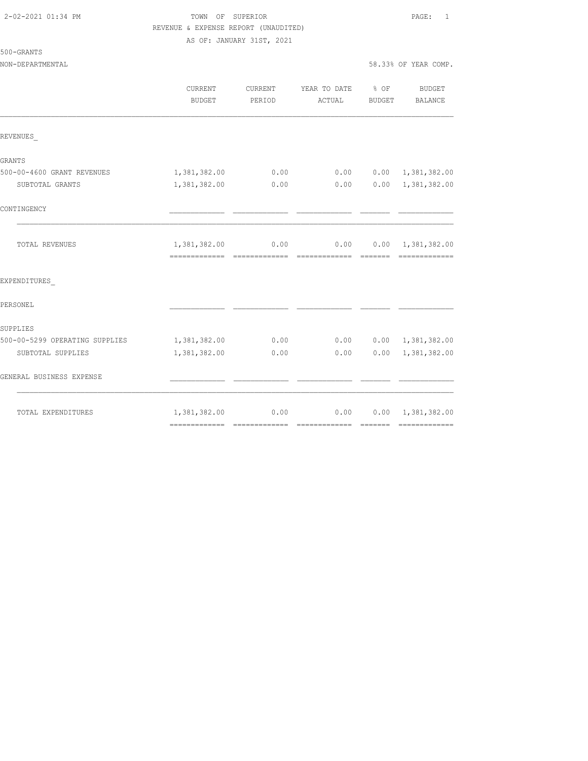TOWN OF SUPERIOR
REVENUE & EXPENSE REPORT (UNAUDITED)
AS OF: JANUARY 31ST, 2021

500-GRANTS
NON-DEPARTMENTAL — 58.33% OF YEAR COMP.

| | CURRENT BUDGET | CURRENT PERIOD | YEAR TO DATE ACTUAL | % OF BUDGET | BUDGET BALANCE |
|---|---|---|---|---|---|
| **REVENUES_** | | | | | |
| GRANTS | | | | | |
| 500-00-4600 GRANT REVENUES | 1,381,382.00 | 0.00 | 0.00 | 0.00 | 1,381,382.00 |
| SUBTOTAL GRANTS | 1,381,382.00 | 0.00 | 0.00 | 0.00 | 1,381,382.00 |
| CONTINGENCY | | | | | |
| TOTAL REVENUES | 1,381,382.00 | 0.00 | 0.00 | 0.00 | 1,381,382.00 |
| **EXPENDITURES_** | | | | | |
| PERSONEL | | | | | |
| SUPPLIES | | | | | |
| 500-00-5299 OPERATING SUPPLIES | 1,381,382.00 | 0.00 | 0.00 | 0.00 | 1,381,382.00 |
| SUBTOTAL SUPPLIES | 1,381,382.00 | 0.00 | 0.00 | 0.00 | 1,381,382.00 |
| GENERAL BUSINESS EXPENSE | | | | | |
| TOTAL EXPENDITURES | 1,381,382.00 | 0.00 | 0.00 | 0.00 | 1,381,382.00 |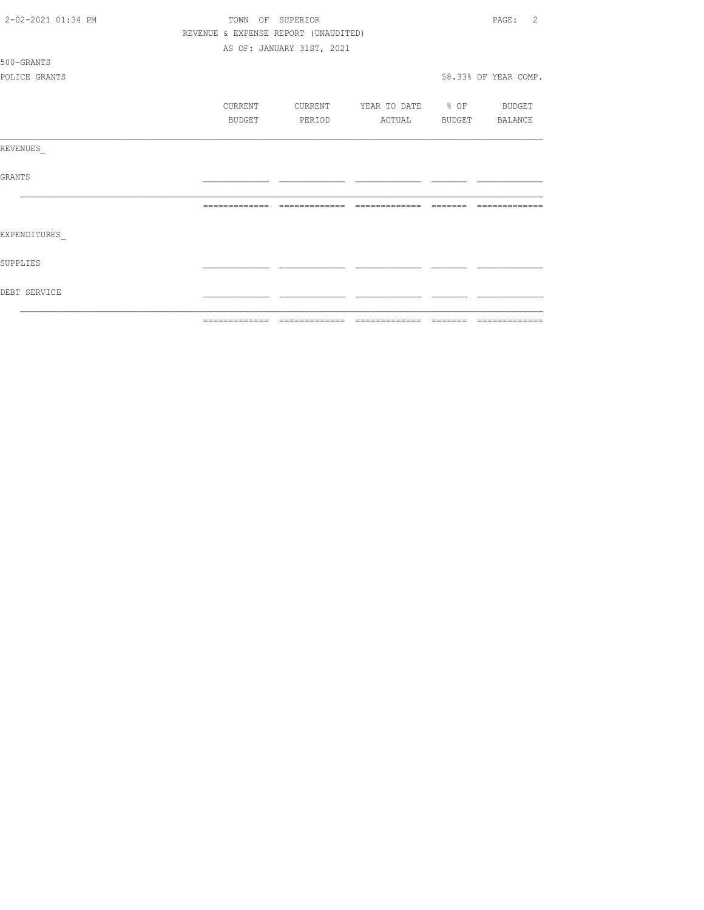TOWN OF SUPERIOR

REVENUE & EXPENSE REPORT (UNAUDITED)

AS OF: JANUARY 31ST, 2021

500-GRANTS

POLICE GRANTS 58.33% OF YEAR COMP.

| | CURRENT BUDGET | CURRENT PERIOD | YEAR TO DATE ACTUAL | % OF BUDGET | BUDGET BALANCE |
|---|---|---|---|---|---|
| REVENUES_ | | | | | |
| GRANTS | | | | | |
| | | | | | |
| EXPENDITURES_ | | | | | |
| SUPPLIES | | | | | |
| DEBT SERVICE | | | | | |
| | | | | | |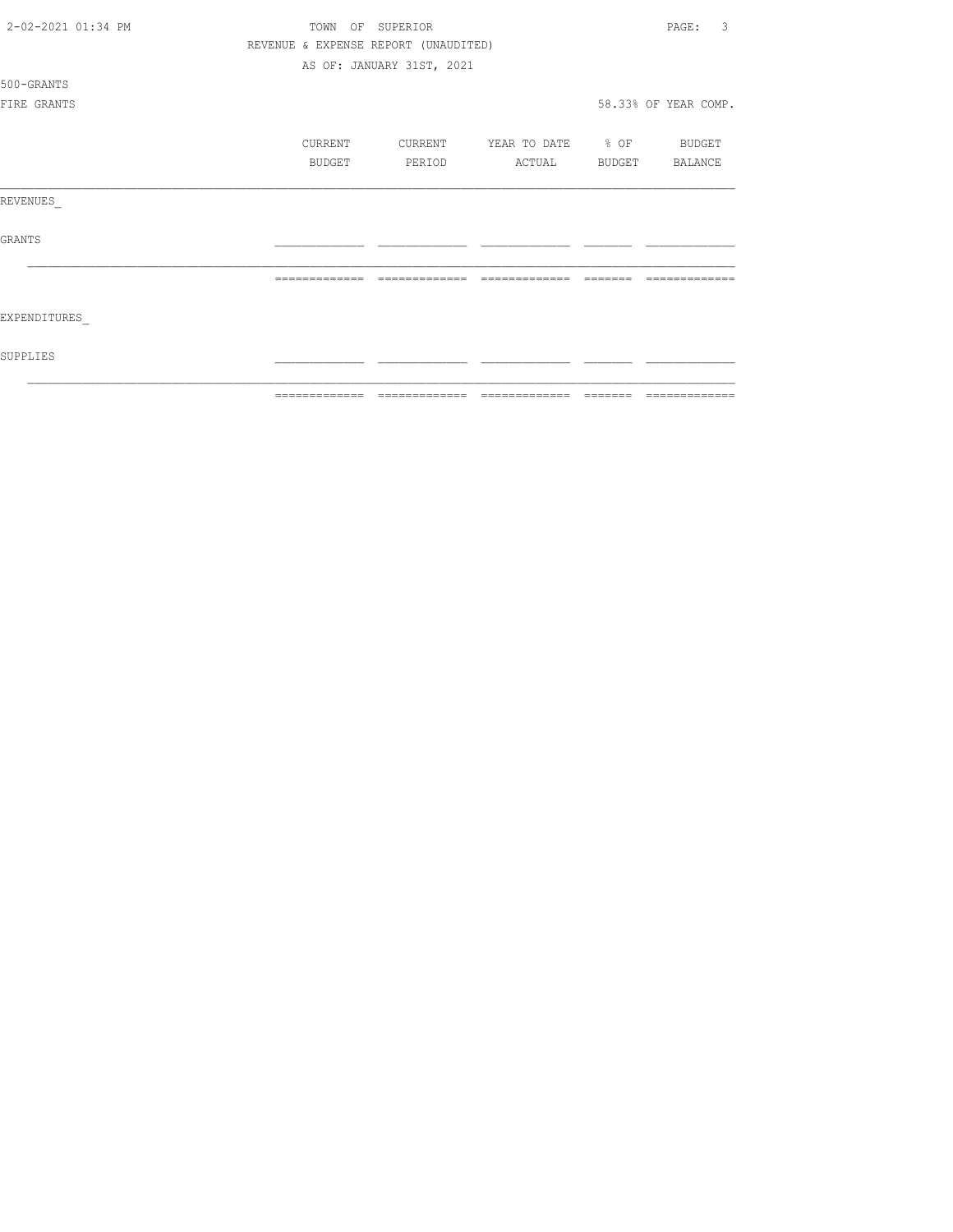TOWN OF SUPERIOR

REVENUE & EXPENSE REPORT (UNAUDITED)

AS OF: JANUARY 31ST, 2021

500-GRANTS

FIRE GRANTS

58.33% OF YEAR COMP.

| | CURRENT BUDGET | CURRENT PERIOD | YEAR TO DATE ACTUAL | % OF BUDGET | BUDGET BALANCE |
|---|---|---|---|---|---|
| REVENUES_ | | | | | |
| GRANTS | | | | | |
| | | | | | |
| EXPENDITURES_ | | | | | |
| SUPPLIES | | | | | |
| | | | | | |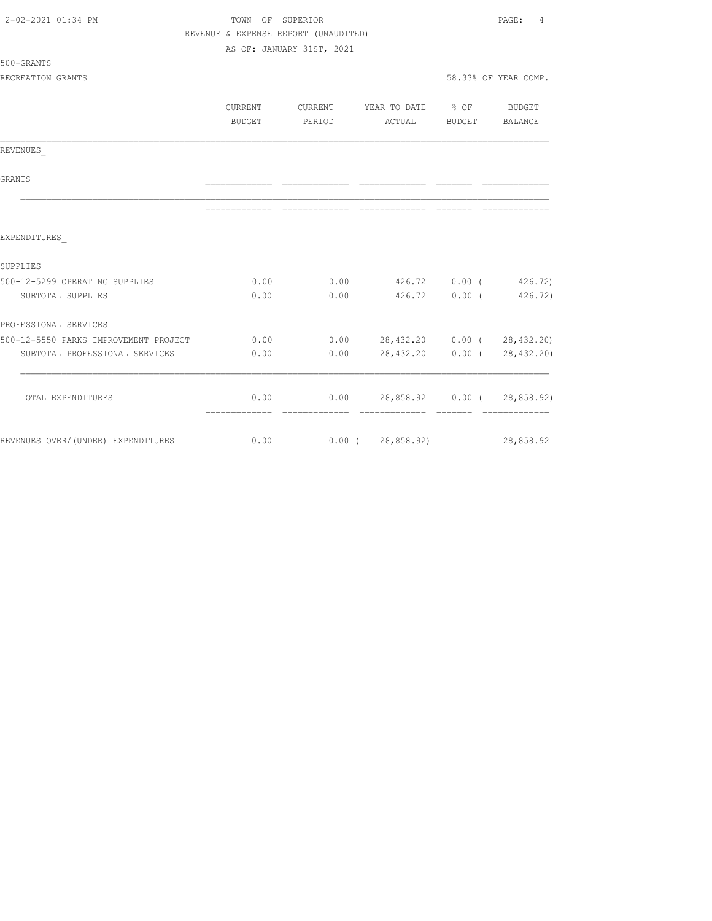TOWN OF SUPERIOR

REVENUE & EXPENSE REPORT (UNAUDITED)

AS OF: JANUARY 31ST, 2021

500-GRANTS

RECREATION GRANTS — 58.33% OF YEAR COMP.

| | CURRENT BUDGET | CURRENT PERIOD | YEAR TO DATE ACTUAL | % OF BUDGET | BUDGET BALANCE |
|---|---|---|---|---|---|
| REVENUES_ | | | | | |
| GRANTS | | | | | |
| EXPENDITURES_ | | | | | |
| SUPPLIES | | | | | |
| 500-12-5299 OPERATING SUPPLIES | 0.00 | 0.00 | 426.72 | 0.00 | ( 426.72) |
| SUBTOTAL SUPPLIES | 0.00 | 0.00 | 426.72 | 0.00 | ( 426.72) |
| PROFESSIONAL SERVICES | | | | | |
| 500-12-5550 PARKS IMPROVEMENT PROJECT | 0.00 | 0.00 | 28,432.20 | 0.00 | ( 28,432.20) |
| SUBTOTAL PROFESSIONAL SERVICES | 0.00 | 0.00 | 28,432.20 | 0.00 | ( 28,432.20) |
| TOTAL EXPENDITURES | 0.00 | 0.00 | 28,858.92 | 0.00 | ( 28,858.92) |
| REVENUES OVER/(UNDER) EXPENDITURES | 0.00 | 0.00 | ( 28,858.92) | | 28,858.92 |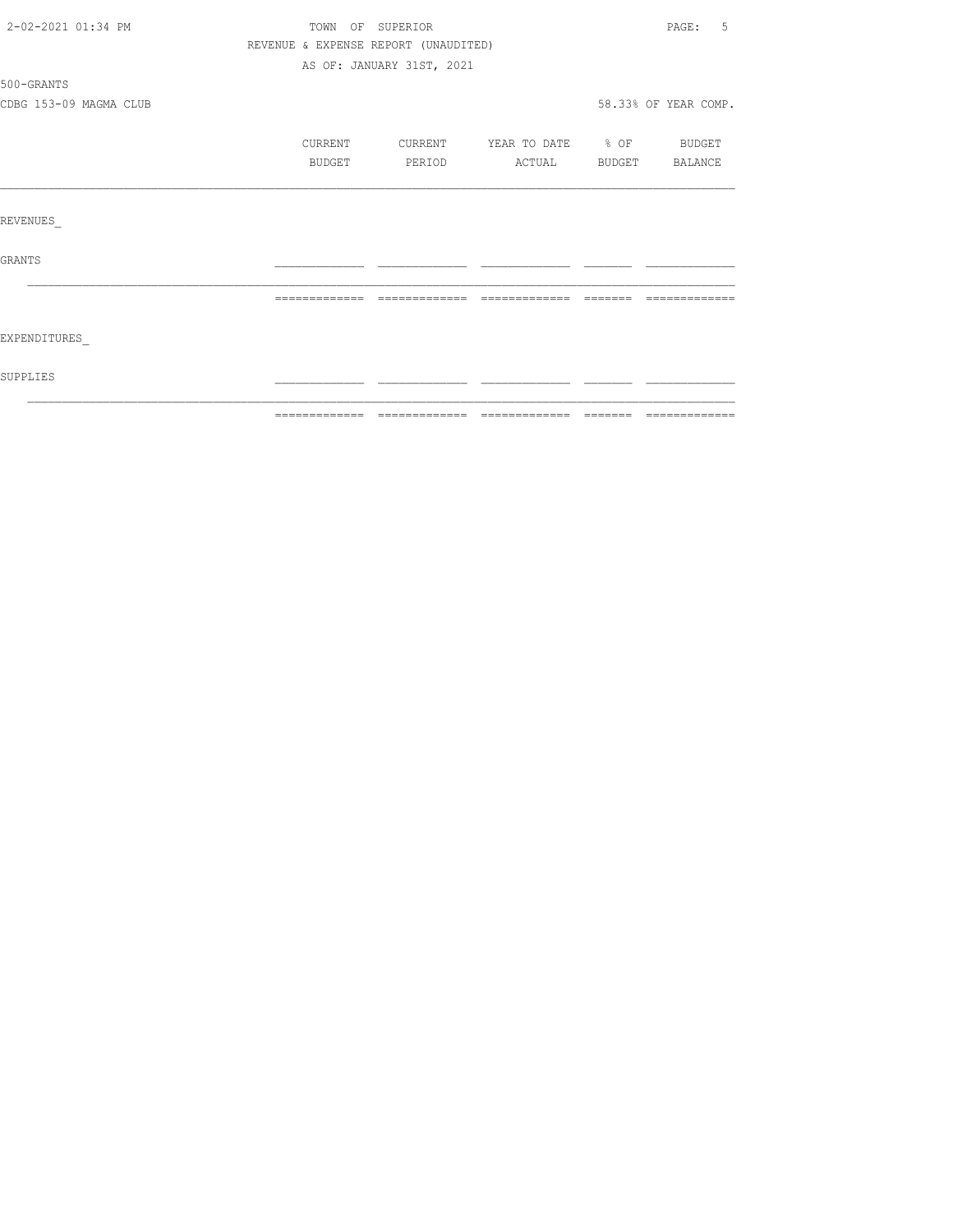TOWN OF SUPERIOR

REVENUE & EXPENSE REPORT (UNAUDITED)

AS OF: JANUARY 31ST, 2021

500-GRANTS

CDBG 153-09 MAGMA CLUB

58.33% OF YEAR COMP.

| | CURRENT BUDGET | CURRENT PERIOD | YEAR TO DATE ACTUAL | % OF BUDGET | BUDGET BALANCE |
|---|---|---|---|---|---|
| REVENUES_ | | | | | |
| GRANTS | | | | | |
| EXPENDITURES_ | | | | | |
| SUPPLIES | | | | | |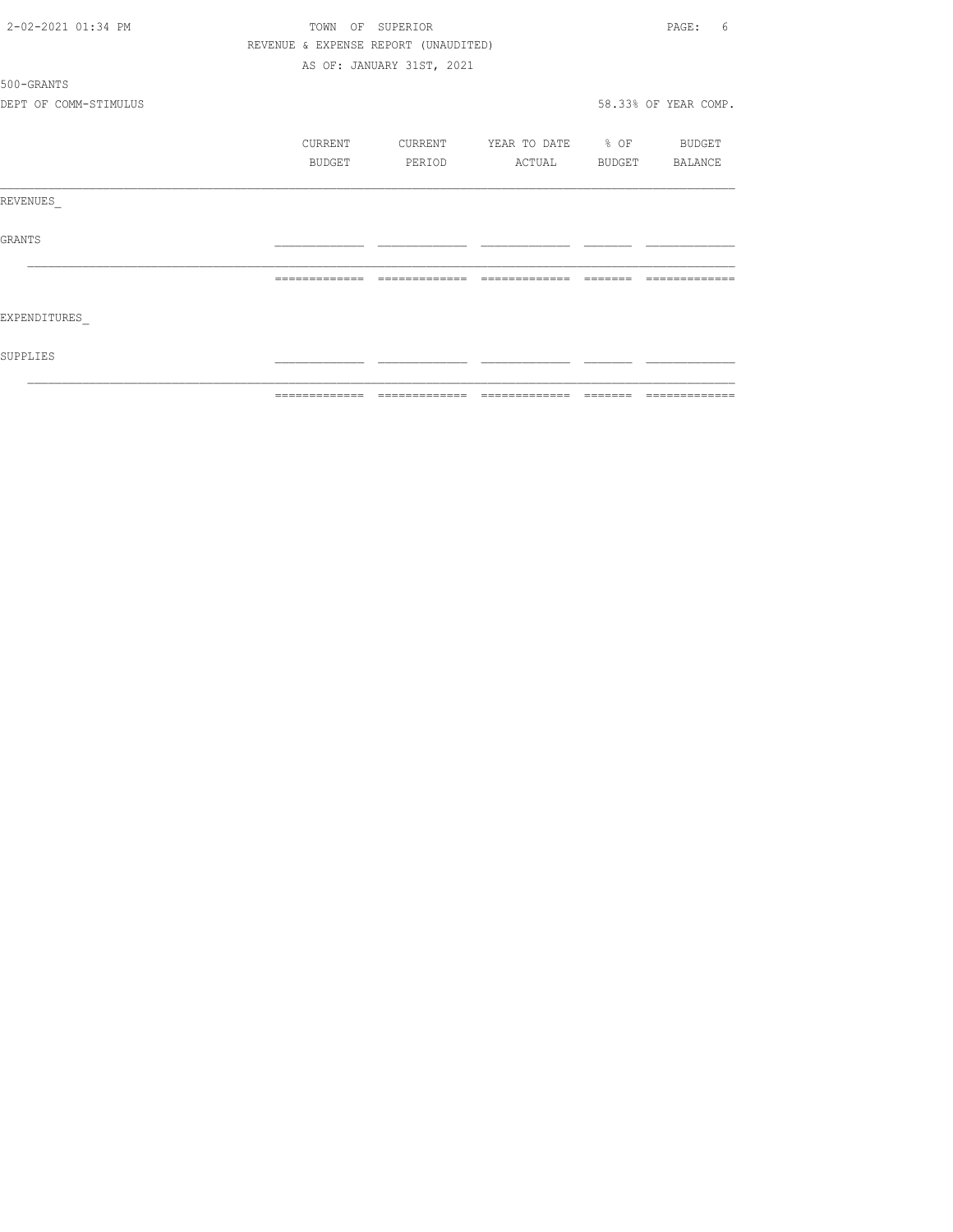TOWN OF SUPERIOR

REVENUE & EXPENSE REPORT (UNAUDITED)

AS OF: JANUARY 31ST, 2021

500-GRANTS

DEPT OF COMM-STIMULUS

58.33% OF YEAR COMP.

| | CURRENT BUDGET | CURRENT PERIOD | YEAR TO DATE ACTUAL | % OF BUDGET | BUDGET BALANCE |
|---|---|---|---|---|---|
| REVENUES_ | | | | | |
| GRANTS | | | | | |
| EXPENDITURES_ | | | | | |
| SUPPLIES | | | | | |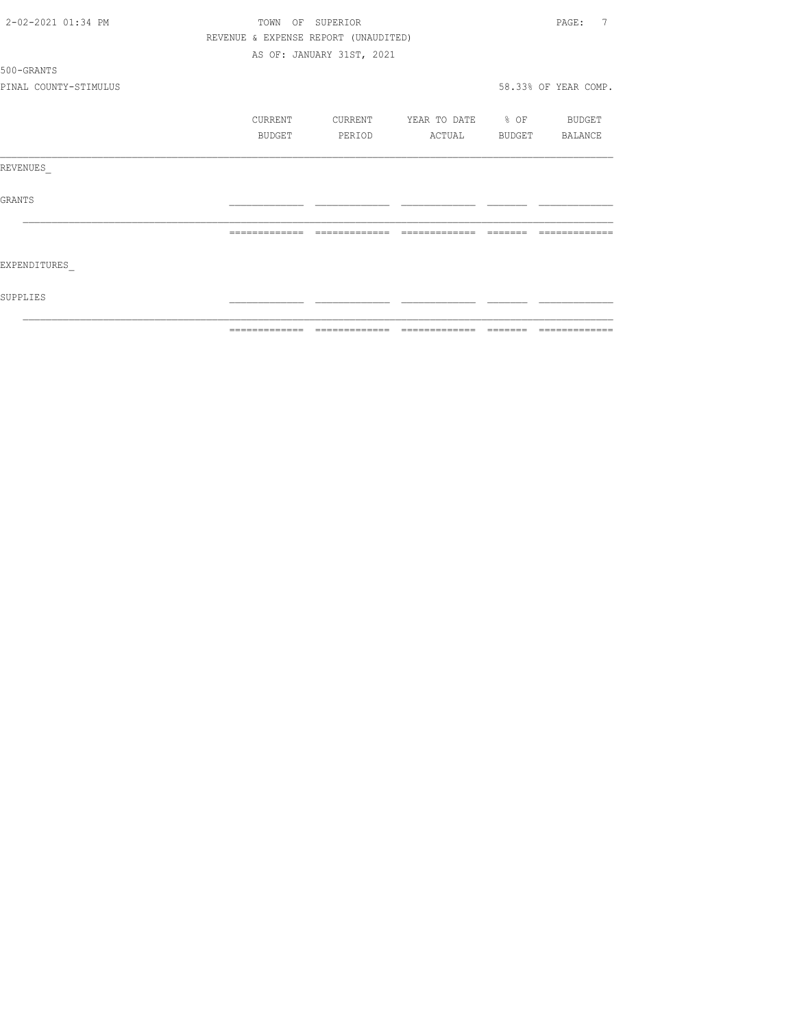TOWN OF SUPERIOR

REVENUE & EXPENSE REPORT (UNAUDITED)

AS OF: JANUARY 31ST, 2021

500-GRANTS

PINAL COUNTY-STIMULUS

58.33% OF YEAR COMP.

| | CURRENT BUDGET | CURRENT PERIOD | YEAR TO DATE ACTUAL | % OF BUDGET | BUDGET BALANCE |
|---|---|---|---|---|---|
| REVENUES_ | | | | | |
| GRANTS | | | | | |
| EXPENDITURES_ | | | | | |
| SUPPLIES | | | | | |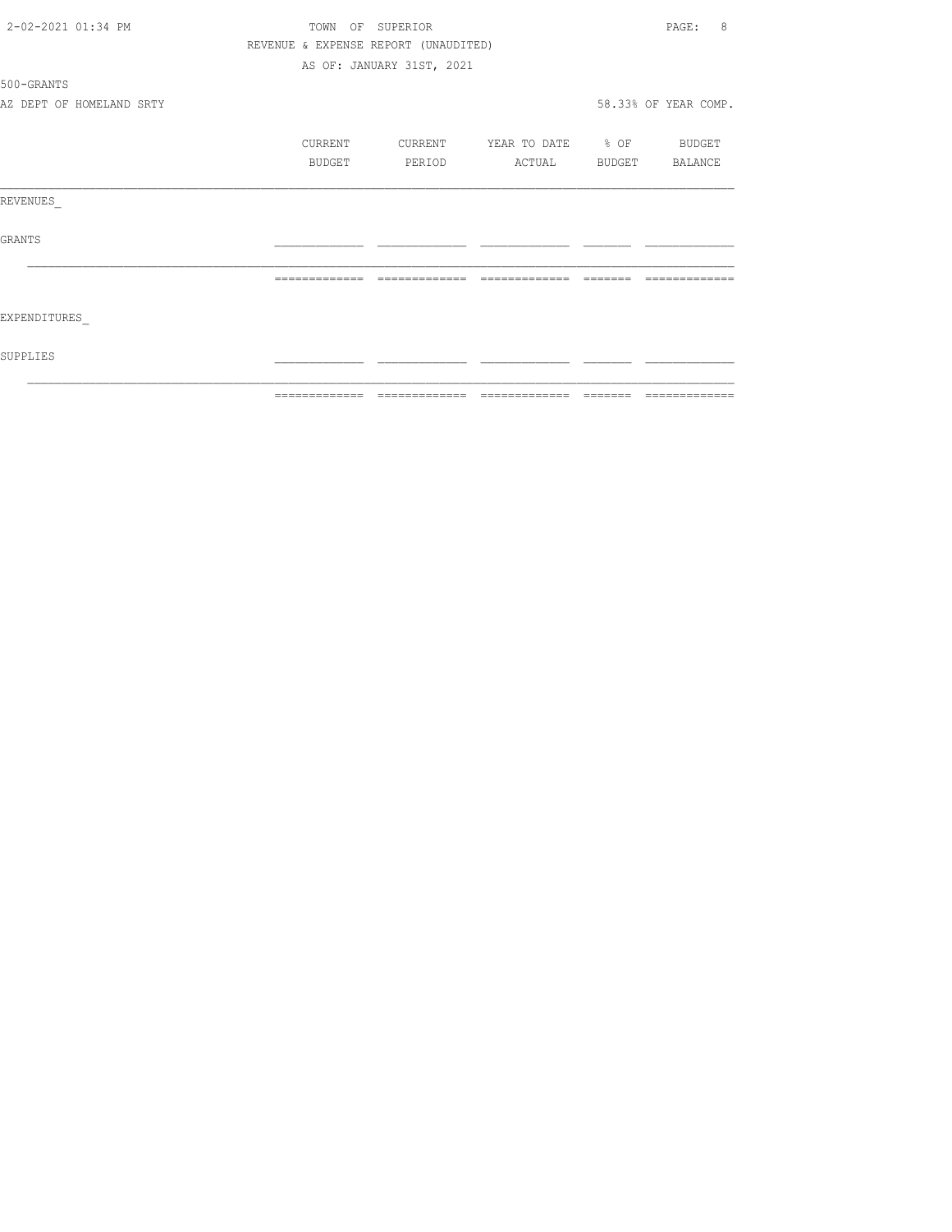TOWN OF SUPERIOR

REVENUE & EXPENSE REPORT (UNAUDITED)

AS OF: JANUARY 31ST, 2021

500-GRANTS

AZ DEPT OF HOMELAND SRTY

58.33% OF YEAR COMP.

| | CURRENT BUDGET | CURRENT PERIOD | YEAR TO DATE ACTUAL | % OF BUDGET | BUDGET BALANCE |
|---|---|---|---|---|---|
| REVENUES_ | | | | | |
| GRANTS | | | | | |
| EXPENDITURES_ | | | | | |
| SUPPLIES | | | | | |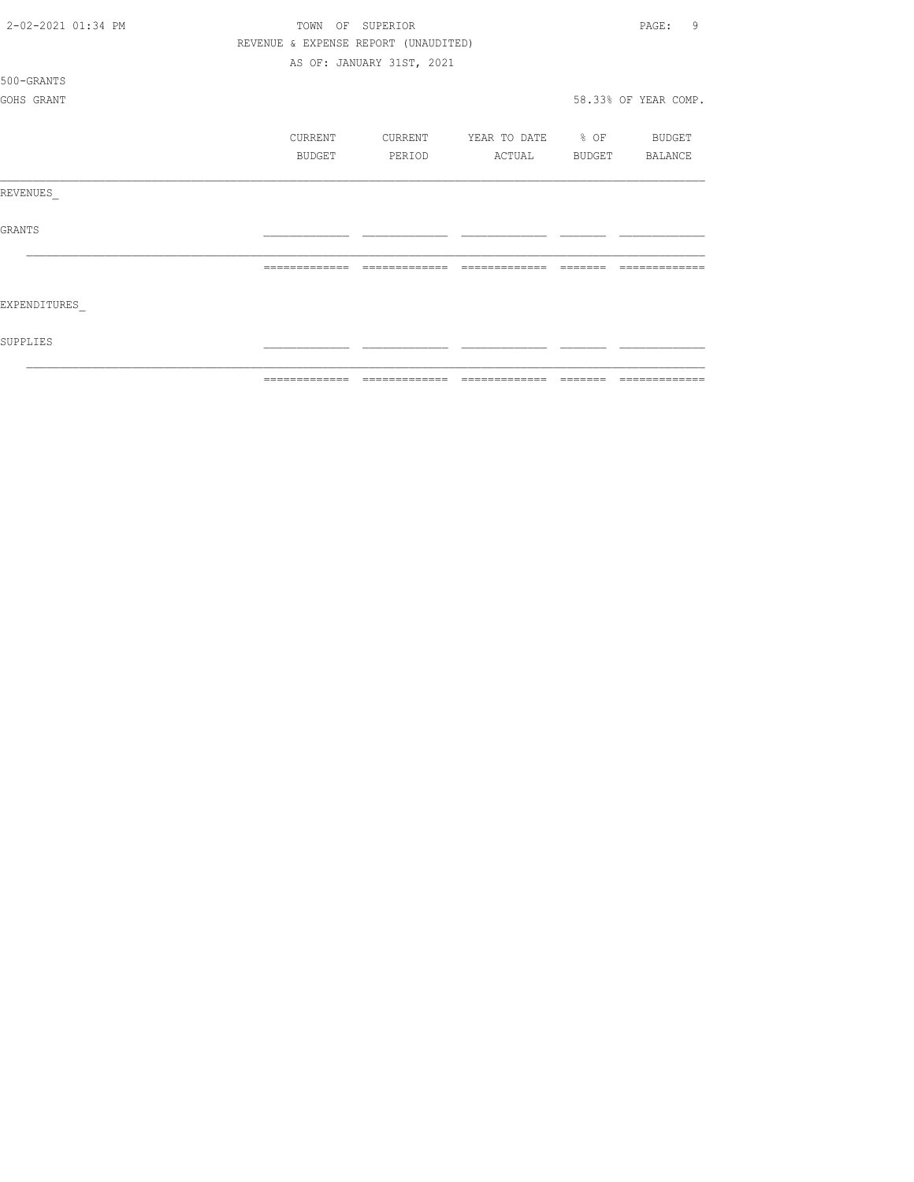TOWN OF SUPERIOR

REVENUE & EXPENSE REPORT (UNAUDITED)

AS OF: JANUARY 31ST, 2021

500-GRANTS

GOHS GRANT

58.33% OF YEAR COMP.

| | CURRENT BUDGET | CURRENT PERIOD | YEAR TO DATE ACTUAL | % OF BUDGET | BUDGET BALANCE |
|---|---|---|---|---|---|
| REVENUES_ | | | | | |
| GRANTS | | | | | |
| | | | | | |
| EXPENDITURES_ | | | | | |
| SUPPLIES | | | | | |
| | | | | | |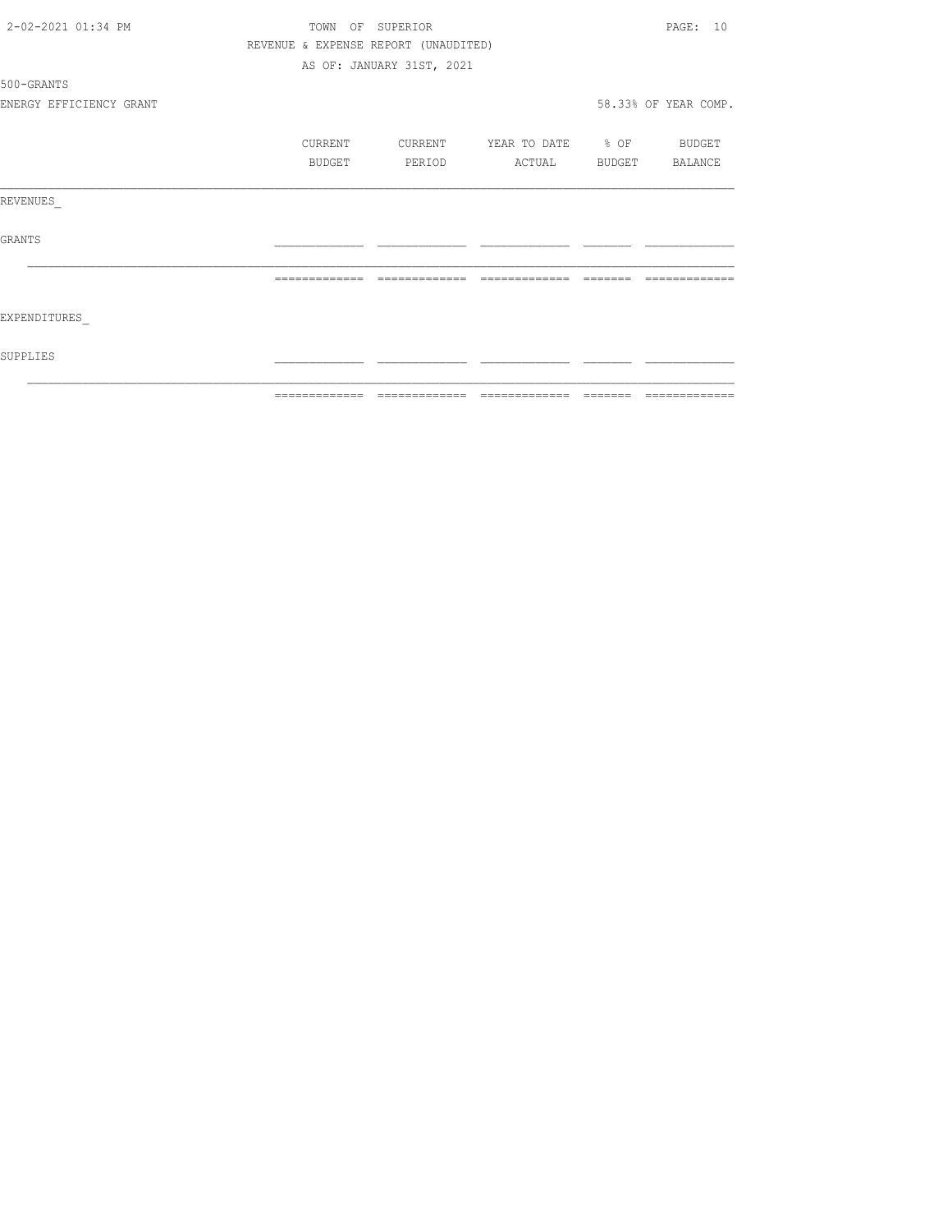TOWN OF SUPERIOR

REVENUE & EXPENSE REPORT (UNAUDITED)

AS OF: JANUARY 31ST, 2021

500-GRANTS

ENERGY EFFICIENCY GRANT

58.33% OF YEAR COMP.

| | CURRENT BUDGET | CURRENT PERIOD | YEAR TO DATE ACTUAL | % OF BUDGET | BUDGET BALANCE |
|---|---|---|---|---|---|
| REVENUES_ | | | | | |
| GRANTS | | | | | |
| EXPENDITURES_ | | | | | |
| SUPPLIES | | | | | |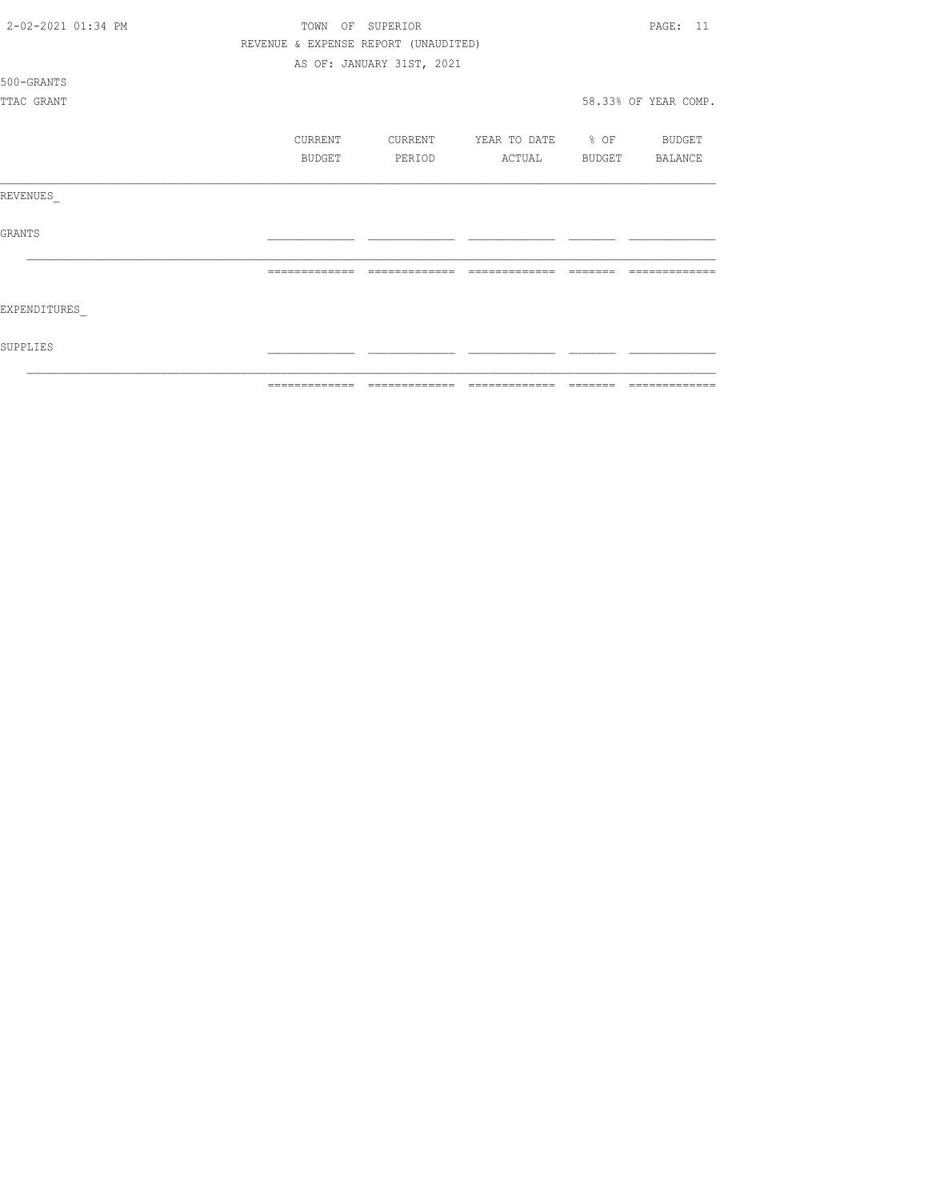TOWN OF SUPERIOR

REVENUE & EXPENSE REPORT (UNAUDITED)

AS OF: JANUARY 31ST, 2021

500-GRANTS

TTAC GRANT

58.33% OF YEAR COMP.

|  | CURRENT BUDGET | CURRENT PERIOD | YEAR TO DATE ACTUAL | % OF BUDGET | BUDGET BALANCE |
|---|---|---|---|---|---|
| REVENUES_ |  |  |  |  |  |
| GRANTS |  |  |  |  |  |
| EXPENDITURES_ |  |  |  |  |  |
| SUPPLIES |  |  |  |  |  |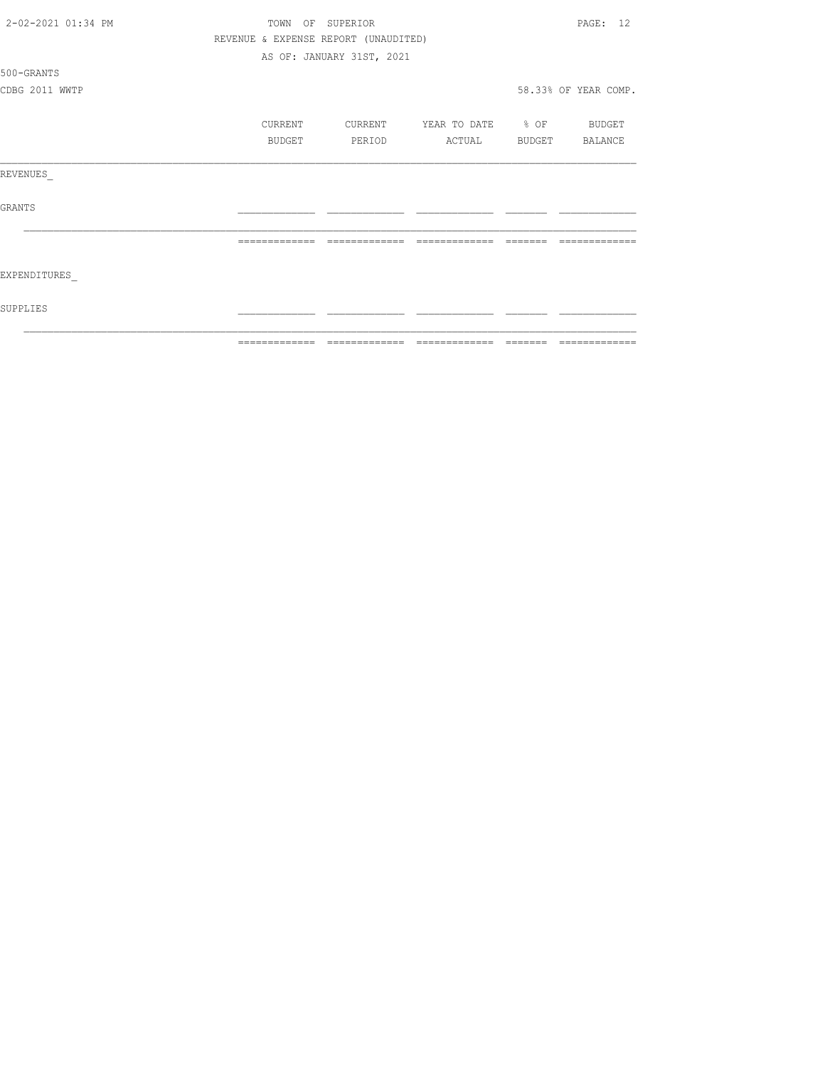TOWN OF SUPERIOR

REVENUE & EXPENSE REPORT (UNAUDITED)

AS OF: JANUARY 31ST, 2021

500-GRANTS

CDBG 2011 WWTP

58.33% OF YEAR COMP.

| | CURRENT BUDGET | CURRENT PERIOD | YEAR TO DATE ACTUAL | % OF BUDGET | BUDGET BALANCE |
|---|---|---|---|---|---|
| REVENUES_ | | | | | |
| GRANTS | | | | | |
| EXPENDITURES_ | | | | | |
| SUPPLIES | | | | | |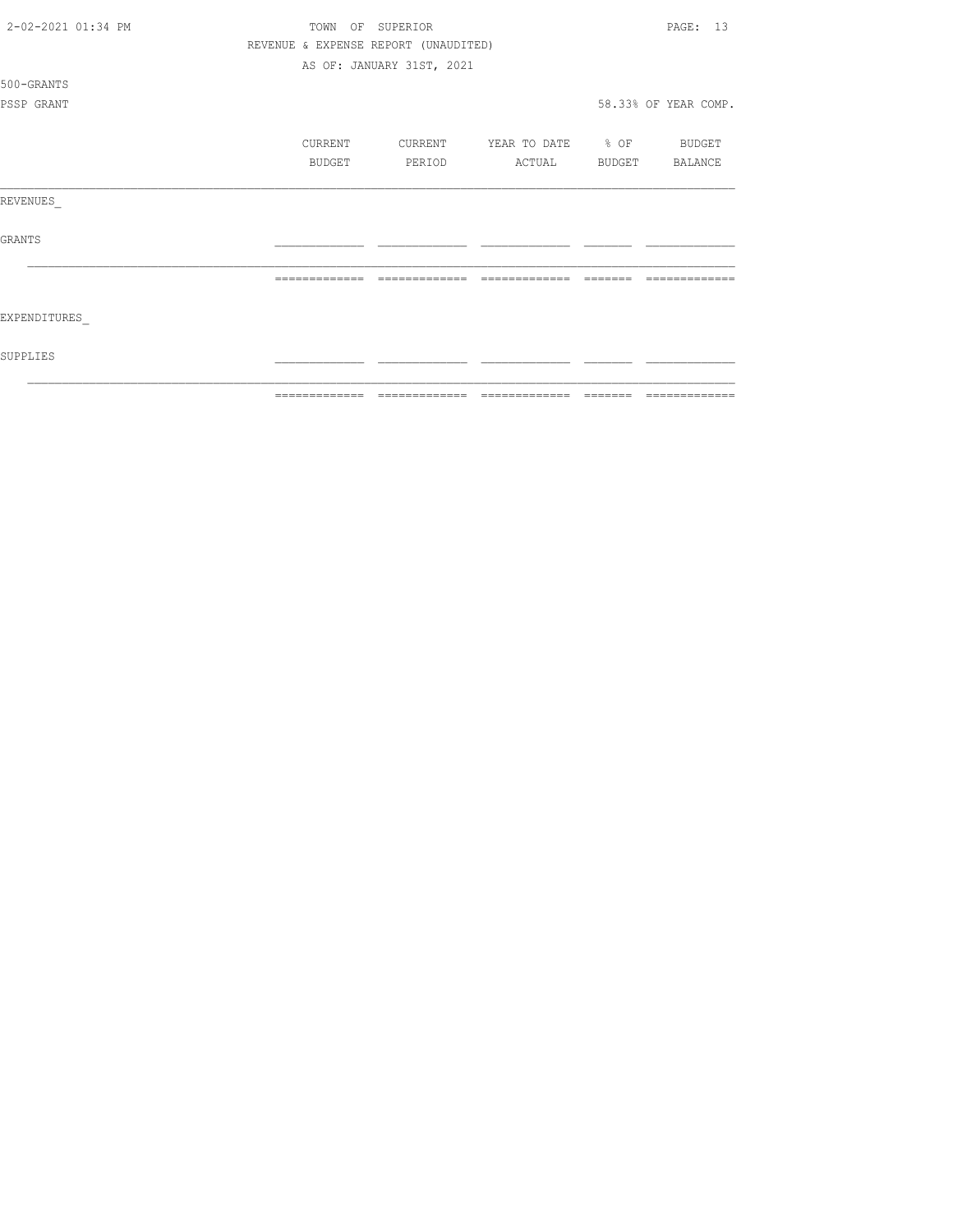TOWN OF SUPERIOR

REVENUE & EXPENSE REPORT (UNAUDITED)

AS OF: JANUARY 31ST, 2021

500-GRANTS

PSSP GRANT

58.33% OF YEAR COMP.

| | CURRENT BUDGET | CURRENT PERIOD | YEAR TO DATE ACTUAL | % OF BUDGET | BUDGET BALANCE |
|---|---|---|---|---|---|
| REVENUES_ | | | | | |
| GRANTS | | | | | |
| EXPENDITURES_ | | | | | |
| SUPPLIES | | | | | |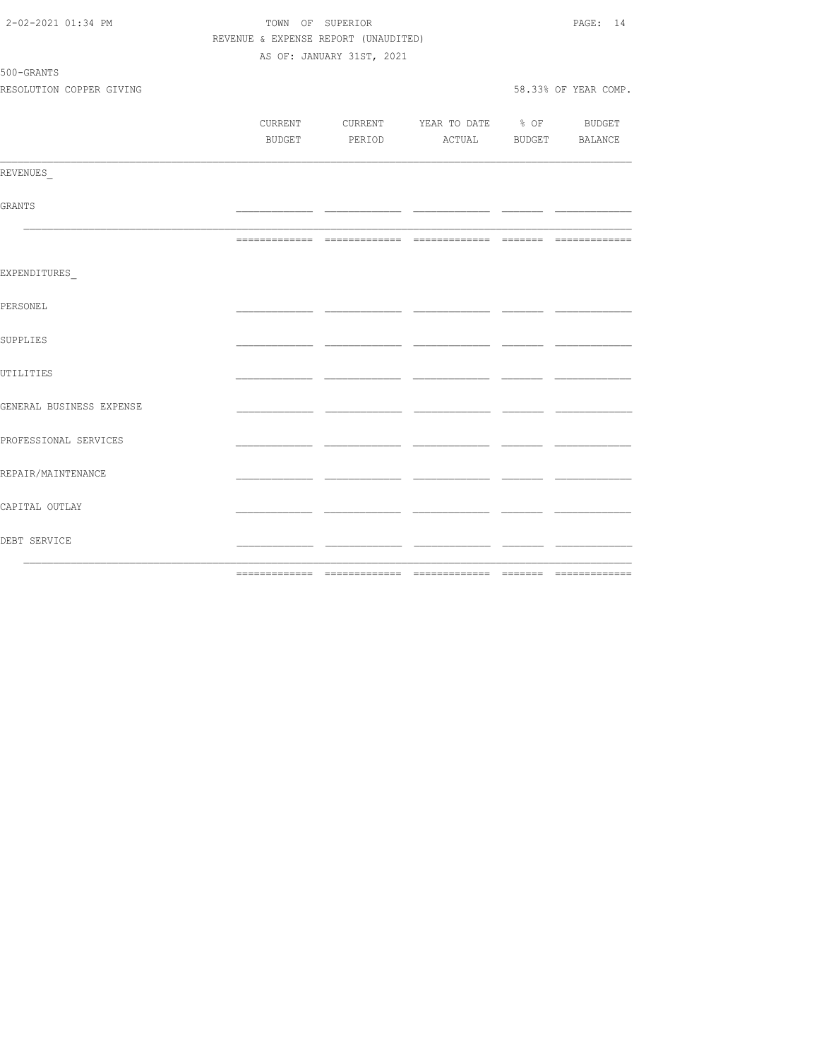TOWN OF SUPERIOR
REVENUE & EXPENSE REPORT (UNAUDITED)
AS OF: JANUARY 31ST, 2021

500-GRANTS
RESOLUTION COPPER GIVING

58.33% OF YEAR COMP.

| | CURRENT BUDGET | CURRENT PERIOD | YEAR TO DATE ACTUAL | % OF BUDGET | BUDGET BALANCE |
|---|---|---|---|---|---|
| REVENUES_ | | | | | |
| GRANTS | | | | | |
| | | | | | |
| EXPENDITURES_ | | | | | |
| PERSONEL | | | | | |
| SUPPLIES | | | | | |
| UTILITIES | | | | | |
| GENERAL BUSINESS EXPENSE | | | | | |
| PROFESSIONAL SERVICES | | | | | |
| REPAIR/MAINTENANCE | | | | | |
| CAPITAL OUTLAY | | | | | |
| DEBT SERVICE | | | | | |
| | | | | | |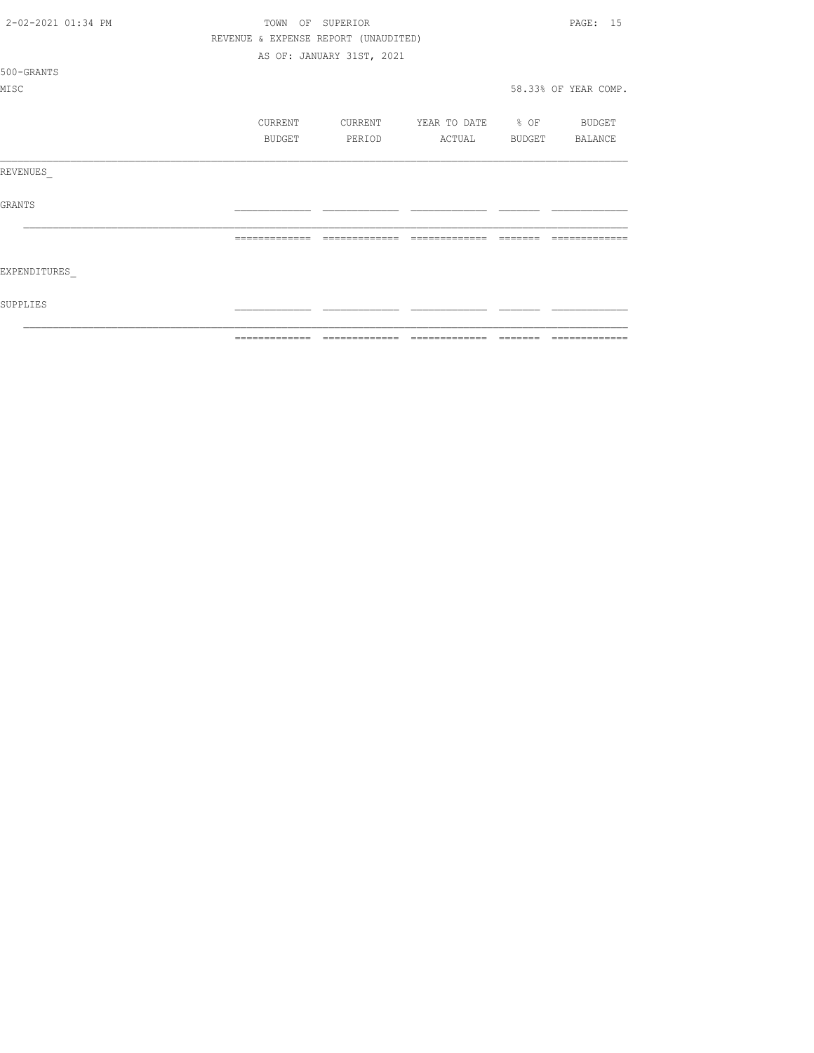TOWN OF SUPERIOR

REVENUE & EXPENSE REPORT (UNAUDITED)

AS OF: JANUARY 31ST, 2021

500-GRANTS

MISC

58.33% OF YEAR COMP.

| | CURRENT BUDGET | CURRENT PERIOD | YEAR TO DATE ACTUAL | % OF BUDGET | BUDGET BALANCE |
|---|---|---|---|---|---|
| REVENUES_ | | | | | |
| GRANTS | | | | | |
| | | | | | |
| EXPENDITURES_ | | | | | |
| SUPPLIES | | | | | |
| | | | | | |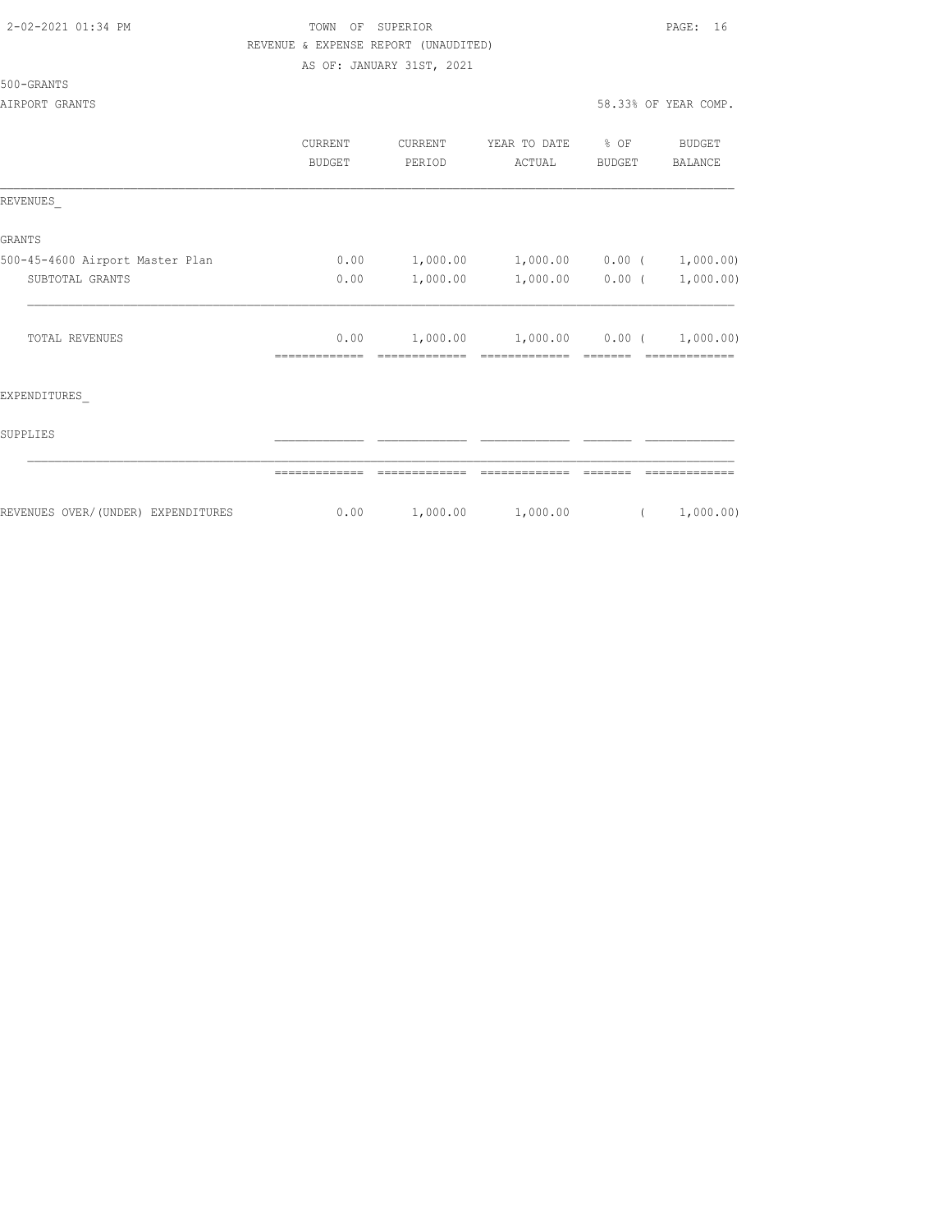TOWN OF SUPERIOR

REVENUE & EXPENSE REPORT (UNAUDITED)

AS OF: JANUARY 31ST, 2021

500-GRANTS

AIRPORT GRANTS — 58.33% OF YEAR COMP.

| | CURRENT BUDGET | CURRENT PERIOD | YEAR TO DATE ACTUAL | % OF BUDGET | BUDGET BALANCE |
|---|---|---|---|---|---|
| REVENUES_ | | | | | |
| GRANTS | | | | | |
| 500-45-4600 Airport Master Plan | 0.00 | 1,000.00 | 1,000.00 | 0.00 | ( 1,000.00) |
| SUBTOTAL GRANTS | 0.00 | 1,000.00 | 1,000.00 | 0.00 | ( 1,000.00) |
| TOTAL REVENUES | 0.00 | 1,000.00 | 1,000.00 | 0.00 | ( 1,000.00) |
| EXPENDITURES_ | | | | | |
| SUPPLIES | | | | | |
| REVENUES OVER/(UNDER) EXPENDITURES | 0.00 | 1,000.00 | 1,000.00 | | ( 1,000.00) |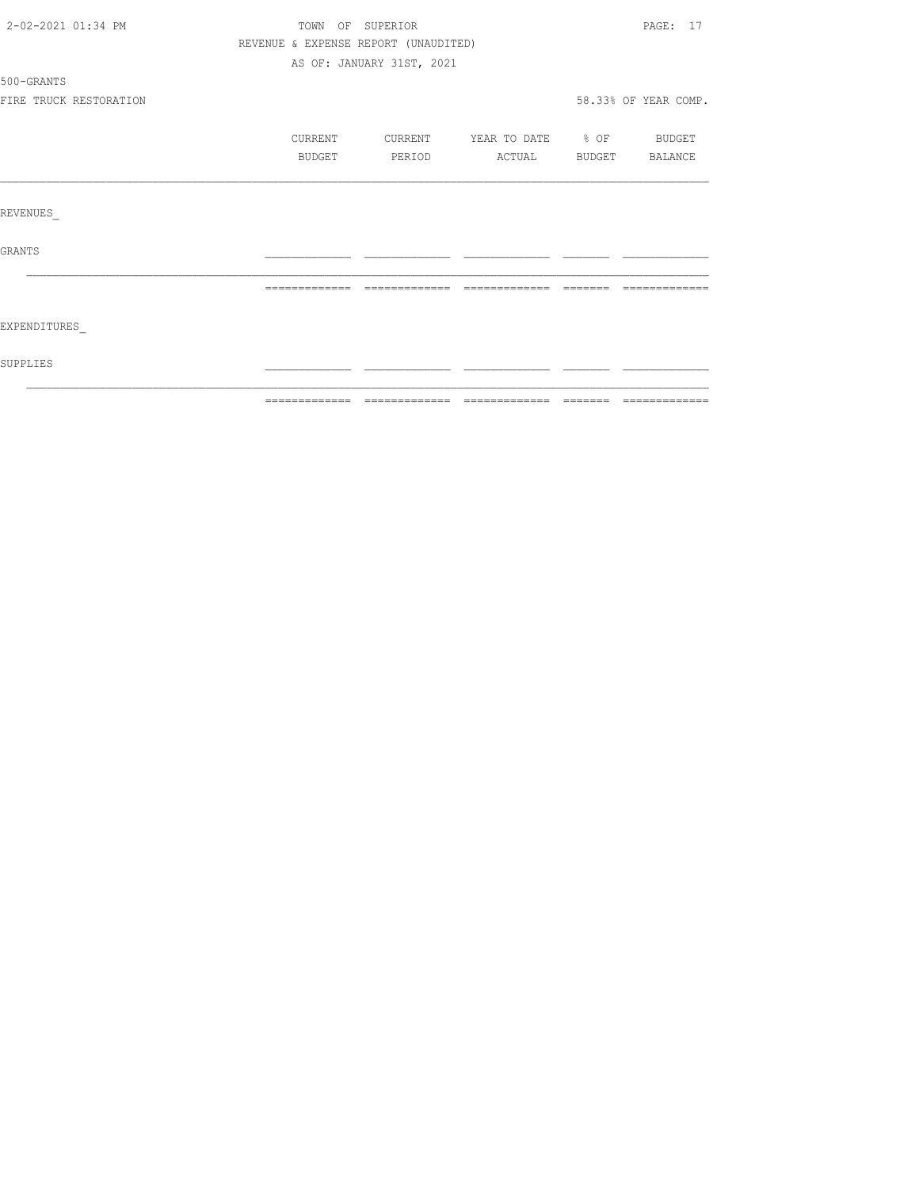TOWN OF SUPERIOR

REVENUE & EXPENSE REPORT (UNAUDITED)

AS OF: JANUARY 31ST, 2021

500-GRANTS

FIRE TRUCK RESTORATION

58.33% OF YEAR COMP.

| | CURRENT BUDGET | CURRENT PERIOD | YEAR TO DATE ACTUAL | % OF BUDGET | BUDGET BALANCE |
|---|---|---|---|---|---|
| REVENUES | | | | | |
| GRANTS | | | | | |
| EXPENDITURES | | | | | |
| SUPPLIES | | | | | |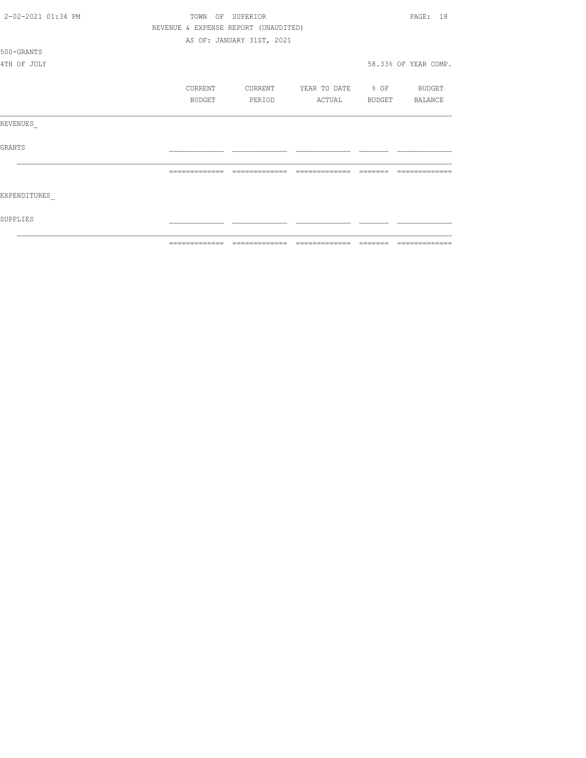TOWN OF SUPERIOR

REVENUE & EXPENSE REPORT (UNAUDITED)

AS OF: JANUARY 31ST, 2021

500-GRANTS

4TH OF JULY

58.33% OF YEAR COMP.

| | CURRENT BUDGET | CURRENT PERIOD | YEAR TO DATE ACTUAL | % OF BUDGET | BUDGET BALANCE |
|---|---|---|---|---|---|
| REVENUES_ | | | | | |
| GRANTS | | | | | |
| | | | | | |
| EXPENDITURES_ | | | | | |
| SUPPLIES | | | | | |
| | | | | | |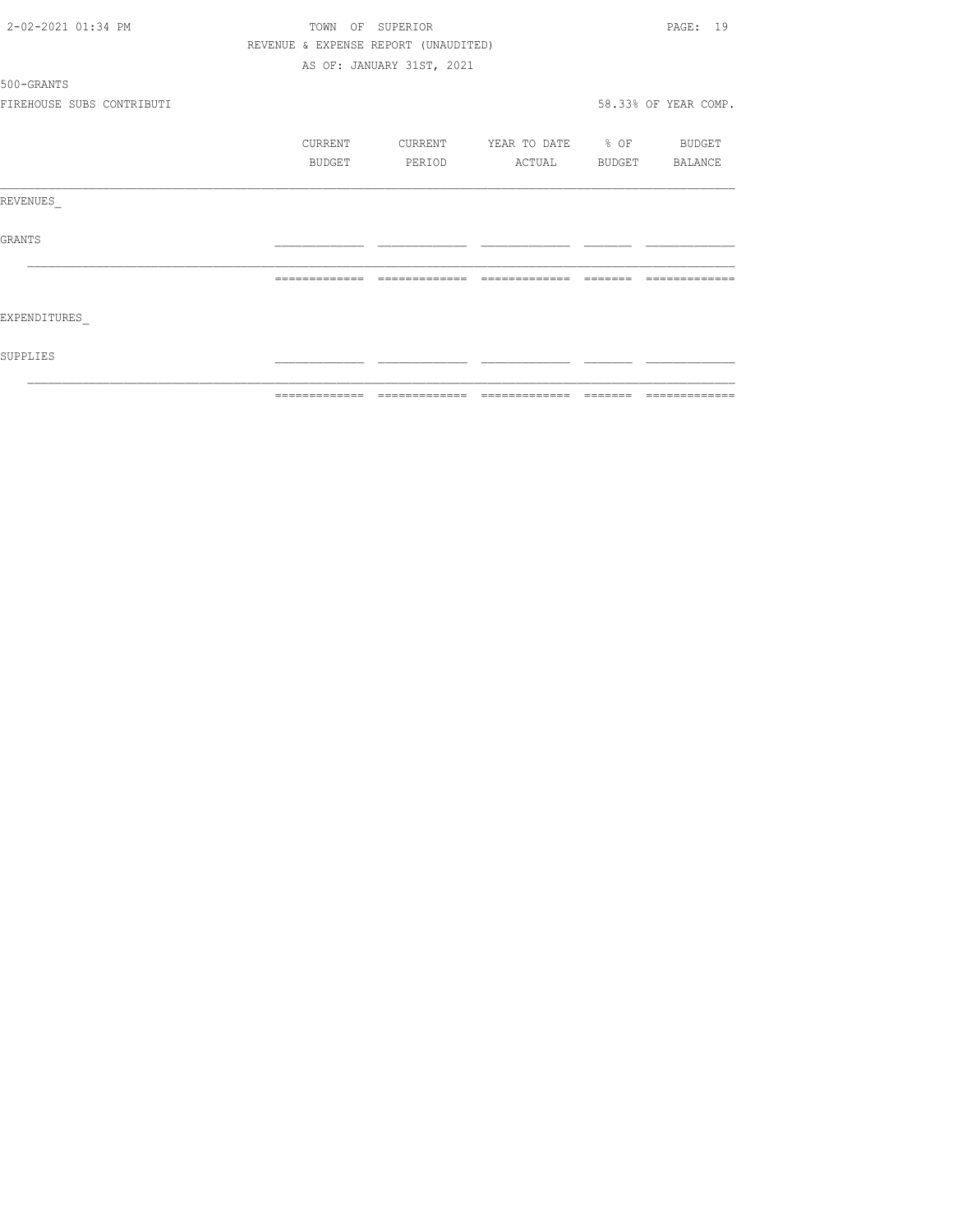TOWN OF SUPERIOR

REVENUE & EXPENSE REPORT (UNAUDITED)

AS OF: JANUARY 31ST, 2021

500-GRANTS

FIREHOUSE SUBS CONTRIBUTI

58.33% OF YEAR COMP.

| | CURRENT BUDGET | CURRENT PERIOD | YEAR TO DATE ACTUAL | % OF BUDGET | BUDGET BALANCE |
|---|---|---|---|---|---|
| REVENUES_ | | | | | |
| GRANTS | | | | | |
| EXPENDITURES_ | | | | | |
| SUPPLIES | | | | | |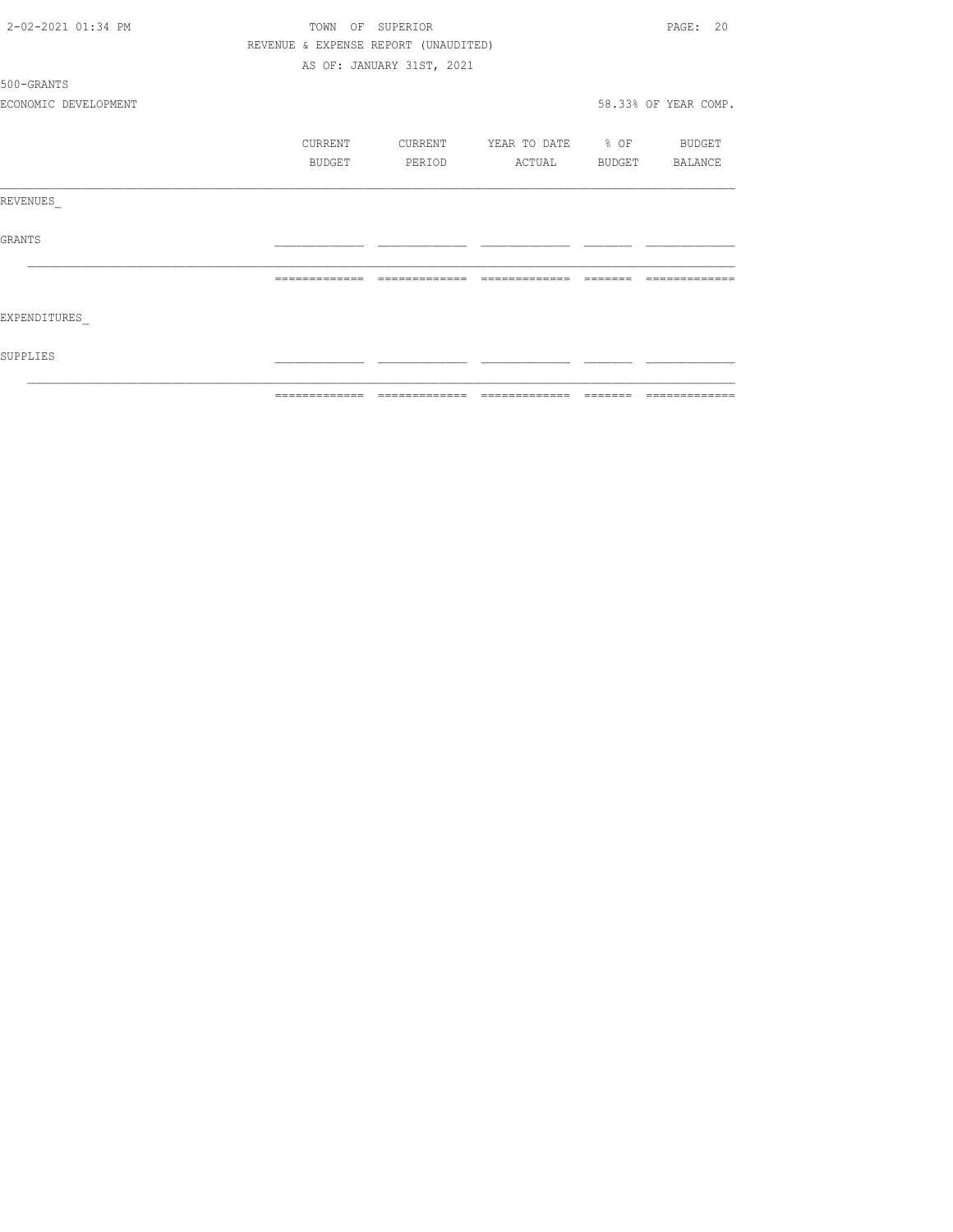TOWN OF SUPERIOR

REVENUE & EXPENSE REPORT (UNAUDITED)

AS OF: JANUARY 31ST, 2021

500-GRANTS

ECONOMIC DEVELOPMENT

58.33% OF YEAR COMP.

| | CURRENT BUDGET | CURRENT PERIOD | YEAR TO DATE ACTUAL | % OF BUDGET | BUDGET BALANCE |
|---|---|---|---|---|---|
| REVENUES_ | | | | | |
| GRANTS | | | | | |
| EXPENDITURES_ | | | | | |
| SUPPLIES | | | | | |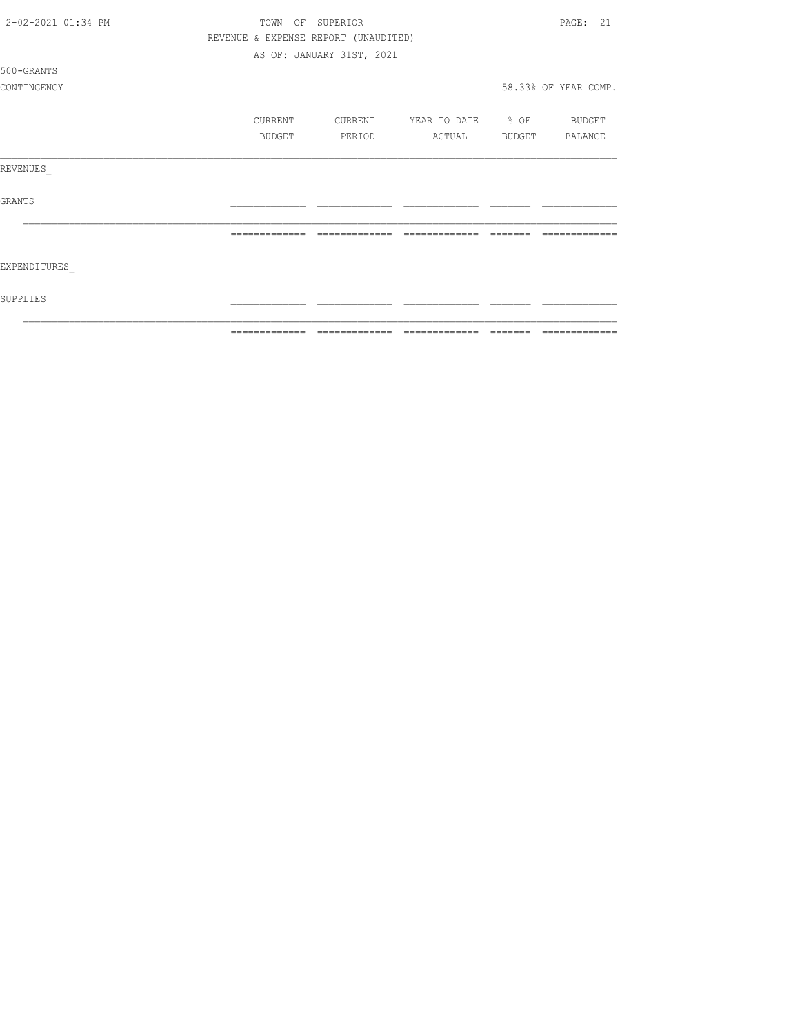TOWN OF SUPERIOR

REVENUE & EXPENSE REPORT (UNAUDITED)

AS OF: JANUARY 31ST, 2021

500-GRANTS

CONTINGENCY

58.33% OF YEAR COMP.

| | CURRENT BUDGET | CURRENT PERIOD | YEAR TO DATE ACTUAL | % OF BUDGET | BUDGET BALANCE |
|---|---|---|---|---|---|
| REVENUES_ | | | | | |
| GRANTS | | | | | |
| | | | | | |
| EXPENDITURES_ | | | | | |
| SUPPLIES | | | | | |
| | | | | | |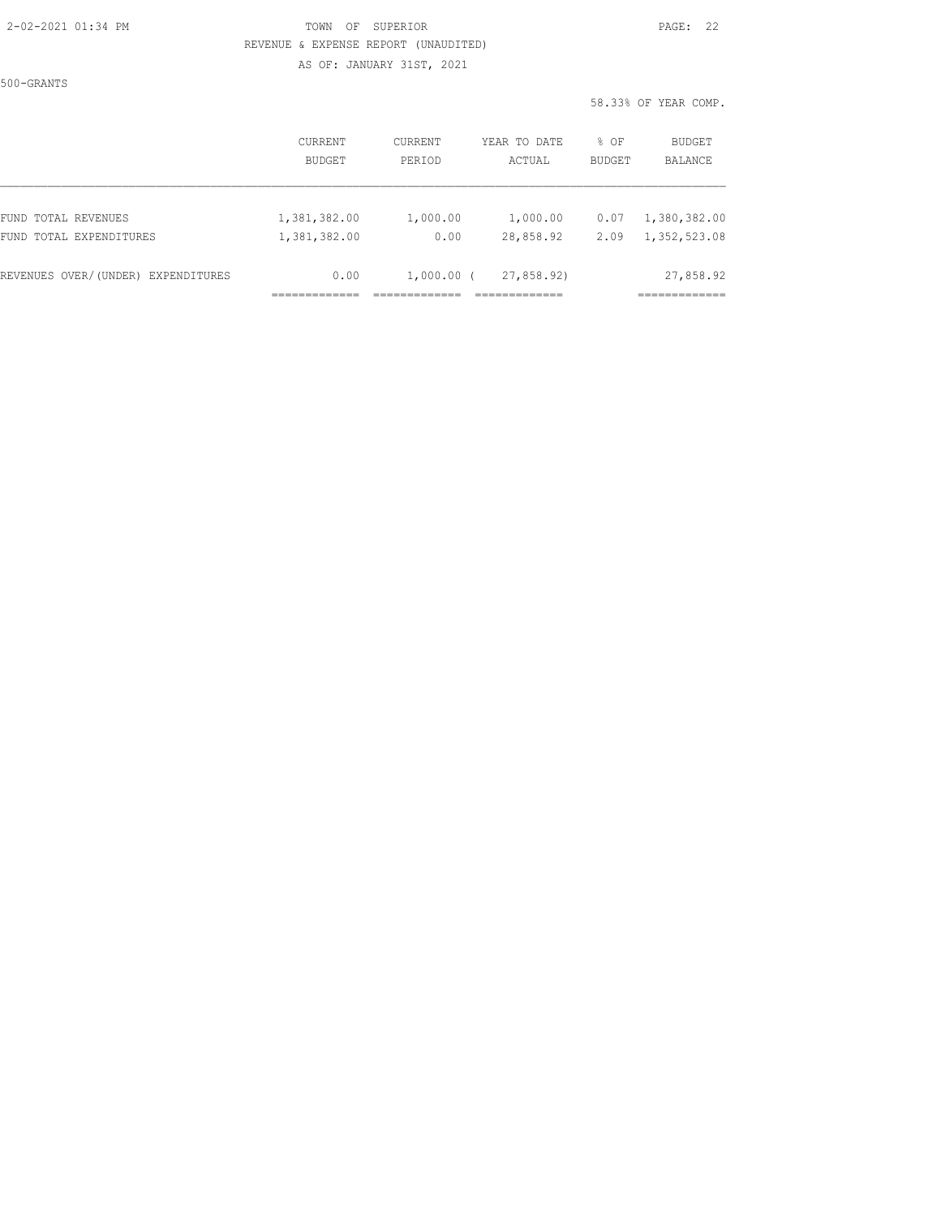TOWN OF SUPERIOR

REVENUE & EXPENSE REPORT (UNAUDITED)

AS OF: JANUARY 31ST, 2021

500-GRANTS

58.33% OF YEAR COMP.

| | CURRENT BUDGET | CURRENT PERIOD | YEAR TO DATE ACTUAL | % OF BUDGET | BUDGET BALANCE |
|---|---|---|---|---|---|
| FUND TOTAL REVENUES | 1,381,382.00 | 1,000.00 | 1,000.00 | 0.07 | 1,380,382.00 |
| FUND TOTAL EXPENDITURES | 1,381,382.00 | 0.00 | 28,858.92 | 2.09 | 1,352,523.08 |
| REVENUES OVER/(UNDER) EXPENDITURES | 0.00 | 1,000.00 | ( 27,858.92) | | 27,858.92 |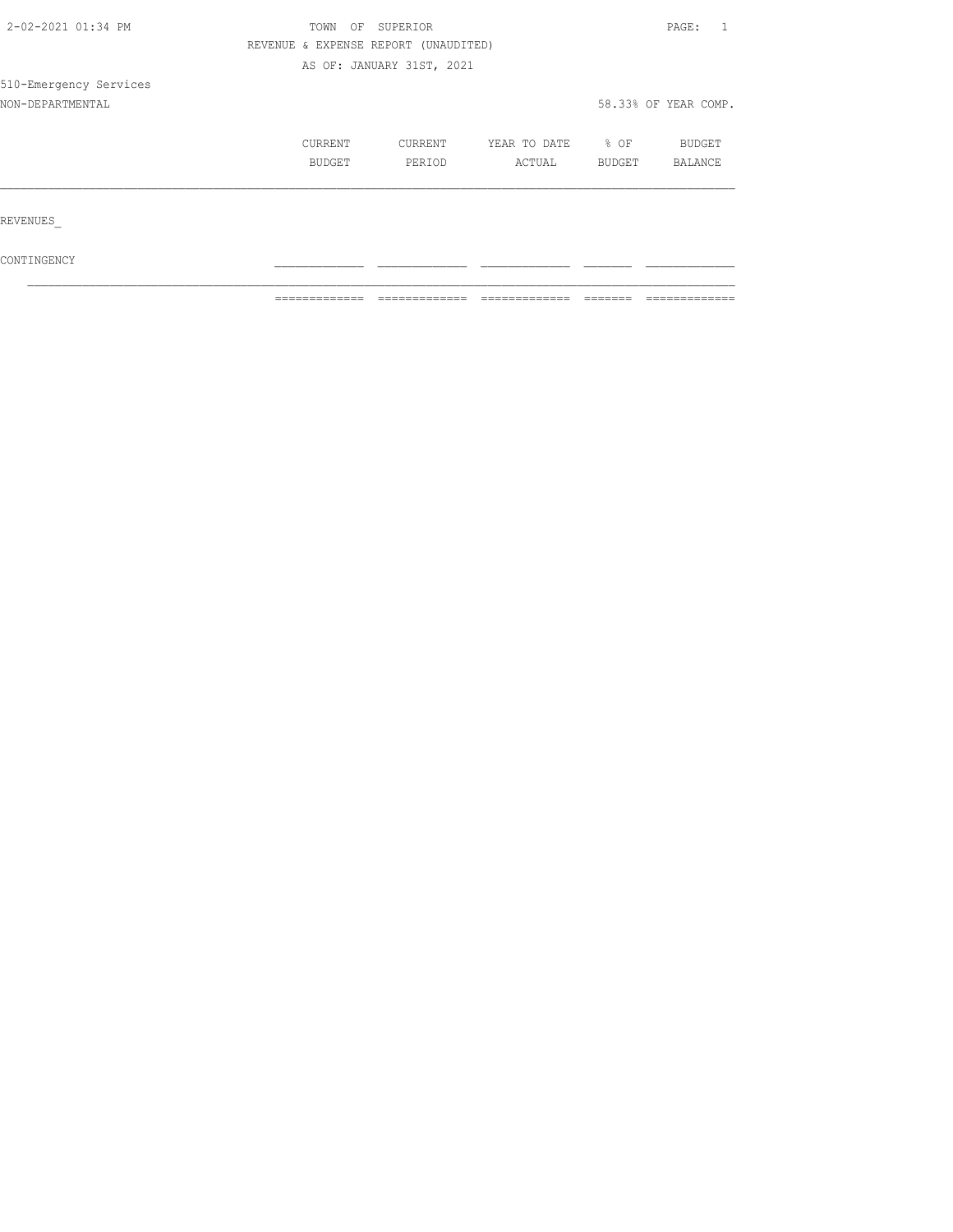TOWN OF SUPERIOR

REVENUE & EXPENSE REPORT (UNAUDITED)

AS OF: JANUARY 31ST, 2021

510-Emergency Services

NON-DEPARTMENTAL — 58.33% OF YEAR COMP.

| | CURRENT BUDGET | CURRENT PERIOD | YEAR TO DATE ACTUAL | % OF BUDGET | BUDGET BALANCE |
|---|---|---|---|---|---|
| REVENUES_ | | | | | |
| CONTINGENCY | | | | | |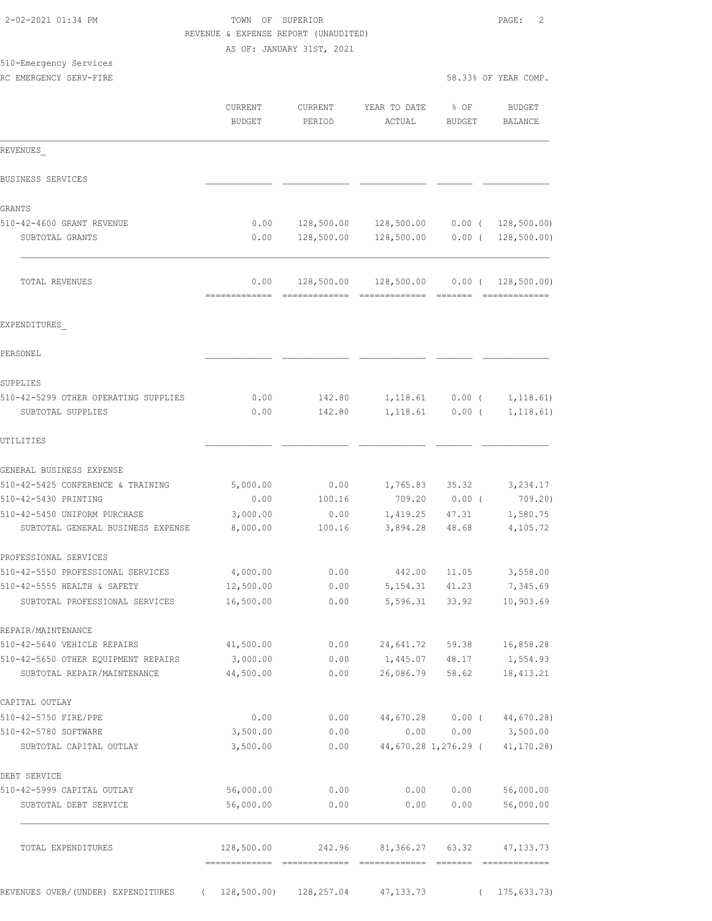TOWN OF SUPERIOR
REVENUE & EXPENSE REPORT (UNAUDITED)
AS OF: JANUARY 31ST, 2021

510-Emergency Services
RC EMERGENCY SERV-FIRE

58.33% OF YEAR COMP.

| | CURRENT BUDGET | CURRENT PERIOD | YEAR TO DATE ACTUAL | % OF BUDGET | BUDGET BALANCE |
|---|---|---|---|---|---|
| REVENUES_ | | | | | |
| BUSINESS SERVICES | | | | | |
| GRANTS | | | | | |
| 510-42-4600 GRANT REVENUE | 0.00 | 128,500.00 | 128,500.00 | 0.00 | ( 128,500.00) |
| SUBTOTAL GRANTS | 0.00 | 128,500.00 | 128,500.00 | 0.00 | ( 128,500.00) |
| TOTAL REVENUES | 0.00 | 128,500.00 | 128,500.00 | 0.00 | ( 128,500.00) |
| EXPENDITURES_ | | | | | |
| PERSONEL | | | | | |
| SUPPLIES | | | | | |
| 510-42-5299 OTHER OPERATING SUPPLIES | 0.00 | 142.80 | 1,118.61 | 0.00 | ( 1,118.61) |
| SUBTOTAL SUPPLIES | 0.00 | 142.80 | 1,118.61 | 0.00 | ( 1,118.61) |
| UTILITIES | | | | | |
| GENERAL BUSINESS EXPENSE | | | | | |
| 510-42-5425 CONFERENCE & TRAINING | 5,000.00 | 0.00 | 1,765.83 | 35.32 | 3,234.17 |
| 510-42-5430 PRINTING | 0.00 | 100.16 | 709.20 | 0.00 | ( 709.20) |
| 510-42-5450 UNIFORM PURCHASE | 3,000.00 | 0.00 | 1,419.25 | 47.31 | 1,580.75 |
| SUBTOTAL GENERAL BUSINESS EXPENSE | 8,000.00 | 100.16 | 3,894.28 | 48.68 | 4,105.72 |
| PROFESSIONAL SERVICES | | | | | |
| 510-42-5550 PROFESSIONAL SERVICES | 4,000.00 | 0.00 | 442.00 | 11.05 | 3,558.00 |
| 510-42-5555 HEALTH & SAFETY | 12,500.00 | 0.00 | 5,154.31 | 41.23 | 7,345.69 |
| SUBTOTAL PROFESSIONAL SERVICES | 16,500.00 | 0.00 | 5,596.31 | 33.92 | 10,903.69 |
| REPAIR/MAINTENANCE | | | | | |
| 510-42-5640 VEHICLE REPAIRS | 41,500.00 | 0.00 | 24,641.72 | 59.38 | 16,858.28 |
| 510-42-5650 OTHER EQUIPMENT REPAIRS | 3,000.00 | 0.00 | 1,445.07 | 48.17 | 1,554.93 |
| SUBTOTAL REPAIR/MAINTENANCE | 44,500.00 | 0.00 | 26,086.79 | 58.62 | 18,413.21 |
| CAPITAL OUTLAY | | | | | |
| 510-42-5750 FIRE/PPE | 0.00 | 0.00 | 44,670.28 | 0.00 | ( 44,670.28) |
| 510-42-5780 SOFTWARE | 3,500.00 | 0.00 | 0.00 | 0.00 | 3,500.00 |
| SUBTOTAL CAPITAL OUTLAY | 3,500.00 | 0.00 | 44,670.28 | 1,276.29 | ( 41,170.28) |
| DEBT SERVICE | | | | | |
| 510-42-5999 CAPITAL OUTLAY | 56,000.00 | 0.00 | 0.00 | 0.00 | 56,000.00 |
| SUBTOTAL DEBT SERVICE | 56,000.00 | 0.00 | 0.00 | 0.00 | 56,000.00 |
| TOTAL EXPENDITURES | 128,500.00 | 242.96 | 81,366.27 | 63.32 | 47,133.73 |
| REVENUES OVER/(UNDER) EXPENDITURES | ( 128,500.00) | 128,257.04 | 47,133.73 | | ( 175,633.73) |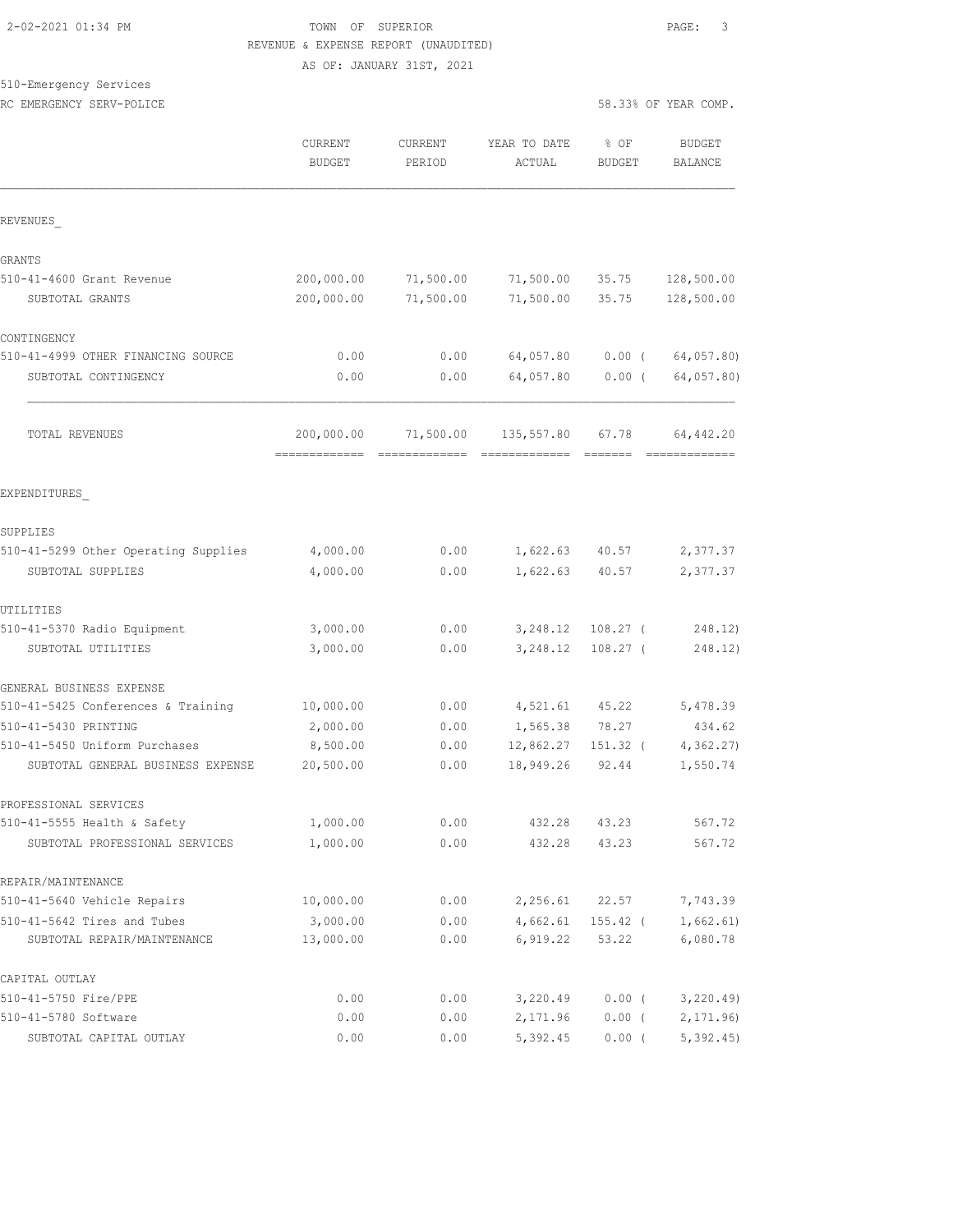TOWN OF SUPERIOR
REVENUE & EXPENSE REPORT (UNAUDITED)
AS OF: JANUARY 31ST, 2021

510-Emergency Services
RC EMERGENCY SERV-POLICE

58.33% OF YEAR COMP.

| | CURRENT BUDGET | CURRENT PERIOD | YEAR TO DATE ACTUAL | % OF BUDGET | BUDGET BALANCE |
|---|---|---|---|---|---|
| **REVENUES** | | | | | |
| **GRANTS** | | | | | |
| 510-41-4600 Grant Revenue | 200,000.00 | 71,500.00 | 71,500.00 | 35.75 | 128,500.00 |
| SUBTOTAL GRANTS | 200,000.00 | 71,500.00 | 71,500.00 | 35.75 | 128,500.00 |
| **CONTINGENCY** | | | | | |
| 510-41-4999 OTHER FINANCING SOURCE | 0.00 | 0.00 | 64,057.80 | 0.00 ( | 64,057.80) |
| SUBTOTAL CONTINGENCY | 0.00 | 0.00 | 64,057.80 | 0.00 ( | 64,057.80) |
| TOTAL REVENUES | 200,000.00 | 71,500.00 | 135,557.80 | 67.78 | 64,442.20 |
| **EXPENDITURES** | | | | | |
| **SUPPLIES** | | | | | |
| 510-41-5299 Other Operating Supplies | 4,000.00 | 0.00 | 1,622.63 | 40.57 | 2,377.37 |
| SUBTOTAL SUPPLIES | 4,000.00 | 0.00 | 1,622.63 | 40.57 | 2,377.37 |
| **UTILITIES** | | | | | |
| 510-41-5370 Radio Equipment | 3,000.00 | 0.00 | 3,248.12 | 108.27 ( | 248.12) |
| SUBTOTAL UTILITIES | 3,000.00 | 0.00 | 3,248.12 | 108.27 ( | 248.12) |
| **GENERAL BUSINESS EXPENSE** | | | | | |
| 510-41-5425 Conferences & Training | 10,000.00 | 0.00 | 4,521.61 | 45.22 | 5,478.39 |
| 510-41-5430 PRINTING | 2,000.00 | 0.00 | 1,565.38 | 78.27 | 434.62 |
| 510-41-5450 Uniform Purchases | 8,500.00 | 0.00 | 12,862.27 | 151.32 ( | 4,362.27) |
| SUBTOTAL GENERAL BUSINESS EXPENSE | 20,500.00 | 0.00 | 18,949.26 | 92.44 | 1,550.74 |
| **PROFESSIONAL SERVICES** | | | | | |
| 510-41-5555 Health & Safety | 1,000.00 | 0.00 | 432.28 | 43.23 | 567.72 |
| SUBTOTAL PROFESSIONAL SERVICES | 1,000.00 | 0.00 | 432.28 | 43.23 | 567.72 |
| **REPAIR/MAINTENANCE** | | | | | |
| 510-41-5640 Vehicle Repairs | 10,000.00 | 0.00 | 2,256.61 | 22.57 | 7,743.39 |
| 510-41-5642 Tires and Tubes | 3,000.00 | 0.00 | 4,662.61 | 155.42 ( | 1,662.61) |
| SUBTOTAL REPAIR/MAINTENANCE | 13,000.00 | 0.00 | 6,919.22 | 53.22 | 6,080.78 |
| **CAPITAL OUTLAY** | | | | | |
| 510-41-5750 Fire/PPE | 0.00 | 0.00 | 3,220.49 | 0.00 ( | 3,220.49) |
| 510-41-5780 Software | 0.00 | 0.00 | 2,171.96 | 0.00 ( | 2,171.96) |
| SUBTOTAL CAPITAL OUTLAY | 0.00 | 0.00 | 5,392.45 | 0.00 ( | 5,392.45) |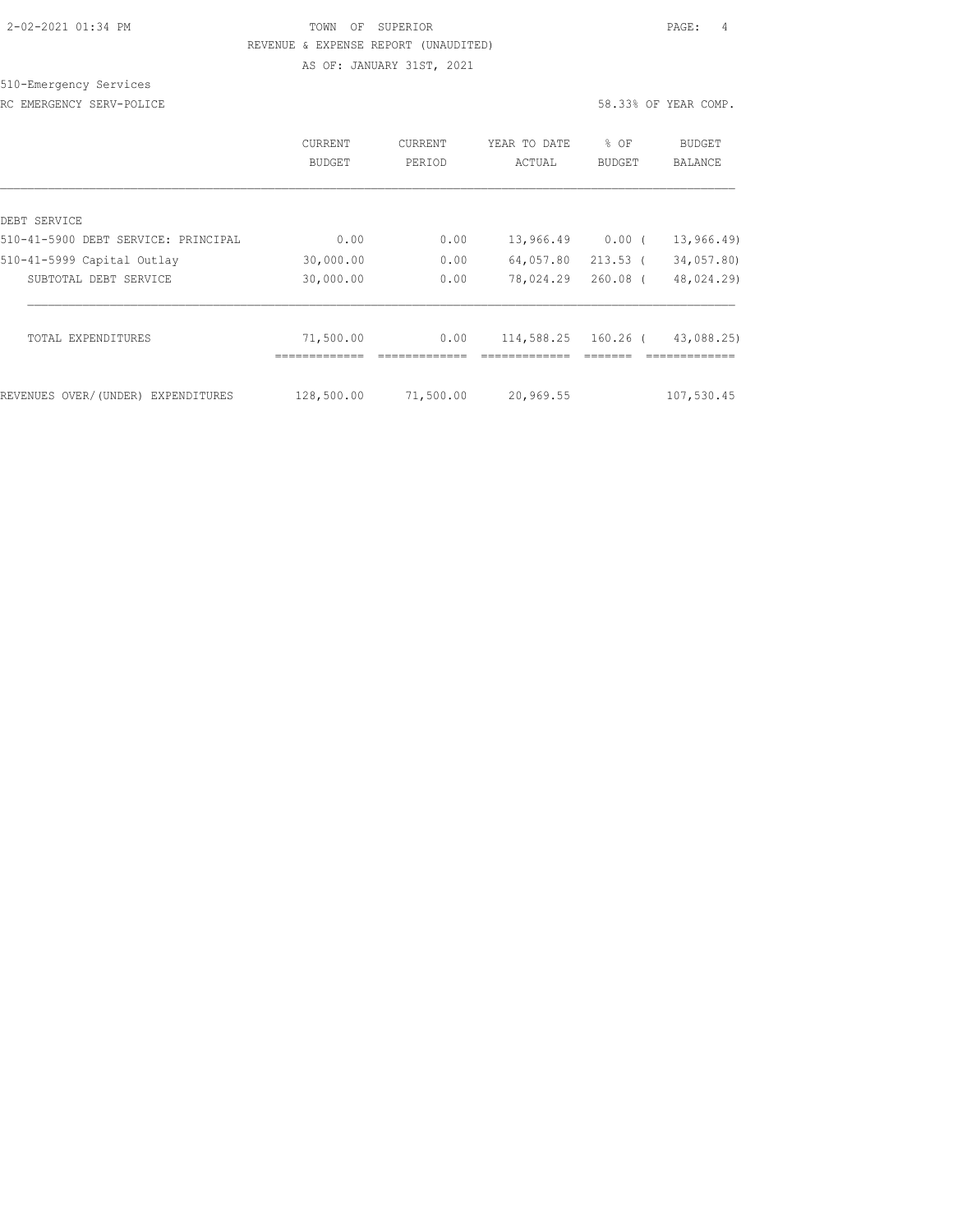TOWN OF SUPERIOR

REVENUE & EXPENSE REPORT (UNAUDITED)

AS OF: JANUARY 31ST, 2021

510-Emergency Services

RC EMERGENCY SERV-POLICE

58.33% OF YEAR COMP.

| | CURRENT BUDGET | CURRENT PERIOD | YEAR TO DATE ACTUAL | % OF BUDGET | BUDGET BALANCE |
|---|---|---|---|---|---|
| DEBT SERVICE | | | | | |
| 510-41-5900 DEBT SERVICE: PRINCIPAL | 0.00 | 0.00 | 13,966.49 | 0.00 | ( 13,966.49) |
| 510-41-5999 Capital Outlay | 30,000.00 | 0.00 | 64,057.80 | 213.53 | ( 34,057.80) |
| SUBTOTAL DEBT SERVICE | 30,000.00 | 0.00 | 78,024.29 | 260.08 | ( 48,024.29) |
| TOTAL EXPENDITURES | 71,500.00 | 0.00 | 114,588.25 | 160.26 | ( 43,088.25) |
| REVENUES OVER/(UNDER) EXPENDITURES | 128,500.00 | 71,500.00 | 20,969.55 | | 107,530.45 |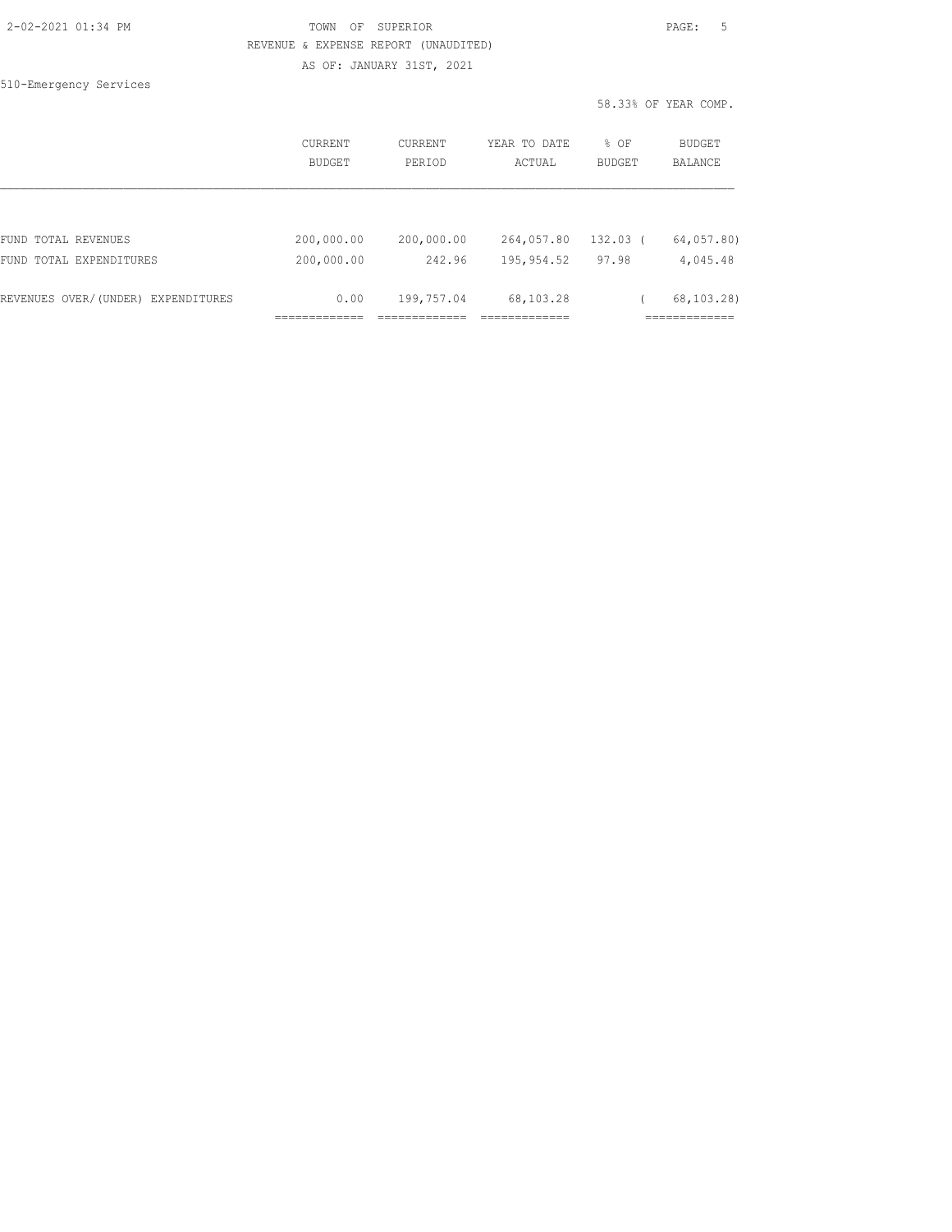TOWN OF SUPERIOR

REVENUE & EXPENSE REPORT (UNAUDITED)

AS OF: JANUARY 31ST, 2021

510-Emergency Services

58.33% OF YEAR COMP.

| | CURRENT BUDGET | CURRENT PERIOD | YEAR TO DATE ACTUAL | % OF BUDGET | BUDGET BALANCE |
|---|---|---|---|---|---|
| FUND TOTAL REVENUES | 200,000.00 | 200,000.00 | 264,057.80 | 132.03 | ( 64,057.80) |
| FUND TOTAL EXPENDITURES | 200,000.00 | 242.96 | 195,954.52 | 97.98 | 4,045.48 |
| REVENUES OVER/(UNDER) EXPENDITURES | 0.00 | 199,757.04 | 68,103.28 | | ( 68,103.28) |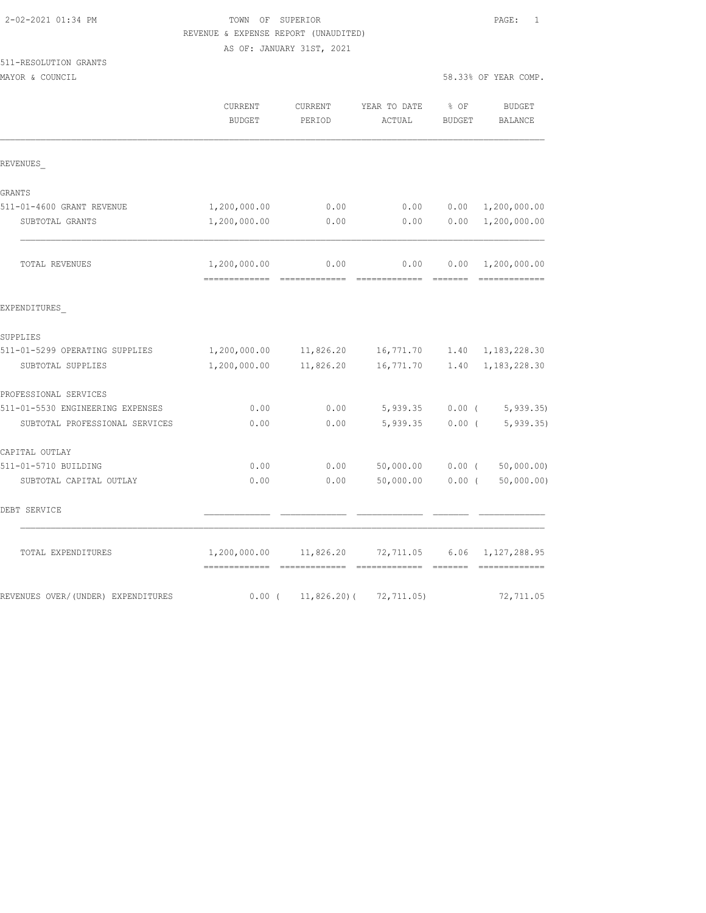TOWN OF SUPERIOR
REVENUE & EXPENSE REPORT (UNAUDITED)
AS OF: JANUARY 31ST, 2021

511-RESOLUTION GRANTS
MAYOR & COUNCIL

58.33% OF YEAR COMP.

| | CURRENT BUDGET | CURRENT PERIOD | YEAR TO DATE ACTUAL | % OF BUDGET | BUDGET BALANCE |
|---|---|---|---|---|---|
| REVENUES | | | | | |
| GRANTS | | | | | |
| 511-01-4600 GRANT REVENUE | 1,200,000.00 | 0.00 | 0.00 | 0.00 | 1,200,000.00 |
| SUBTOTAL GRANTS | 1,200,000.00 | 0.00 | 0.00 | 0.00 | 1,200,000.00 |
| TOTAL REVENUES | 1,200,000.00 | 0.00 | 0.00 | 0.00 | 1,200,000.00 |
| EXPENDITURES | | | | | |
| SUPPLIES | | | | | |
| 511-01-5299 OPERATING SUPPLIES | 1,200,000.00 | 11,826.20 | 16,771.70 | 1.40 | 1,183,228.30 |
| SUBTOTAL SUPPLIES | 1,200,000.00 | 11,826.20 | 16,771.70 | 1.40 | 1,183,228.30 |
| PROFESSIONAL SERVICES | | | | | |
| 511-01-5530 ENGINEERING EXPENSES | 0.00 | 0.00 | 5,939.35 | 0.00 | ( 5,939.35) |
| SUBTOTAL PROFESSIONAL SERVICES | 0.00 | 0.00 | 5,939.35 | 0.00 | ( 5,939.35) |
| CAPITAL OUTLAY | | | | | |
| 511-01-5710 BUILDING | 0.00 | 0.00 | 50,000.00 | 0.00 | ( 50,000.00) |
| SUBTOTAL CAPITAL OUTLAY | 0.00 | 0.00 | 50,000.00 | 0.00 | ( 50,000.00) |
| DEBT SERVICE | | | | | |
| TOTAL EXPENDITURES | 1,200,000.00 | 11,826.20 | 72,711.05 | 6.06 | 1,127,288.95 |
| REVENUES OVER/(UNDER) EXPENDITURES | 0.00 | ( 11,826.20) | ( 72,711.05) | | 72,711.05 |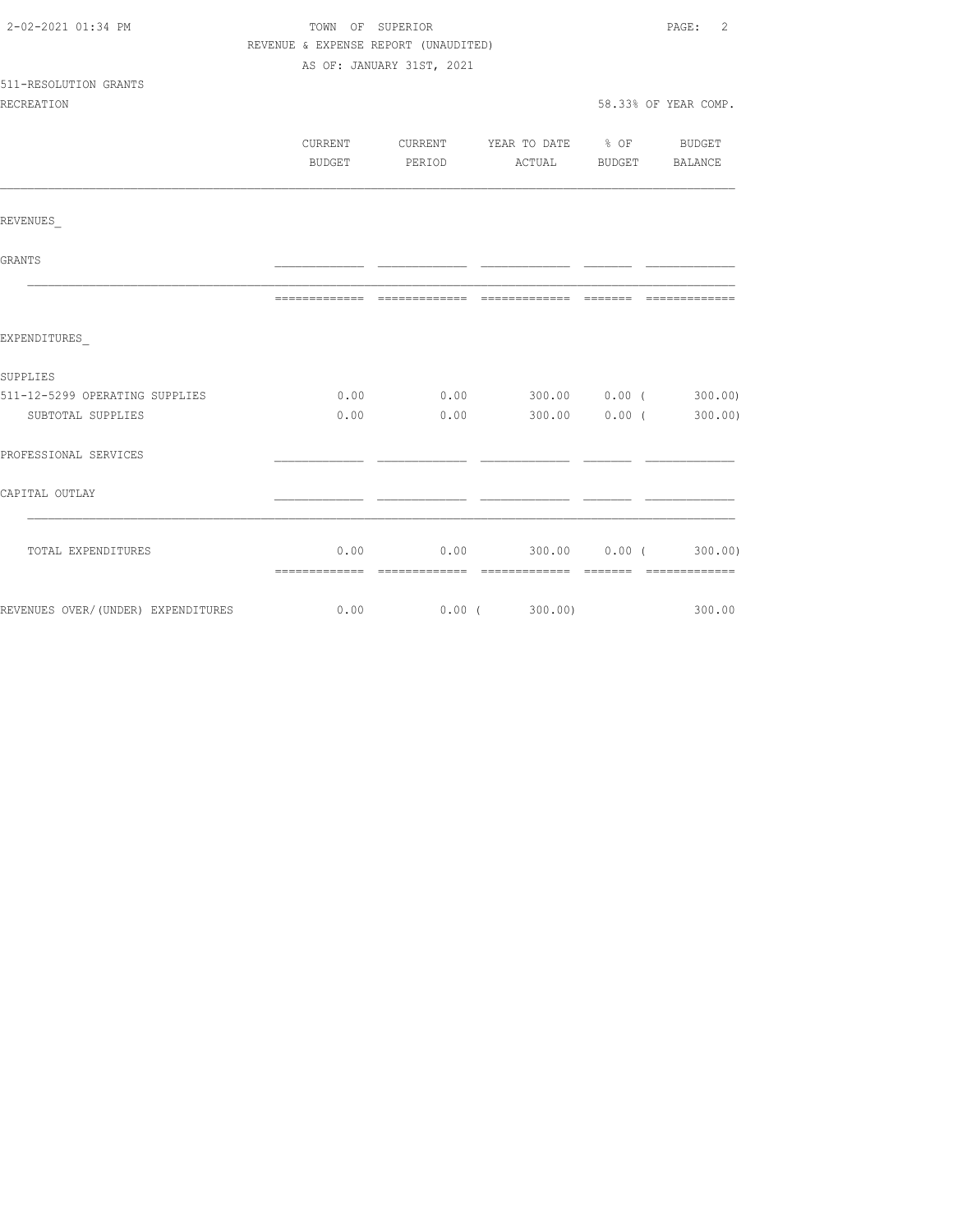TOWN OF SUPERIOR
REVENUE & EXPENSE REPORT (UNAUDITED)
AS OF: JANUARY 31ST, 2021

511-RESOLUTION GRANTS
RECREATION

58.33% OF YEAR COMP.

| | CURRENT BUDGET | CURRENT PERIOD | YEAR TO DATE ACTUAL | % OF BUDGET | BUDGET BALANCE |
|---|---|---|---|---|---|
| REVENUES_ | | | | | |
| GRANTS | | | | | |
| EXPENDITURES_ | | | | | |
| SUPPLIES | | | | | |
| 511-12-5299 OPERATING SUPPLIES | 0.00 | 0.00 | 300.00 | 0.00 | ( 300.00) |
| SUBTOTAL SUPPLIES | 0.00 | 0.00 | 300.00 | 0.00 | ( 300.00) |
| PROFESSIONAL SERVICES | | | | | |
| CAPITAL OUTLAY | | | | | |
| TOTAL EXPENDITURES | 0.00 | 0.00 | 300.00 | 0.00 | ( 300.00) |
| REVENUES OVER/(UNDER) EXPENDITURES | 0.00 | 0.00 | ( 300.00) | | 300.00 |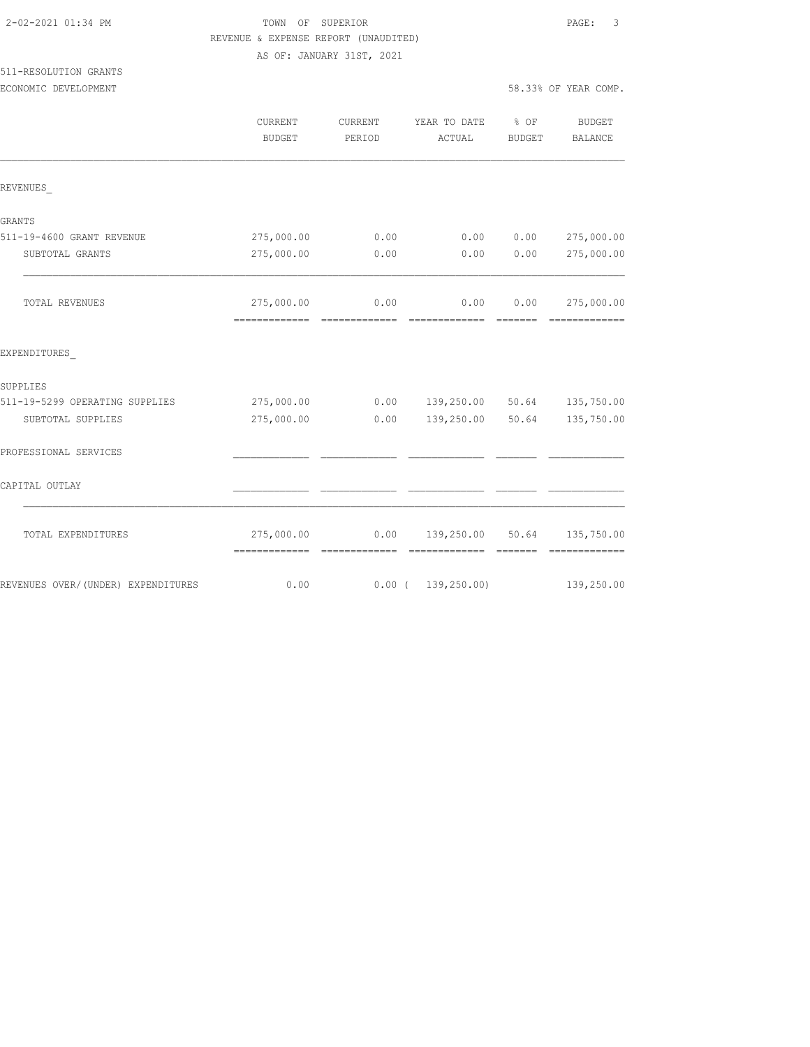TOWN OF SUPERIOR
REVENUE & EXPENSE REPORT (UNAUDITED)
AS OF: JANUARY 31ST, 2021

511-RESOLUTION GRANTS
ECONOMIC DEVELOPMENT — 58.33% OF YEAR COMP.

| | CURRENT BUDGET | CURRENT PERIOD | YEAR TO DATE ACTUAL | % OF BUDGET | BUDGET BALANCE |
|---|---|---|---|---|---|
| REVENUES_ | | | | | |
| GRANTS | | | | | |
| 511-19-4600 GRANT REVENUE | 275,000.00 | 0.00 | 0.00 | 0.00 | 275,000.00 |
| SUBTOTAL GRANTS | 275,000.00 | 0.00 | 0.00 | 0.00 | 275,000.00 |
| TOTAL REVENUES | 275,000.00 | 0.00 | 0.00 | 0.00 | 275,000.00 |
| EXPENDITURES_ | | | | | |
| SUPPLIES | | | | | |
| 511-19-5299 OPERATING SUPPLIES | 275,000.00 | 0.00 | 139,250.00 | 50.64 | 135,750.00 |
| SUBTOTAL SUPPLIES | 275,000.00 | 0.00 | 139,250.00 | 50.64 | 135,750.00 |
| PROFESSIONAL SERVICES | | | | | |
| CAPITAL OUTLAY | | | | | |
| TOTAL EXPENDITURES | 275,000.00 | 0.00 | 139,250.00 | 50.64 | 135,750.00 |
| REVENUES OVER/(UNDER) EXPENDITURES | 0.00 | 0.00 | ( 139,250.00) | | 139,250.00 |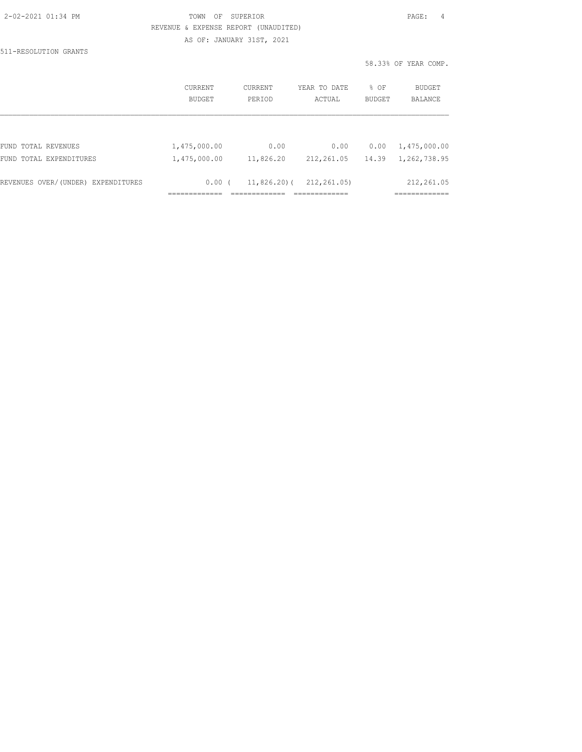TOWN OF SUPERIOR

REVENUE & EXPENSE REPORT (UNAUDITED)

AS OF: JANUARY 31ST, 2021

511-RESOLUTION GRANTS

58.33% OF YEAR COMP.

| | CURRENT BUDGET | CURRENT PERIOD | YEAR TO DATE ACTUAL | % OF BUDGET | BUDGET BALANCE |
|---|---|---|---|---|---|
| FUND TOTAL REVENUES | 1,475,000.00 | 0.00 | 0.00 | 0.00 | 1,475,000.00 |
| FUND TOTAL EXPENDITURES | 1,475,000.00 | 11,826.20 | 212,261.05 | 14.39 | 1,262,738.95 |
| REVENUES OVER/(UNDER) EXPENDITURES | 0.00 | ( 11,826.20) | ( 212,261.05) | | 212,261.05 |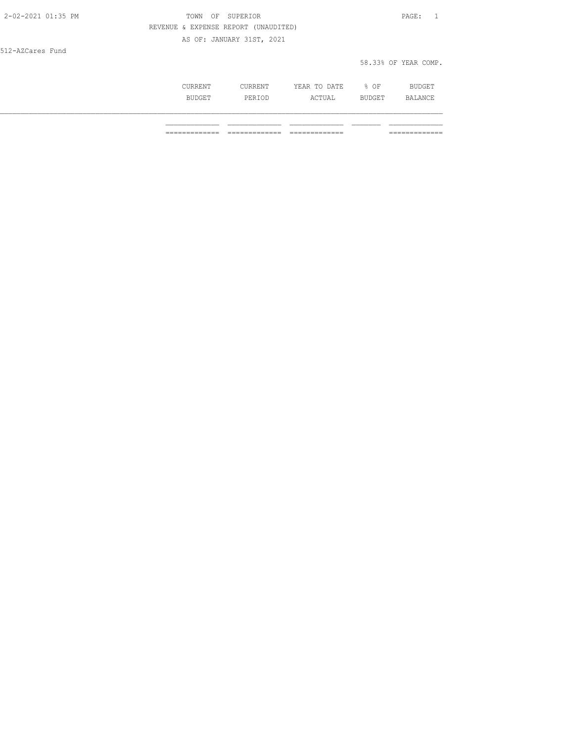TOWN OF SUPERIOR

REVENUE & EXPENSE REPORT (UNAUDITED)

AS OF: JANUARY 31ST, 2021

512-AZCares Fund

58.33% OF YEAR COMP.

| | CURRENT BUDGET | CURRENT PERIOD | YEAR TO DATE ACTUAL | % OF BUDGET | BUDGET BALANCE |
|---|---|---|---|---|---|
| | | | | | |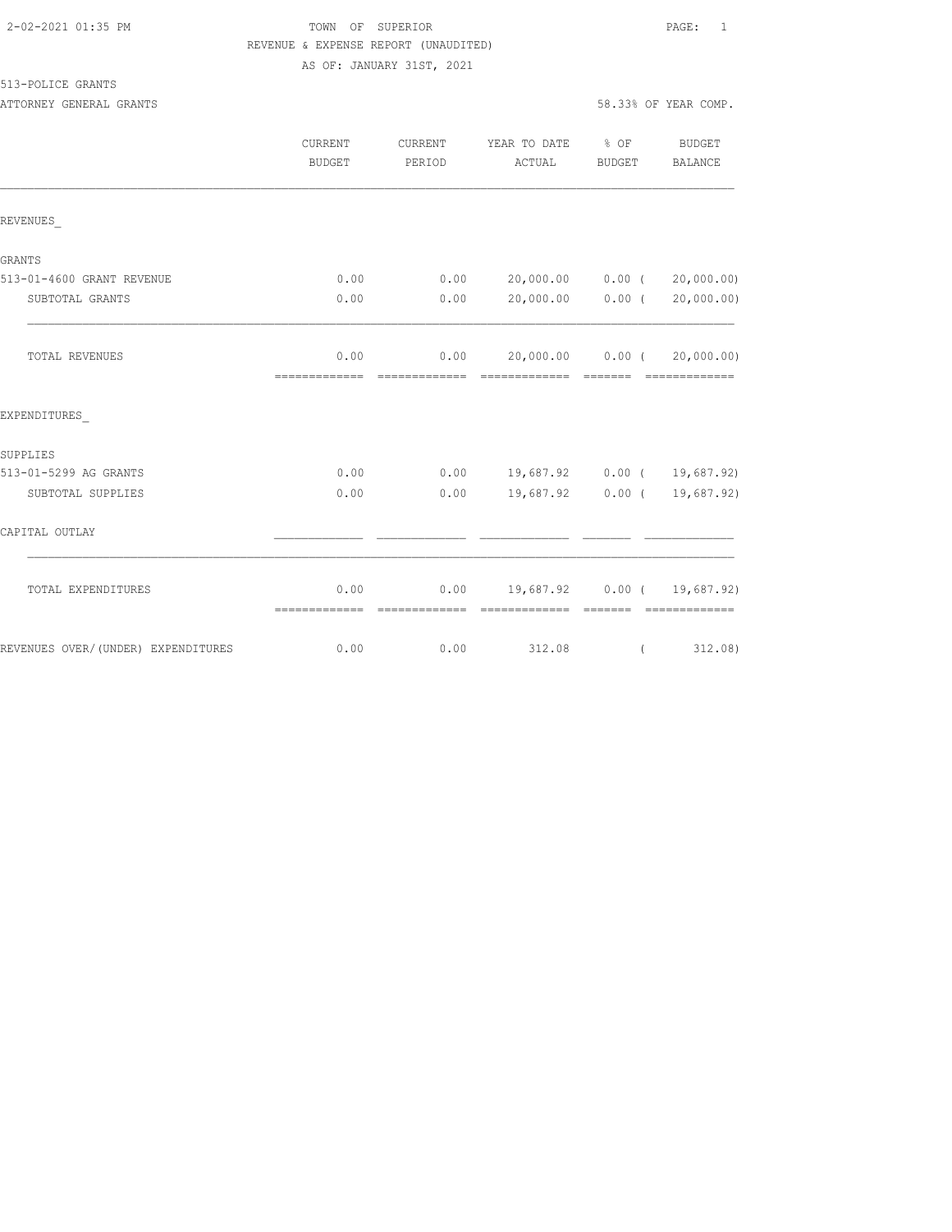TOWN OF SUPERIOR

REVENUE & EXPENSE REPORT (UNAUDITED)

AS OF: JANUARY 31ST, 2021

513-POLICE GRANTS

ATTORNEY GENERAL GRANTS

58.33% OF YEAR COMP.

| | CURRENT BUDGET | CURRENT PERIOD | YEAR TO DATE ACTUAL | % OF BUDGET | BUDGET BALANCE |
|---|---|---|---|---|---|
| REVENUES_ | | | | | |
| GRANTS | | | | | |
| 513-01-4600 GRANT REVENUE | 0.00 | 0.00 | 20,000.00 | 0.00 | ( 20,000.00) |
| SUBTOTAL GRANTS | 0.00 | 0.00 | 20,000.00 | 0.00 | ( 20,000.00) |
| TOTAL REVENUES | 0.00 | 0.00 | 20,000.00 | 0.00 | ( 20,000.00) |
| EXPENDITURES_ | | | | | |
| SUPPLIES | | | | | |
| 513-01-5299 AG GRANTS | 0.00 | 0.00 | 19,687.92 | 0.00 | ( 19,687.92) |
| SUBTOTAL SUPPLIES | 0.00 | 0.00 | 19,687.92 | 0.00 | ( 19,687.92) |
| CAPITAL OUTLAY | | | | | |
| TOTAL EXPENDITURES | 0.00 | 0.00 | 19,687.92 | 0.00 | ( 19,687.92) |
| REVENUES OVER/(UNDER) EXPENDITURES | 0.00 | 0.00 | 312.08 | | ( 312.08) |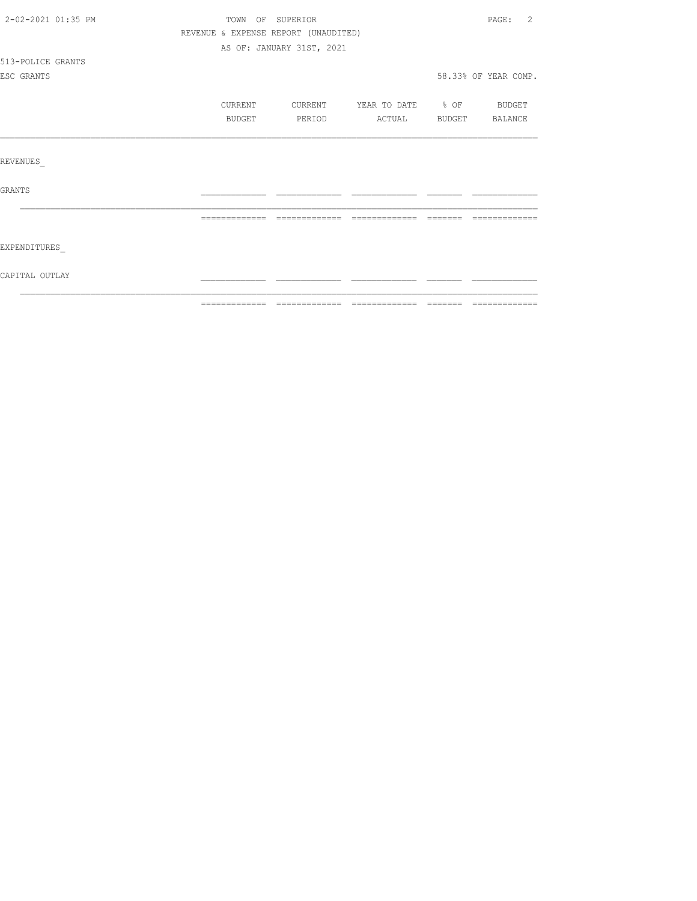TOWN OF SUPERIOR

REVENUE & EXPENSE REPORT (UNAUDITED)

AS OF: JANUARY 31ST, 2021

513-POLICE GRANTS

ESC GRANTS

58.33% OF YEAR COMP.

| | CURRENT BUDGET | CURRENT PERIOD | YEAR TO DATE ACTUAL | % OF BUDGET | BUDGET BALANCE |
|---|---|---|---|---|---|
| **REVENUES** | | | | | |
| GRANTS | | | | | |
| | | | | | |
| **EXPENDITURES** | | | | | |
| CAPITAL OUTLAY | | | | | |
| | | | | | |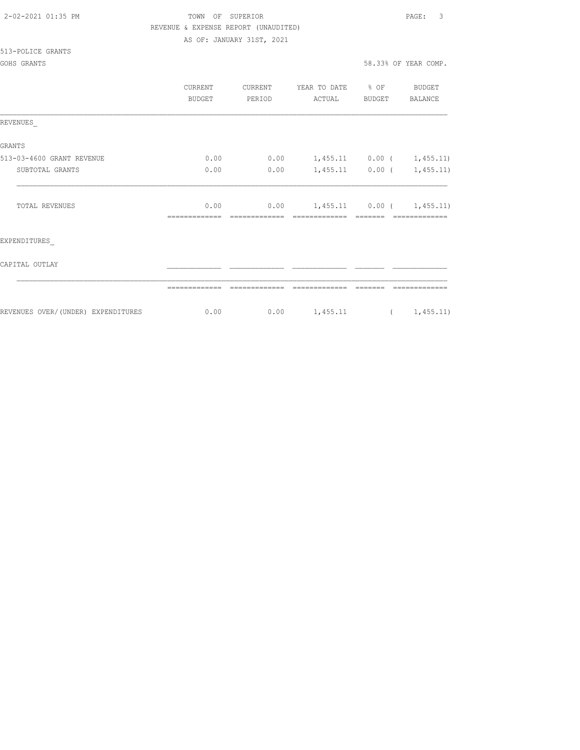TOWN OF SUPERIOR

REVENUE & EXPENSE REPORT (UNAUDITED)

AS OF: JANUARY 31ST, 2021

513-POLICE GRANTS

GOHS GRANTS — 58.33% OF YEAR COMP.

| | CURRENT BUDGET | CURRENT PERIOD | YEAR TO DATE ACTUAL | % OF BUDGET | BUDGET BALANCE |
|---|---|---|---|---|---|
| REVENUES_ | | | | | |
| GRANTS | | | | | |
| 513-03-4600 GRANT REVENUE | 0.00 | 0.00 | 1,455.11 | 0.00 | ( 1,455.11) |
| SUBTOTAL GRANTS | 0.00 | 0.00 | 1,455.11 | 0.00 | ( 1,455.11) |
| TOTAL REVENUES | 0.00 | 0.00 | 1,455.11 | 0.00 | ( 1,455.11) |
| EXPENDITURES_ | | | | | |
| CAPITAL OUTLAY | | | | | |
| REVENUES OVER/(UNDER) EXPENDITURES | 0.00 | 0.00 | 1,455.11 | | ( 1,455.11) |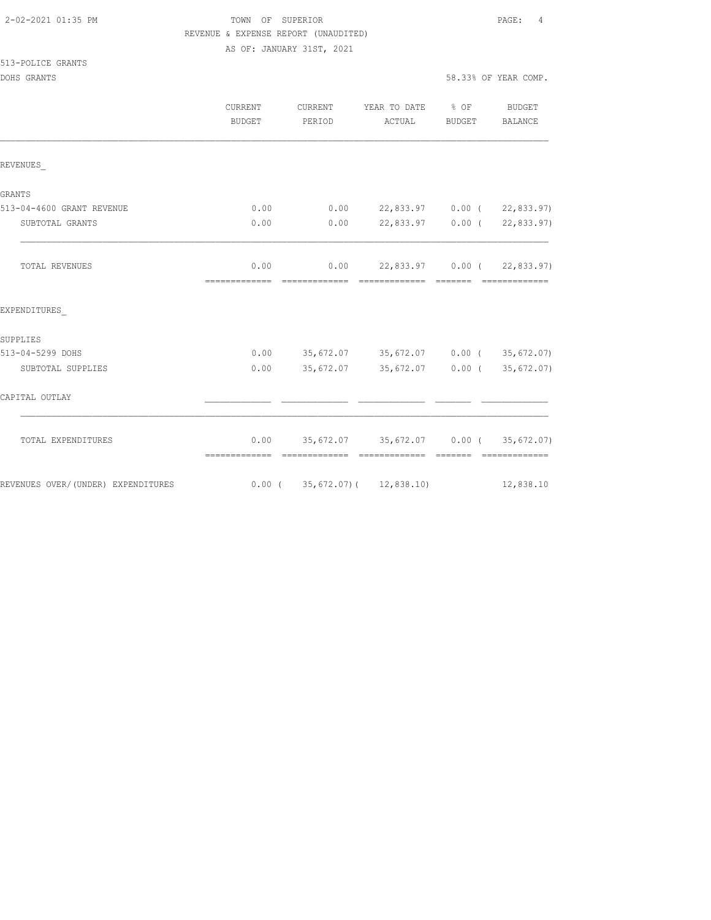TOWN OF SUPERIOR

REVENUE & EXPENSE REPORT (UNAUDITED)

AS OF: JANUARY 31ST, 2021

513-POLICE GRANTS

DOHS GRANTS

58.33% OF YEAR COMP.

| | CURRENT BUDGET | CURRENT PERIOD | YEAR TO DATE ACTUAL | % OF BUDGET | BUDGET BALANCE |
|---|---|---|---|---|---|
| REVENUES_ | | | | | |
| GRANTS | | | | | |
| 513-04-4600 GRANT REVENUE | 0.00 | 0.00 | 22,833.97 | 0.00 | ( 22,833.97) |
| SUBTOTAL GRANTS | 0.00 | 0.00 | 22,833.97 | 0.00 | ( 22,833.97) |
| TOTAL REVENUES | 0.00 | 0.00 | 22,833.97 | 0.00 | ( 22,833.97) |
| EXPENDITURES_ | | | | | |
| SUPPLIES | | | | | |
| 513-04-5299 DOHS | 0.00 | 35,672.07 | 35,672.07 | 0.00 | ( 35,672.07) |
| SUBTOTAL SUPPLIES | 0.00 | 35,672.07 | 35,672.07 | 0.00 | ( 35,672.07) |
| CAPITAL OUTLAY | | | | | |
| TOTAL EXPENDITURES | 0.00 | 35,672.07 | 35,672.07 | 0.00 | ( 35,672.07) |
| REVENUES OVER/(UNDER) EXPENDITURES | 0.00 | ( 35,672.07) | ( 12,838.10) | | 12,838.10 |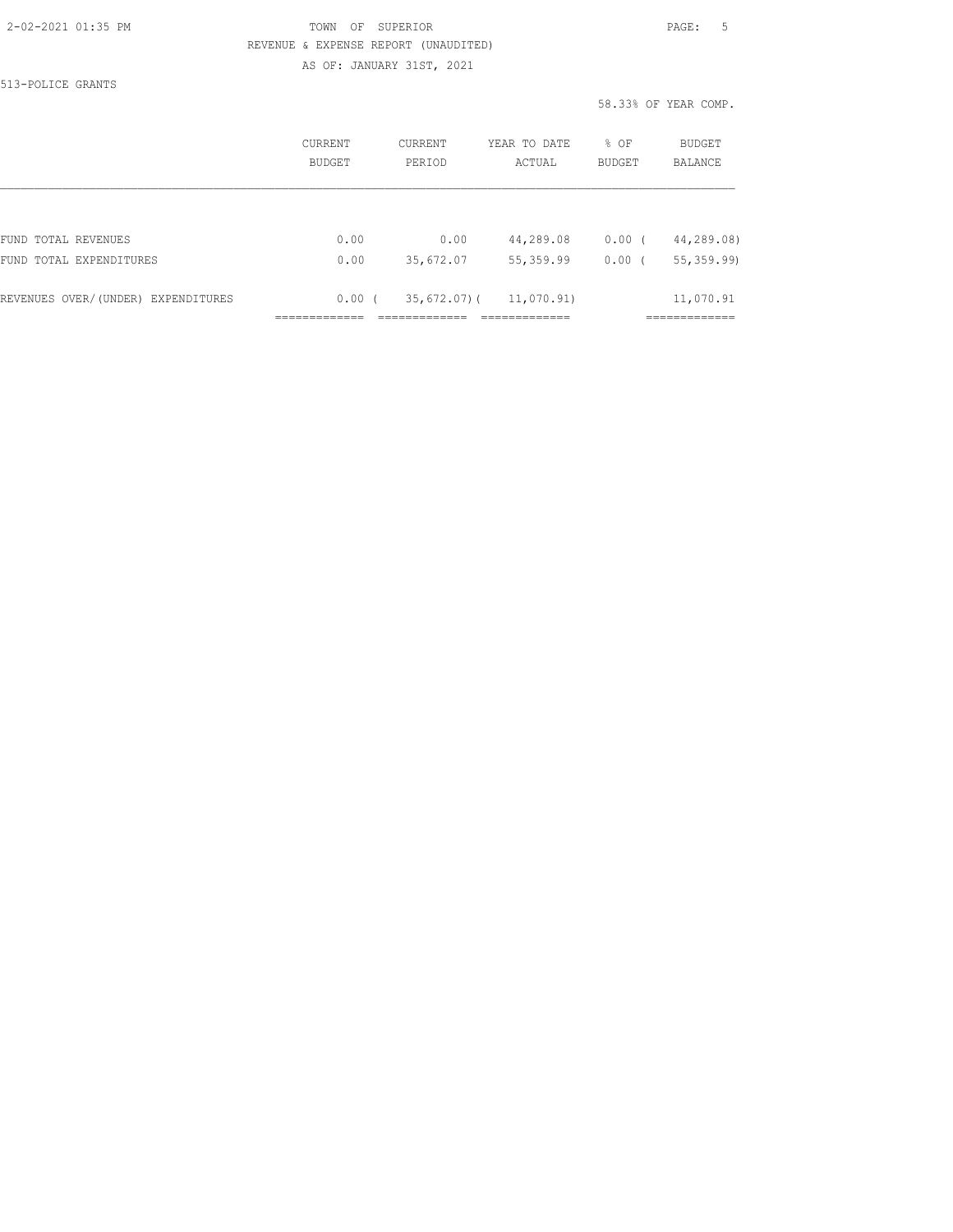TOWN OF SUPERIOR

REVENUE & EXPENSE REPORT (UNAUDITED)

AS OF: JANUARY 31ST, 2021

513-POLICE GRANTS

58.33% OF YEAR COMP.

| | CURRENT BUDGET | CURRENT PERIOD | YEAR TO DATE ACTUAL | % OF BUDGET | BUDGET BALANCE |
|---|---|---|---|---|---|
| FUND TOTAL REVENUES | 0.00 | 0.00 | 44,289.08 | 0.00 | ( 44,289.08) |
| FUND TOTAL EXPENDITURES | 0.00 | 35,672.07 | 55,359.99 | 0.00 | ( 55,359.99) |
| REVENUES OVER/(UNDER) EXPENDITURES | 0.00 | ( 35,672.07) | ( 11,070.91) | | 11,070.91 |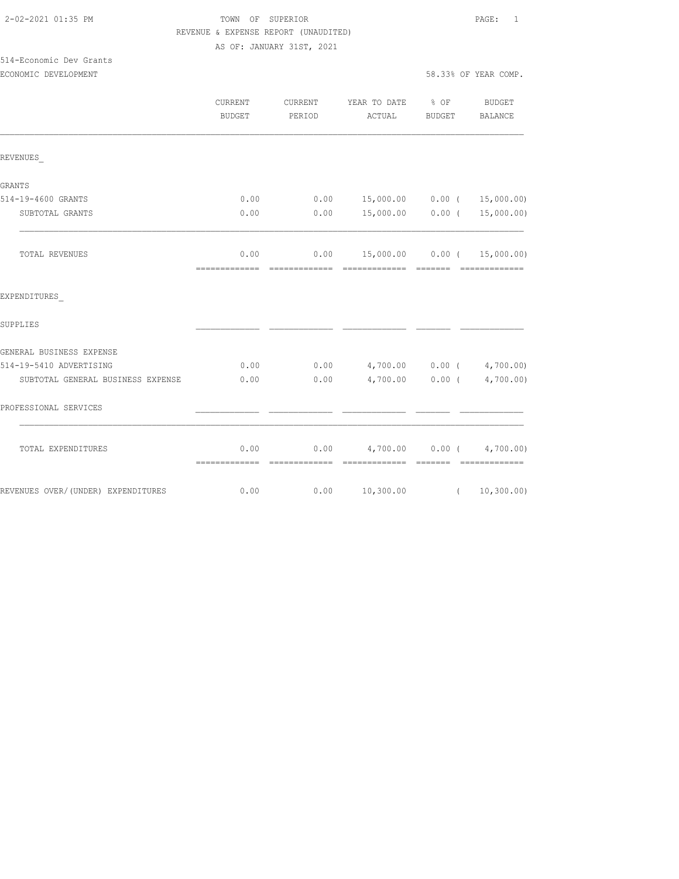2-02-2021 01:35 PM

TOWN OF SUPERIOR

REVENUE & EXPENSE REPORT (UNAUDITED)

AS OF: JANUARY 31ST, 2021

514-Economic Dev Grants

ECONOMIC DEVELOPMENT — 58.33% OF YEAR COMP.

| | CURRENT BUDGET | CURRENT PERIOD | YEAR TO DATE ACTUAL | % OF BUDGET | BUDGET BALANCE |
|---|---|---|---|---|---|
| **REVENUES** | | | | | |
| GRANTS | | | | | |
| 514-19-4600 GRANTS | 0.00 | 0.00 | 15,000.00 | 0.00 | ( 15,000.00) |
| SUBTOTAL GRANTS | 0.00 | 0.00 | 15,000.00 | 0.00 | ( 15,000.00) |
| TOTAL REVENUES | 0.00 | 0.00 | 15,000.00 | 0.00 | ( 15,000.00) |
| **EXPENDITURES** | | | | | |
| SUPPLIES | | | | | |
| GENERAL BUSINESS EXPENSE | | | | | |
| 514-19-5410 ADVERTISING | 0.00 | 0.00 | 4,700.00 | 0.00 | ( 4,700.00) |
| SUBTOTAL GENERAL BUSINESS EXPENSE | 0.00 | 0.00 | 4,700.00 | 0.00 | ( 4,700.00) |
| PROFESSIONAL SERVICES | | | | | |
| TOTAL EXPENDITURES | 0.00 | 0.00 | 4,700.00 | 0.00 | ( 4,700.00) |
| REVENUES OVER/(UNDER) EXPENDITURES | 0.00 | 0.00 | 10,300.00 | | ( 10,300.00) |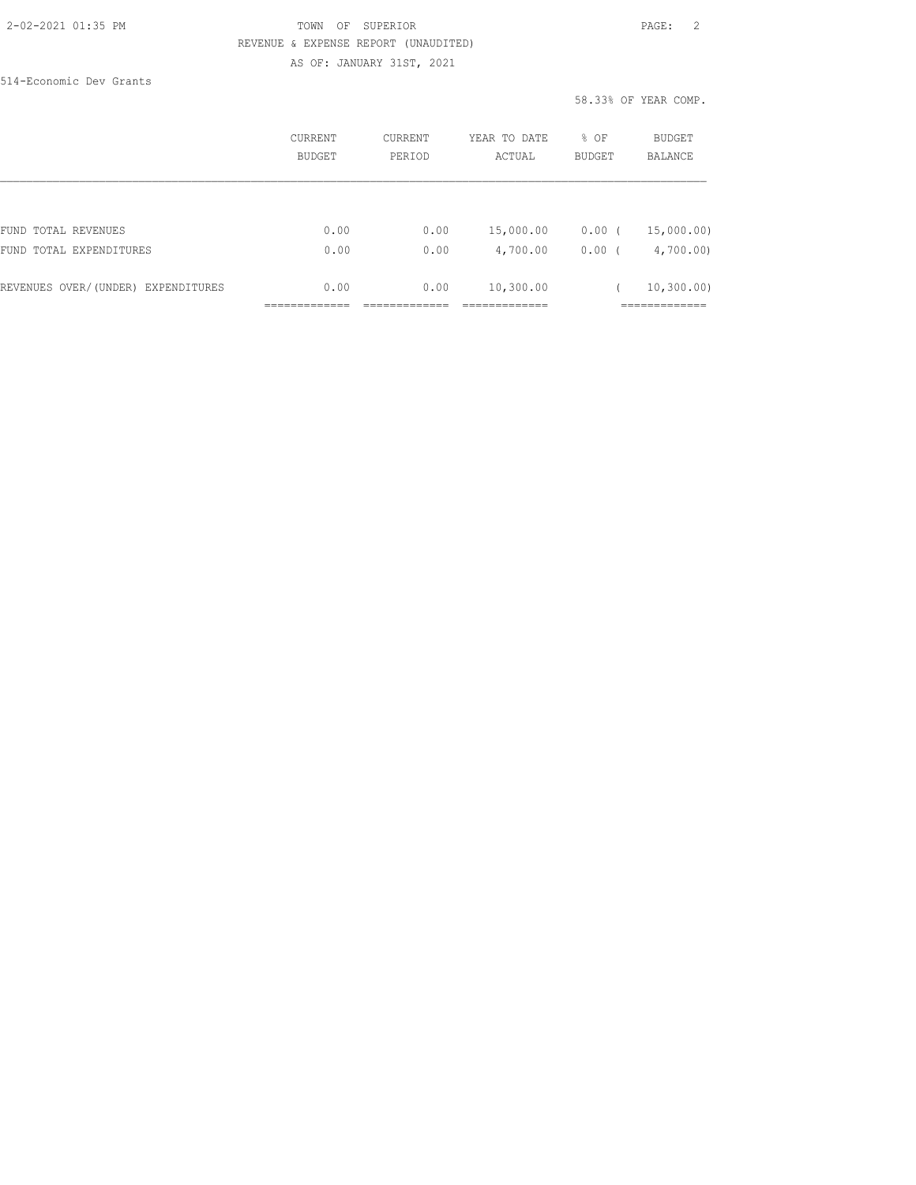TOWN OF SUPERIOR

REVENUE & EXPENSE REPORT (UNAUDITED)

AS OF: JANUARY 31ST, 2021

514-Economic Dev Grants

58.33% OF YEAR COMP.

| | CURRENT BUDGET | CURRENT PERIOD | YEAR TO DATE ACTUAL | % OF BUDGET | BUDGET BALANCE |
|---|---|---|---|---|---|
| FUND TOTAL REVENUES | 0.00 | 0.00 | 15,000.00 | 0.00 | ( 15,000.00) |
| FUND TOTAL EXPENDITURES | 0.00 | 0.00 | 4,700.00 | 0.00 | ( 4,700.00) |
| REVENUES OVER/(UNDER) EXPENDITURES | 0.00 | 0.00 | 10,300.00 | | ( 10,300.00) |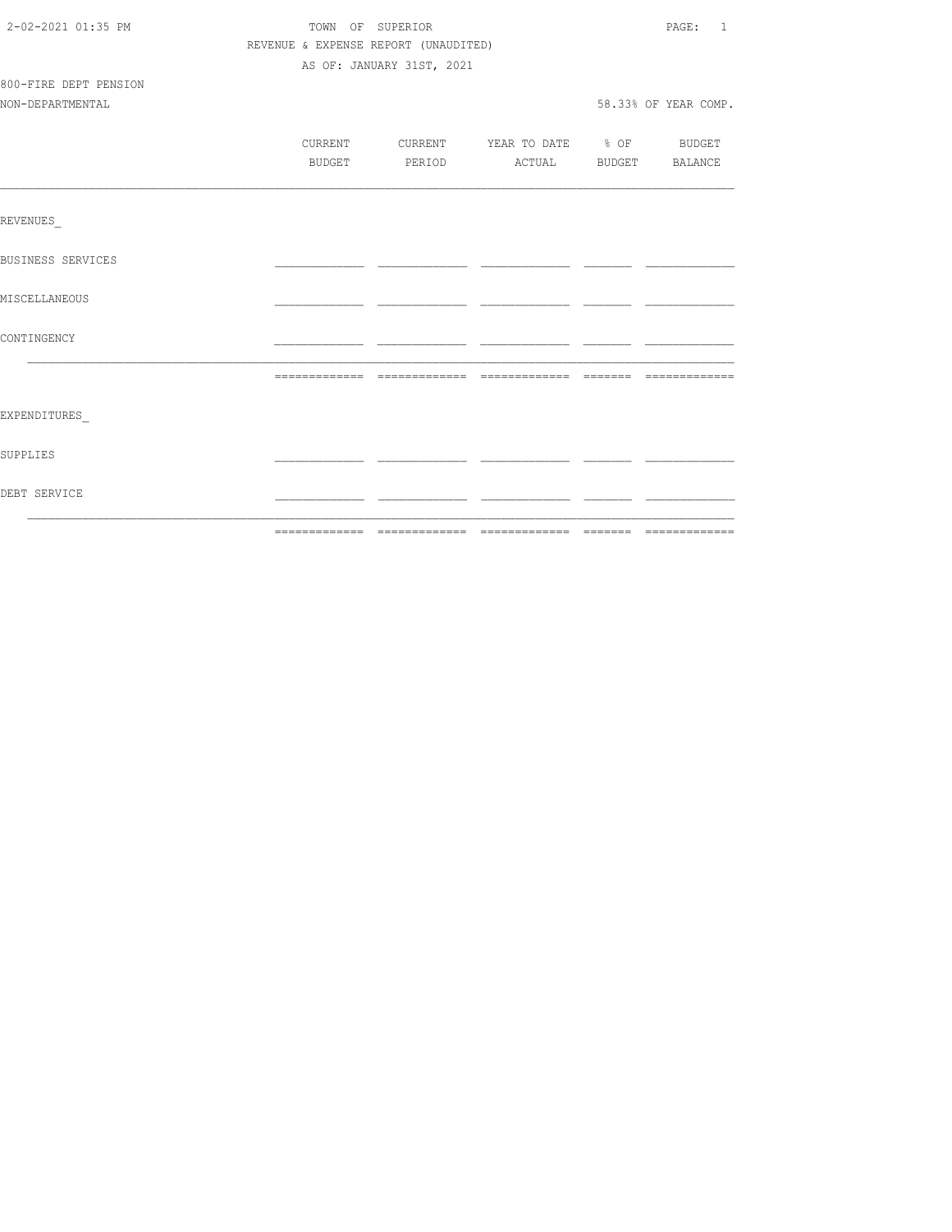TOWN OF SUPERIOR

REVENUE & EXPENSE REPORT (UNAUDITED)

AS OF: JANUARY 31ST, 2021

800-FIRE DEPT PENSION

NON-DEPARTMENTAL

58.33% OF YEAR COMP.

| | CURRENT BUDGET | CURRENT PERIOD | YEAR TO DATE ACTUAL | % OF BUDGET | BUDGET BALANCE |
|---|---|---|---|---|---|
| REVENUES_ | | | | | |
| BUSINESS SERVICES | | | | | |
| MISCELLANEOUS | | | | | |
| CONTINGENCY | | | | | |
| | | | | | |
| EXPENDITURES_ | | | | | |
| SUPPLIES | | | | | |
| DEBT SERVICE | | | | | |
| | | | | | |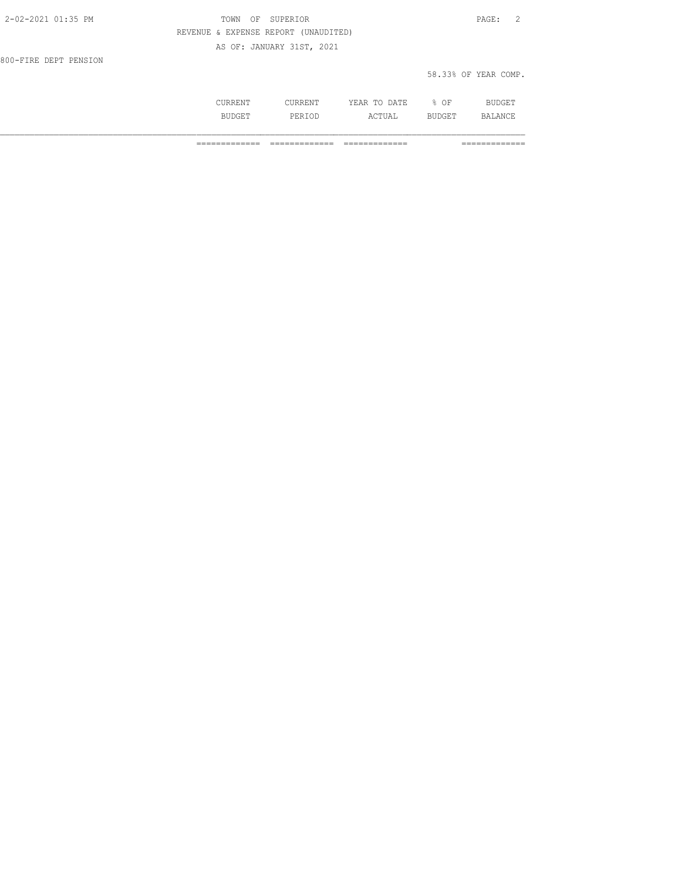TOWN OF SUPERIOR

REVENUE & EXPENSE REPORT (UNAUDITED)

AS OF: JANUARY 31ST, 2021

800-FIRE DEPT PENSION

58.33% OF YEAR COMP.

| | CURRENT BUDGET | CURRENT PERIOD | YEAR TO DATE ACTUAL | % OF BUDGET | BUDGET BALANCE |
|---|---|---|---|---|---|
| | ============= | ============= | ============= | | ============= |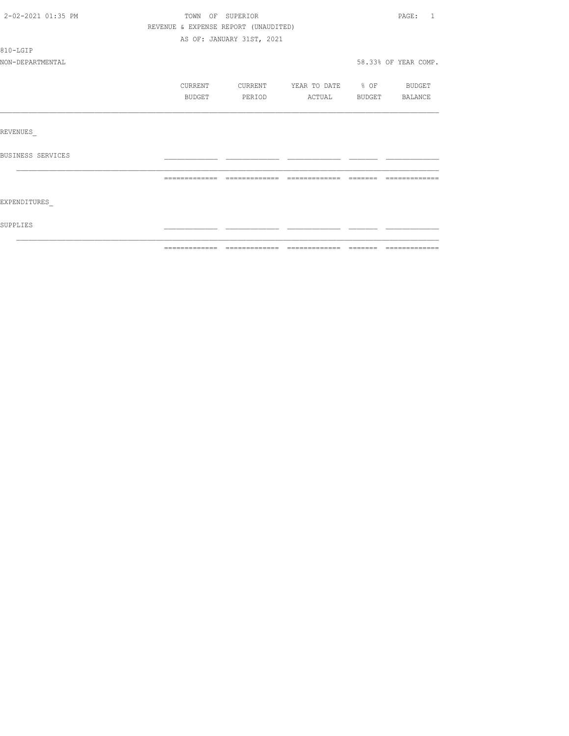TOWN OF SUPERIOR

REVENUE & EXPENSE REPORT (UNAUDITED)

AS OF: JANUARY 31ST, 2021

810-LGIP

NON-DEPARTMENTAL

58.33% OF YEAR COMP.

| | CURRENT BUDGET | CURRENT PERIOD | YEAR TO DATE ACTUAL | % OF BUDGET | BUDGET BALANCE |
|---|---|---|---|---|---|
| REVENUES | | | | | |
| BUSINESS SERVICES | | | | | |
| EXPENDITURES | | | | | |
| SUPPLIES | | | | | |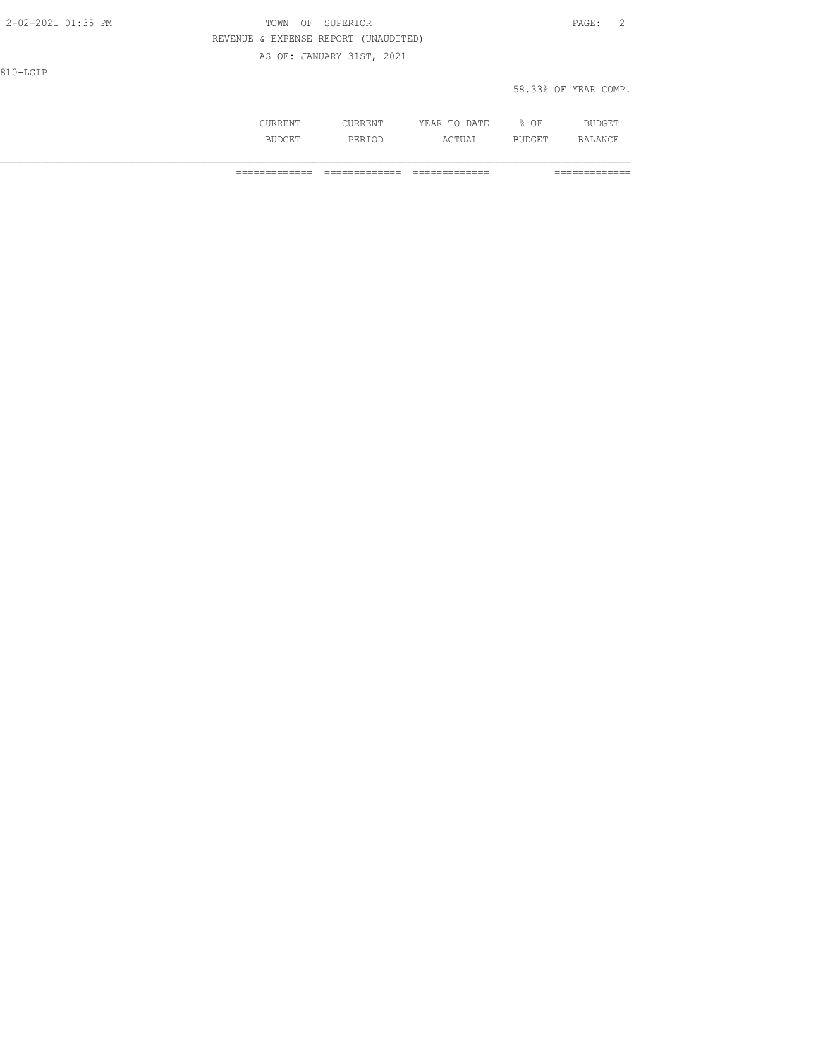810-LGIP

58.33% OF YEAR COMP.

| | CURRENT BUDGET | CURRENT PERIOD | YEAR TO DATE ACTUAL | % OF BUDGET | BUDGET BALANCE |
|---|---|---|---|---|---|
| | ============= | ============= | ============= | | ============= |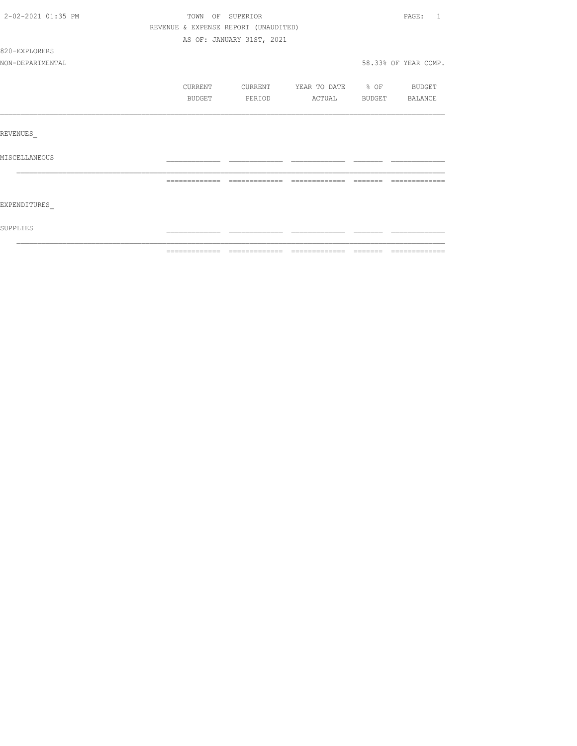TOWN OF SUPERIOR

REVENUE & EXPENSE REPORT (UNAUDITED)

AS OF: JANUARY 31ST, 2021

820-EXPLORERS

NON-DEPARTMENTAL

58.33% OF YEAR COMP.

| | CURRENT BUDGET | CURRENT PERIOD | YEAR TO DATE ACTUAL | % OF BUDGET | BUDGET BALANCE |
|---|---|---|---|---|---|
| REVENUES_ | | | | | |
| MISCELLANEOUS | | | | | |
| EXPENDITURES_ | | | | | |
| SUPPLIES | | | | | |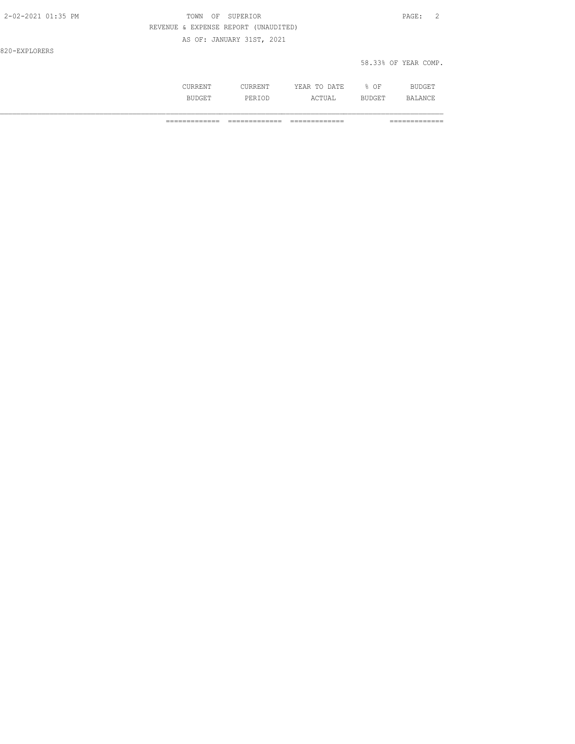TOWN OF SUPERIOR

REVENUE & EXPENSE REPORT (UNAUDITED)

AS OF: JANUARY 31ST, 2021

820-EXPLORERS

58.33% OF YEAR COMP.

| | CURRENT BUDGET | CURRENT PERIOD | YEAR TO DATE ACTUAL | % OF BUDGET | BUDGET BALANCE |
|---|---|---|---|---|---|
| | ============= | ============= | ============= | | ============= |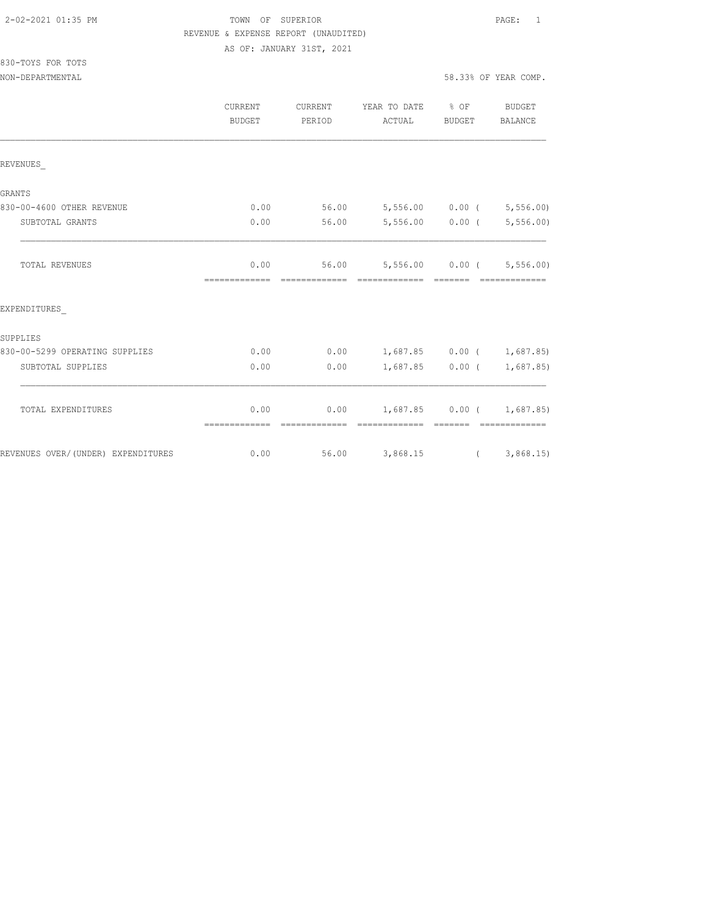2-02-2021 01:35 PM

TOWN OF SUPERIOR

REVENUE & EXPENSE REPORT (UNAUDITED)

AS OF: JANUARY 31ST, 2021

830-TOYS FOR TOTS

NON-DEPARTMENTAL

58.33% OF YEAR COMP.

| | CURRENT BUDGET | CURRENT PERIOD | YEAR TO DATE ACTUAL | % OF BUDGET | BUDGET BALANCE |
|---|---|---|---|---|---|
| REVENUES_ | | | | | |
| GRANTS | | | | | |
| 830-00-4600 OTHER REVENUE | 0.00 | 56.00 | 5,556.00 | 0.00 | ( 5,556.00) |
| SUBTOTAL GRANTS | 0.00 | 56.00 | 5,556.00 | 0.00 | ( 5,556.00) |
| TOTAL REVENUES | 0.00 | 56.00 | 5,556.00 | 0.00 | ( 5,556.00) |
| EXPENDITURES_ | | | | | |
| SUPPLIES | | | | | |
| 830-00-5299 OPERATING SUPPLIES | 0.00 | 0.00 | 1,687.85 | 0.00 | ( 1,687.85) |
| SUBTOTAL SUPPLIES | 0.00 | 0.00 | 1,687.85 | 0.00 | ( 1,687.85) |
| TOTAL EXPENDITURES | 0.00 | 0.00 | 1,687.85 | 0.00 | ( 1,687.85) |
| REVENUES OVER/(UNDER) EXPENDITURES | 0.00 | 56.00 | 3,868.15 | | ( 3,868.15) |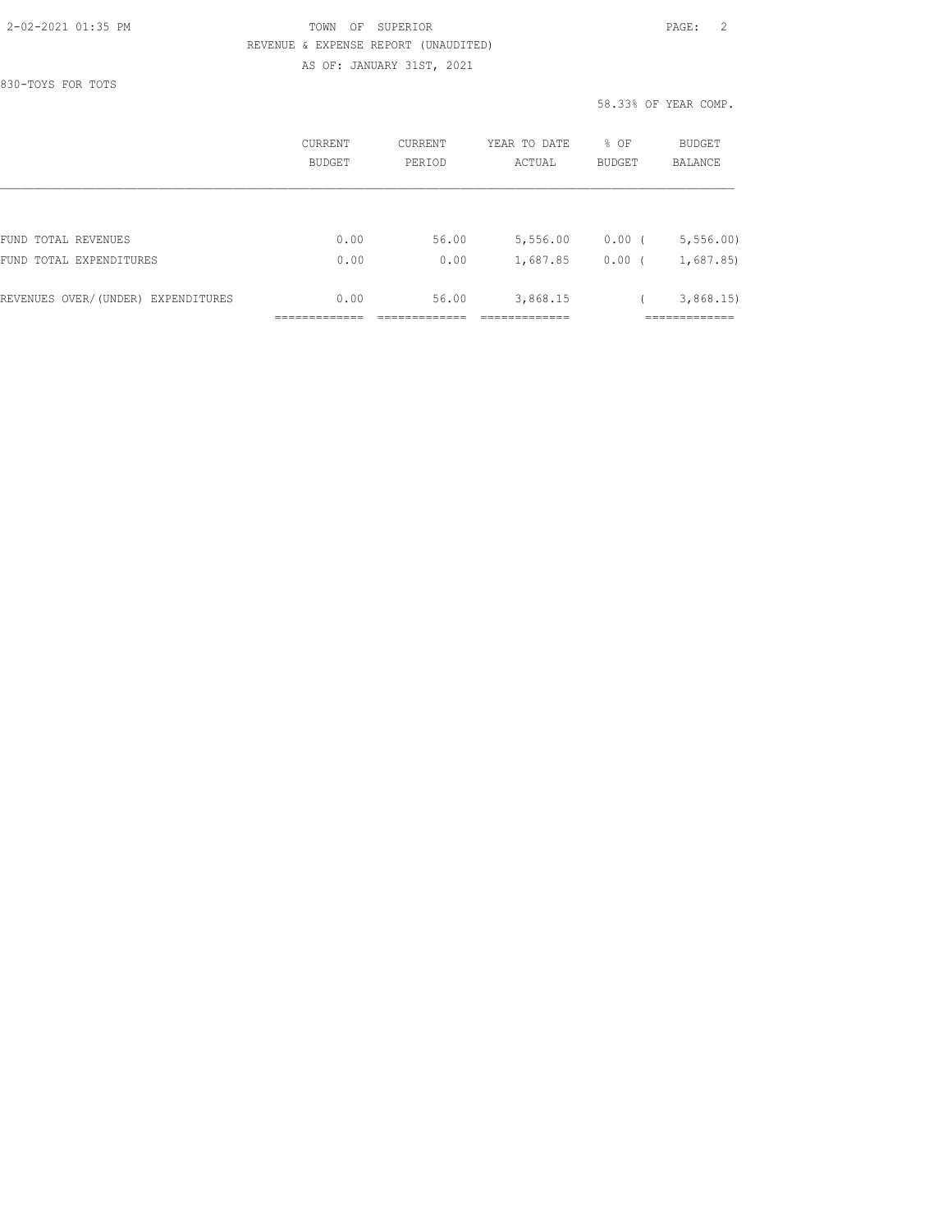TOWN OF SUPERIOR
REVENUE & EXPENSE REPORT (UNAUDITED)
AS OF: JANUARY 31ST, 2021

830-TOYS FOR TOTS

58.33% OF YEAR COMP.

| | CURRENT BUDGET | CURRENT PERIOD | YEAR TO DATE ACTUAL | % OF BUDGET | BUDGET BALANCE |
|---|---|---|---|---|---|
| FUND TOTAL REVENUES | 0.00 | 56.00 | 5,556.00 | 0.00 | ( 5,556.00) |
| FUND TOTAL EXPENDITURES | 0.00 | 0.00 | 1,687.85 | 0.00 | ( 1,687.85) |
| REVENUES OVER/(UNDER) EXPENDITURES | 0.00 | 56.00 | 3,868.15 | | ( 3,868.15) |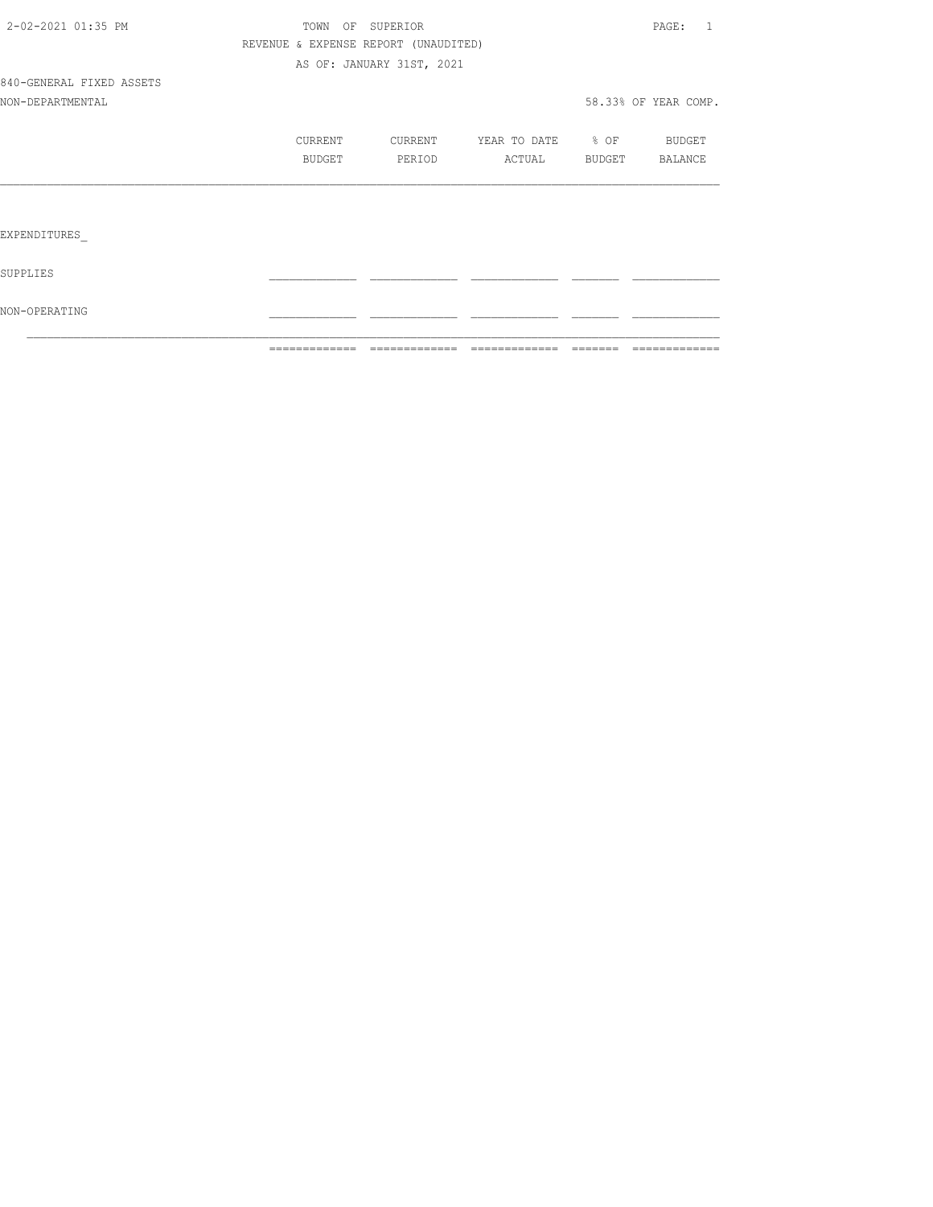TOWN OF SUPERIOR

REVENUE & EXPENSE REPORT (UNAUDITED)

AS OF: JANUARY 31ST, 2021

2-02-2021 01:35 PM

840-GENERAL FIXED ASSETS

NON-DEPARTMENTAL

58.33% OF YEAR COMP.

| | CURRENT BUDGET | CURRENT PERIOD | YEAR TO DATE ACTUAL | % OF BUDGET | BUDGET BALANCE |
|---|---|---|---|---|---|
| EXPENDITURES_ | | | | | |
| SUPPLIES | | | | | |
| NON-OPERATING | | | | | |
| | | | | | |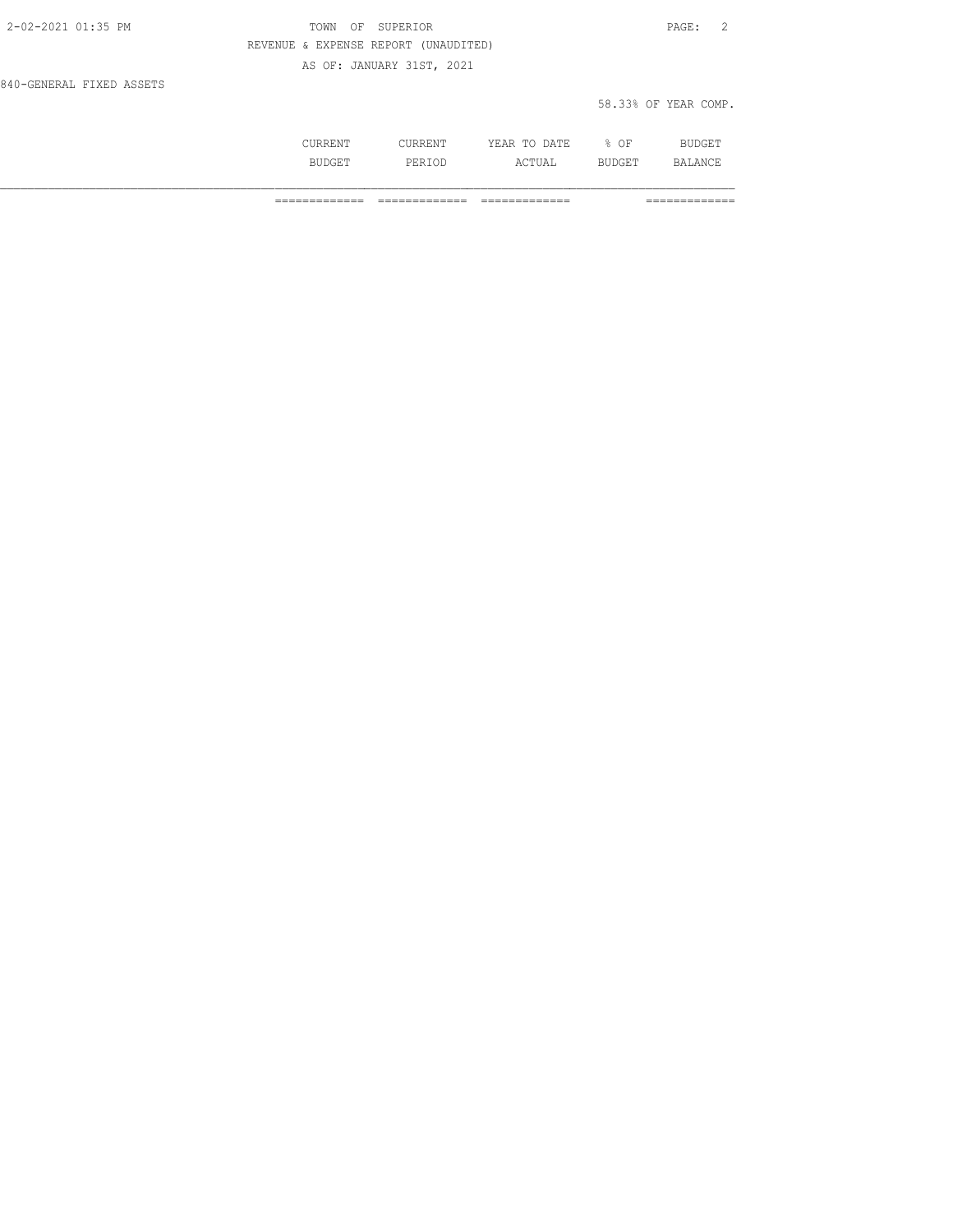TOWN OF SUPERIOR

REVENUE & EXPENSE REPORT (UNAUDITED)

AS OF: JANUARY 31ST, 2021

840-GENERAL FIXED ASSETS

58.33% OF YEAR COMP.

| | CURRENT BUDGET | CURRENT PERIOD | YEAR TO DATE ACTUAL | % OF BUDGET | BUDGET BALANCE |
|---|---|---|---|---|---|
| | ============= | ============= | ============= | | ============= |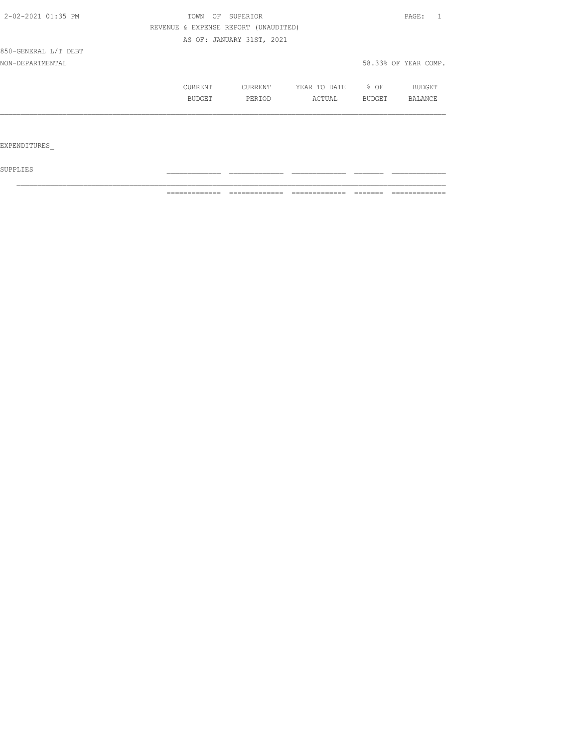TOWN OF SUPERIOR

REVENUE & EXPENSE REPORT (UNAUDITED)

AS OF: JANUARY 31ST, 2021

850-GENERAL L/T DEBT

NON-DEPARTMENTAL

58.33% OF YEAR COMP.

| | CURRENT BUDGET | CURRENT PERIOD | YEAR TO DATE ACTUAL | % OF BUDGET | BUDGET BALANCE |
|---|---|---|---|---|---|
| EXPENDITURES_ | | | | | |
| SUPPLIES | | | | | |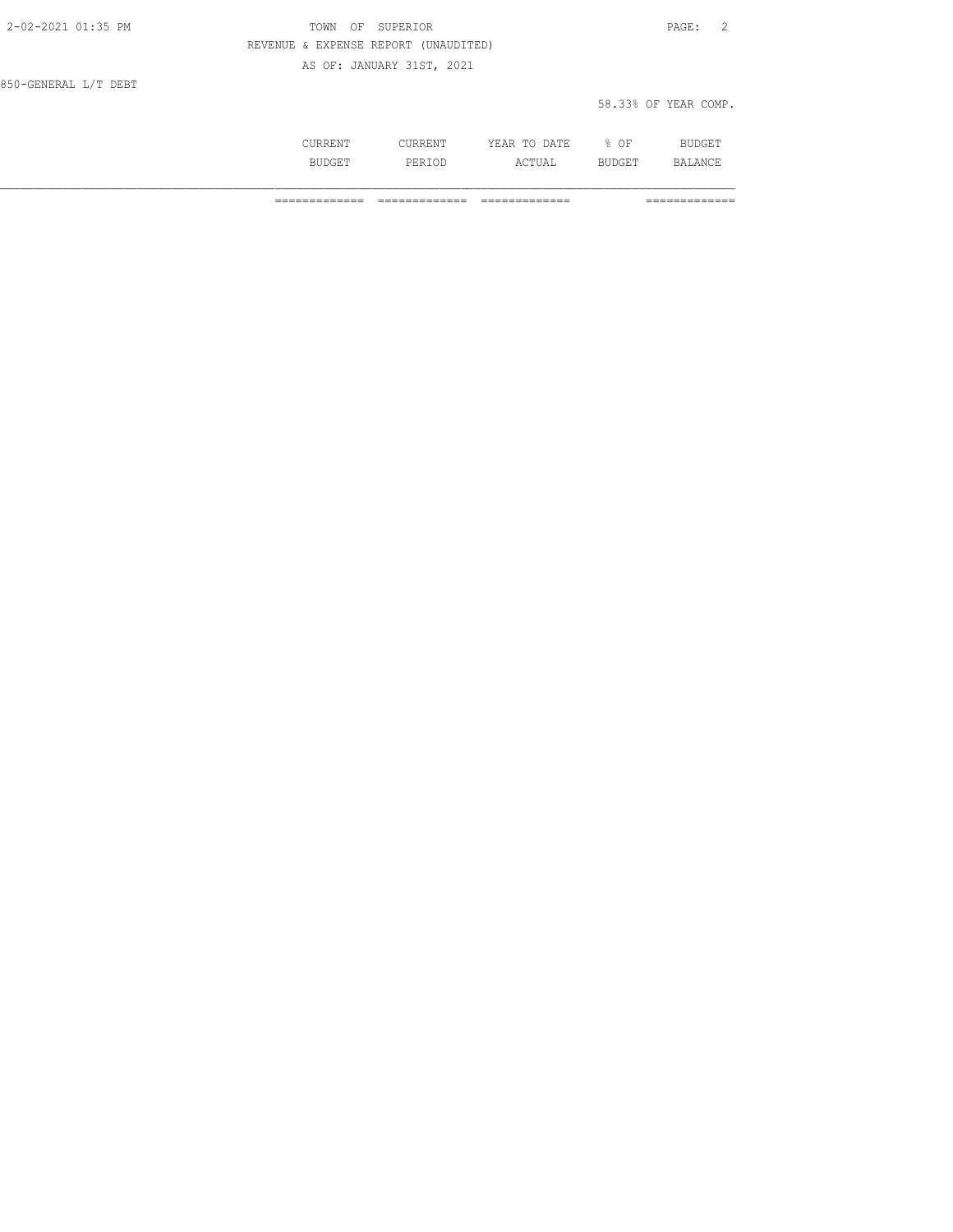REVENUE & EXPENSE REPORT (UNAUDITED)

AS OF: JANUARY 31ST, 2021

850-GENERAL L/T DEBT

58.33% OF YEAR COMP.

| | CURRENT BUDGET | CURRENT PERIOD | YEAR TO DATE ACTUAL | % OF BUDGET | BUDGET BALANCE |
|---|---|---|---|---|---|
| | ============= | ============= | ============= | | ============= |